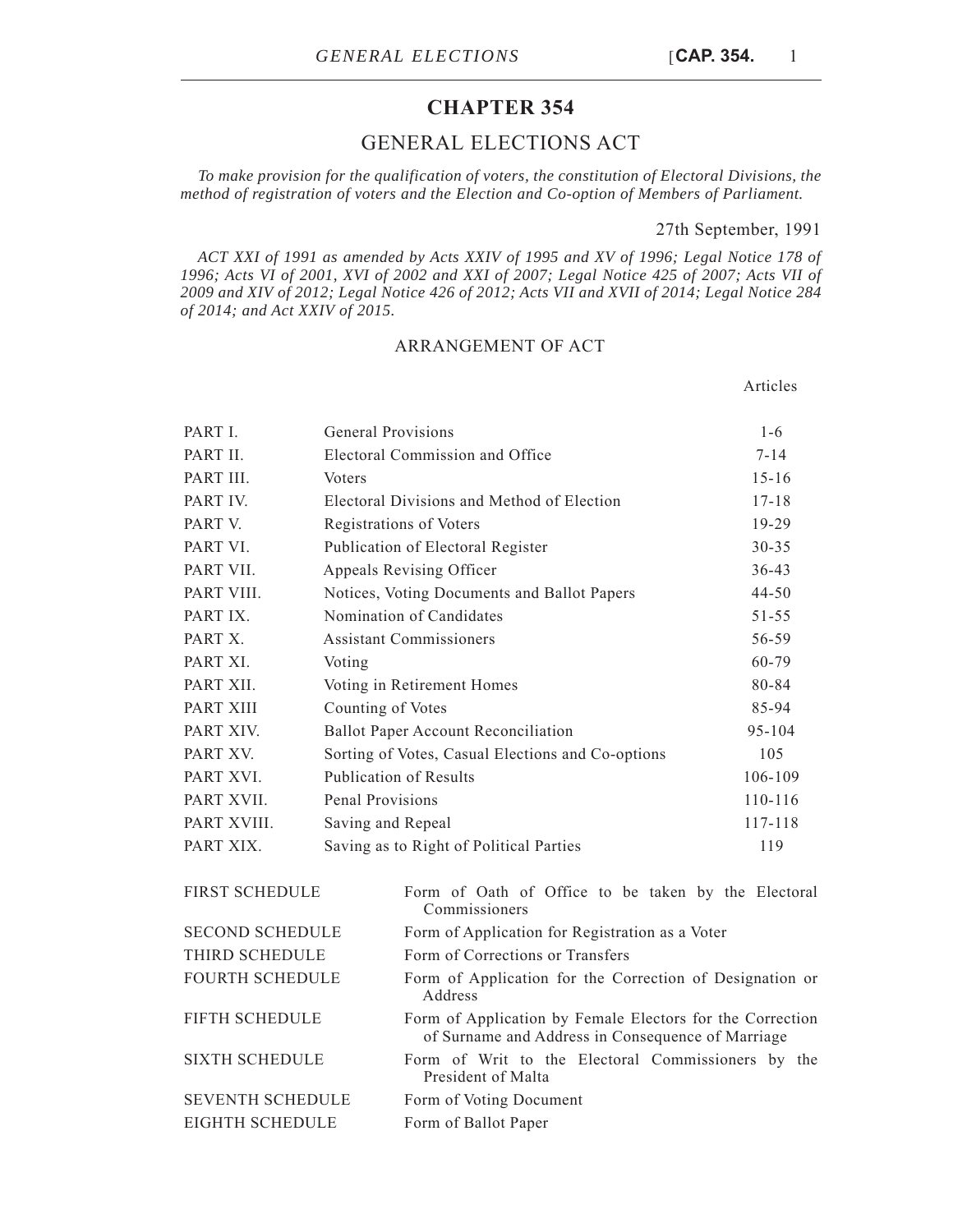# CHAPTER 354

## GENERAL ELECTIONS ACT

*To make provision for the qualification of voters, the constitution of Electoral Divisions, the method of registration of voters and the Election and Co-option of Members of Parliament.*

27th September, 1991

*ACT XXI of 1991 as amended by Acts XXIV of 1995 and XV of 1996; Legal Notice 178 of 1996; Acts VI of 2001, XVI of 2002 and XXI of 2007; Legal Notice 425 of 2007; Acts VII of 2009 and XIV of 2012; Legal Notice 426 of 2012; Acts VII and XVII of 2014; Legal Notice 284 of 2014; and Act XXIV of 2015.*

### ARRANGEMENT OF ACT

| | | Articles |
|---|---|---|
| PART I. | General Provisions | 1-6 |
| PART II. | Electoral Commission and Office | 7-14 |
| PART III. | Voters | 15-16 |
| PART IV. | Electoral Divisions and Method of Election | 17-18 |
| PART V. | Registrations of Voters | 19-29 |
| PART VI. | Publication of Electoral Register | 30-35 |
| PART VII. | Appeals Revising Officer | 36-43 |
| PART VIII. | Notices, Voting Documents and Ballot Papers | 44-50 |
| PART IX. | Nomination of Candidates | 51-55 |
| PART X. | Assistant Commissioners | 56-59 |
| PART XI. | Voting | 60-79 |
| PART XII. | Voting in Retirement Homes | 80-84 |
| PART XIII | Counting of Votes | 85-94 |
| PART XIV. | Ballot Paper Account Reconciliation | 95-104 |
| PART XV. | Sorting of Votes, Casual Elections and Co-options | 105 |
| PART XVI. | Publication of Results | 106-109 |
| PART XVII. | Penal Provisions | 110-116 |
| PART XVIII. | Saving and Repeal | 117-118 |
| PART XIX. | Saving as to Right of Political Parties | 119 |

| | |
|---|---|
| FIRST SCHEDULE | Form of Oath of Office to be taken by the Electoral Commissioners |
| SECOND SCHEDULE | Form of Application for Registration as a Voter |
| THIRD SCHEDULE | Form of Corrections or Transfers |
| FOURTH SCHEDULE | Form of Application for the Correction of Designation or Address |
| FIFTH SCHEDULE | Form of Application by Female Electors for the Correction of Surname and Address in Consequence of Marriage |
| SIXTH SCHEDULE | Form of Writ to the Electoral Commissioners by the President of Malta |
| SEVENTH SCHEDULE | Form of Voting Document |
| EIGHTH SCHEDULE | Form of Ballot Paper |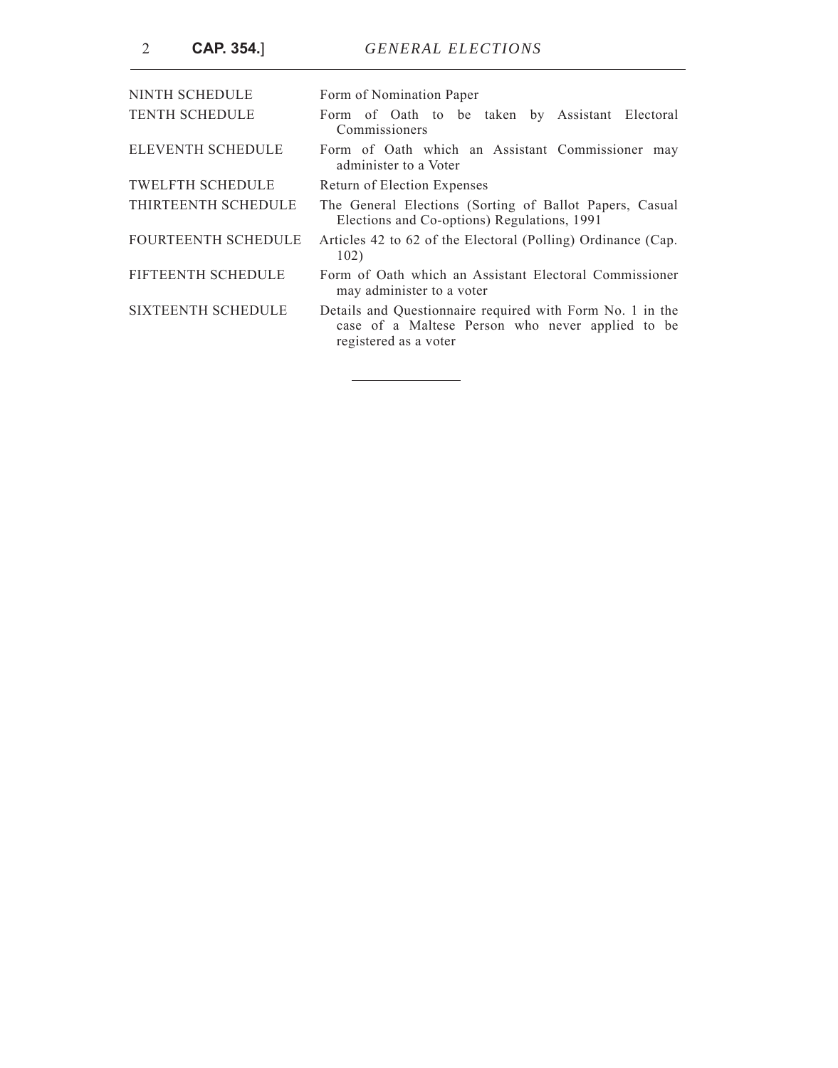| | |
|---|---|
| NINTH SCHEDULE | Form of Nomination Paper |
| TENTH SCHEDULE | Form of Oath to be taken by Assistant Electoral Commissioners |
| ELEVENTH SCHEDULE | Form of Oath which an Assistant Commissioner may administer to a Voter |
| TWELFTH SCHEDULE | Return of Election Expenses |
| THIRTEENTH SCHEDULE | The General Elections (Sorting of Ballot Papers, Casual Elections and Co-options) Regulations, 1991 |
| FOURTEENTH SCHEDULE | Articles 42 to 62 of the Electoral (Polling) Ordinance (Cap. 102) |
| FIFTEENTH SCHEDULE | Form of Oath which an Assistant Electoral Commissioner may administer to a voter |
| SIXTEENTH SCHEDULE | Details and Questionnaire required with Form No. 1 in the case of a Maltese Person who never applied to be registered as a voter |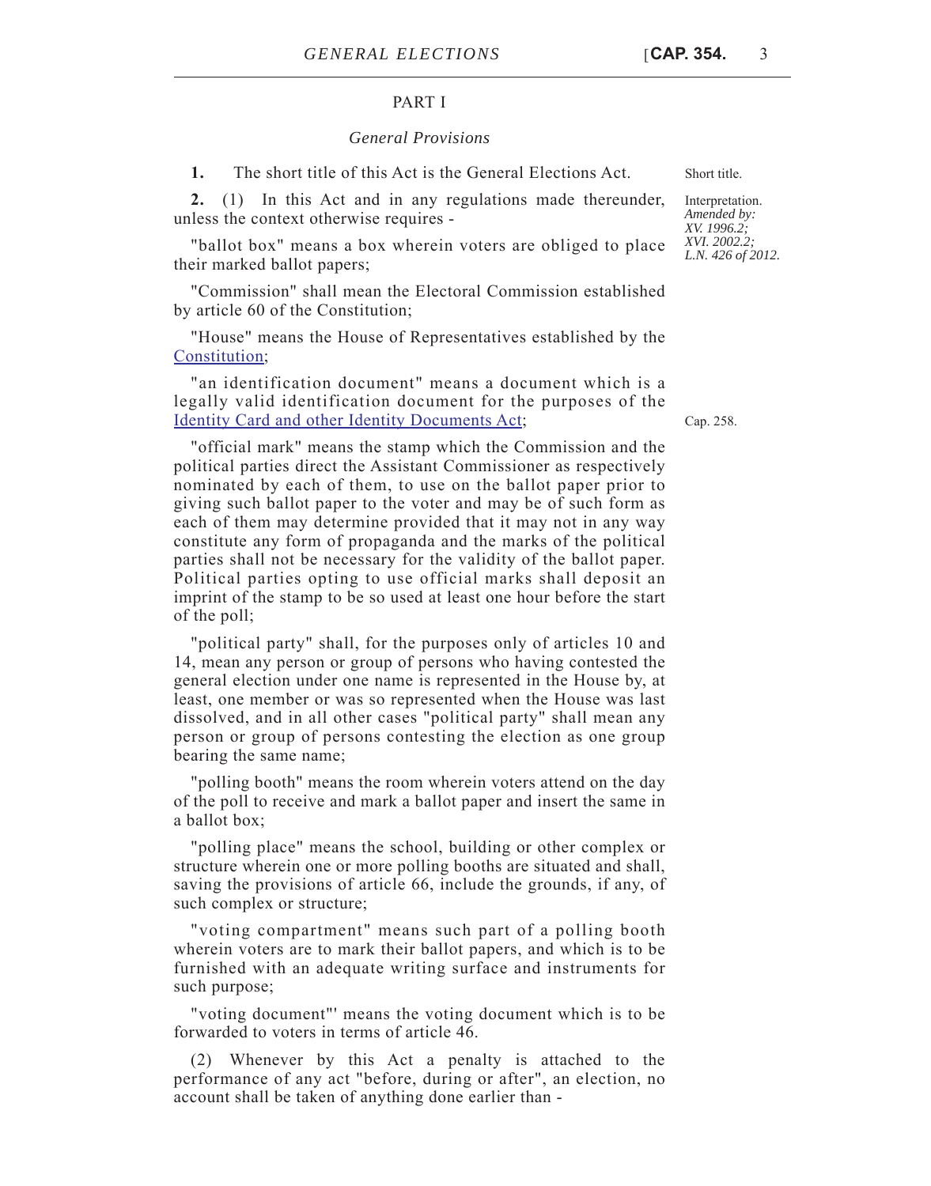## PART I

### *General Provisions*

**1.** The short title of this Act is the General Elections Act.

Short title.

**2.** (1) In this Act and in any regulations made thereunder, unless the context otherwise requires -

Interpretation. *Amended by: XV. 1996.2; XVI. 2002.2; L.N. 426 of 2012.*

"ballot box" means a box wherein voters are obliged to place their marked ballot papers;

"Commission" shall mean the Electoral Commission established by article 60 of the Constitution;

"House" means the House of Representatives established by the Constitution;

"an identification document" means a document which is a legally valid identification document for the purposes of the Identity Card and other Identity Documents Act;

Cap. 258.

"official mark" means the stamp which the Commission and the political parties direct the Assistant Commissioner as respectively nominated by each of them, to use on the ballot paper prior to giving such ballot paper to the voter and may be of such form as each of them may determine provided that it may not in any way constitute any form of propaganda and the marks of the political parties shall not be necessary for the validity of the ballot paper. Political parties opting to use official marks shall deposit an imprint of the stamp to be so used at least one hour before the start of the poll;

"political party" shall, for the purposes only of articles 10 and 14, mean any person or group of persons who having contested the general election under one name is represented in the House by, at least, one member or was so represented when the House was last dissolved, and in all other cases "political party" shall mean any person or group of persons contesting the election as one group bearing the same name;

"polling booth" means the room wherein voters attend on the day of the poll to receive and mark a ballot paper and insert the same in a ballot box;

"polling place" means the school, building or other complex or structure wherein one or more polling booths are situated and shall, saving the provisions of article 66, include the grounds, if any, of such complex or structure;

"voting compartment" means such part of a polling booth wherein voters are to mark their ballot papers, and which is to be furnished with an adequate writing surface and instruments for such purpose;

"voting document"' means the voting document which is to be forwarded to voters in terms of article 46.

(2) Whenever by this Act a penalty is attached to the performance of any act "before, during or after", an election, no account shall be taken of anything done earlier than -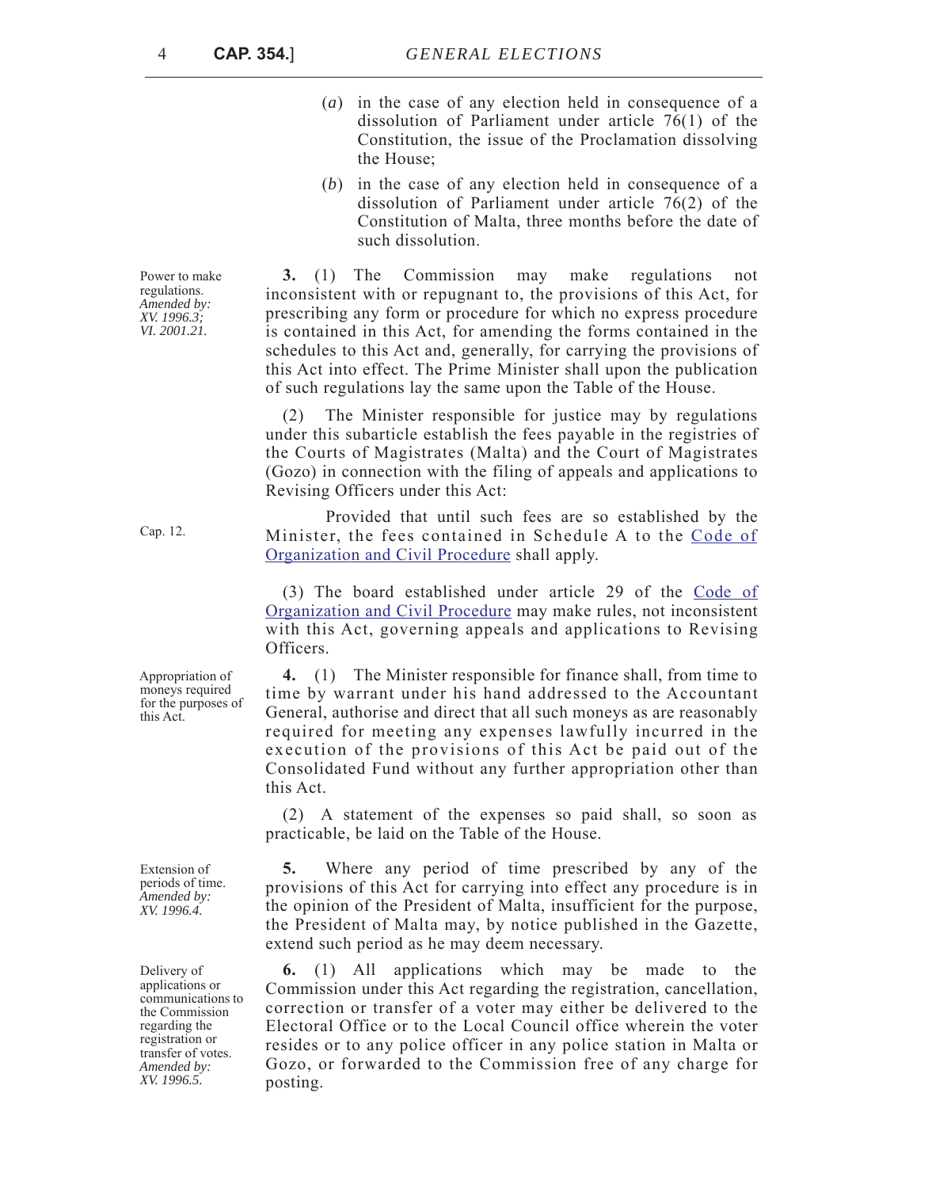(*a*) in the case of any election held in consequence of a dissolution of Parliament under article 76(1) of the Constitution, the issue of the Proclamation dissolving the House;

(*b*) in the case of any election held in consequence of a dissolution of Parliament under article 76(2) of the Constitution of Malta, three months before the date of such dissolution.

Power to make regulations.
*Amended by: XV. 1996.3; VI. 2001.21.*

**3.** (1) The Commission may make regulations not inconsistent with or repugnant to, the provisions of this Act, for prescribing any form or procedure for which no express procedure is contained in this Act, for amending the forms contained in the schedules to this Act and, generally, for carrying the provisions of this Act into effect. The Prime Minister shall upon the publication of such regulations lay the same upon the Table of the House.

(2) The Minister responsible for justice may by regulations under this subarticle establish the fees payable in the registries of the Courts of Magistrates (Malta) and the Court of Magistrates (Gozo) in connection with the filing of appeals and applications to Revising Officers under this Act:

Cap. 12.

Provided that until such fees are so established by the Minister, the fees contained in Schedule A to the Code of Organization and Civil Procedure shall apply.

(3) The board established under article 29 of the Code of Organization and Civil Procedure may make rules, not inconsistent with this Act, governing appeals and applications to Revising Officers.

Appropriation of moneys required for the purposes of this Act.

**4.** (1) The Minister responsible for finance shall, from time to time by warrant under his hand addressed to the Accountant General, authorise and direct that all such moneys as are reasonably required for meeting any expenses lawfully incurred in the execution of the provisions of this Act be paid out of the Consolidated Fund without any further appropriation other than this Act.

(2) A statement of the expenses so paid shall, so soon as practicable, be laid on the Table of the House.

Extension of periods of time.
*Amended by: XV. 1996.4.*

**5.** Where any period of time prescribed by any of the provisions of this Act for carrying into effect any procedure is in the opinion of the President of Malta, insufficient for the purpose, the President of Malta may, by notice published in the Gazette, extend such period as he may deem necessary.

Delivery of applications or communications to the Commission regarding the registration or transfer of votes.
*Amended by: XV. 1996.5.*

**6.** (1) All applications which may be made to the Commission under this Act regarding the registration, cancellation, correction or transfer of a voter may either be delivered to the Electoral Office or to the Local Council office wherein the voter resides or to any police officer in any police station in Malta or Gozo, or forwarded to the Commission free of any charge for posting.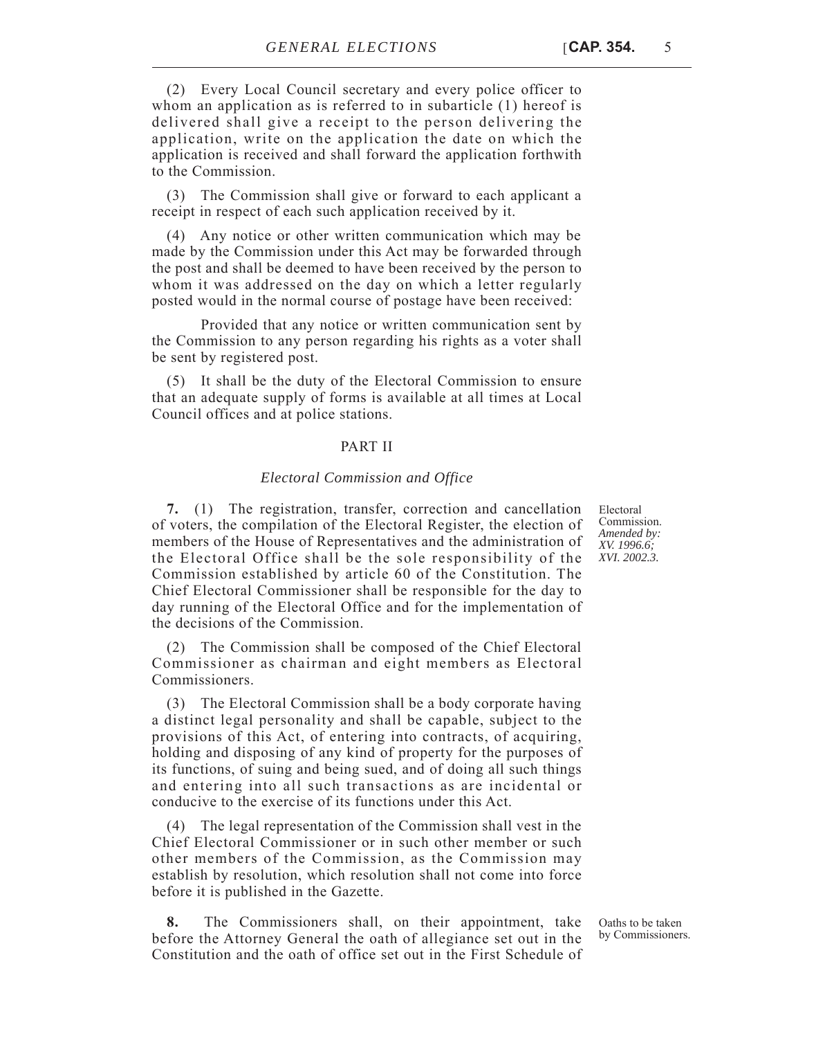(2) Every Local Council secretary and every police officer to whom an application as is referred to in subarticle (1) hereof is delivered shall give a receipt to the person delivering the application, write on the application the date on which the application is received and shall forward the application forthwith to the Commission.

(3) The Commission shall give or forward to each applicant a receipt in respect of each such application received by it.

(4) Any notice or other written communication which may be made by the Commission under this Act may be forwarded through the post and shall be deemed to have been received by the person to whom it was addressed on the day on which a letter regularly posted would in the normal course of postage have been received:

Provided that any notice or written communication sent by the Commission to any person regarding his rights as a voter shall be sent by registered post.

(5) It shall be the duty of the Electoral Commission to ensure that an adequate supply of forms is available at all times at Local Council offices and at police stations.

## PART II

### *Electoral Commission and Office*

Electoral Commission. *Amended by: XV. 1996.6; XVI. 2002.3.*

**7.** (1) The registration, transfer, correction and cancellation of voters, the compilation of the Electoral Register, the election of members of the House of Representatives and the administration of the Electoral Office shall be the sole responsibility of the Commission established by article 60 of the Constitution. The Chief Electoral Commissioner shall be responsible for the day to day running of the Electoral Office and for the implementation of the decisions of the Commission.

(2) The Commission shall be composed of the Chief Electoral Commissioner as chairman and eight members as Electoral Commissioners.

(3) The Electoral Commission shall be a body corporate having a distinct legal personality and shall be capable, subject to the provisions of this Act, of entering into contracts, of acquiring, holding and disposing of any kind of property for the purposes of its functions, of suing and being sued, and of doing all such things and entering into all such transactions as are incidental or conducive to the exercise of its functions under this Act.

(4) The legal representation of the Commission shall vest in the Chief Electoral Commissioner or in such other member or such other members of the Commission, as the Commission may establish by resolution, which resolution shall not come into force before it is published in the Gazette.

Oaths to be taken by Commissioners.

**8.** The Commissioners shall, on their appointment, take before the Attorney General the oath of allegiance set out in the Constitution and the oath of office set out in the First Schedule of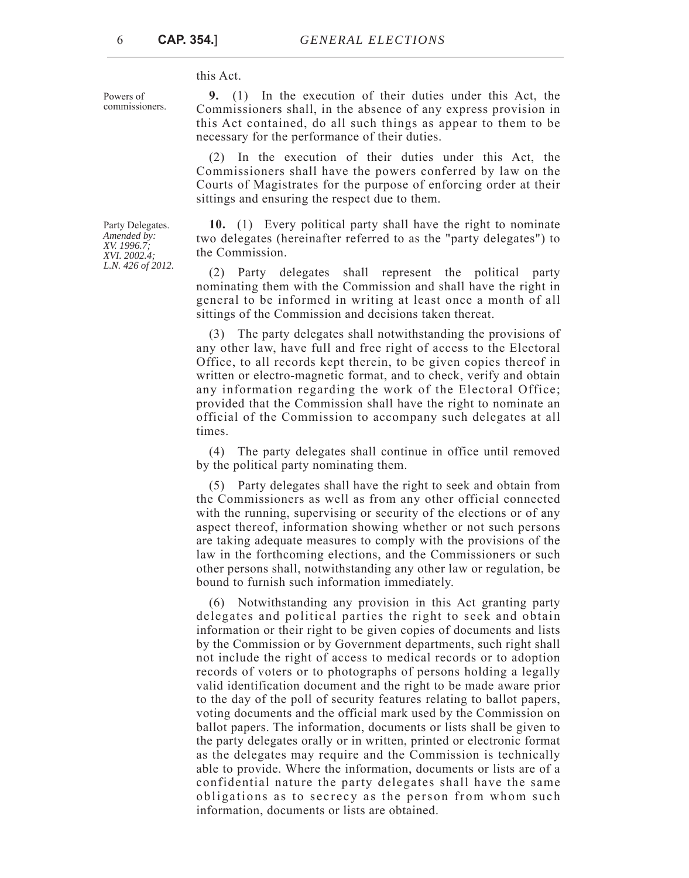this Act.

Powers of commissioners.

**9.** (1) In the execution of their duties under this Act, the Commissioners shall, in the absence of any express provision in this Act contained, do all such things as appear to them to be necessary for the performance of their duties.

(2) In the execution of their duties under this Act, the Commissioners shall have the powers conferred by law on the Courts of Magistrates for the purpose of enforcing order at their sittings and ensuring the respect due to them.

Party Delegates.
*Amended by:*
*XV. 1996.7;*
*XVI. 2002.4;*
*L.N. 426 of 2012.*

**10.** (1) Every political party shall have the right to nominate two delegates (hereinafter referred to as the "party delegates") to the Commission.

(2) Party delegates shall represent the political party nominating them with the Commission and shall have the right in general to be informed in writing at least once a month of all sittings of the Commission and decisions taken thereat.

(3) The party delegates shall notwithstanding the provisions of any other law, have full and free right of access to the Electoral Office, to all records kept therein, to be given copies thereof in written or electro-magnetic format, and to check, verify and obtain any information regarding the work of the Electoral Office; provided that the Commission shall have the right to nominate an official of the Commission to accompany such delegates at all times.

(4) The party delegates shall continue in office until removed by the political party nominating them.

(5) Party delegates shall have the right to seek and obtain from the Commissioners as well as from any other official connected with the running, supervising or security of the elections or of any aspect thereof, information showing whether or not such persons are taking adequate measures to comply with the provisions of the law in the forthcoming elections, and the Commissioners or such other persons shall, notwithstanding any other law or regulation, be bound to furnish such information immediately.

(6) Notwithstanding any provision in this Act granting party delegates and political parties the right to seek and obtain information or their right to be given copies of documents and lists by the Commission or by Government departments, such right shall not include the right of access to medical records or to adoption records of voters or to photographs of persons holding a legally valid identification document and the right to be made aware prior to the day of the poll of security features relating to ballot papers, voting documents and the official mark used by the Commission on ballot papers. The information, documents or lists shall be given to the party delegates orally or in written, printed or electronic format as the delegates may require and the Commission is technically able to provide. Where the information, documents or lists are of a confidential nature the party delegates shall have the same obligations as to secrecy as the person from whom such information, documents or lists are obtained.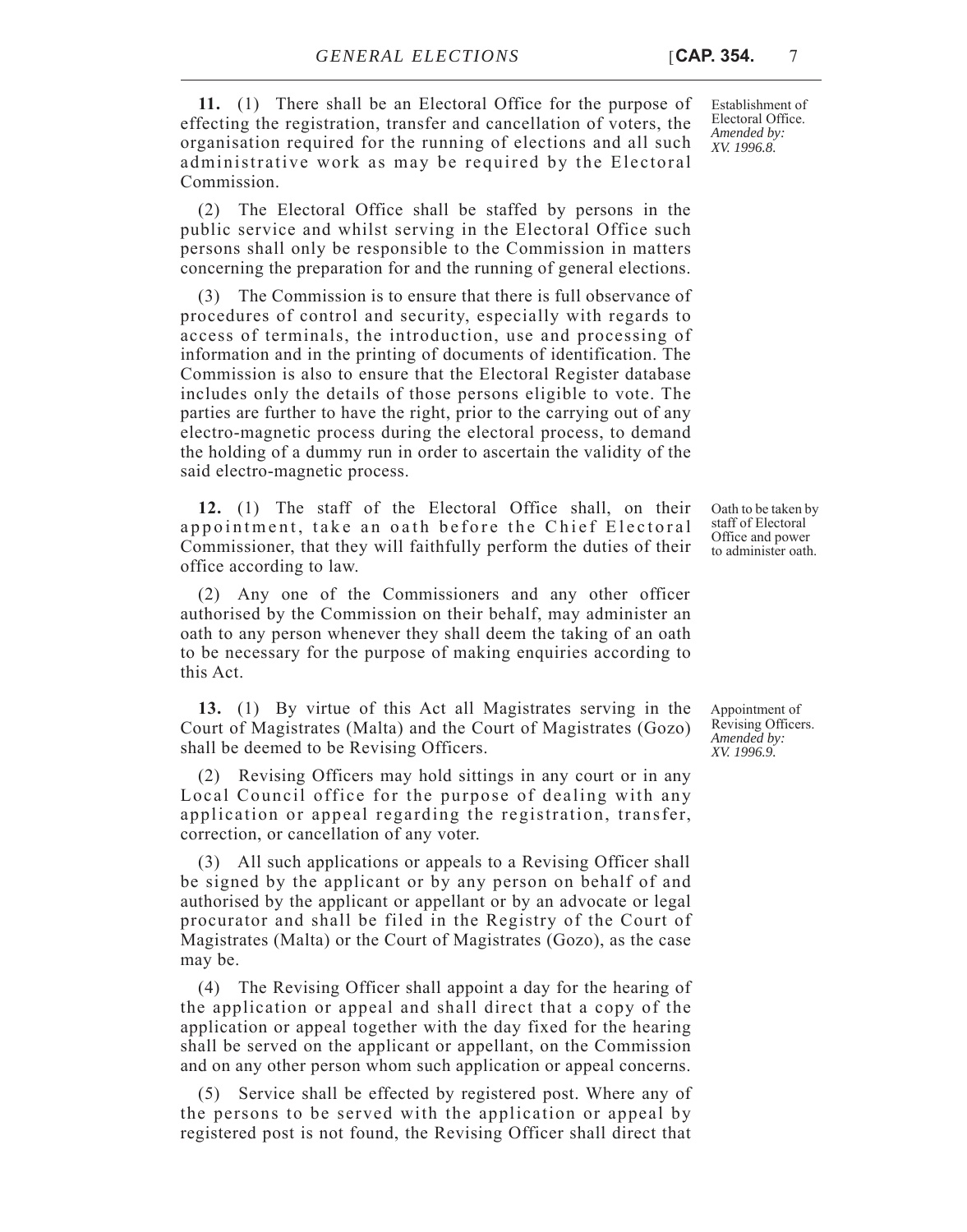**11.** (1) There shall be an Electoral Office for the purpose of effecting the registration, transfer and cancellation of voters, the organisation required for the running of elections and all such administrative work as may be required by the Electoral Commission.

Establishment of Electoral Office. *Amended by: XV. 1996.8.*

(2) The Electoral Office shall be staffed by persons in the public service and whilst serving in the Electoral Office such persons shall only be responsible to the Commission in matters concerning the preparation for and the running of general elections.

(3) The Commission is to ensure that there is full observance of procedures of control and security, especially with regards to access of terminals, the introduction, use and processing of information and in the printing of documents of identification. The Commission is also to ensure that the Electoral Register database includes only the details of those persons eligible to vote. The parties are further to have the right, prior to the carrying out of any electro-magnetic process during the electoral process, to demand the holding of a dummy run in order to ascertain the validity of the said electro-magnetic process.

**12.** (1) The staff of the Electoral Office shall, on their appointment, take an oath before the Chief Electoral Commissioner, that they will faithfully perform the duties of their office according to law.

Oath to be taken by staff of Electoral Office and power to administer oath.

(2) Any one of the Commissioners and any other officer authorised by the Commission on their behalf, may administer an oath to any person whenever they shall deem the taking of an oath to be necessary for the purpose of making enquiries according to this Act.

**13.** (1) By virtue of this Act all Magistrates serving in the Court of Magistrates (Malta) and the Court of Magistrates (Gozo) shall be deemed to be Revising Officers.

Appointment of Revising Officers. *Amended by: XV. 1996.9.*

(2) Revising Officers may hold sittings in any court or in any Local Council office for the purpose of dealing with any application or appeal regarding the registration, transfer, correction, or cancellation of any voter.

(3) All such applications or appeals to a Revising Officer shall be signed by the applicant or by any person on behalf of and authorised by the applicant or appellant or by an advocate or legal procurator and shall be filed in the Registry of the Court of Magistrates (Malta) or the Court of Magistrates (Gozo), as the case may be.

(4) The Revising Officer shall appoint a day for the hearing of the application or appeal and shall direct that a copy of the application or appeal together with the day fixed for the hearing shall be served on the applicant or appellant, on the Commission and on any other person whom such application or appeal concerns.

(5) Service shall be effected by registered post. Where any of the persons to be served with the application or appeal by registered post is not found, the Revising Officer shall direct that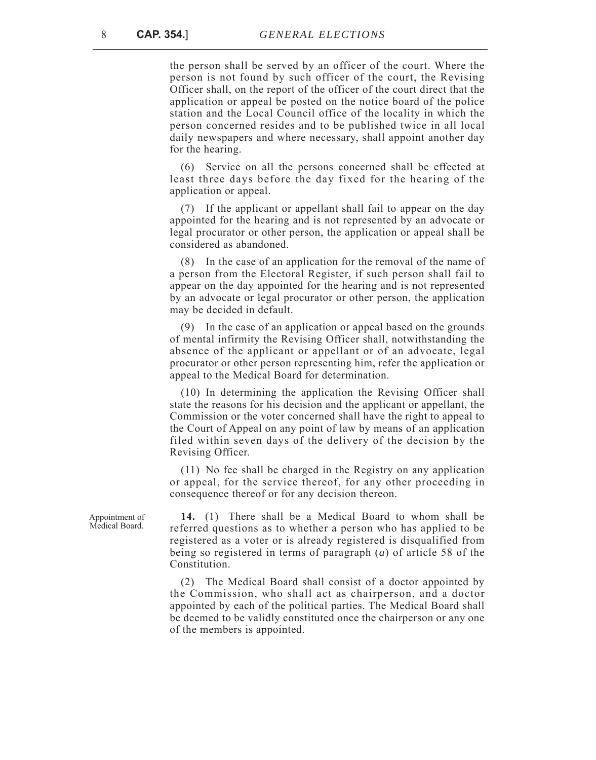the person shall be served by an officer of the court. Where the person is not found by such officer of the court, the Revising Officer shall, on the report of the officer of the court that the application or appeal be posted on the notice board of the police station and the Local Council office of the locality in which the person concerned resides and to be published twice in all local daily newspapers and where necessary, shall appoint another day for the hearing.

(6) Service on all the persons concerned shall be effected at least three days before the day fixed for the hearing of the application or appeal.

(7) If the applicant or appellant shall fail to appear on the day appointed for the hearing and is not represented by an advocate or legal procurator or other person, the application or appeal shall be considered as abandoned.

(8) In the case of an application for the removal of the name of a person from the Electoral Register, if such person shall fail to appear on the day appointed for the hearing and is not represented by an advocate or legal procurator or other person, the application may be decided in default.

(9) In the case of an application or appeal based on the grounds of mental infirmity the Revising Officer shall, notwithstanding the absence of the applicant or appellant or of an advocate, legal procurator or other person representing him, refer the application or appeal to the Medical Board for determination.

(10) In determining the application the Revising Officer shall state the reasons for his decision and the applicant or appellant, the Commission or the voter concerned shall have the right to appeal to the Court of Appeal on any point of law by means of an application filed within seven days of the delivery of the decision by the Revising Officer.

(11) No fee shall be charged in the Registry on any application or appeal, for the service thereof, for any other proceeding in consequence thereof or for any decision thereon.

Appointment of Medical Board.

**14.** (1) There shall be a Medical Board to whom shall be referred questions as to whether a person who has applied to be registered as a voter or is already registered is disqualified from being so registered in terms of paragraph (*a*) of article 58 of the Constitution.

(2) The Medical Board shall consist of a doctor appointed by the Commission, who shall act as chairperson, and a doctor appointed by each of the political parties. The Medical Board shall be deemed to be validly constituted once the chairperson or any one of the members is appointed.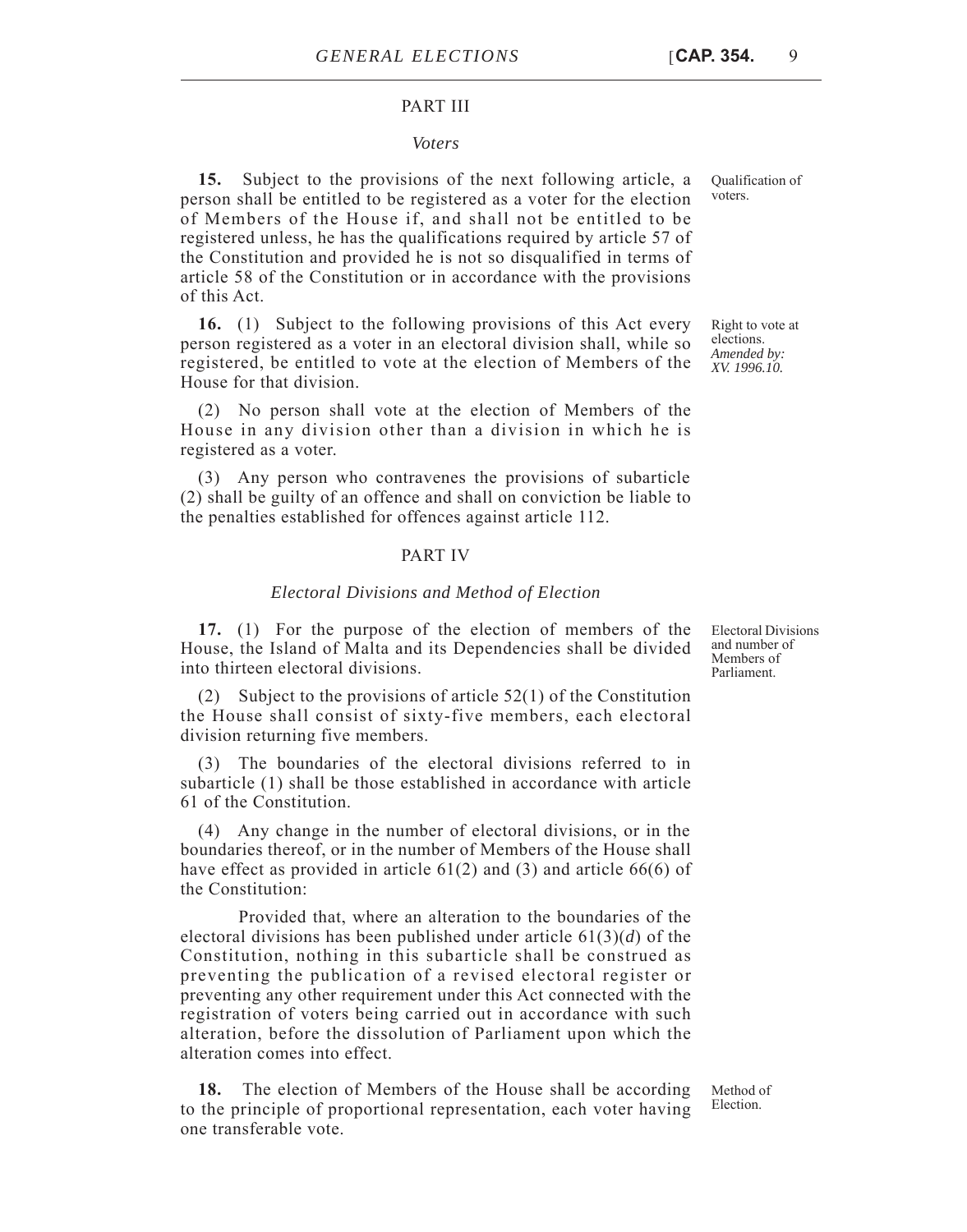## PART III

### *Voters*

**15.** Subject to the provisions of the next following article, a person shall be entitled to be registered as a voter for the election of Members of the House if, and shall not be entitled to be registered unless, he has the qualifications required by article 57 of the Constitution and provided he is not so disqualified in terms of article 58 of the Constitution or in accordance with the provisions of this Act.

Qualification of voters.

**16.** (1) Subject to the following provisions of this Act every person registered as a voter in an electoral division shall, while so registered, be entitled to vote at the election of Members of the House for that division.

Right to vote at elections. *Amended by: XV. 1996.10.*

(2) No person shall vote at the election of Members of the House in any division other than a division in which he is registered as a voter.

(3) Any person who contravenes the provisions of subarticle (2) shall be guilty of an offence and shall on conviction be liable to the penalties established for offences against article 112.

## PART IV

### *Electoral Divisions and Method of Election*

**17.** (1) For the purpose of the election of members of the House, the Island of Malta and its Dependencies shall be divided into thirteen electoral divisions.

Electoral Divisions and number of Members of Parliament.

(2) Subject to the provisions of article 52(1) of the Constitution the House shall consist of sixty-five members, each electoral division returning five members.

(3) The boundaries of the electoral divisions referred to in subarticle (1) shall be those established in accordance with article 61 of the Constitution.

(4) Any change in the number of electoral divisions, or in the boundaries thereof, or in the number of Members of the House shall have effect as provided in article 61(2) and (3) and article 66(6) of the Constitution:

Provided that, where an alteration to the boundaries of the electoral divisions has been published under article 61(3)(*d*) of the Constitution, nothing in this subarticle shall be construed as preventing the publication of a revised electoral register or preventing any other requirement under this Act connected with the registration of voters being carried out in accordance with such alteration, before the dissolution of Parliament upon which the alteration comes into effect.

**18.** The election of Members of the House shall be according to the principle of proportional representation, each voter having one transferable vote.

Method of Election.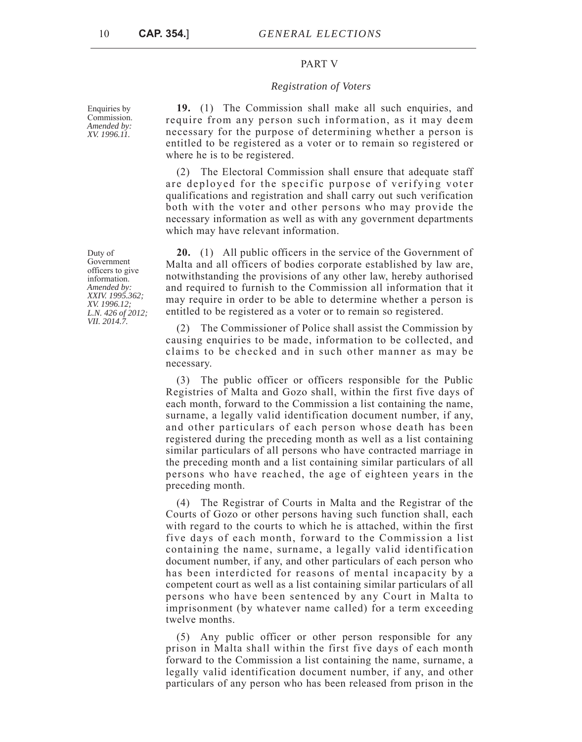## PART V

### *Registration of Voters*

Enquiries by Commission.
*Amended by: XV. 1996.11.*

**19.** (1) The Commission shall make all such enquiries, and require from any person such information, as it may deem necessary for the purpose of determining whether a person is entitled to be registered as a voter or to remain so registered or where he is to be registered.

(2) The Electoral Commission shall ensure that adequate staff are deployed for the specific purpose of verifying voter qualifications and registration and shall carry out such verification both with the voter and other persons who may provide the necessary information as well as with any government departments which may have relevant information.

Duty of Government officers to give information.
*Amended by: XXIV. 1995.362; XV. 1996.12; L.N. 426 of 2012; VII. 2014.7.*

**20.** (1) All public officers in the service of the Government of Malta and all officers of bodies corporate established by law are, notwithstanding the provisions of any other law, hereby authorised and required to furnish to the Commission all information that it may require in order to be able to determine whether a person is entitled to be registered as a voter or to remain so registered.

(2) The Commissioner of Police shall assist the Commission by causing enquiries to be made, information to be collected, and claims to be checked and in such other manner as may be necessary.

(3) The public officer or officers responsible for the Public Registries of Malta and Gozo shall, within the first five days of each month, forward to the Commission a list containing the name, surname, a legally valid identification document number, if any, and other particulars of each person whose death has been registered during the preceding month as well as a list containing similar particulars of all persons who have contracted marriage in the preceding month and a list containing similar particulars of all persons who have reached, the age of eighteen years in the preceding month.

(4) The Registrar of Courts in Malta and the Registrar of the Courts of Gozo or other persons having such function shall, each with regard to the courts to which he is attached, within the first five days of each month, forward to the Commission a list containing the name, surname, a legally valid identification document number, if any, and other particulars of each person who has been interdicted for reasons of mental incapacity by a competent court as well as a list containing similar particulars of all persons who have been sentenced by any Court in Malta to imprisonment (by whatever name called) for a term exceeding twelve months.

(5) Any public officer or other person responsible for any prison in Malta shall within the first five days of each month forward to the Commission a list containing the name, surname, a legally valid identification document number, if any, and other particulars of any person who has been released from prison in the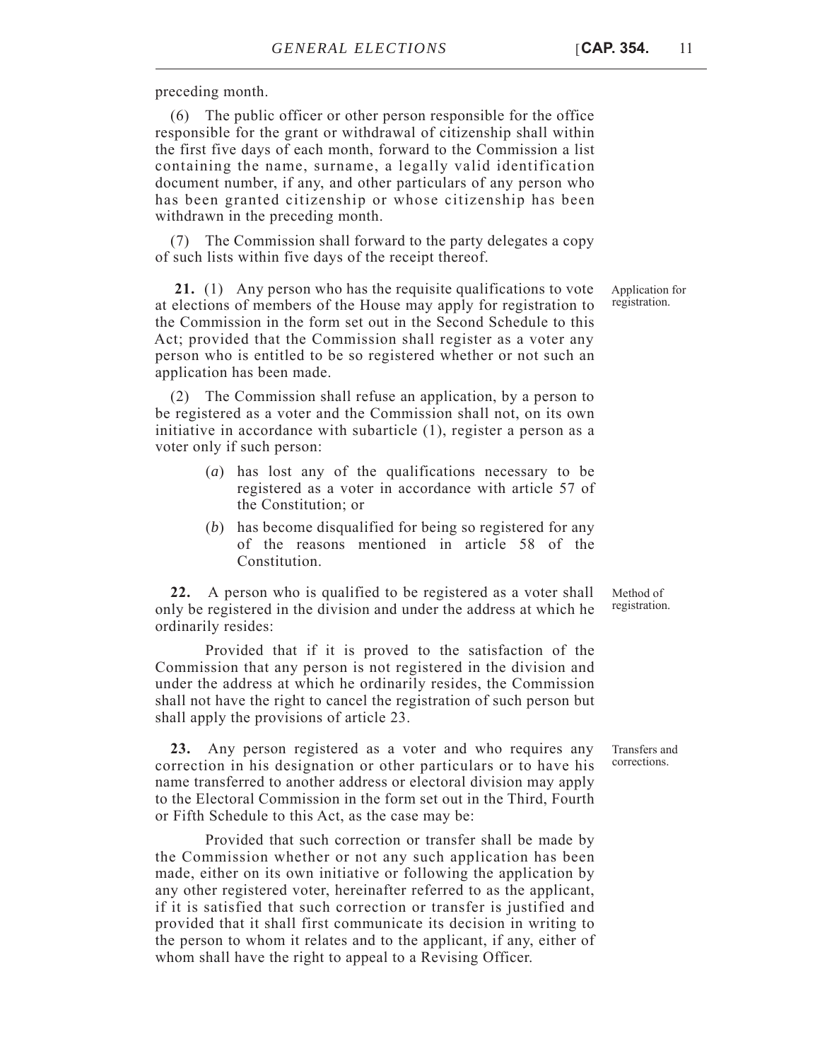preceding month.

(6) The public officer or other person responsible for the office responsible for the grant or withdrawal of citizenship shall within the first five days of each month, forward to the Commission a list containing the name, surname, a legally valid identification document number, if any, and other particulars of any person who has been granted citizenship or whose citizenship has been withdrawn in the preceding month.

(7) The Commission shall forward to the party delegates a copy of such lists within five days of the receipt thereof.

*Application for registration.*

**21.** (1) Any person who has the requisite qualifications to vote at elections of members of the House may apply for registration to the Commission in the form set out in the Second Schedule to this Act; provided that the Commission shall register as a voter any person who is entitled to be so registered whether or not such an application has been made.

(2) The Commission shall refuse an application, by a person to be registered as a voter and the Commission shall not, on its own initiative in accordance with subarticle (1), register a person as a voter only if such person:

- (*a*) has lost any of the qualifications necessary to be registered as a voter in accordance with article 57 of the Constitution; or
- (*b*) has become disqualified for being so registered for any of the reasons mentioned in article 58 of the Constitution.

*Method of registration.*

**22.** A person who is qualified to be registered as a voter shall only be registered in the division and under the address at which he ordinarily resides:

Provided that if it is proved to the satisfaction of the Commission that any person is not registered in the division and under the address at which he ordinarily resides, the Commission shall not have the right to cancel the registration of such person but shall apply the provisions of article 23.

*Transfers and corrections.*

**23.** Any person registered as a voter and who requires any correction in his designation or other particulars or to have his name transferred to another address or electoral division may apply to the Electoral Commission in the form set out in the Third, Fourth or Fifth Schedule to this Act, as the case may be:

Provided that such correction or transfer shall be made by the Commission whether or not any such application has been made, either on its own initiative or following the application by any other registered voter, hereinafter referred to as the applicant, if it is satisfied that such correction or transfer is justified and provided that it shall first communicate its decision in writing to the person to whom it relates and to the applicant, if any, either of whom shall have the right to appeal to a Revising Officer.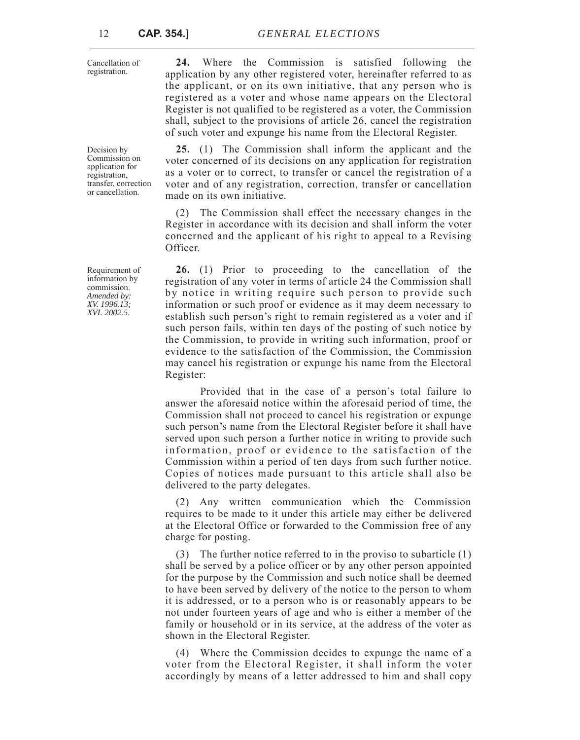Cancellation of registration.

**24.** Where the Commission is satisfied following the application by any other registered voter, hereinafter referred to as the applicant, or on its own initiative, that any person who is registered as a voter and whose name appears on the Electoral Register is not qualified to be registered as a voter, the Commission shall, subject to the provisions of article 26, cancel the registration of such voter and expunge his name from the Electoral Register.

Decision by Commission on application for registration, transfer, correction or cancellation.

**25.** (1) The Commission shall inform the applicant and the voter concerned of its decisions on any application for registration as a voter or to correct, to transfer or cancel the registration of a voter and of any registration, correction, transfer or cancellation made on its own initiative.

(2) The Commission shall effect the necessary changes in the Register in accordance with its decision and shall inform the voter concerned and the applicant of his right to appeal to a Revising Officer.

Requirement of information by commission. *Amended by: XV. 1996.13; XVI. 2002.5.*

**26.** (1) Prior to proceeding to the cancellation of the registration of any voter in terms of article 24 the Commission shall by notice in writing require such person to provide such information or such proof or evidence as it may deem necessary to establish such person's right to remain registered as a voter and if such person fails, within ten days of the posting of such notice by the Commission, to provide in writing such information, proof or evidence to the satisfaction of the Commission, the Commission may cancel his registration or expunge his name from the Electoral Register:

Provided that in the case of a person's total failure to answer the aforesaid notice within the aforesaid period of time, the Commission shall not proceed to cancel his registration or expunge such person's name from the Electoral Register before it shall have served upon such person a further notice in writing to provide such information, proof or evidence to the satisfaction of the Commission within a period of ten days from such further notice. Copies of notices made pursuant to this article shall also be delivered to the party delegates.

(2) Any written communication which the Commission requires to be made to it under this article may either be delivered at the Electoral Office or forwarded to the Commission free of any charge for posting.

(3) The further notice referred to in the proviso to subarticle (1) shall be served by a police officer or by any other person appointed for the purpose by the Commission and such notice shall be deemed to have been served by delivery of the notice to the person to whom it is addressed, or to a person who is or reasonably appears to be not under fourteen years of age and who is either a member of the family or household or in its service, at the address of the voter as shown in the Electoral Register.

(4) Where the Commission decides to expunge the name of a voter from the Electoral Register, it shall inform the voter accordingly by means of a letter addressed to him and shall copy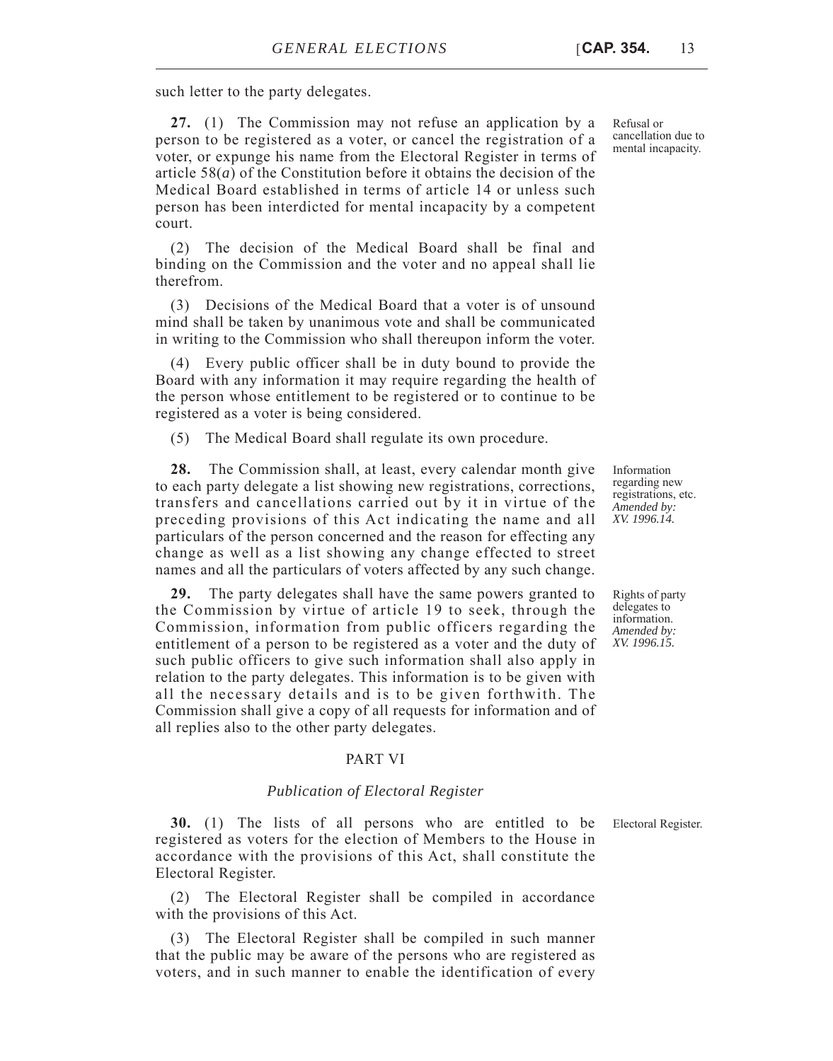such letter to the party delegates.

**27.** (1) The Commission may not refuse an application by a person to be registered as a voter, or cancel the registration of a voter, or expunge his name from the Electoral Register in terms of article 58(*a*) of the Constitution before it obtains the decision of the Medical Board established in terms of article 14 or unless such person has been interdicted for mental incapacity by a competent court.

Refusal or cancellation due to mental incapacity.

(2) The decision of the Medical Board shall be final and binding on the Commission and the voter and no appeal shall lie therefrom.

(3) Decisions of the Medical Board that a voter is of unsound mind shall be taken by unanimous vote and shall be communicated in writing to the Commission who shall thereupon inform the voter.

(4) Every public officer shall be in duty bound to provide the Board with any information it may require regarding the health of the person whose entitlement to be registered or to continue to be registered as a voter is being considered.

(5) The Medical Board shall regulate its own procedure.

**28.** The Commission shall, at least, every calendar month give to each party delegate a list showing new registrations, corrections, transfers and cancellations carried out by it in virtue of the preceding provisions of this Act indicating the name and all particulars of the person concerned and the reason for effecting any change as well as a list showing any change effected to street names and all the particulars of voters affected by any such change.

Information regarding new registrations, etc. *Amended by: XV. 1996.14.*

**29.** The party delegates shall have the same powers granted to the Commission by virtue of article 19 to seek, through the Commission, information from public officers regarding the entitlement of a person to be registered as a voter and the duty of such public officers to give such information shall also apply in relation to the party delegates. This information is to be given with all the necessary details and is to be given forthwith. The Commission shall give a copy of all requests for information and of all replies also to the other party delegates.

Rights of party delegates to information. *Amended by: XV. 1996.15.*

## PART VI

### *Publication of Electoral Register*

**30.** (1) The lists of all persons who are entitled to be registered as voters for the election of Members to the House in accordance with the provisions of this Act, shall constitute the Electoral Register.

Electoral Register.

(2) The Electoral Register shall be compiled in accordance with the provisions of this Act.

(3) The Electoral Register shall be compiled in such manner that the public may be aware of the persons who are registered as voters, and in such manner to enable the identification of every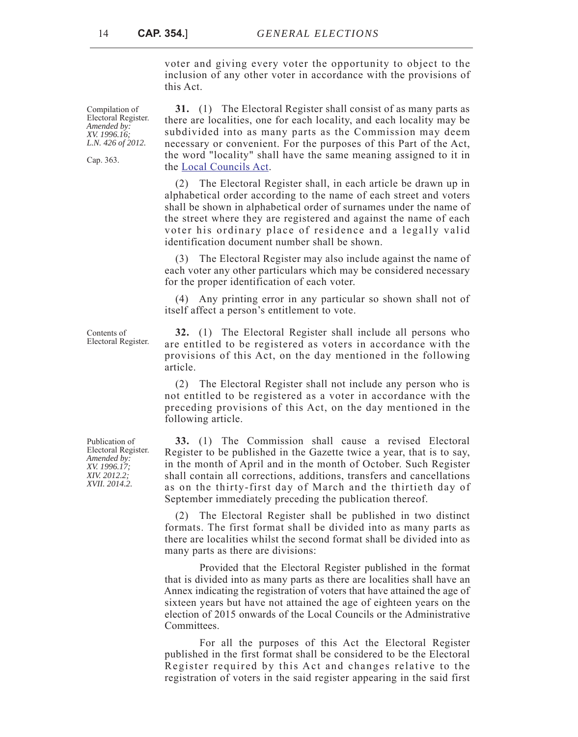voter and giving every voter the opportunity to object to the inclusion of any other voter in accordance with the provisions of this Act.

Compilation of Electoral Register.
*Amended by: XV. 1996.16; L.N. 426 of 2012.*

Cap. 363.

**31.** (1) The Electoral Register shall consist of as many parts as there are localities, one for each locality, and each locality may be subdivided into as many parts as the Commission may deem necessary or convenient. For the purposes of this Part of the Act, the word "locality" shall have the same meaning assigned to it in the Local Councils Act.

(2) The Electoral Register shall, in each article be drawn up in alphabetical order according to the name of each street and voters shall be shown in alphabetical order of surnames under the name of the street where they are registered and against the name of each voter his ordinary place of residence and a legally valid identification document number shall be shown.

(3) The Electoral Register may also include against the name of each voter any other particulars which may be considered necessary for the proper identification of each voter.

(4) Any printing error in any particular so shown shall not of itself affect a person's entitlement to vote.

Contents of Electoral Register.

**32.** (1) The Electoral Register shall include all persons who are entitled to be registered as voters in accordance with the provisions of this Act, on the day mentioned in the following article.

(2) The Electoral Register shall not include any person who is not entitled to be registered as a voter in accordance with the preceding provisions of this Act, on the day mentioned in the following article.

Publication of Electoral Register.
*Amended by: XV. 1996.17; XIV. 2012.2; XVII. 2014.2.*

**33.** (1) The Commission shall cause a revised Electoral Register to be published in the Gazette twice a year, that is to say, in the month of April and in the month of October. Such Register shall contain all corrections, additions, transfers and cancellations as on the thirty-first day of March and the thirtieth day of September immediately preceding the publication thereof.

(2) The Electoral Register shall be published in two distinct formats. The first format shall be divided into as many parts as there are localities whilst the second format shall be divided into as many parts as there are divisions:

Provided that the Electoral Register published in the format that is divided into as many parts as there are localities shall have an Annex indicating the registration of voters that have attained the age of sixteen years but have not attained the age of eighteen years on the election of 2015 onwards of the Local Councils or the Administrative Committees.

For all the purposes of this Act the Electoral Register published in the first format shall be considered to be the Electoral Register required by this Act and changes relative to the registration of voters in the said register appearing in the said first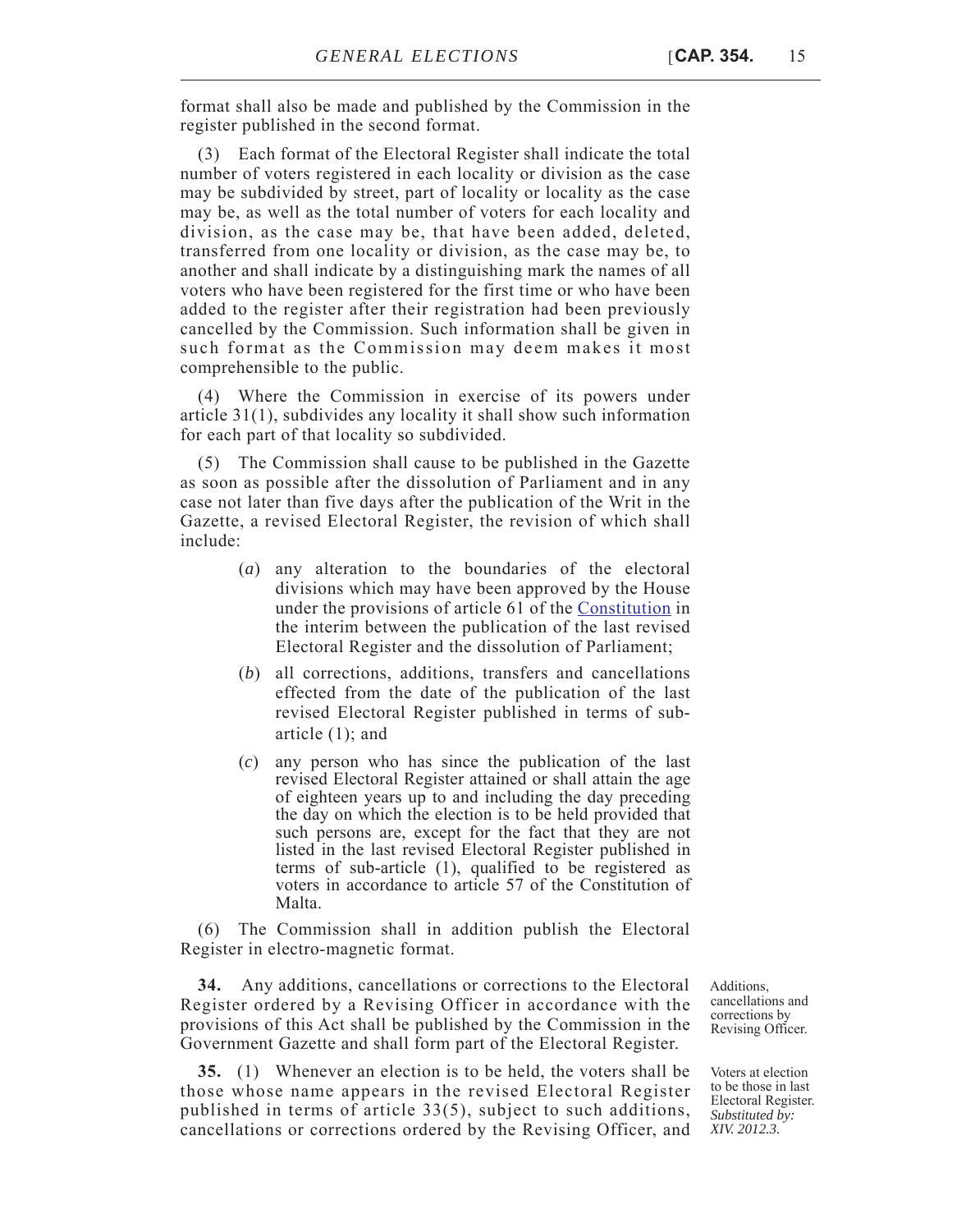format shall also be made and published by the Commission in the register published in the second format.

(3) Each format of the Electoral Register shall indicate the total number of voters registered in each locality or division as the case may be subdivided by street, part of locality or locality as the case may be, as well as the total number of voters for each locality and division, as the case may be, that have been added, deleted, transferred from one locality or division, as the case may be, to another and shall indicate by a distinguishing mark the names of all voters who have been registered for the first time or who have been added to the register after their registration had been previously cancelled by the Commission. Such information shall be given in such format as the Commission may deem makes it most comprehensible to the public.

(4) Where the Commission in exercise of its powers under article 31(1), subdivides any locality it shall show such information for each part of that locality so subdivided.

(5) The Commission shall cause to be published in the Gazette as soon as possible after the dissolution of Parliament and in any case not later than five days after the publication of the Writ in the Gazette, a revised Electoral Register, the revision of which shall include:

(*a*) any alteration to the boundaries of the electoral divisions which may have been approved by the House under the provisions of article 61 of the Constitution in the interim between the publication of the last revised Electoral Register and the dissolution of Parliament;

(*b*) all corrections, additions, transfers and cancellations effected from the date of the publication of the last revised Electoral Register published in terms of sub-article (1); and

(*c*) any person who has since the publication of the last revised Electoral Register attained or shall attain the age of eighteen years up to and including the day preceding the day on which the election is to be held provided that such persons are, except for the fact that they are not listed in the last revised Electoral Register published in terms of sub-article (1), qualified to be registered as voters in accordance to article 57 of the Constitution of Malta.

(6) The Commission shall in addition publish the Electoral Register in electro-magnetic format.

Additions, cancellations and corrections by Revising Officer.

**34.** Any additions, cancellations or corrections to the Electoral Register ordered by a Revising Officer in accordance with the provisions of this Act shall be published by the Commission in the Government Gazette and shall form part of the Electoral Register.

Voters at election to be those in last Electoral Register. *Substituted by: XIV. 2012.3.*

**35.** (1) Whenever an election is to be held, the voters shall be those whose name appears in the revised Electoral Register published in terms of article 33(5), subject to such additions, cancellations or corrections ordered by the Revising Officer, and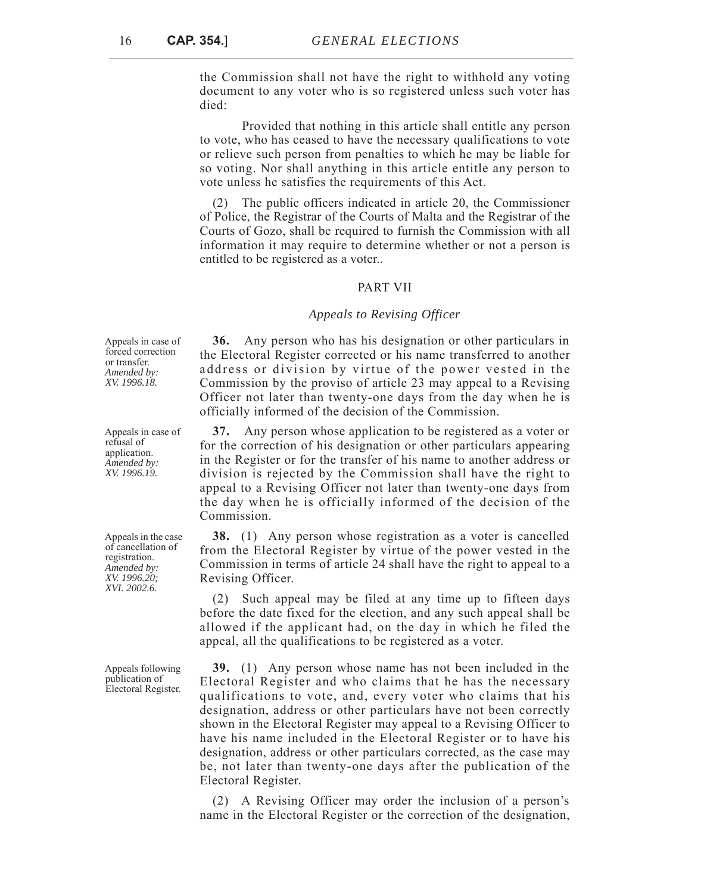the Commission shall not have the right to withhold any voting document to any voter who is so registered unless such voter has died:

Provided that nothing in this article shall entitle any person to vote, who has ceased to have the necessary qualifications to vote or relieve such person from penalties to which he may be liable for so voting. Nor shall anything in this article entitle any person to vote unless he satisfies the requirements of this Act.

(2) The public officers indicated in article 20, the Commissioner of Police, the Registrar of the Courts of Malta and the Registrar of the Courts of Gozo, shall be required to furnish the Commission with all information it may require to determine whether or not a person is entitled to be registered as a voter..

## PART VII

### *Appeals to Revising Officer*

Appeals in case of forced correction or transfer. *Amended by: XV. 1996.18.*

**36.** Any person who has his designation or other particulars in the Electoral Register corrected or his name transferred to another address or division by virtue of the power vested in the Commission by the proviso of article 23 may appeal to a Revising Officer not later than twenty-one days from the day when he is officially informed of the decision of the Commission.

Appeals in case of refusal of application. *Amended by: XV. 1996.19.*

**37.** Any person whose application to be registered as a voter or for the correction of his designation or other particulars appearing in the Register or for the transfer of his name to another address or division is rejected by the Commission shall have the right to appeal to a Revising Officer not later than twenty-one days from the day when he is officially informed of the decision of the Commission.

Appeals in the case of cancellation of registration. *Amended by: XV. 1996.20; XVI. 2002.6.*

**38.** (1) Any person whose registration as a voter is cancelled from the Electoral Register by virtue of the power vested in the Commission in terms of article 24 shall have the right to appeal to a Revising Officer.

(2) Such appeal may be filed at any time up to fifteen days before the date fixed for the election, and any such appeal shall be allowed if the applicant had, on the day in which he filed the appeal, all the qualifications to be registered as a voter.

Appeals following publication of Electoral Register.

**39.** (1) Any person whose name has not been included in the Electoral Register and who claims that he has the necessary qualifications to vote, and, every voter who claims that his designation, address or other particulars have not been correctly shown in the Electoral Register may appeal to a Revising Officer to have his name included in the Electoral Register or to have his designation, address or other particulars corrected, as the case may be, not later than twenty-one days after the publication of the Electoral Register.

(2) A Revising Officer may order the inclusion of a person's name in the Electoral Register or the correction of the designation,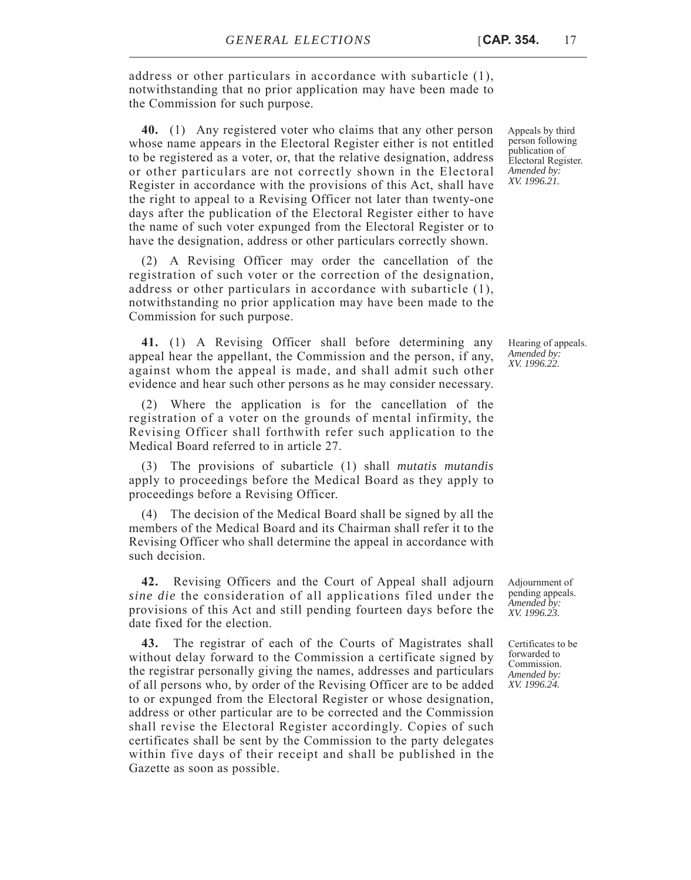address or other particulars in accordance with subarticle (1), notwithstanding that no prior application may have been made to the Commission for such purpose.

**40.** (1) Any registered voter who claims that any other person whose name appears in the Electoral Register either is not entitled to be registered as a voter, or, that the relative designation, address or other particulars are not correctly shown in the Electoral Register in accordance with the provisions of this Act, shall have the right to appeal to a Revising Officer not later than twenty-one days after the publication of the Electoral Register either to have the name of such voter expunged from the Electoral Register or to have the designation, address or other particulars correctly shown.

Appeals by third person following publication of Electoral Register.
*Amended by: XV. 1996.21.*

(2) A Revising Officer may order the cancellation of the registration of such voter or the correction of the designation, address or other particulars in accordance with subarticle (1), notwithstanding no prior application may have been made to the Commission for such purpose.

**41.** (1) A Revising Officer shall before determining any appeal hear the appellant, the Commission and the person, if any, against whom the appeal is made, and shall admit such other evidence and hear such other persons as he may consider necessary.

Hearing of appeals.
*Amended by: XV. 1996.22.*

(2) Where the application is for the cancellation of the registration of a voter on the grounds of mental infirmity, the Revising Officer shall forthwith refer such application to the Medical Board referred to in article 27.

(3) The provisions of subarticle (1) shall *mutatis mutandis* apply to proceedings before the Medical Board as they apply to proceedings before a Revising Officer.

(4) The decision of the Medical Board shall be signed by all the members of the Medical Board and its Chairman shall refer it to the Revising Officer who shall determine the appeal in accordance with such decision.

**42.** Revising Officers and the Court of Appeal shall adjourn *sine die* the consideration of all applications filed under the provisions of this Act and still pending fourteen days before the date fixed for the election.

Adjournment of pending appeals.
*Amended by: XV. 1996.23.*

**43.** The registrar of each of the Courts of Magistrates shall without delay forward to the Commission a certificate signed by the registrar personally giving the names, addresses and particulars of all persons who, by order of the Revising Officer are to be added to or expunged from the Electoral Register or whose designation, address or other particular are to be corrected and the Commission shall revise the Electoral Register accordingly. Copies of such certificates shall be sent by the Commission to the party delegates within five days of their receipt and shall be published in the Gazette as soon as possible.

Certificates to be forwarded to Commission.
*Amended by: XV. 1996.24.*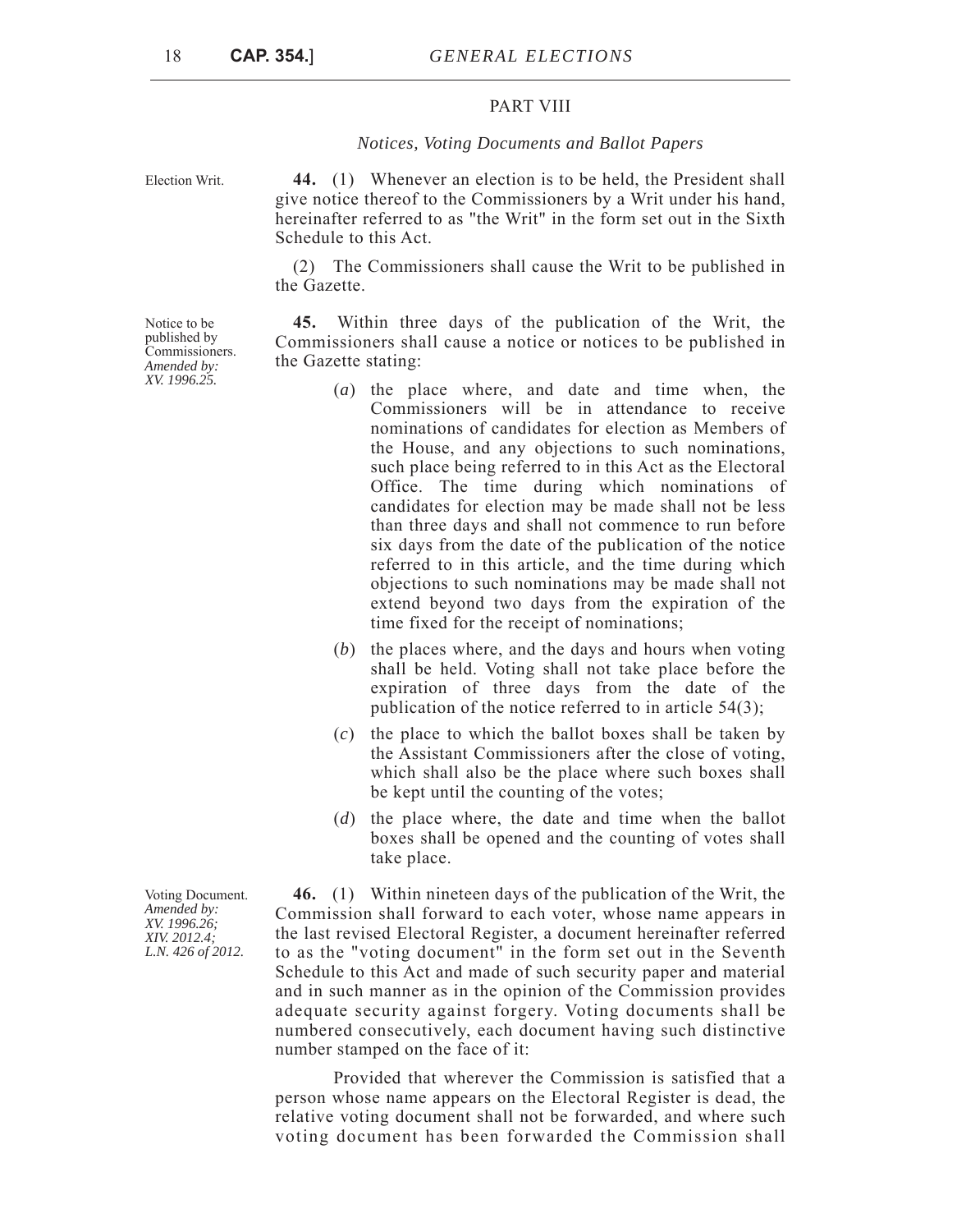## PART VIII

### *Notices, Voting Documents and Ballot Papers*

Election Writ.

**44.** (1) Whenever an election is to be held, the President shall give notice thereof to the Commissioners by a Writ under his hand, hereinafter referred to as "the Writ" in the form set out in the Sixth Schedule to this Act.

(2) The Commissioners shall cause the Writ to be published in the Gazette.

Notice to be published by Commissioners. *Amended by: XV. 1996.25.*

**45.** Within three days of the publication of the Writ, the Commissioners shall cause a notice or notices to be published in the Gazette stating:

(*a*) the place where, and date and time when, the Commissioners will be in attendance to receive nominations of candidates for election as Members of the House, and any objections to such nominations, such place being referred to in this Act as the Electoral Office. The time during which nominations of candidates for election may be made shall not be less than three days and shall not commence to run before six days from the date of the publication of the notice referred to in this article, and the time during which objections to such nominations may be made shall not extend beyond two days from the expiration of the time fixed for the receipt of nominations;

(*b*) the places where, and the days and hours when voting shall be held. Voting shall not take place before the expiration of three days from the date of the publication of the notice referred to in article 54(3);

(*c*) the place to which the ballot boxes shall be taken by the Assistant Commissioners after the close of voting, which shall also be the place where such boxes shall be kept until the counting of the votes;

(*d*) the place where, the date and time when the ballot boxes shall be opened and the counting of votes shall take place.

Voting Document. *Amended by: XV. 1996.26; XIV. 2012.4; L.N. 426 of 2012.*

**46.** (1) Within nineteen days of the publication of the Writ, the Commission shall forward to each voter, whose name appears in the last revised Electoral Register, a document hereinafter referred to as the "voting document" in the form set out in the Seventh Schedule to this Act and made of such security paper and material and in such manner as in the opinion of the Commission provides adequate security against forgery. Voting documents shall be numbered consecutively, each document having such distinctive number stamped on the face of it:

Provided that wherever the Commission is satisfied that a person whose name appears on the Electoral Register is dead, the relative voting document shall not be forwarded, and where such voting document has been forwarded the Commission shall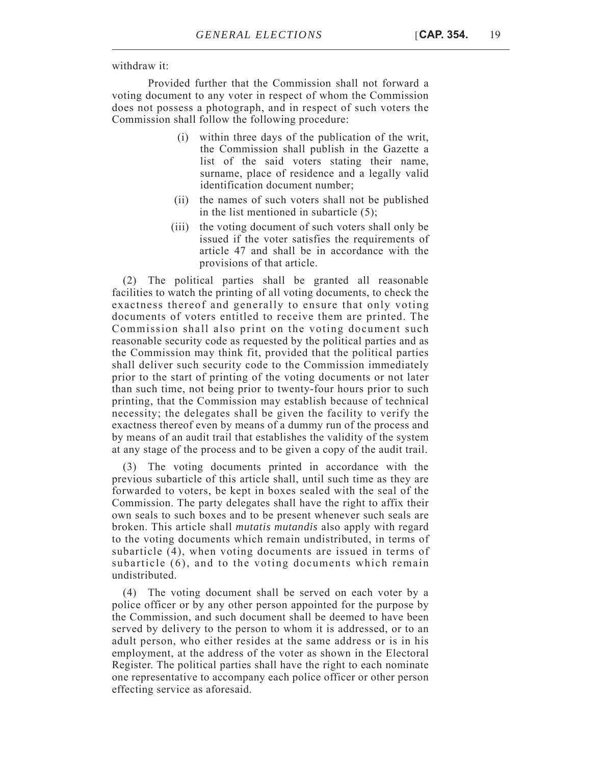withdraw it:

Provided further that the Commission shall not forward a voting document to any voter in respect of whom the Commission does not possess a photograph, and in respect of such voters the Commission shall follow the following procedure:

(i) within three days of the publication of the writ, the Commission shall publish in the Gazette a list of the said voters stating their name, surname, place of residence and a legally valid identification document number;

(ii) the names of such voters shall not be published in the list mentioned in subarticle (5);

(iii) the voting document of such voters shall only be issued if the voter satisfies the requirements of article 47 and shall be in accordance with the provisions of that article.

(2) The political parties shall be granted all reasonable facilities to watch the printing of all voting documents, to check the exactness thereof and generally to ensure that only voting documents of voters entitled to receive them are printed. The Commission shall also print on the voting document such reasonable security code as requested by the political parties and as the Commission may think fit, provided that the political parties shall deliver such security code to the Commission immediately prior to the start of printing of the voting documents or not later than such time, not being prior to twenty-four hours prior to such printing, that the Commission may establish because of technical necessity; the delegates shall be given the facility to verify the exactness thereof even by means of a dummy run of the process and by means of an audit trail that establishes the validity of the system at any stage of the process and to be given a copy of the audit trail.

(3) The voting documents printed in accordance with the previous subarticle of this article shall, until such time as they are forwarded to voters, be kept in boxes sealed with the seal of the Commission. The party delegates shall have the right to affix their own seals to such boxes and to be present whenever such seals are broken. This article shall *mutatis mutandis* also apply with regard to the voting documents which remain undistributed, in terms of subarticle (4), when voting documents are issued in terms of subarticle (6), and to the voting documents which remain undistributed.

(4) The voting document shall be served on each voter by a police officer or by any other person appointed for the purpose by the Commission, and such document shall be deemed to have been served by delivery to the person to whom it is addressed, or to an adult person, who either resides at the same address or is in his employment, at the address of the voter as shown in the Electoral Register. The political parties shall have the right to each nominate one representative to accompany each police officer or other person effecting service as aforesaid.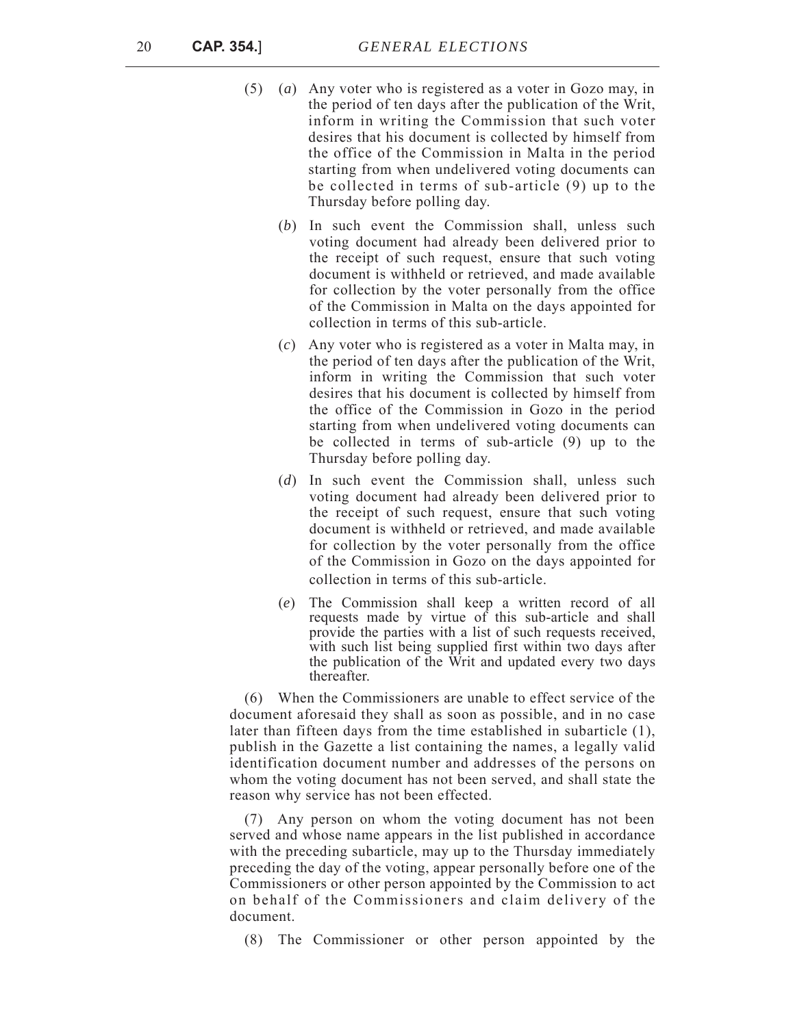(5) (*a*) Any voter who is registered as a voter in Gozo may, in the period of ten days after the publication of the Writ, inform in writing the Commission that such voter desires that his document is collected by himself from the office of the Commission in Malta in the period starting from when undelivered voting documents can be collected in terms of sub-article (9) up to the Thursday before polling day.

(*b*) In such event the Commission shall, unless such voting document had already been delivered prior to the receipt of such request, ensure that such voting document is withheld or retrieved, and made available for collection by the voter personally from the office of the Commission in Malta on the days appointed for collection in terms of this sub-article.

(*c*) Any voter who is registered as a voter in Malta may, in the period of ten days after the publication of the Writ, inform in writing the Commission that such voter desires that his document is collected by himself from the office of the Commission in Gozo in the period starting from when undelivered voting documents can be collected in terms of sub-article (9) up to the Thursday before polling day.

(*d*) In such event the Commission shall, unless such voting document had already been delivered prior to the receipt of such request, ensure that such voting document is withheld or retrieved, and made available for collection by the voter personally from the office of the Commission in Gozo on the days appointed for collection in terms of this sub-article.

(*e*) The Commission shall keep a written record of all requests made by virtue of this sub-article and shall provide the parties with a list of such requests received, with such list being supplied first within two days after the publication of the Writ and updated every two days thereafter.

(6) When the Commissioners are unable to effect service of the document aforesaid they shall as soon as possible, and in no case later than fifteen days from the time established in subarticle (1), publish in the Gazette a list containing the names, a legally valid identification document number and addresses of the persons on whom the voting document has not been served, and shall state the reason why service has not been effected.

(7) Any person on whom the voting document has not been served and whose name appears in the list published in accordance with the preceding subarticle, may up to the Thursday immediately preceding the day of the voting, appear personally before one of the Commissioners or other person appointed by the Commission to act on behalf of the Commissioners and claim delivery of the document.

(8) The Commissioner or other person appointed by the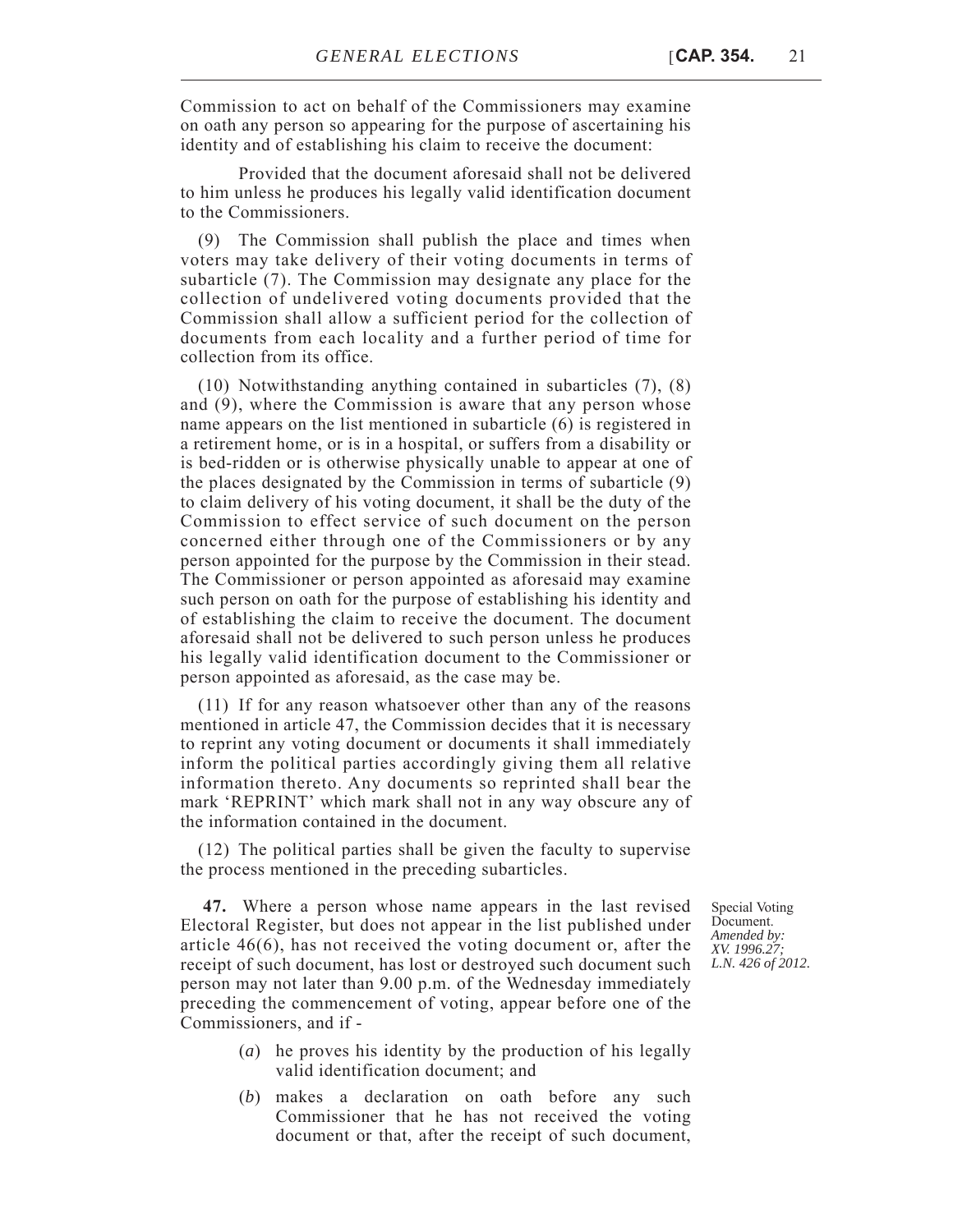Commission to act on behalf of the Commissioners may examine on oath any person so appearing for the purpose of ascertaining his identity and of establishing his claim to receive the document:

Provided that the document aforesaid shall not be delivered to him unless he produces his legally valid identification document to the Commissioners.

(9) The Commission shall publish the place and times when voters may take delivery of their voting documents in terms of subarticle (7). The Commission may designate any place for the collection of undelivered voting documents provided that the Commission shall allow a sufficient period for the collection of documents from each locality and a further period of time for collection from its office.

(10) Notwithstanding anything contained in subarticles (7), (8) and (9), where the Commission is aware that any person whose name appears on the list mentioned in subarticle (6) is registered in a retirement home, or is in a hospital, or suffers from a disability or is bed-ridden or is otherwise physically unable to appear at one of the places designated by the Commission in terms of subarticle (9) to claim delivery of his voting document, it shall be the duty of the Commission to effect service of such document on the person concerned either through one of the Commissioners or by any person appointed for the purpose by the Commission in their stead. The Commissioner or person appointed as aforesaid may examine such person on oath for the purpose of establishing his identity and of establishing the claim to receive the document. The document aforesaid shall not be delivered to such person unless he produces his legally valid identification document to the Commissioner or person appointed as aforesaid, as the case may be.

(11) If for any reason whatsoever other than any of the reasons mentioned in article 47, the Commission decides that it is necessary to reprint any voting document or documents it shall immediately inform the political parties accordingly giving them all relative information thereto. Any documents so reprinted shall bear the mark 'REPRINT' which mark shall not in any way obscure any of the information contained in the document.

(12) The political parties shall be given the faculty to supervise the process mentioned in the preceding subarticles.

Special Voting Document.
*Amended by: XV. 1996.27; L.N. 426 of 2012.*

**47.** Where a person whose name appears in the last revised Electoral Register, but does not appear in the list published under article 46(6), has not received the voting document or, after the receipt of such document, has lost or destroyed such document such person may not later than 9.00 p.m. of the Wednesday immediately preceding the commencement of voting, appear before one of the Commissioners, and if -

(*a*) he proves his identity by the production of his legally valid identification document; and

(*b*) makes a declaration on oath before any such Commissioner that he has not received the voting document or that, after the receipt of such document,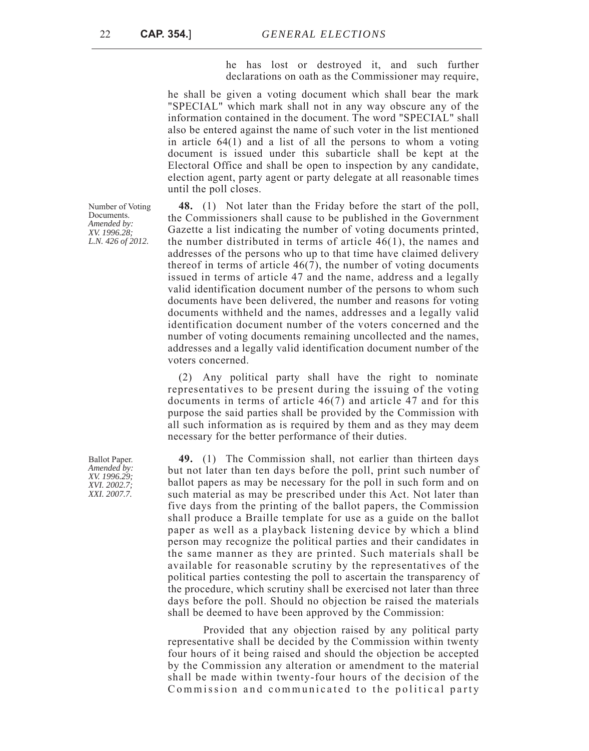he has lost or destroyed it, and such further declarations on oath as the Commissioner may require,

he shall be given a voting document which shall bear the mark "SPECIAL" which mark shall not in any way obscure any of the information contained in the document. The word "SPECIAL" shall also be entered against the name of such voter in the list mentioned in article 64(1) and a list of all the persons to whom a voting document is issued under this subarticle shall be kept at the Electoral Office and shall be open to inspection by any candidate, election agent, party agent or party delegate at all reasonable times until the poll closes.

Number of Voting Documents.
*Amended by: XV. 1996.28; L.N. 426 of 2012.*

**48.** (1) Not later than the Friday before the start of the poll, the Commissioners shall cause to be published in the Government Gazette a list indicating the number of voting documents printed, the number distributed in terms of article 46(1), the names and addresses of the persons who up to that time have claimed delivery thereof in terms of article 46(7), the number of voting documents issued in terms of article 47 and the name, address and a legally valid identification document number of the persons to whom such documents have been delivered, the number and reasons for voting documents withheld and the names, addresses and a legally valid identification document number of the voters concerned and the number of voting documents remaining uncollected and the names, addresses and a legally valid identification document number of the voters concerned.

(2) Any political party shall have the right to nominate representatives to be present during the issuing of the voting documents in terms of article 46(7) and article 47 and for this purpose the said parties shall be provided by the Commission with all such information as is required by them and as they may deem necessary for the better performance of their duties.

Ballot Paper.
*Amended by: XV. 1996.29; XVI. 2002.7; XXI. 2007.7.*

**49.** (1) The Commission shall, not earlier than thirteen days but not later than ten days before the poll, print such number of ballot papers as may be necessary for the poll in such form and on such material as may be prescribed under this Act. Not later than five days from the printing of the ballot papers, the Commission shall produce a Braille template for use as a guide on the ballot paper as well as a playback listening device by which a blind person may recognize the political parties and their candidates in the same manner as they are printed. Such materials shall be available for reasonable scrutiny by the representatives of the political parties contesting the poll to ascertain the transparency of the procedure, which scrutiny shall be exercised not later than three days before the poll. Should no objection be raised the materials shall be deemed to have been approved by the Commission:

Provided that any objection raised by any political party representative shall be decided by the Commission within twenty four hours of it being raised and should the objection be accepted by the Commission any alteration or amendment to the material shall be made within twenty-four hours of the decision of the Commission and communicated to the political party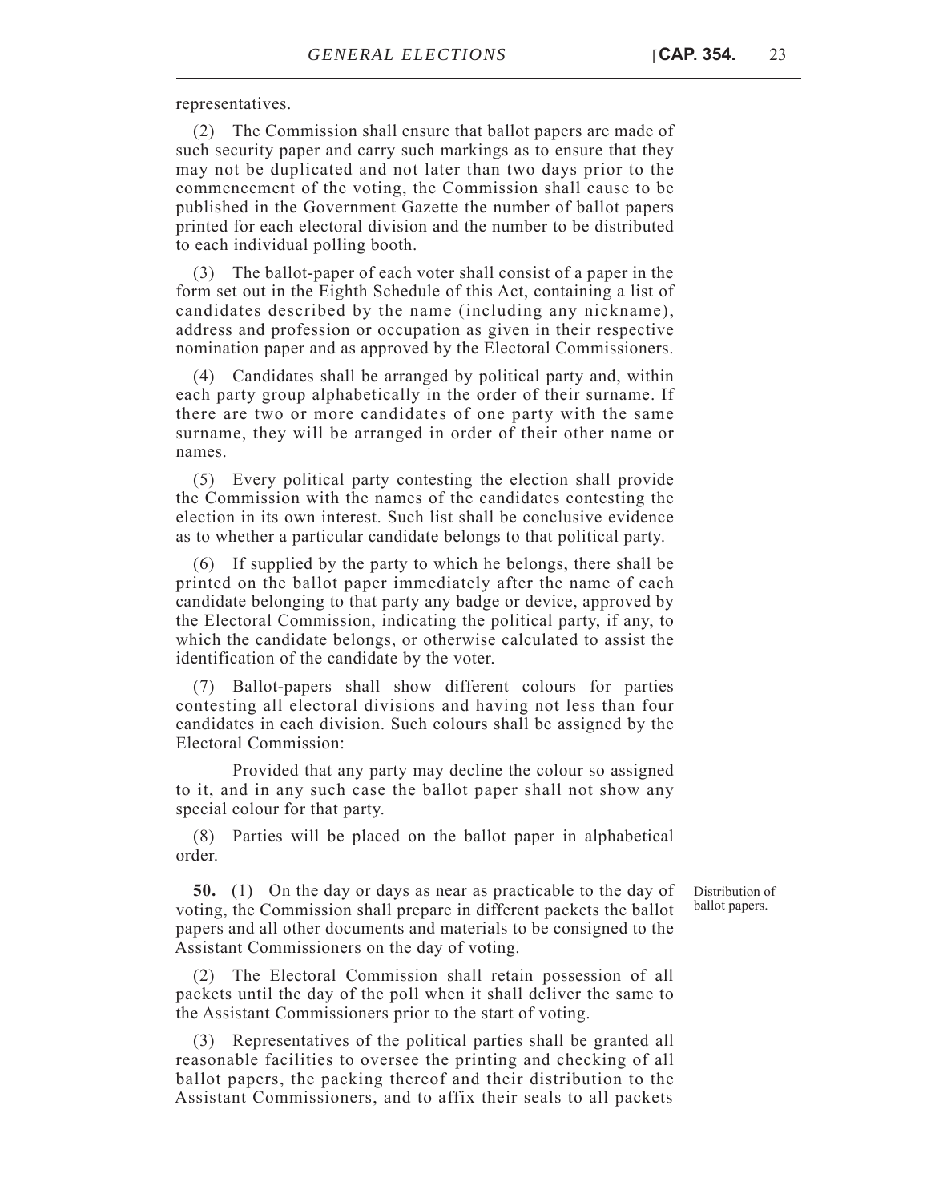representatives.

(2) The Commission shall ensure that ballot papers are made of such security paper and carry such markings as to ensure that they may not be duplicated and not later than two days prior to the commencement of the voting, the Commission shall cause to be published in the Government Gazette the number of ballot papers printed for each electoral division and the number to be distributed to each individual polling booth.

(3) The ballot-paper of each voter shall consist of a paper in the form set out in the Eighth Schedule of this Act, containing a list of candidates described by the name (including any nickname), address and profession or occupation as given in their respective nomination paper and as approved by the Electoral Commissioners.

(4) Candidates shall be arranged by political party and, within each party group alphabetically in the order of their surname. If there are two or more candidates of one party with the same surname, they will be arranged in order of their other name or names.

(5) Every political party contesting the election shall provide the Commission with the names of the candidates contesting the election in its own interest. Such list shall be conclusive evidence as to whether a particular candidate belongs to that political party.

(6) If supplied by the party to which he belongs, there shall be printed on the ballot paper immediately after the name of each candidate belonging to that party any badge or device, approved by the Electoral Commission, indicating the political party, if any, to which the candidate belongs, or otherwise calculated to assist the identification of the candidate by the voter.

(7) Ballot-papers shall show different colours for parties contesting all electoral divisions and having not less than four candidates in each division. Such colours shall be assigned by the Electoral Commission:

Provided that any party may decline the colour so assigned to it, and in any such case the ballot paper shall not show any special colour for that party.

(8) Parties will be placed on the ballot paper in alphabetical order.

Distribution of ballot papers.

**50.** (1) On the day or days as near as practicable to the day of voting, the Commission shall prepare in different packets the ballot papers and all other documents and materials to be consigned to the Assistant Commissioners on the day of voting.

(2) The Electoral Commission shall retain possession of all packets until the day of the poll when it shall deliver the same to the Assistant Commissioners prior to the start of voting.

(3) Representatives of the political parties shall be granted all reasonable facilities to oversee the printing and checking of all ballot papers, the packing thereof and their distribution to the Assistant Commissioners, and to affix their seals to all packets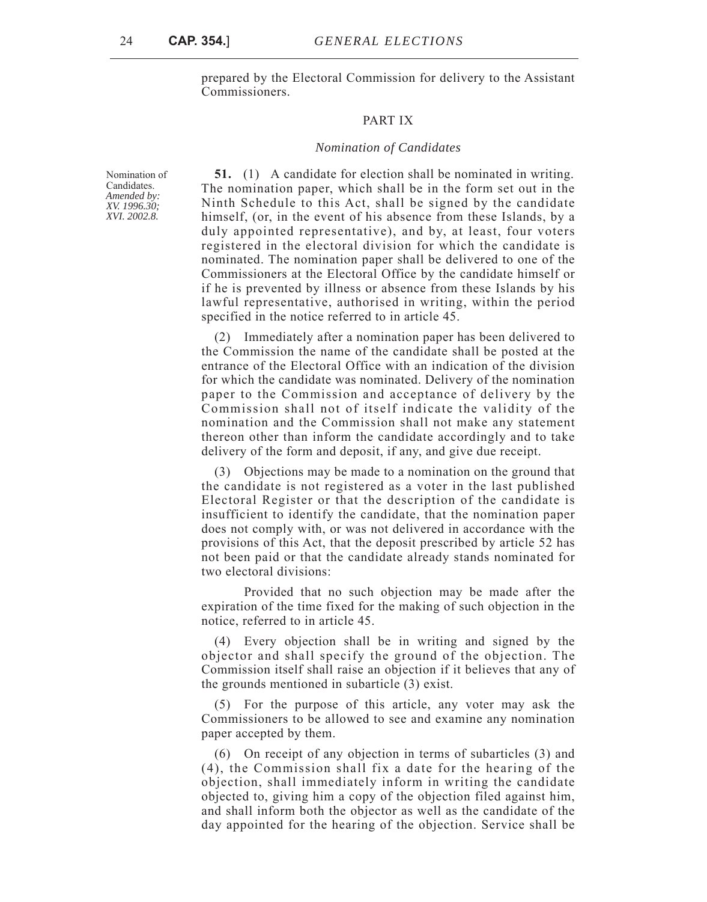prepared by the Electoral Commission for delivery to the Assistant Commissioners.

## PART IX

### *Nomination of Candidates*

Nomination of Candidates.
*Amended by: XV. 1996.30; XVI. 2002.8.*

**51.** (1) A candidate for election shall be nominated in writing. The nomination paper, which shall be in the form set out in the Ninth Schedule to this Act, shall be signed by the candidate himself, (or, in the event of his absence from these Islands, by a duly appointed representative), and by, at least, four voters registered in the electoral division for which the candidate is nominated. The nomination paper shall be delivered to one of the Commissioners at the Electoral Office by the candidate himself or if he is prevented by illness or absence from these Islands by his lawful representative, authorised in writing, within the period specified in the notice referred to in article 45.

(2) Immediately after a nomination paper has been delivered to the Commission the name of the candidate shall be posted at the entrance of the Electoral Office with an indication of the division for which the candidate was nominated. Delivery of the nomination paper to the Commission and acceptance of delivery by the Commission shall not of itself indicate the validity of the nomination and the Commission shall not make any statement thereon other than inform the candidate accordingly and to take delivery of the form and deposit, if any, and give due receipt.

(3) Objections may be made to a nomination on the ground that the candidate is not registered as a voter in the last published Electoral Register or that the description of the candidate is insufficient to identify the candidate, that the nomination paper does not comply with, or was not delivered in accordance with the provisions of this Act, that the deposit prescribed by article 52 has not been paid or that the candidate already stands nominated for two electoral divisions:

Provided that no such objection may be made after the expiration of the time fixed for the making of such objection in the notice, referred to in article 45.

(4) Every objection shall be in writing and signed by the objector and shall specify the ground of the objection. The Commission itself shall raise an objection if it believes that any of the grounds mentioned in subarticle (3) exist.

(5) For the purpose of this article, any voter may ask the Commissioners to be allowed to see and examine any nomination paper accepted by them.

(6) On receipt of any objection in terms of subarticles (3) and (4), the Commission shall fix a date for the hearing of the objection, shall immediately inform in writing the candidate objected to, giving him a copy of the objection filed against him, and shall inform both the objector as well as the candidate of the day appointed for the hearing of the objection. Service shall be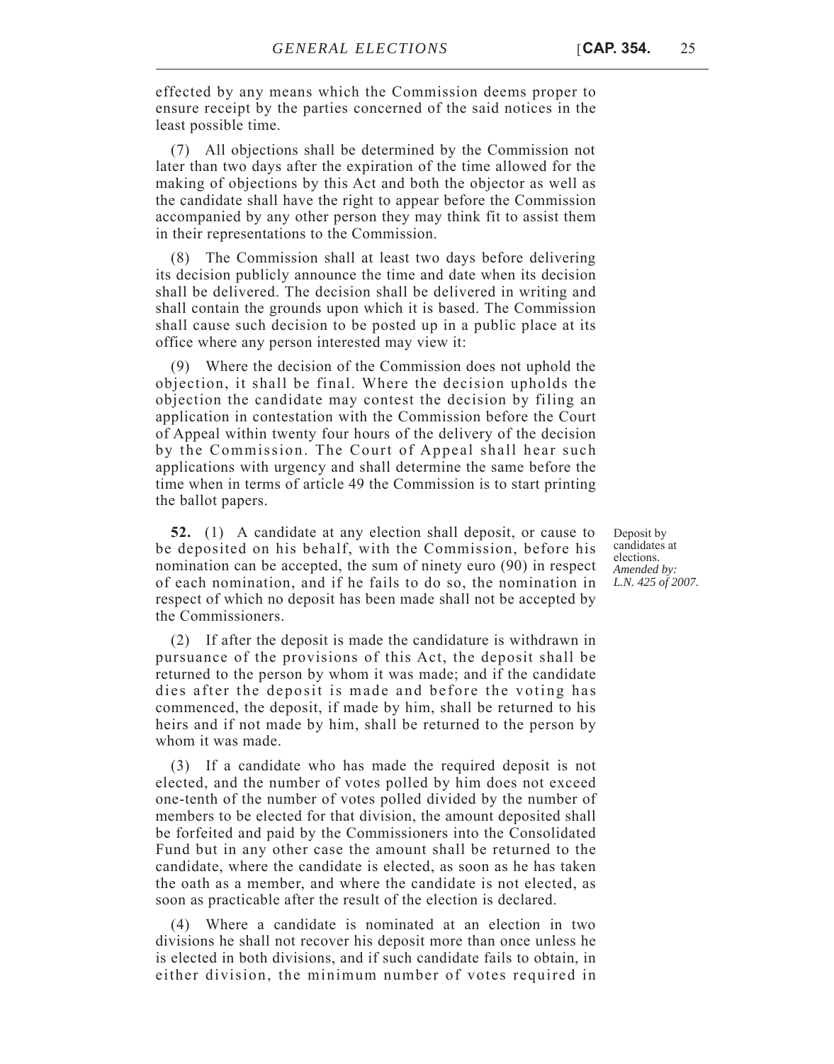effected by any means which the Commission deems proper to ensure receipt by the parties concerned of the said notices in the least possible time.

(7) All objections shall be determined by the Commission not later than two days after the expiration of the time allowed for the making of objections by this Act and both the objector as well as the candidate shall have the right to appear before the Commission accompanied by any other person they may think fit to assist them in their representations to the Commission.

(8) The Commission shall at least two days before delivering its decision publicly announce the time and date when its decision shall be delivered. The decision shall be delivered in writing and shall contain the grounds upon which it is based. The Commission shall cause such decision to be posted up in a public place at its office where any person interested may view it:

(9) Where the decision of the Commission does not uphold the objection, it shall be final. Where the decision upholds the objection the candidate may contest the decision by filing an application in contestation with the Commission before the Court of Appeal within twenty four hours of the delivery of the decision by the Commission. The Court of Appeal shall hear such applications with urgency and shall determine the same before the time when in terms of article 49 the Commission is to start printing the ballot papers.

Deposit by candidates at elections.
*Amended by: L.N. 425 of 2007.*

**52.** (1) A candidate at any election shall deposit, or cause to be deposited on his behalf, with the Commission, before his nomination can be accepted, the sum of ninety euro (90) in respect of each nomination, and if he fails to do so, the nomination in respect of which no deposit has been made shall not be accepted by the Commissioners.

(2) If after the deposit is made the candidature is withdrawn in pursuance of the provisions of this Act, the deposit shall be returned to the person by whom it was made; and if the candidate dies after the deposit is made and before the voting has commenced, the deposit, if made by him, shall be returned to his heirs and if not made by him, shall be returned to the person by whom it was made.

(3) If a candidate who has made the required deposit is not elected, and the number of votes polled by him does not exceed one-tenth of the number of votes polled divided by the number of members to be elected for that division, the amount deposited shall be forfeited and paid by the Commissioners into the Consolidated Fund but in any other case the amount shall be returned to the candidate, where the candidate is elected, as soon as he has taken the oath as a member, and where the candidate is not elected, as soon as practicable after the result of the election is declared.

(4) Where a candidate is nominated at an election in two divisions he shall not recover his deposit more than once unless he is elected in both divisions, and if such candidate fails to obtain, in either division, the minimum number of votes required in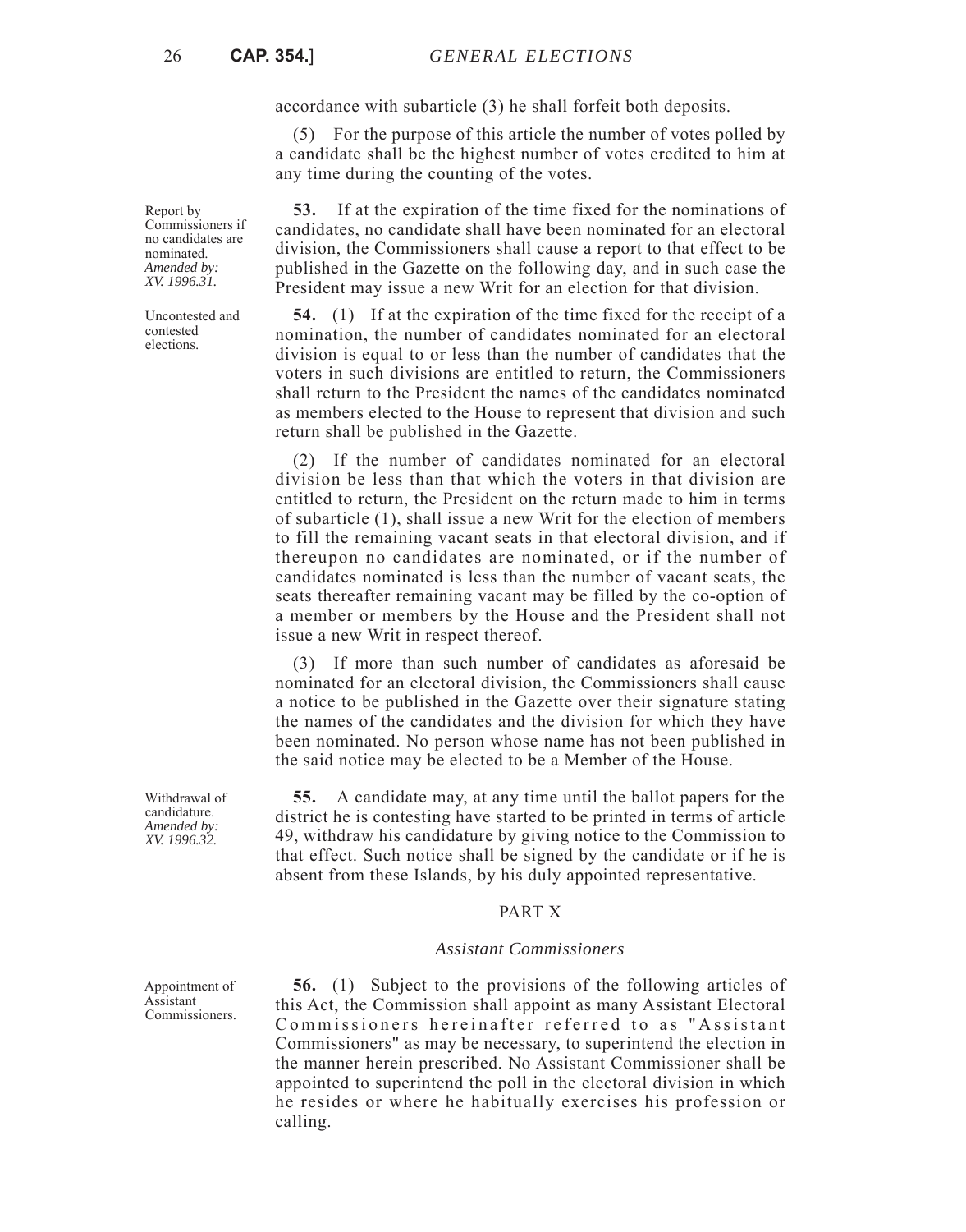accordance with subarticle (3) he shall forfeit both deposits.

(5) For the purpose of this article the number of votes polled by a candidate shall be the highest number of votes credited to him at any time during the counting of the votes.

Report by Commissioners if no candidates are nominated. *Amended by: XV. 1996.31.*

**53.** If at the expiration of the time fixed for the nominations of candidates, no candidate shall have been nominated for an electoral division, the Commissioners shall cause a report to that effect to be published in the Gazette on the following day, and in such case the President may issue a new Writ for an election for that division.

Uncontested and contested elections.

**54.** (1) If at the expiration of the time fixed for the receipt of a nomination, the number of candidates nominated for an electoral division is equal to or less than the number of candidates that the voters in such divisions are entitled to return, the Commissioners shall return to the President the names of the candidates nominated as members elected to the House to represent that division and such return shall be published in the Gazette.

(2) If the number of candidates nominated for an electoral division be less than that which the voters in that division are entitled to return, the President on the return made to him in terms of subarticle (1), shall issue a new Writ for the election of members to fill the remaining vacant seats in that electoral division, and if thereupon no candidates are nominated, or if the number of candidates nominated is less than the number of vacant seats, the seats thereafter remaining vacant may be filled by the co-option of a member or members by the House and the President shall not issue a new Writ in respect thereof.

(3) If more than such number of candidates as aforesaid be nominated for an electoral division, the Commissioners shall cause a notice to be published in the Gazette over their signature stating the names of the candidates and the division for which they have been nominated. No person whose name has not been published in the said notice may be elected to be a Member of the House.

Withdrawal of candidature. *Amended by: XV. 1996.32.*

**55.** A candidate may, at any time until the ballot papers for the district he is contesting have started to be printed in terms of article 49, withdraw his candidature by giving notice to the Commission to that effect. Such notice shall be signed by the candidate or if he is absent from these Islands, by his duly appointed representative.

## PART X

### *Assistant Commissioners*

Appointment of Assistant Commissioners.

**56.** (1) Subject to the provisions of the following articles of this Act, the Commission shall appoint as many Assistant Electoral Commissioners hereinafter referred to as "Assistant Commissioners" as may be necessary, to superintend the election in the manner herein prescribed. No Assistant Commissioner shall be appointed to superintend the poll in the electoral division in which he resides or where he habitually exercises his profession or calling.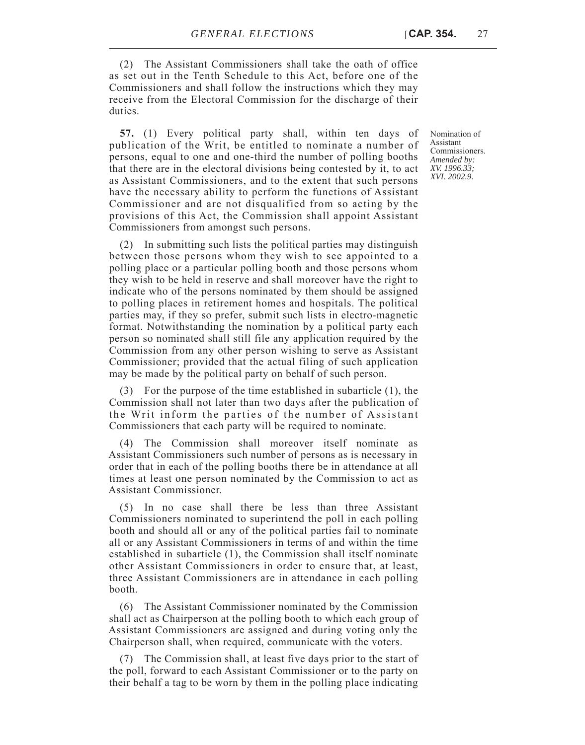(2) The Assistant Commissioners shall take the oath of office as set out in the Tenth Schedule to this Act, before one of the Commissioners and shall follow the instructions which they may receive from the Electoral Commission for the discharge of their duties.

Nomination of Assistant Commissioners. *Amended by: XV. 1996.33; XVI. 2002.9.*

**57.** (1) Every political party shall, within ten days of publication of the Writ, be entitled to nominate a number of persons, equal to one and one-third the number of polling booths that there are in the electoral divisions being contested by it, to act as Assistant Commissioners, and to the extent that such persons have the necessary ability to perform the functions of Assistant Commissioner and are not disqualified from so acting by the provisions of this Act, the Commission shall appoint Assistant Commissioners from amongst such persons.

(2) In submitting such lists the political parties may distinguish between those persons whom they wish to see appointed to a polling place or a particular polling booth and those persons whom they wish to be held in reserve and shall moreover have the right to indicate who of the persons nominated by them should be assigned to polling places in retirement homes and hospitals. The political parties may, if they so prefer, submit such lists in electro-magnetic format. Notwithstanding the nomination by a political party each person so nominated shall still file any application required by the Commission from any other person wishing to serve as Assistant Commissioner; provided that the actual filing of such application may be made by the political party on behalf of such person.

(3) For the purpose of the time established in subarticle (1), the Commission shall not later than two days after the publication of the Writ inform the parties of the number of Assistant Commissioners that each party will be required to nominate.

(4) The Commission shall moreover itself nominate as Assistant Commissioners such number of persons as is necessary in order that in each of the polling booths there be in attendance at all times at least one person nominated by the Commission to act as Assistant Commissioner.

(5) In no case shall there be less than three Assistant Commissioners nominated to superintend the poll in each polling booth and should all or any of the political parties fail to nominate all or any Assistant Commissioners in terms of and within the time established in subarticle (1), the Commission shall itself nominate other Assistant Commissioners in order to ensure that, at least, three Assistant Commissioners are in attendance in each polling booth.

(6) The Assistant Commissioner nominated by the Commission shall act as Chairperson at the polling booth to which each group of Assistant Commissioners are assigned and during voting only the Chairperson shall, when required, communicate with the voters.

(7) The Commission shall, at least five days prior to the start of the poll, forward to each Assistant Commissioner or to the party on their behalf a tag to be worn by them in the polling place indicating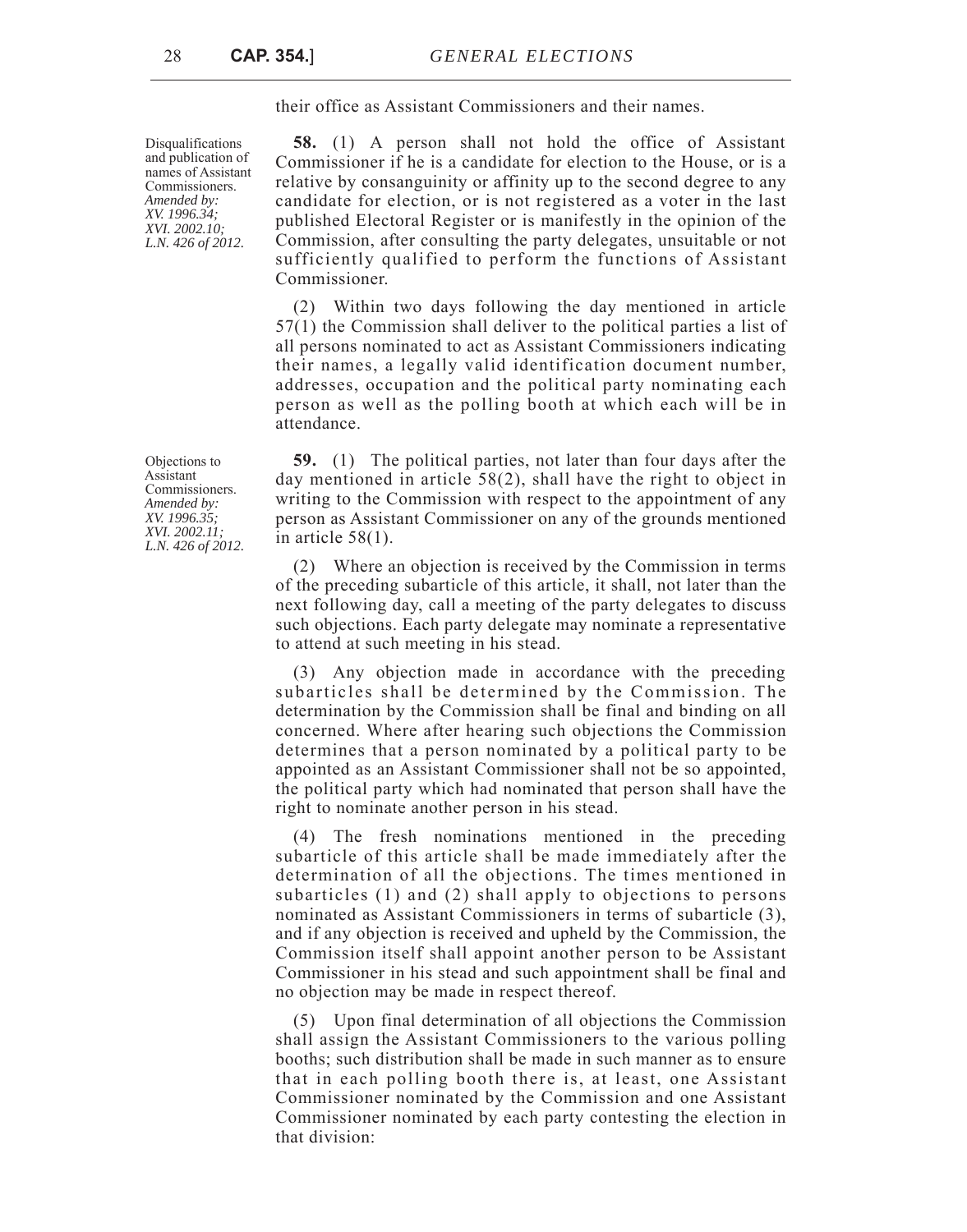their office as Assistant Commissioners and their names.

Disqualifications and publication of names of Assistant Commissioners.
*Amended by: XV. 1996.34; XVI. 2002.10; L.N. 426 of 2012.*

**58.** (1) A person shall not hold the office of Assistant Commissioner if he is a candidate for election to the House, or is a relative by consanguinity or affinity up to the second degree to any candidate for election, or is not registered as a voter in the last published Electoral Register or is manifestly in the opinion of the Commission, after consulting the party delegates, unsuitable or not sufficiently qualified to perform the functions of Assistant Commissioner.

(2) Within two days following the day mentioned in article 57(1) the Commission shall deliver to the political parties a list of all persons nominated to act as Assistant Commissioners indicating their names, a legally valid identification document number, addresses, occupation and the political party nominating each person as well as the polling booth at which each will be in attendance.

Objections to Assistant Commissioners.
*Amended by: XV. 1996.35; XVI. 2002.11; L.N. 426 of 2012.*

**59.** (1) The political parties, not later than four days after the day mentioned in article 58(2), shall have the right to object in writing to the Commission with respect to the appointment of any person as Assistant Commissioner on any of the grounds mentioned in article 58(1).

(2) Where an objection is received by the Commission in terms of the preceding subarticle of this article, it shall, not later than the next following day, call a meeting of the party delegates to discuss such objections. Each party delegate may nominate a representative to attend at such meeting in his stead.

(3) Any objection made in accordance with the preceding subarticles shall be determined by the Commission. The determination by the Commission shall be final and binding on all concerned. Where after hearing such objections the Commission determines that a person nominated by a political party to be appointed as an Assistant Commissioner shall not be so appointed, the political party which had nominated that person shall have the right to nominate another person in his stead.

(4) The fresh nominations mentioned in the preceding subarticle of this article shall be made immediately after the determination of all the objections. The times mentioned in subarticles (1) and (2) shall apply to objections to persons nominated as Assistant Commissioners in terms of subarticle (3), and if any objection is received and upheld by the Commission, the Commission itself shall appoint another person to be Assistant Commissioner in his stead and such appointment shall be final and no objection may be made in respect thereof.

(5) Upon final determination of all objections the Commission shall assign the Assistant Commissioners to the various polling booths; such distribution shall be made in such manner as to ensure that in each polling booth there is, at least, one Assistant Commissioner nominated by the Commission and one Assistant Commissioner nominated by each party contesting the election in that division: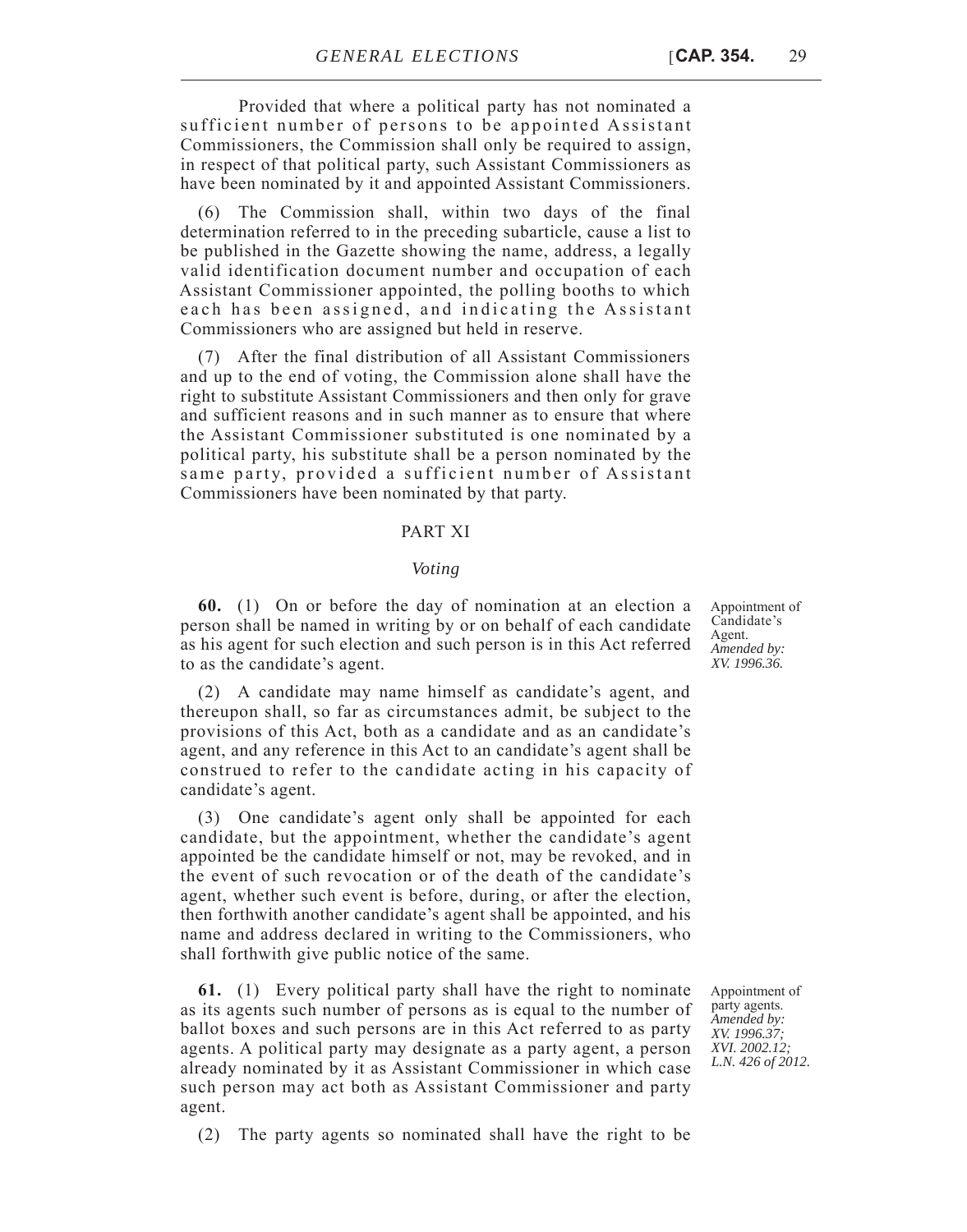Provided that where a political party has not nominated a sufficient number of persons to be appointed Assistant Commissioners, the Commission shall only be required to assign, in respect of that political party, such Assistant Commissioners as have been nominated by it and appointed Assistant Commissioners.

(6) The Commission shall, within two days of the final determination referred to in the preceding subarticle, cause a list to be published in the Gazette showing the name, address, a legally valid identification document number and occupation of each Assistant Commissioner appointed, the polling booths to which each has been assigned, and indicating the Assistant Commissioners who are assigned but held in reserve.

(7) After the final distribution of all Assistant Commissioners and up to the end of voting, the Commission alone shall have the right to substitute Assistant Commissioners and then only for grave and sufficient reasons and in such manner as to ensure that where the Assistant Commissioner substituted is one nominated by a political party, his substitute shall be a person nominated by the same party, provided a sufficient number of Assistant Commissioners have been nominated by that party.

## PART XI

### *Voting*

Appointment of Candidate's Agent.
*Amended by: XV. 1996.36.*

**60.** (1) On or before the day of nomination at an election a person shall be named in writing by or on behalf of each candidate as his agent for such election and such person is in this Act referred to as the candidate's agent.

(2) A candidate may name himself as candidate's agent, and thereupon shall, so far as circumstances admit, be subject to the provisions of this Act, both as a candidate and as an candidate's agent, and any reference in this Act to an candidate's agent shall be construed to refer to the candidate acting in his capacity of candidate's agent.

(3) One candidate's agent only shall be appointed for each candidate, but the appointment, whether the candidate's agent appointed be the candidate himself or not, may be revoked, and in the event of such revocation or of the death of the candidate's agent, whether such event is before, during, or after the election, then forthwith another candidate's agent shall be appointed, and his name and address declared in writing to the Commissioners, who shall forthwith give public notice of the same.

Appointment of party agents.
*Amended by: XV. 1996.37; XVI. 2002.12; L.N. 426 of 2012.*

**61.** (1) Every political party shall have the right to nominate as its agents such number of persons as is equal to the number of ballot boxes and such persons are in this Act referred to as party agents. A political party may designate as a party agent, a person already nominated by it as Assistant Commissioner in which case such person may act both as Assistant Commissioner and party agent.

(2) The party agents so nominated shall have the right to be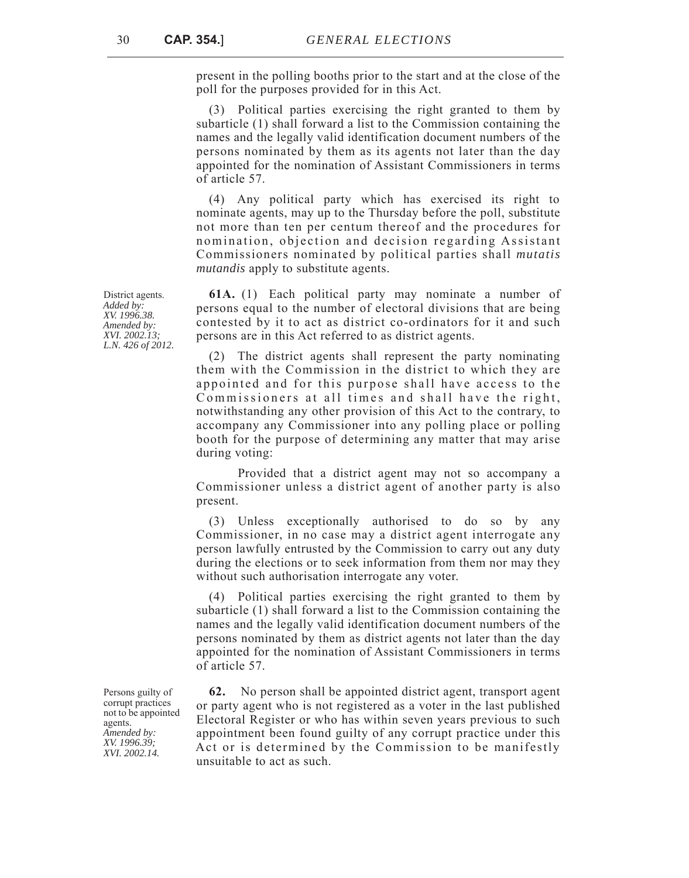present in the polling booths prior to the start and at the close of the poll for the purposes provided for in this Act.

(3) Political parties exercising the right granted to them by subarticle (1) shall forward a list to the Commission containing the names and the legally valid identification document numbers of the persons nominated by them as its agents not later than the day appointed for the nomination of Assistant Commissioners in terms of article 57.

(4) Any political party which has exercised its right to nominate agents, may up to the Thursday before the poll, substitute not more than ten per centum thereof and the procedures for nomination, objection and decision regarding Assistant Commissioners nominated by political parties shall *mutatis mutandis* apply to substitute agents.

District agents.
*Added by: XV. 1996.38. Amended by: XVI. 2002.13; L.N. 426 of 2012.*

**61A.** (1) Each political party may nominate a number of persons equal to the number of electoral divisions that are being contested by it to act as district co-ordinators for it and such persons are in this Act referred to as district agents.

(2) The district agents shall represent the party nominating them with the Commission in the district to which they are appointed and for this purpose shall have access to the Commissioners at all times and shall have the right, notwithstanding any other provision of this Act to the contrary, to accompany any Commissioner into any polling place or polling booth for the purpose of determining any matter that may arise during voting:

Provided that a district agent may not so accompany a Commissioner unless a district agent of another party is also present.

(3) Unless exceptionally authorised to do so by any Commissioner, in no case may a district agent interrogate any person lawfully entrusted by the Commission to carry out any duty during the elections or to seek information from them nor may they without such authorisation interrogate any voter.

(4) Political parties exercising the right granted to them by subarticle (1) shall forward a list to the Commission containing the names and the legally valid identification document numbers of the persons nominated by them as district agents not later than the day appointed for the nomination of Assistant Commissioners in terms of article 57.

Persons guilty of corrupt practices not to be appointed agents.
*Amended by: XV. 1996.39; XVI. 2002.14.*

**62.** No person shall be appointed district agent, transport agent or party agent who is not registered as a voter in the last published Electoral Register or who has within seven years previous to such appointment been found guilty of any corrupt practice under this Act or is determined by the Commission to be manifestly unsuitable to act as such.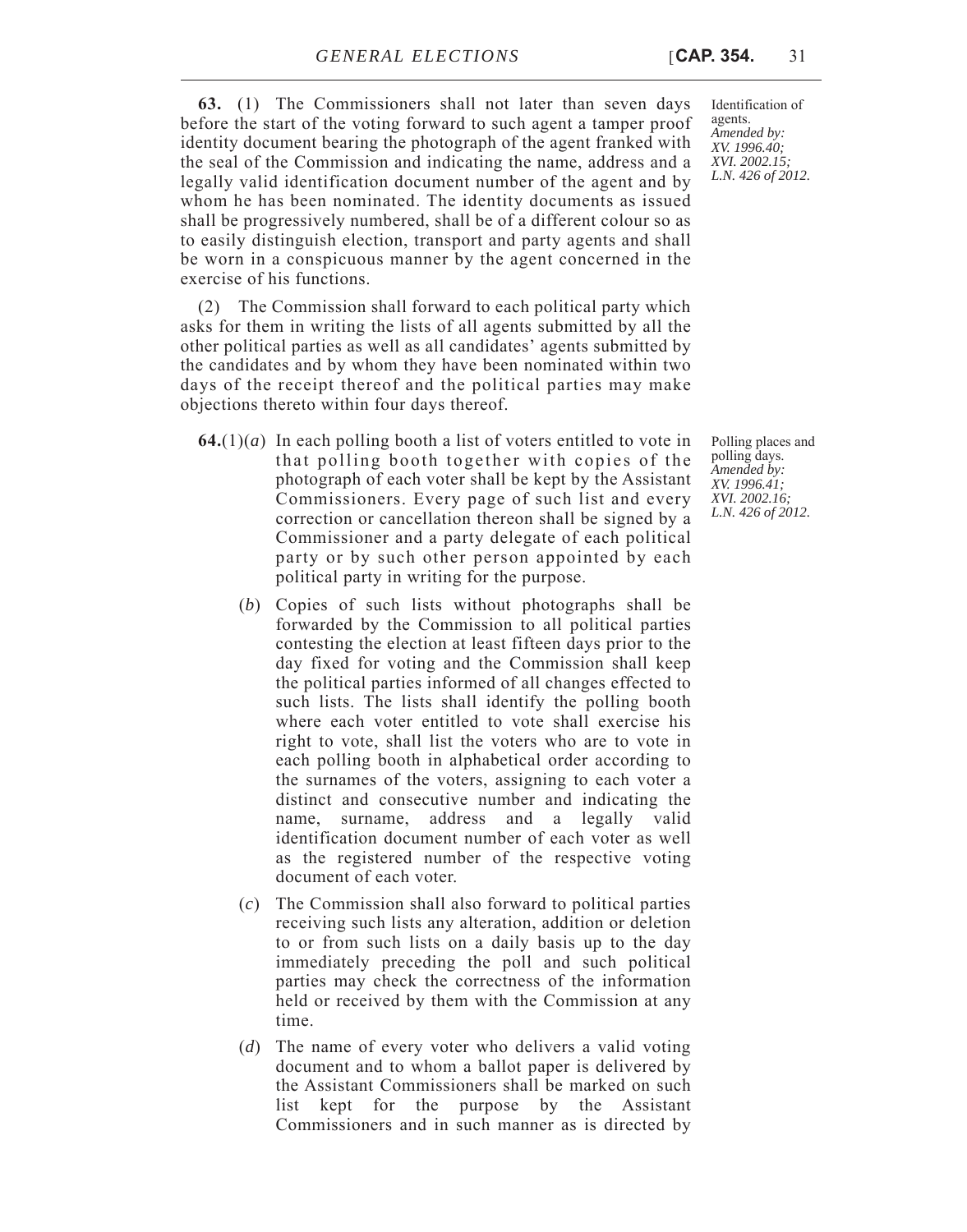**63.** (1) The Commissioners shall not later than seven days before the start of the voting forward to such agent a tamper proof identity document bearing the photograph of the agent franked with the seal of the Commission and indicating the name, address and a legally valid identification document number of the agent and by whom he has been nominated. The identity documents as issued shall be progressively numbered, shall be of a different colour so as to easily distinguish election, transport and party agents and shall be worn in a conspicuous manner by the agent concerned in the exercise of his functions.

Identification of agents.
*Amended by: XV. 1996.40; XVI. 2002.15; L.N. 426 of 2012.*

(2) The Commission shall forward to each political party which asks for them in writing the lists of all agents submitted by all the other political parties as well as all candidates' agents submitted by the candidates and by whom they have been nominated within two days of the receipt thereof and the political parties may make objections thereto within four days thereof.

**64.**(1)(*a*) In each polling booth a list of voters entitled to vote in that polling booth together with copies of the photograph of each voter shall be kept by the Assistant Commissioners. Every page of such list and every correction or cancellation thereon shall be signed by a Commissioner and a party delegate of each political party or by such other person appointed by each political party in writing for the purpose.

Polling places and polling days.
*Amended by: XV. 1996.41; XVI. 2002.16; L.N. 426 of 2012.*

(*b*) Copies of such lists without photographs shall be forwarded by the Commission to all political parties contesting the election at least fifteen days prior to the day fixed for voting and the Commission shall keep the political parties informed of all changes effected to such lists. The lists shall identify the polling booth where each voter entitled to vote shall exercise his right to vote, shall list the voters who are to vote in each polling booth in alphabetical order according to the surnames of the voters, assigning to each voter a distinct and consecutive number and indicating the name, surname, address and a legally valid identification document number of each voter as well as the registered number of the respective voting document of each voter.

(*c*) The Commission shall also forward to political parties receiving such lists any alteration, addition or deletion to or from such lists on a daily basis up to the day immediately preceding the poll and such political parties may check the correctness of the information held or received by them with the Commission at any time.

(*d*) The name of every voter who delivers a valid voting document and to whom a ballot paper is delivered by the Assistant Commissioners shall be marked on such list kept for the purpose by the Assistant Commissioners and in such manner as is directed by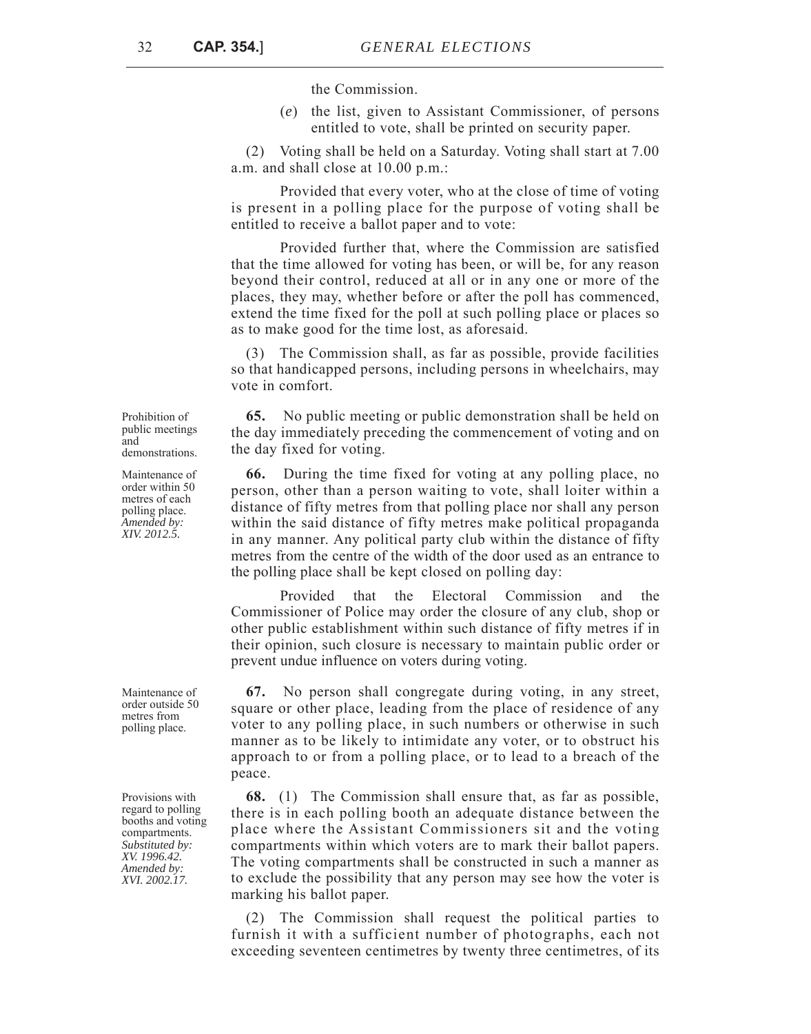the Commission.

(*e*) the list, given to Assistant Commissioner, of persons entitled to vote, shall be printed on security paper.

(2) Voting shall be held on a Saturday. Voting shall start at 7.00 a.m. and shall close at 10.00 p.m.:

Provided that every voter, who at the close of time of voting is present in a polling place for the purpose of voting shall be entitled to receive a ballot paper and to vote:

Provided further that, where the Commission are satisfied that the time allowed for voting has been, or will be, for any reason beyond their control, reduced at all or in any one or more of the places, they may, whether before or after the poll has commenced, extend the time fixed for the poll at such polling place or places so as to make good for the time lost, as aforesaid.

(3) The Commission shall, as far as possible, provide facilities so that handicapped persons, including persons in wheelchairs, may vote in comfort.

Prohibition of public meetings and demonstrations.

**65.** No public meeting or public demonstration shall be held on the day immediately preceding the commencement of voting and on the day fixed for voting.

Maintenance of order within 50 metres of each polling place. *Amended by: XIV. 2012.5.*

**66.** During the time fixed for voting at any polling place, no person, other than a person waiting to vote, shall loiter within a distance of fifty metres from that polling place nor shall any person within the said distance of fifty metres make political propaganda in any manner. Any political party club within the distance of fifty metres from the centre of the width of the door used as an entrance to the polling place shall be kept closed on polling day:

Provided that the Electoral Commission and the Commissioner of Police may order the closure of any club, shop or other public establishment within such distance of fifty metres if in their opinion, such closure is necessary to maintain public order or prevent undue influence on voters during voting.

Maintenance of order outside 50 metres from polling place.

**67.** No person shall congregate during voting, in any street, square or other place, leading from the place of residence of any voter to any polling place, in such numbers or otherwise in such manner as to be likely to intimidate any voter, or to obstruct his approach to or from a polling place, or to lead to a breach of the peace.

Provisions with regard to polling booths and voting compartments. *Substituted by: XV. 1996.42. Amended by: XVI. 2002.17.*

**68.** (1) The Commission shall ensure that, as far as possible, there is in each polling booth an adequate distance between the place where the Assistant Commissioners sit and the voting compartments within which voters are to mark their ballot papers. The voting compartments shall be constructed in such a manner as to exclude the possibility that any person may see how the voter is marking his ballot paper.

(2) The Commission shall request the political parties to furnish it with a sufficient number of photographs, each not exceeding seventeen centimetres by twenty three centimetres, of its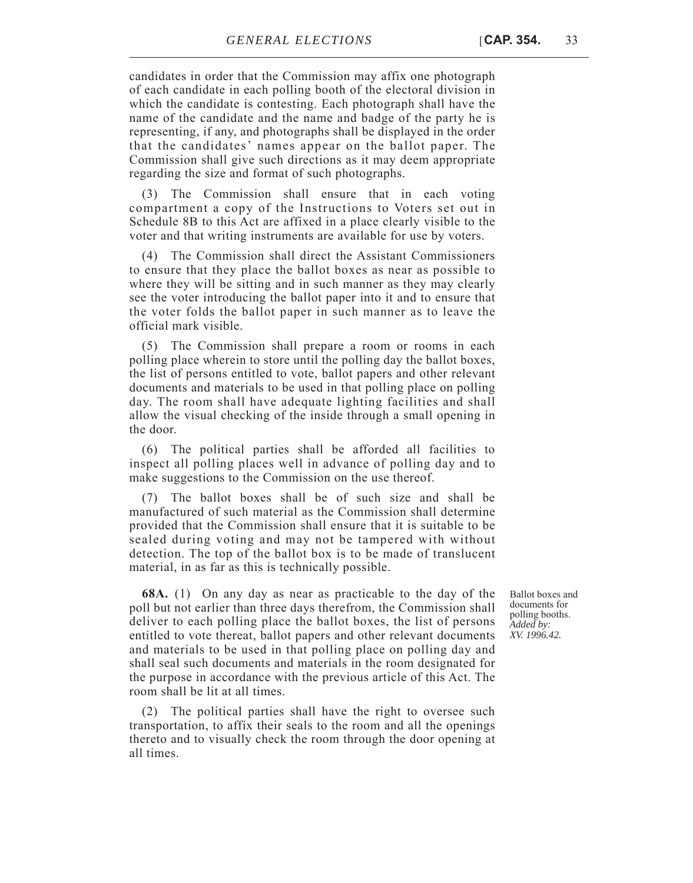candidates in order that the Commission may affix one photograph of each candidate in each polling booth of the electoral division in which the candidate is contesting. Each photograph shall have the name of the candidate and the name and badge of the party he is representing, if any, and photographs shall be displayed in the order that the candidates' names appear on the ballot paper. The Commission shall give such directions as it may deem appropriate regarding the size and format of such photographs.

(3) The Commission shall ensure that in each voting compartment a copy of the Instructions to Voters set out in Schedule 8B to this Act are affixed in a place clearly visible to the voter and that writing instruments are available for use by voters.

(4) The Commission shall direct the Assistant Commissioners to ensure that they place the ballot boxes as near as possible to where they will be sitting and in such manner as they may clearly see the voter introducing the ballot paper into it and to ensure that the voter folds the ballot paper in such manner as to leave the official mark visible.

(5) The Commission shall prepare a room or rooms in each polling place wherein to store until the polling day the ballot boxes, the list of persons entitled to vote, ballot papers and other relevant documents and materials to be used in that polling place on polling day. The room shall have adequate lighting facilities and shall allow the visual checking of the inside through a small opening in the door.

(6) The political parties shall be afforded all facilities to inspect all polling places well in advance of polling day and to make suggestions to the Commission on the use thereof.

(7) The ballot boxes shall be of such size and shall be manufactured of such material as the Commission shall determine provided that the Commission shall ensure that it is suitable to be sealed during voting and may not be tampered with without detection. The top of the ballot box is to be made of translucent material, in as far as this is technically possible.

Ballot boxes and documents for polling booths.
*Added by: XV. 1996.42.*

**68A.** (1) On any day as near as practicable to the day of the poll but not earlier than three days therefrom, the Commission shall deliver to each polling place the ballot boxes, the list of persons entitled to vote thereat, ballot papers and other relevant documents and materials to be used in that polling place on polling day and shall seal such documents and materials in the room designated for the purpose in accordance with the previous article of this Act. The room shall be lit at all times.

(2) The political parties shall have the right to oversee such transportation, to affix their seals to the room and all the openings thereto and to visually check the room through the door opening at all times.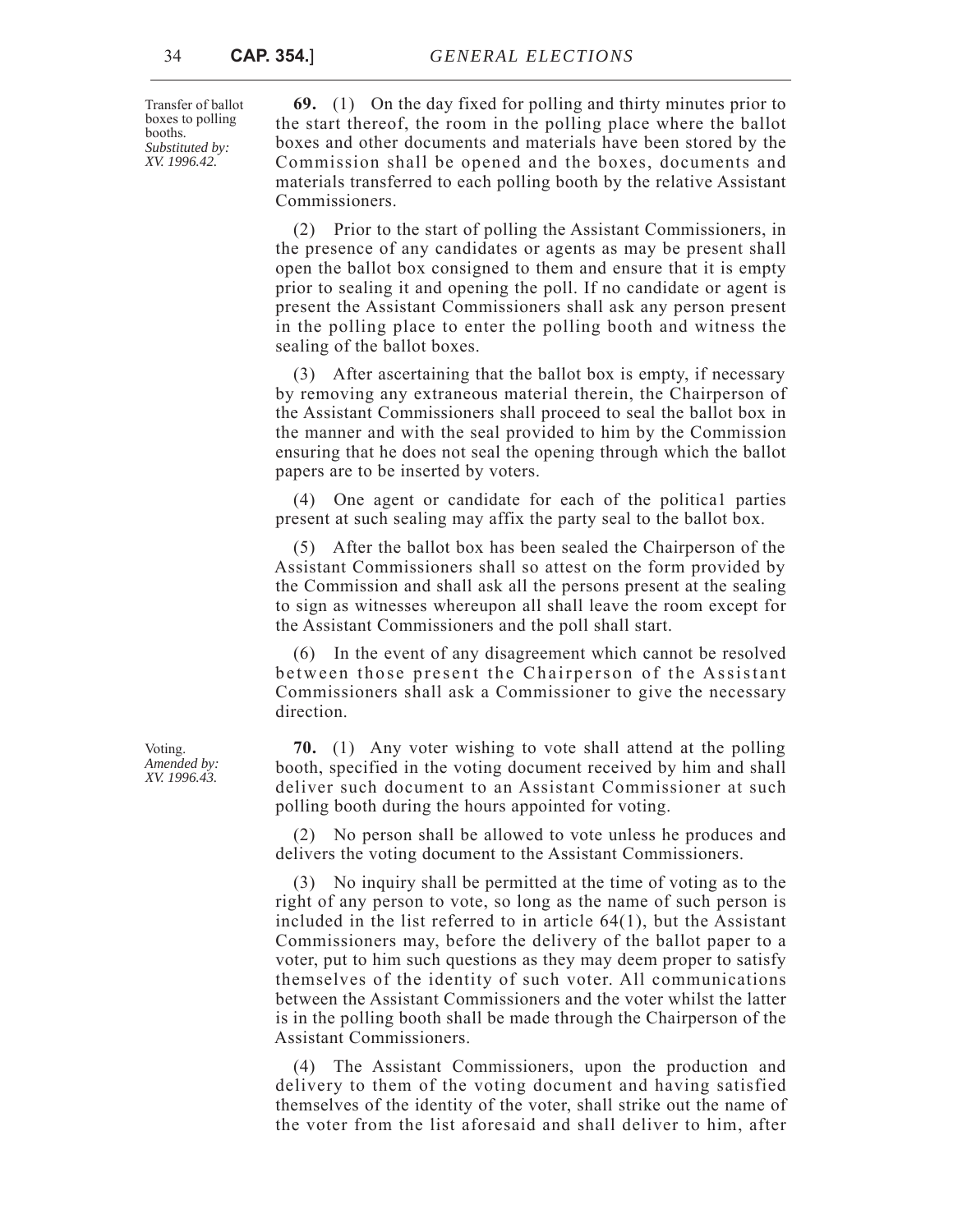Transfer of ballot boxes to polling booths.
*Substituted by: XV. 1996.42.*

**69.** (1) On the day fixed for polling and thirty minutes prior to the start thereof, the room in the polling place where the ballot boxes and other documents and materials have been stored by the Commission shall be opened and the boxes, documents and materials transferred to each polling booth by the relative Assistant Commissioners.

(2) Prior to the start of polling the Assistant Commissioners, in the presence of any candidates or agents as may be present shall open the ballot box consigned to them and ensure that it is empty prior to sealing it and opening the poll. If no candidate or agent is present the Assistant Commissioners shall ask any person present in the polling place to enter the polling booth and witness the sealing of the ballot boxes.

(3) After ascertaining that the ballot box is empty, if necessary by removing any extraneous material therein, the Chairperson of the Assistant Commissioners shall proceed to seal the ballot box in the manner and with the seal provided to him by the Commission ensuring that he does not seal the opening through which the ballot papers are to be inserted by voters.

(4) One agent or candidate for each of the political parties present at such sealing may affix the party seal to the ballot box.

(5) After the ballot box has been sealed the Chairperson of the Assistant Commissioners shall so attest on the form provided by the Commission and shall ask all the persons present at the sealing to sign as witnesses whereupon all shall leave the room except for the Assistant Commissioners and the poll shall start.

(6) In the event of any disagreement which cannot be resolved between those present the Chairperson of the Assistant Commissioners shall ask a Commissioner to give the necessary direction.

Voting.
*Amended by: XV. 1996.43.*

**70.** (1) Any voter wishing to vote shall attend at the polling booth, specified in the voting document received by him and shall deliver such document to an Assistant Commissioner at such polling booth during the hours appointed for voting.

(2) No person shall be allowed to vote unless he produces and delivers the voting document to the Assistant Commissioners.

(3) No inquiry shall be permitted at the time of voting as to the right of any person to vote, so long as the name of such person is included in the list referred to in article 64(1), but the Assistant Commissioners may, before the delivery of the ballot paper to a voter, put to him such questions as they may deem proper to satisfy themselves of the identity of such voter. All communications between the Assistant Commissioners and the voter whilst the latter is in the polling booth shall be made through the Chairperson of the Assistant Commissioners.

(4) The Assistant Commissioners, upon the production and delivery to them of the voting document and having satisfied themselves of the identity of the voter, shall strike out the name of the voter from the list aforesaid and shall deliver to him, after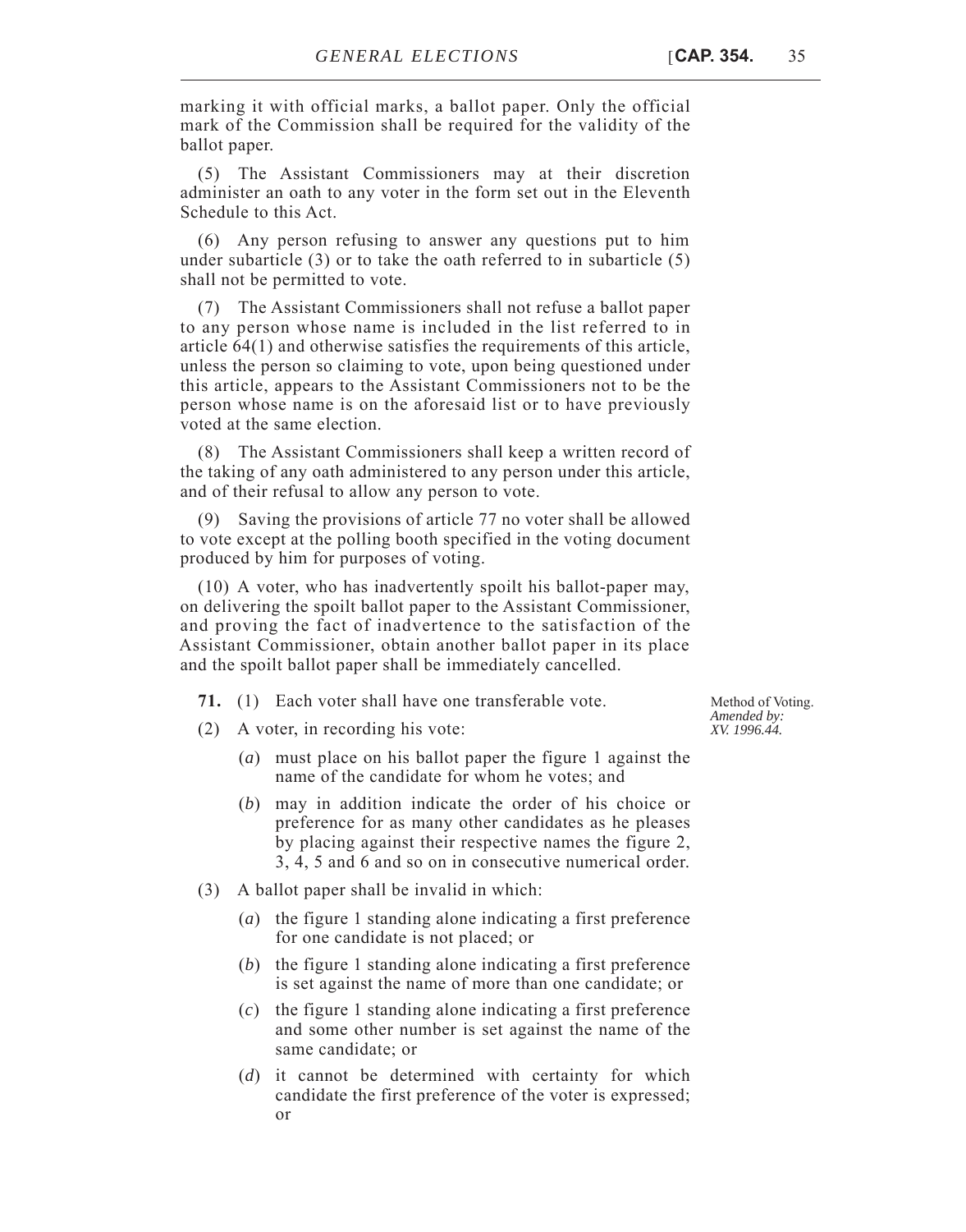marking it with official marks, a ballot paper. Only the official mark of the Commission shall be required for the validity of the ballot paper.

(5) The Assistant Commissioners may at their discretion administer an oath to any voter in the form set out in the Eleventh Schedule to this Act.

(6) Any person refusing to answer any questions put to him under subarticle (3) or to take the oath referred to in subarticle (5) shall not be permitted to vote.

(7) The Assistant Commissioners shall not refuse a ballot paper to any person whose name is included in the list referred to in article 64(1) and otherwise satisfies the requirements of this article, unless the person so claiming to vote, upon being questioned under this article, appears to the Assistant Commissioners not to be the person whose name is on the aforesaid list or to have previously voted at the same election.

(8) The Assistant Commissioners shall keep a written record of the taking of any oath administered to any person under this article, and of their refusal to allow any person to vote.

(9) Saving the provisions of article 77 no voter shall be allowed to vote except at the polling booth specified in the voting document produced by him for purposes of voting.

(10) A voter, who has inadvertently spoilt his ballot-paper may, on delivering the spoilt ballot paper to the Assistant Commissioner, and proving the fact of inadvertence to the satisfaction of the Assistant Commissioner, obtain another ballot paper in its place and the spoilt ballot paper shall be immediately cancelled.

Method of Voting.
*Amended by:*
*XV. 1996.44.*

**71.** (1) Each voter shall have one transferable vote.

(2) A voter, in recording his vote:

(*a*) must place on his ballot paper the figure 1 against the name of the candidate for whom he votes; and

(*b*) may in addition indicate the order of his choice or preference for as many other candidates as he pleases by placing against their respective names the figure 2, 3, 4, 5 and 6 and so on in consecutive numerical order.

(3) A ballot paper shall be invalid in which:

(*a*) the figure 1 standing alone indicating a first preference for one candidate is not placed; or

(*b*) the figure 1 standing alone indicating a first preference is set against the name of more than one candidate; or

(*c*) the figure 1 standing alone indicating a first preference and some other number is set against the name of the same candidate; or

(*d*) it cannot be determined with certainty for which candidate the first preference of the voter is expressed; or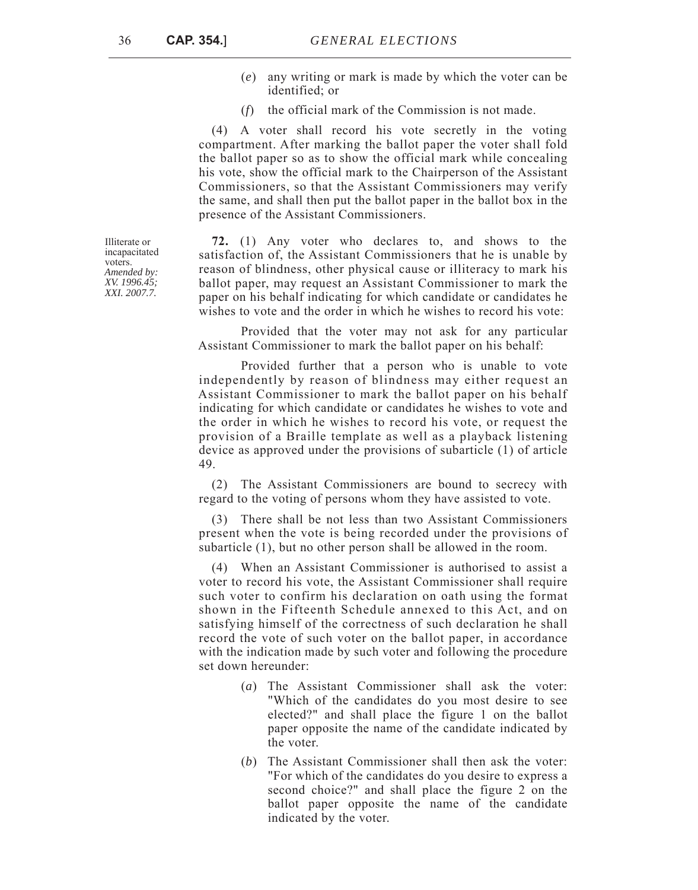(*e*) any writing or mark is made by which the voter can be identified; or

(*f*) the official mark of the Commission is not made.

(4) A voter shall record his vote secretly in the voting compartment. After marking the ballot paper the voter shall fold the ballot paper so as to show the official mark while concealing his vote, show the official mark to the Chairperson of the Assistant Commissioners, so that the Assistant Commissioners may verify the same, and shall then put the ballot paper in the ballot box in the presence of the Assistant Commissioners.

Illiterate or incapacitated voters.
*Amended by: XV. 1996.45; XXI. 2007.7.*

**72.** (1) Any voter who declares to, and shows to the satisfaction of, the Assistant Commissioners that he is unable by reason of blindness, other physical cause or illiteracy to mark his ballot paper, may request an Assistant Commissioner to mark the paper on his behalf indicating for which candidate or candidates he wishes to vote and the order in which he wishes to record his vote:

Provided that the voter may not ask for any particular Assistant Commissioner to mark the ballot paper on his behalf:

Provided further that a person who is unable to vote independently by reason of blindness may either request an Assistant Commissioner to mark the ballot paper on his behalf indicating for which candidate or candidates he wishes to vote and the order in which he wishes to record his vote, or request the provision of a Braille template as well as a playback listening device as approved under the provisions of subarticle (1) of article 49.

(2) The Assistant Commissioners are bound to secrecy with regard to the voting of persons whom they have assisted to vote.

(3) There shall be not less than two Assistant Commissioners present when the vote is being recorded under the provisions of subarticle (1), but no other person shall be allowed in the room.

(4) When an Assistant Commissioner is authorised to assist a voter to record his vote, the Assistant Commissioner shall require such voter to confirm his declaration on oath using the format shown in the Fifteenth Schedule annexed to this Act, and on satisfying himself of the correctness of such declaration he shall record the vote of such voter on the ballot paper, in accordance with the indication made by such voter and following the procedure set down hereunder:

(*a*) The Assistant Commissioner shall ask the voter: "Which of the candidates do you most desire to see elected?" and shall place the figure 1 on the ballot paper opposite the name of the candidate indicated by the voter.

(*b*) The Assistant Commissioner shall then ask the voter: "For which of the candidates do you desire to express a second choice?" and shall place the figure 2 on the ballot paper opposite the name of the candidate indicated by the voter.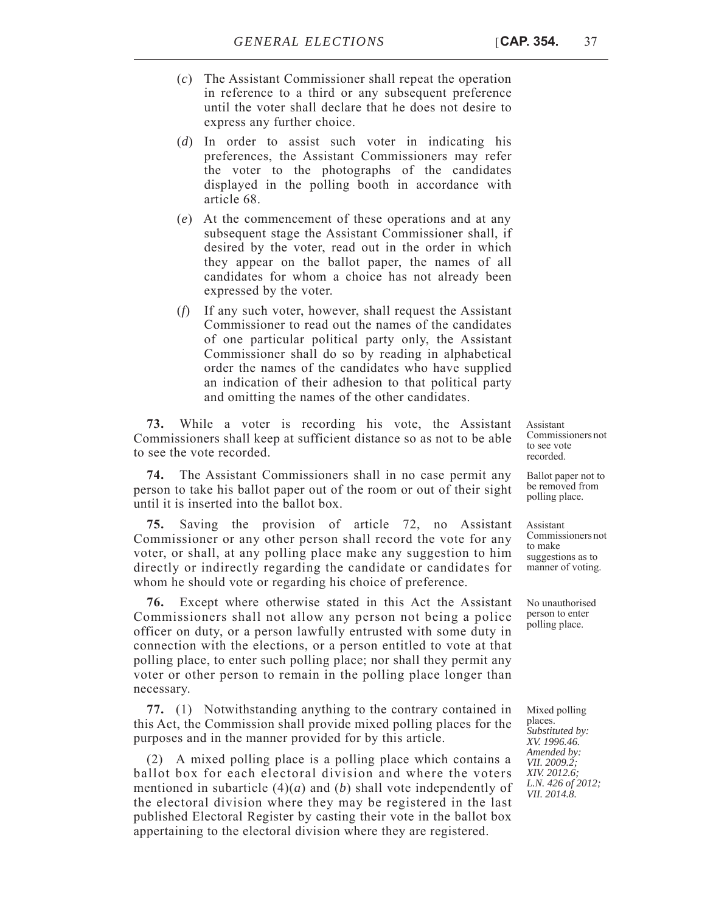(*c*) The Assistant Commissioner shall repeat the operation in reference to a third or any subsequent preference until the voter shall declare that he does not desire to express any further choice.

(*d*) In order to assist such voter in indicating his preferences, the Assistant Commissioners may refer the voter to the photographs of the candidates displayed in the polling booth in accordance with article 68.

(*e*) At the commencement of these operations and at any subsequent stage the Assistant Commissioner shall, if desired by the voter, read out in the order in which they appear on the ballot paper, the names of all candidates for whom a choice has not already been expressed by the voter.

(*f*) If any such voter, however, shall request the Assistant Commissioner to read out the names of the candidates of one particular political party only, the Assistant Commissioner shall do so by reading in alphabetical order the names of the candidates who have supplied an indication of their adhesion to that political party and omitting the names of the other candidates.

Assistant Commissioners not to see vote recorded.

**73.** While a voter is recording his vote, the Assistant Commissioners shall keep at sufficient distance so as not to be able to see the vote recorded.

Ballot paper not to be removed from polling place.

**74.** The Assistant Commissioners shall in no case permit any person to take his ballot paper out of the room or out of their sight until it is inserted into the ballot box.

Assistant Commissioners not to make suggestions as to manner of voting.

**75.** Saving the provision of article 72, no Assistant Commissioner or any other person shall record the vote for any voter, or shall, at any polling place make any suggestion to him directly or indirectly regarding the candidate or candidates for whom he should vote or regarding his choice of preference.

No unauthorised person to enter polling place.

**76.** Except where otherwise stated in this Act the Assistant Commissioners shall not allow any person not being a police officer on duty, or a person lawfully entrusted with some duty in connection with the elections, or a person entitled to vote at that polling place, to enter such polling place; nor shall they permit any voter or other person to remain in the polling place longer than necessary.

Mixed polling places.
*Substituted by: XV. 1996.46.*
*Amended by: VII. 2009.2; XIV. 2012.6; L.N. 426 of 2012; VII. 2014.8.*

**77.** (1) Notwithstanding anything to the contrary contained in this Act, the Commission shall provide mixed polling places for the purposes and in the manner provided for by this article.

(2) A mixed polling place is a polling place which contains a ballot box for each electoral division and where the voters mentioned in subarticle (4)(*a*) and (*b*) shall vote independently of the electoral division where they may be registered in the last published Electoral Register by casting their vote in the ballot box appertaining to the electoral division where they are registered.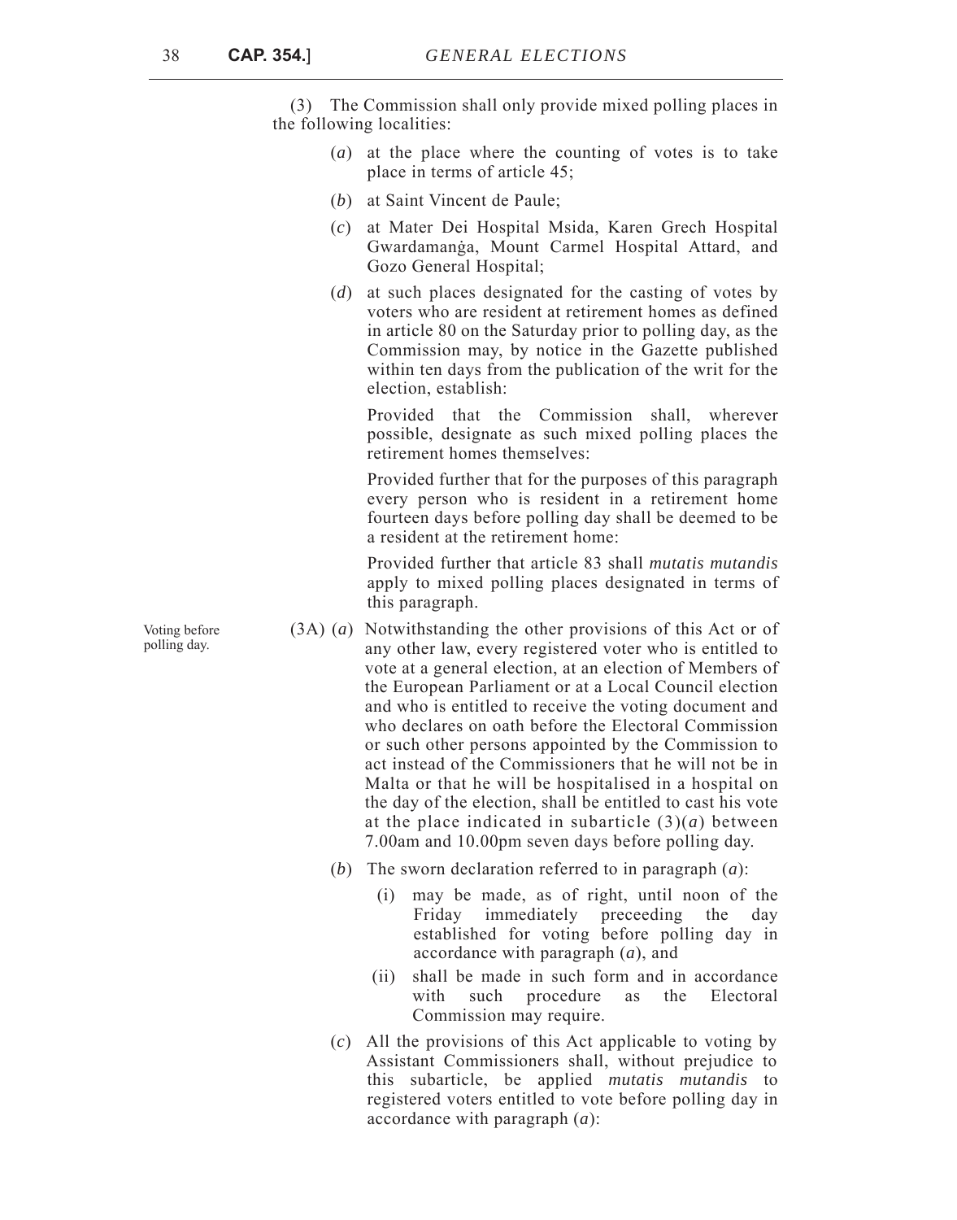(3) The Commission shall only provide mixed polling places in the following localities:

(*a*) at the place where the counting of votes is to take place in terms of article 45;

(*b*) at Saint Vincent de Paule;

(*c*) at Mater Dei Hospital Msida, Karen Grech Hospital Gwardamanġa, Mount Carmel Hospital Attard, and Gozo General Hospital;

(*d*) at such places designated for the casting of votes by voters who are resident at retirement homes as defined in article 80 on the Saturday prior to polling day, as the Commission may, by notice in the Gazette published within ten days from the publication of the writ for the election, establish:

Provided that the Commission shall, wherever possible, designate as such mixed polling places the retirement homes themselves:

Provided further that for the purposes of this paragraph every person who is resident in a retirement home fourteen days before polling day shall be deemed to be a resident at the retirement home:

Provided further that article 83 shall *mutatis mutandis* apply to mixed polling places designated in terms of this paragraph.

Voting before polling day.

(3A) (*a*) Notwithstanding the other provisions of this Act or of any other law, every registered voter who is entitled to vote at a general election, at an election of Members of the European Parliament or at a Local Council election and who is entitled to receive the voting document and who declares on oath before the Electoral Commission or such other persons appointed by the Commission to act instead of the Commissioners that he will not be in Malta or that he will be hospitalised in a hospital on the day of the election, shall be entitled to cast his vote at the place indicated in subarticle (3)(*a*) between 7.00am and 10.00pm seven days before polling day.

(*b*) The sworn declaration referred to in paragraph (*a*):

(i) may be made, as of right, until noon of the Friday immediately preceeding the day established for voting before polling day in accordance with paragraph (*a*), and

(ii) shall be made in such form and in accordance with such procedure as the Electoral Commission may require.

(*c*) All the provisions of this Act applicable to voting by Assistant Commissioners shall, without prejudice to this subarticle, be applied *mutatis mutandis* to registered voters entitled to vote before polling day in accordance with paragraph (*a*):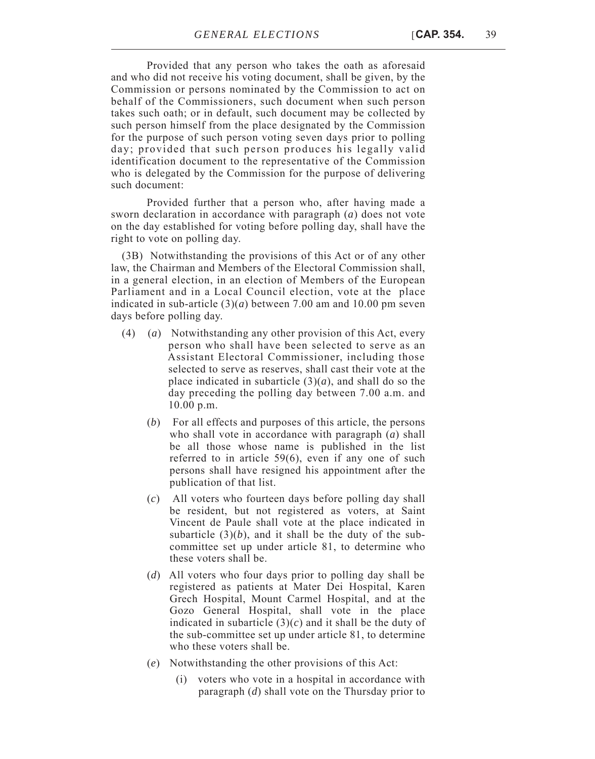Provided that any person who takes the oath as aforesaid and who did not receive his voting document, shall be given, by the Commission or persons nominated by the Commission to act on behalf of the Commissioners, such document when such person takes such oath; or in default, such document may be collected by such person himself from the place designated by the Commission for the purpose of such person voting seven days prior to polling day; provided that such person produces his legally valid identification document to the representative of the Commission who is delegated by the Commission for the purpose of delivering such document:

Provided further that a person who, after having made a sworn declaration in accordance with paragraph (*a*) does not vote on the day established for voting before polling day, shall have the right to vote on polling day.

(3B) Notwithstanding the provisions of this Act or of any other law, the Chairman and Members of the Electoral Commission shall, in a general election, in an election of Members of the European Parliament and in a Local Council election, vote at the place indicated in sub-article (3)(*a*) between 7.00 am and 10.00 pm seven days before polling day.

(4) (*a*) Notwithstanding any other provision of this Act, every person who shall have been selected to serve as an Assistant Electoral Commissioner, including those selected to serve as reserves, shall cast their vote at the place indicated in subarticle (3)(*a*), and shall do so the day preceding the polling day between 7.00 a.m. and 10.00 p.m.

(*b*) For all effects and purposes of this article, the persons who shall vote in accordance with paragraph (*a*) shall be all those whose name is published in the list referred to in article 59(6), even if any one of such persons shall have resigned his appointment after the publication of that list.

(*c*) All voters who fourteen days before polling day shall be resident, but not registered as voters, at Saint Vincent de Paule shall vote at the place indicated in subarticle (3)(*b*), and it shall be the duty of the sub-committee set up under article 81, to determine who these voters shall be.

(*d*) All voters who four days prior to polling day shall be registered as patients at Mater Dei Hospital, Karen Grech Hospital, Mount Carmel Hospital, and at the Gozo General Hospital, shall vote in the place indicated in subarticle (3)(*c*) and it shall be the duty of the sub-committee set up under article 81, to determine who these voters shall be.

(*e*) Notwithstanding the other provisions of this Act:

(i) voters who vote in a hospital in accordance with paragraph (*d*) shall vote on the Thursday prior to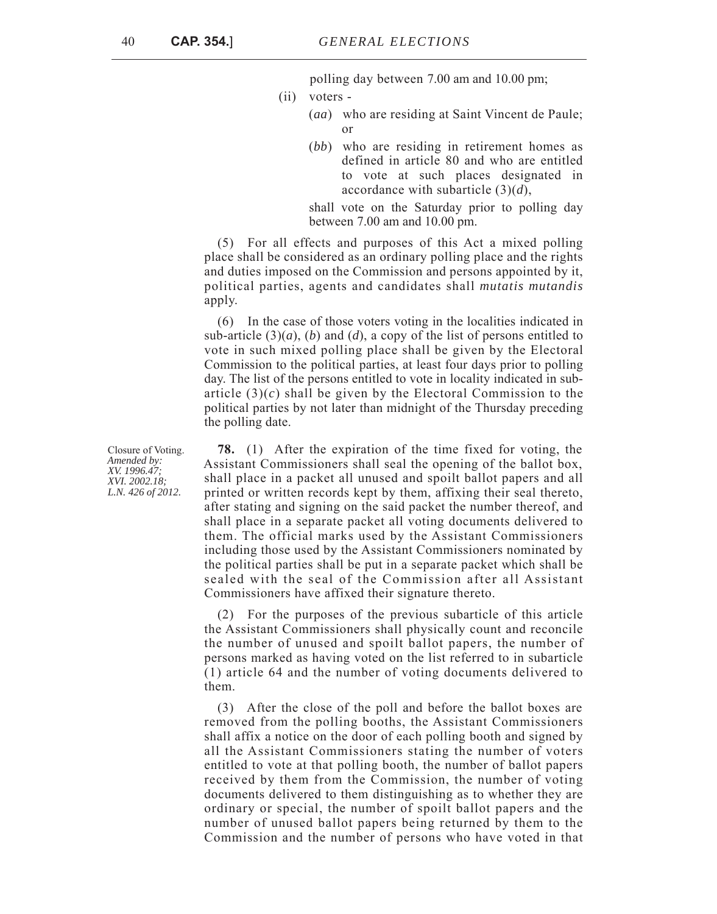polling day between 7.00 am and 10.00 pm;

(ii) voters -

(*aa*) who are residing at Saint Vincent de Paule; or

(*bb*) who are residing in retirement homes as defined in article 80 and who are entitled to vote at such places designated in accordance with subarticle (3)(*d*),

shall vote on the Saturday prior to polling day between 7.00 am and 10.00 pm.

(5) For all effects and purposes of this Act a mixed polling place shall be considered as an ordinary polling place and the rights and duties imposed on the Commission and persons appointed by it, political parties, agents and candidates shall *mutatis mutandis* apply.

(6) In the case of those voters voting in the localities indicated in sub-article (3)(*a*), (*b*) and (*d*), a copy of the list of persons entitled to vote in such mixed polling place shall be given by the Electoral Commission to the political parties, at least four days prior to polling day. The list of the persons entitled to vote in locality indicated in sub-article (3)(*c*) shall be given by the Electoral Commission to the political parties by not later than midnight of the Thursday preceding the polling date.

Closure of Voting.
*Amended by: XV. 1996.47; XVI. 2002.18; L.N. 426 of 2012.*

**78.** (1) After the expiration of the time fixed for voting, the Assistant Commissioners shall seal the opening of the ballot box, shall place in a packet all unused and spoilt ballot papers and all printed or written records kept by them, affixing their seal thereto, after stating and signing on the said packet the number thereof, and shall place in a separate packet all voting documents delivered to them. The official marks used by the Assistant Commissioners including those used by the Assistant Commissioners nominated by the political parties shall be put in a separate packet which shall be sealed with the seal of the Commission after all Assistant Commissioners have affixed their signature thereto.

(2) For the purposes of the previous subarticle of this article the Assistant Commissioners shall physically count and reconcile the number of unused and spoilt ballot papers, the number of persons marked as having voted on the list referred to in subarticle (1) article 64 and the number of voting documents delivered to them.

(3) After the close of the poll and before the ballot boxes are removed from the polling booths, the Assistant Commissioners shall affix a notice on the door of each polling booth and signed by all the Assistant Commissioners stating the number of voters entitled to vote at that polling booth, the number of ballot papers received by them from the Commission, the number of voting documents delivered to them distinguishing as to whether they are ordinary or special, the number of spoilt ballot papers and the number of unused ballot papers being returned by them to the Commission and the number of persons who have voted in that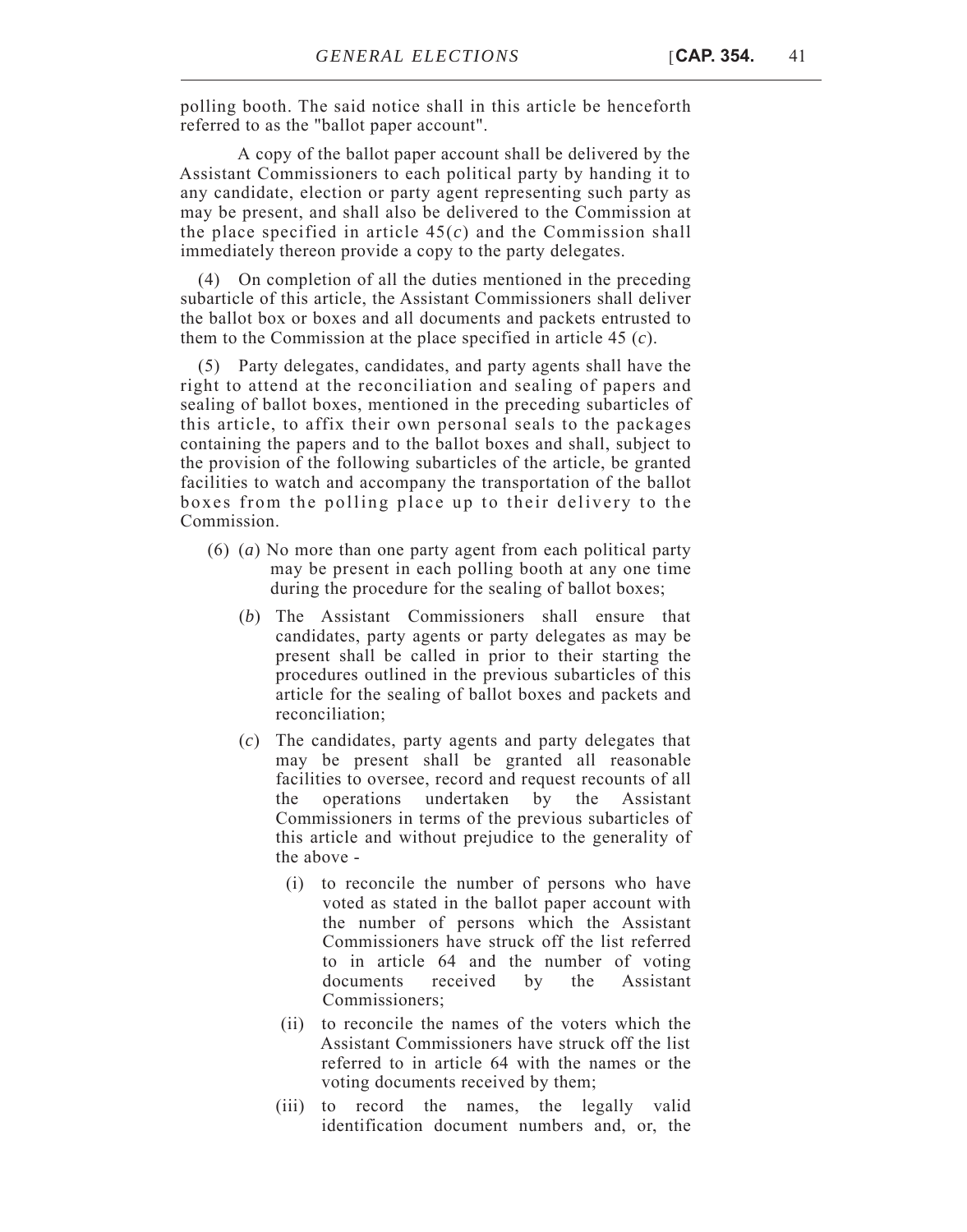polling booth. The said notice shall in this article be henceforth referred to as the "ballot paper account".

A copy of the ballot paper account shall be delivered by the Assistant Commissioners to each political party by handing it to any candidate, election or party agent representing such party as may be present, and shall also be delivered to the Commission at the place specified in article 45(*c*) and the Commission shall immediately thereon provide a copy to the party delegates.

(4) On completion of all the duties mentioned in the preceding subarticle of this article, the Assistant Commissioners shall deliver the ballot box or boxes and all documents and packets entrusted to them to the Commission at the place specified in article 45 (*c*).

(5) Party delegates, candidates, and party agents shall have the right to attend at the reconciliation and sealing of papers and sealing of ballot boxes, mentioned in the preceding subarticles of this article, to affix their own personal seals to the packages containing the papers and to the ballot boxes and shall, subject to the provision of the following subarticles of the article, be granted facilities to watch and accompany the transportation of the ballot boxes from the polling place up to their delivery to the Commission.

(6) (*a*) No more than one party agent from each political party may be present in each polling booth at any one time during the procedure for the sealing of ballot boxes;

(*b*) The Assistant Commissioners shall ensure that candidates, party agents or party delegates as may be present shall be called in prior to their starting the procedures outlined in the previous subarticles of this article for the sealing of ballot boxes and packets and reconciliation;

(*c*) The candidates, party agents and party delegates that may be present shall be granted all reasonable facilities to oversee, record and request recounts of all the operations undertaken by the Assistant Commissioners in terms of the previous subarticles of this article and without prejudice to the generality of the above -

(i) to reconcile the number of persons who have voted as stated in the ballot paper account with the number of persons which the Assistant Commissioners have struck off the list referred to in article 64 and the number of voting documents received by the Assistant Commissioners;

(ii) to reconcile the names of the voters which the Assistant Commissioners have struck off the list referred to in article 64 with the names or the voting documents received by them;

(iii) to record the names, the legally valid identification document numbers and, or, the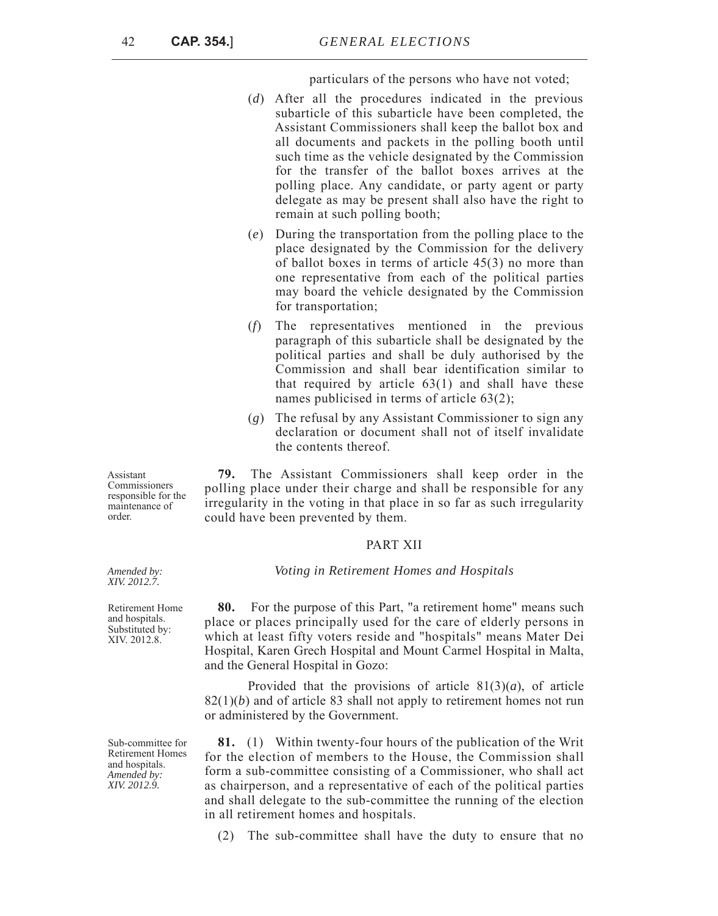particulars of the persons who have not voted;

(*d*) After all the procedures indicated in the previous subarticle of this subarticle have been completed, the Assistant Commissioners shall keep the ballot box and all documents and packets in the polling booth until such time as the vehicle designated by the Commission for the transfer of the ballot boxes arrives at the polling place. Any candidate, or party agent or party delegate as may be present shall also have the right to remain at such polling booth;

(*e*) During the transportation from the polling place to the place designated by the Commission for the delivery of ballot boxes in terms of article 45(3) no more than one representative from each of the political parties may board the vehicle designated by the Commission for transportation;

(*f*) The representatives mentioned in the previous paragraph of this subarticle shall be designated by the political parties and shall be duly authorised by the Commission and shall bear identification similar to that required by article 63(1) and shall have these names publicised in terms of article 63(2);

(*g*) The refusal by any Assistant Commissioner to sign any declaration or document shall not of itself invalidate the contents thereof.

Assistant Commissioners responsible for the maintenance of order.

**79.** The Assistant Commissioners shall keep order in the polling place under their charge and shall be responsible for any irregularity in the voting in that place in so far as such irregularity could have been prevented by them.

## PART XII

*Amended by: XIV. 2012.7.*

### *Voting in Retirement Homes and Hospitals*

Retirement Home and hospitals. Substituted by: XIV. 2012.8.

**80.** For the purpose of this Part, "a retirement home" means such place or places principally used for the care of elderly persons in which at least fifty voters reside and "hospitals" means Mater Dei Hospital, Karen Grech Hospital and Mount Carmel Hospital in Malta, and the General Hospital in Gozo:

Provided that the provisions of article 81(3)(*a*), of article 82(1)(*b*) and of article 83 shall not apply to retirement homes not run or administered by the Government.

Sub-committee for Retirement Homes and hospitals. *Amended by: XIV. 2012.9.*

**81.** (1) Within twenty-four hours of the publication of the Writ for the election of members to the House, the Commission shall form a sub-committee consisting of a Commissioner, who shall act as chairperson, and a representative of each of the political parties and shall delegate to the sub-committee the running of the election in all retirement homes and hospitals.

(2) The sub-committee shall have the duty to ensure that no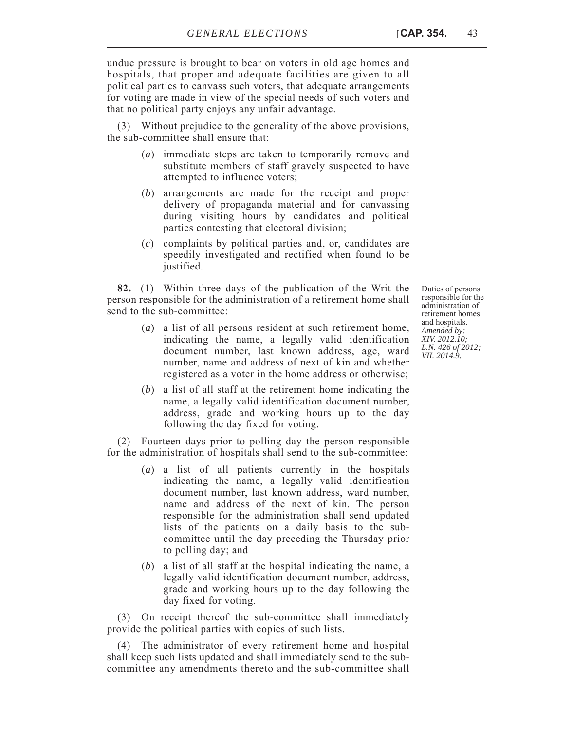undue pressure is brought to bear on voters in old age homes and hospitals, that proper and adequate facilities are given to all political parties to canvass such voters, that adequate arrangements for voting are made in view of the special needs of such voters and that no political party enjoys any unfair advantage.

(3) Without prejudice to the generality of the above provisions, the sub-committee shall ensure that:

(*a*) immediate steps are taken to temporarily remove and substitute members of staff gravely suspected to have attempted to influence voters;

(*b*) arrangements are made for the receipt and proper delivery of propaganda material and for canvassing during visiting hours by candidates and political parties contesting that electoral division;

(*c*) complaints by political parties and, or, candidates are speedily investigated and rectified when found to be justified.

Duties of persons responsible for the administration of retirement homes and hospitals.
*Amended by: XIV. 2012.10; L.N. 426 of 2012; VII. 2014.9.*

**82.** (1) Within three days of the publication of the Writ the person responsible for the administration of a retirement home shall send to the sub-committee:

(*a*) a list of all persons resident at such retirement home, indicating the name, a legally valid identification document number, last known address, age, ward number, name and address of next of kin and whether registered as a voter in the home address or otherwise;

(*b*) a list of all staff at the retirement home indicating the name, a legally valid identification document number, address, grade and working hours up to the day following the day fixed for voting.

(2) Fourteen days prior to polling day the person responsible for the administration of hospitals shall send to the sub-committee:

(*a*) a list of all patients currently in the hospitals indicating the name, a legally valid identification document number, last known address, ward number, name and address of the next of kin. The person responsible for the administration shall send updated lists of the patients on a daily basis to the sub-committee until the day preceding the Thursday prior to polling day; and

(*b*) a list of all staff at the hospital indicating the name, a legally valid identification document number, address, grade and working hours up to the day following the day fixed for voting.

(3) On receipt thereof the sub-committee shall immediately provide the political parties with copies of such lists.

(4) The administrator of every retirement home and hospital shall keep such lists updated and shall immediately send to the sub-committee any amendments thereto and the sub-committee shall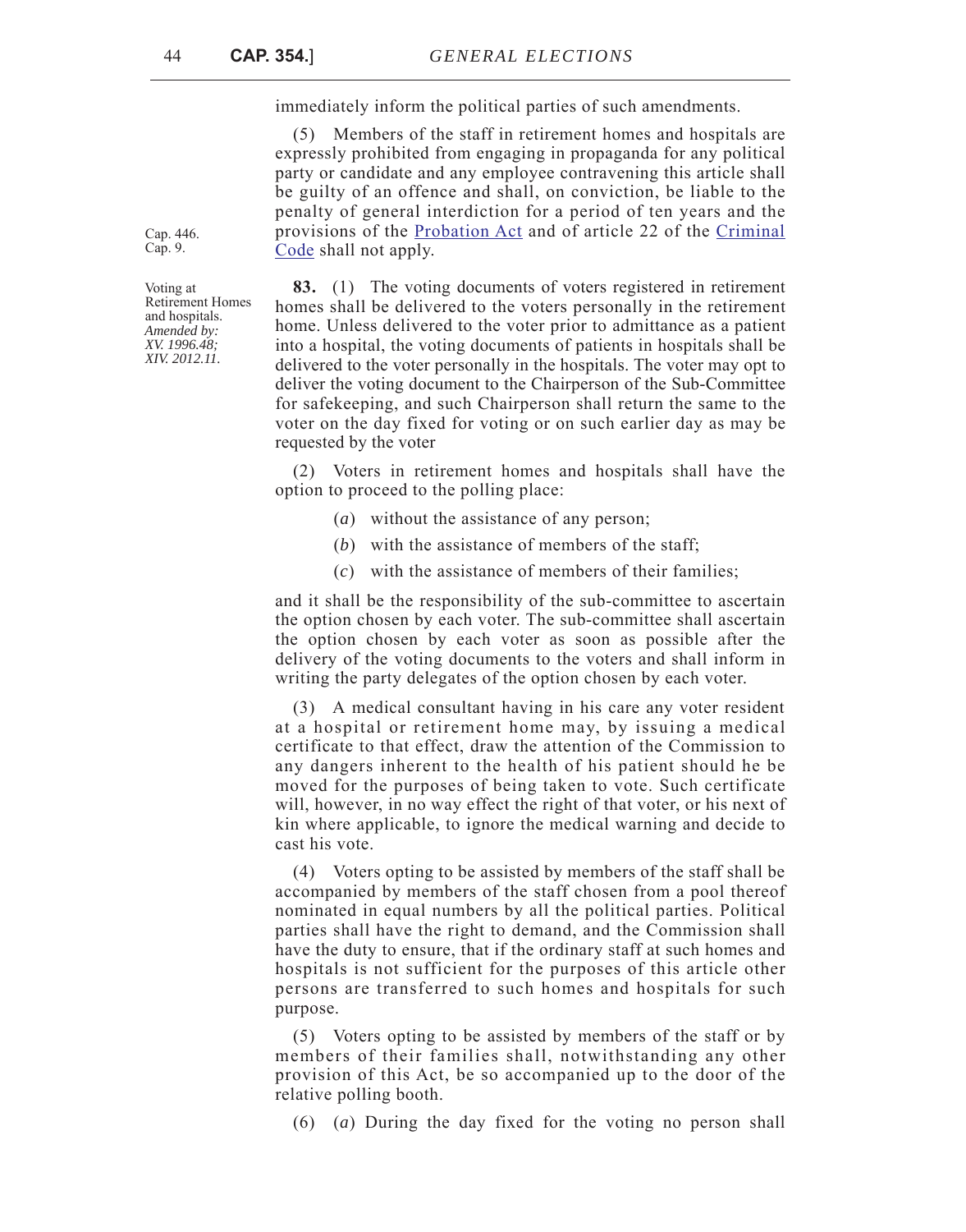immediately inform the political parties of such amendments.

(5) Members of the staff in retirement homes and hospitals are expressly prohibited from engaging in propaganda for any political party or candidate and any employee contravening this article shall be guilty of an offence and shall, on conviction, be liable to the penalty of general interdiction for a period of ten years and the provisions of the Probation Act and of article 22 of the Criminal Code shall not apply.

Cap. 446.
Cap. 9.

Voting at Retirement Homes and hospitals.
*Amended by: XV. 1996.48; XIV. 2012.11.*

**83.** (1) The voting documents of voters registered in retirement homes shall be delivered to the voters personally in the retirement home. Unless delivered to the voter prior to admittance as a patient into a hospital, the voting documents of patients in hospitals shall be delivered to the voter personally in the hospitals. The voter may opt to deliver the voting document to the Chairperson of the Sub-Committee for safekeeping, and such Chairperson shall return the same to the voter on the day fixed for voting or on such earlier day as may be requested by the voter

(2) Voters in retirement homes and hospitals shall have the option to proceed to the polling place:

(*a*) without the assistance of any person;

(*b*) with the assistance of members of the staff;

(*c*) with the assistance of members of their families;

and it shall be the responsibility of the sub-committee to ascertain the option chosen by each voter. The sub-committee shall ascertain the option chosen by each voter as soon as possible after the delivery of the voting documents to the voters and shall inform in writing the party delegates of the option chosen by each voter.

(3) A medical consultant having in his care any voter resident at a hospital or retirement home may, by issuing a medical certificate to that effect, draw the attention of the Commission to any dangers inherent to the health of his patient should he be moved for the purposes of being taken to vote. Such certificate will, however, in no way effect the right of that voter, or his next of kin where applicable, to ignore the medical warning and decide to cast his vote.

(4) Voters opting to be assisted by members of the staff shall be accompanied by members of the staff chosen from a pool thereof nominated in equal numbers by all the political parties. Political parties shall have the right to demand, and the Commission shall have the duty to ensure, that if the ordinary staff at such homes and hospitals is not sufficient for the purposes of this article other persons are transferred to such homes and hospitals for such purpose.

(5) Voters opting to be assisted by members of the staff or by members of their families shall, notwithstanding any other provision of this Act, be so accompanied up to the door of the relative polling booth.

(6) (*a*) During the day fixed for the voting no person shall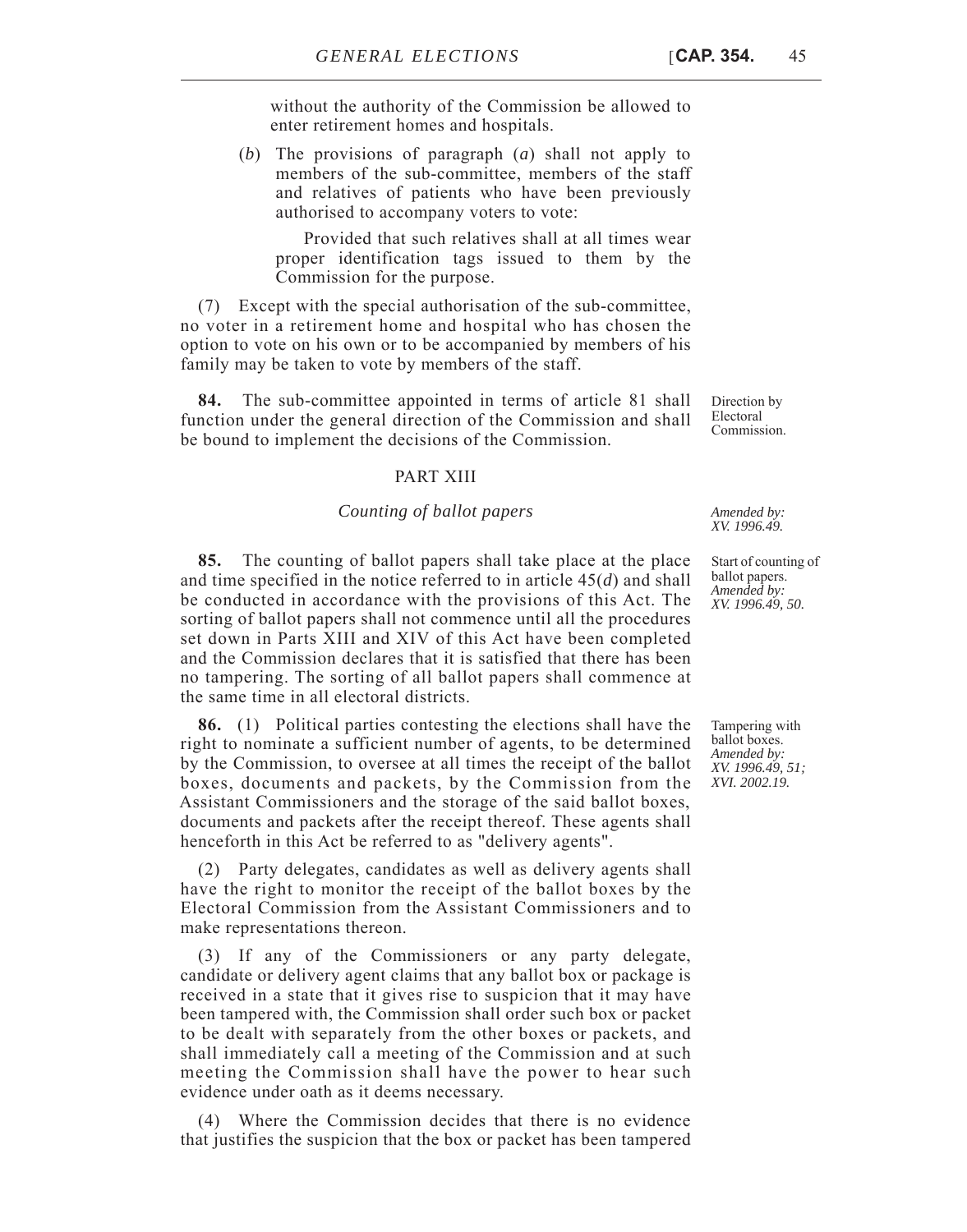without the authority of the Commission be allowed to enter retirement homes and hospitals.

(*b*) The provisions of paragraph (*a*) shall not apply to members of the sub-committee, members of the staff and relatives of patients who have been previously authorised to accompany voters to vote:

Provided that such relatives shall at all times wear proper identification tags issued to them by the Commission for the purpose.

(7) Except with the special authorisation of the sub-committee, no voter in a retirement home and hospital who has chosen the option to vote on his own or to be accompanied by members of his family may be taken to vote by members of the staff.

Direction by Electoral Commission.

**84.** The sub-committee appointed in terms of article 81 shall function under the general direction of the Commission and shall be bound to implement the decisions of the Commission.

PART XIII

*Counting of ballot papers*

*Amended by: XV. 1996.49.*

Start of counting of ballot papers. *Amended by: XV. 1996.49, 50.*

**85.** The counting of ballot papers shall take place at the place and time specified in the notice referred to in article 45(*d*) and shall be conducted in accordance with the provisions of this Act. The sorting of ballot papers shall not commence until all the procedures set down in Parts XIII and XIV of this Act have been completed and the Commission declares that it is satisfied that there has been no tampering. The sorting of all ballot papers shall commence at the same time in all electoral districts.

Tampering with ballot boxes. *Amended by: XV. 1996.49, 51; XVI. 2002.19.*

**86.** (1) Political parties contesting the elections shall have the right to nominate a sufficient number of agents, to be determined by the Commission, to oversee at all times the receipt of the ballot boxes, documents and packets, by the Commission from the Assistant Commissioners and the storage of the said ballot boxes, documents and packets after the receipt thereof. These agents shall henceforth in this Act be referred to as "delivery agents".

(2) Party delegates, candidates as well as delivery agents shall have the right to monitor the receipt of the ballot boxes by the Electoral Commission from the Assistant Commissioners and to make representations thereon.

(3) If any of the Commissioners or any party delegate, candidate or delivery agent claims that any ballot box or package is received in a state that it gives rise to suspicion that it may have been tampered with, the Commission shall order such box or packet to be dealt with separately from the other boxes or packets, and shall immediately call a meeting of the Commission and at such meeting the Commission shall have the power to hear such evidence under oath as it deems necessary.

(4) Where the Commission decides that there is no evidence that justifies the suspicion that the box or packet has been tampered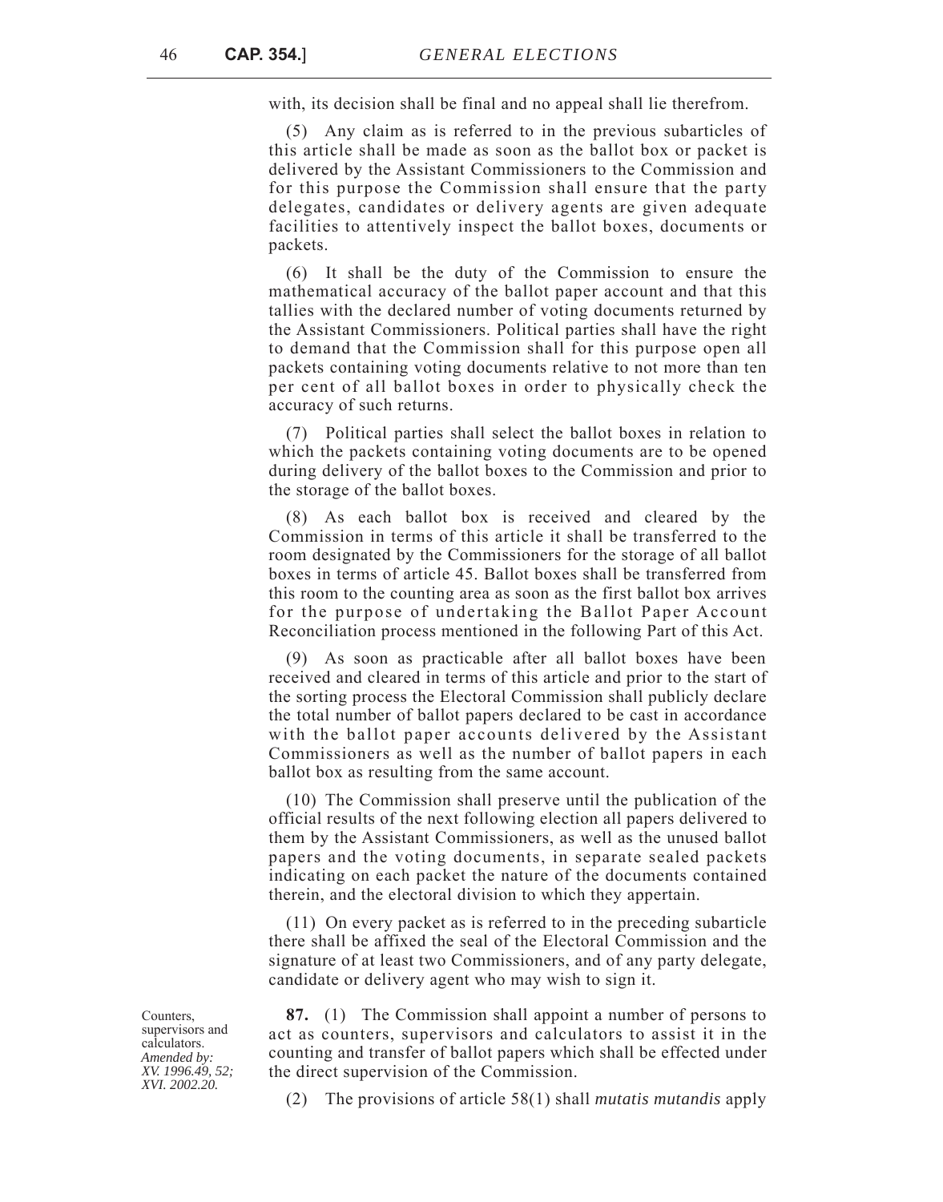with, its decision shall be final and no appeal shall lie therefrom.

(5) Any claim as is referred to in the previous subarticles of this article shall be made as soon as the ballot box or packet is delivered by the Assistant Commissioners to the Commission and for this purpose the Commission shall ensure that the party delegates, candidates or delivery agents are given adequate facilities to attentively inspect the ballot boxes, documents or packets.

(6) It shall be the duty of the Commission to ensure the mathematical accuracy of the ballot paper account and that this tallies with the declared number of voting documents returned by the Assistant Commissioners. Political parties shall have the right to demand that the Commission shall for this purpose open all packets containing voting documents relative to not more than ten per cent of all ballot boxes in order to physically check the accuracy of such returns.

(7) Political parties shall select the ballot boxes in relation to which the packets containing voting documents are to be opened during delivery of the ballot boxes to the Commission and prior to the storage of the ballot boxes.

(8) As each ballot box is received and cleared by the Commission in terms of this article it shall be transferred to the room designated by the Commissioners for the storage of all ballot boxes in terms of article 45. Ballot boxes shall be transferred from this room to the counting area as soon as the first ballot box arrives for the purpose of undertaking the Ballot Paper Account Reconciliation process mentioned in the following Part of this Act.

(9) As soon as practicable after all ballot boxes have been received and cleared in terms of this article and prior to the start of the sorting process the Electoral Commission shall publicly declare the total number of ballot papers declared to be cast in accordance with the ballot paper accounts delivered by the Assistant Commissioners as well as the number of ballot papers in each ballot box as resulting from the same account.

(10) The Commission shall preserve until the publication of the official results of the next following election all papers delivered to them by the Assistant Commissioners, as well as the unused ballot papers and the voting documents, in separate sealed packets indicating on each packet the nature of the documents contained therein, and the electoral division to which they appertain.

(11) On every packet as is referred to in the preceding subarticle there shall be affixed the seal of the Electoral Commission and the signature of at least two Commissioners, and of any party delegate, candidate or delivery agent who may wish to sign it.

Counters, supervisors and calculators.
*Amended by: XV. 1996.49, 52; XVI. 2002.20.*

**87.** (1) The Commission shall appoint a number of persons to act as counters, supervisors and calculators to assist it in the counting and transfer of ballot papers which shall be effected under the direct supervision of the Commission.

(2) The provisions of article 58(1) shall *mutatis mutandis* apply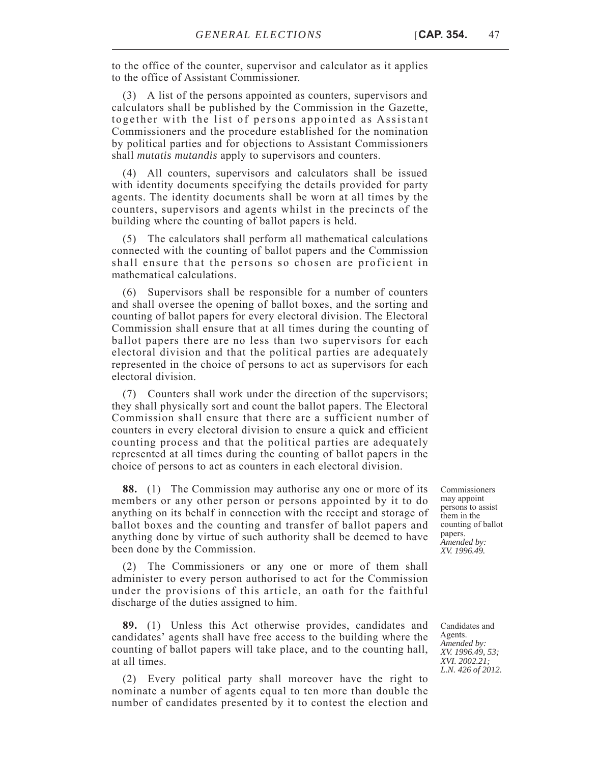to the office of the counter, supervisor and calculator as it applies to the office of Assistant Commissioner.

(3) A list of the persons appointed as counters, supervisors and calculators shall be published by the Commission in the Gazette, together with the list of persons appointed as Assistant Commissioners and the procedure established for the nomination by political parties and for objections to Assistant Commissioners shall *mutatis mutandis* apply to supervisors and counters.

(4) All counters, supervisors and calculators shall be issued with identity documents specifying the details provided for party agents. The identity documents shall be worn at all times by the counters, supervisors and agents whilst in the precincts of the building where the counting of ballot papers is held.

(5) The calculators shall perform all mathematical calculations connected with the counting of ballot papers and the Commission shall ensure that the persons so chosen are proficient in mathematical calculations.

(6) Supervisors shall be responsible for a number of counters and shall oversee the opening of ballot boxes, and the sorting and counting of ballot papers for every electoral division. The Electoral Commission shall ensure that at all times during the counting of ballot papers there are no less than two supervisors for each electoral division and that the political parties are adequately represented in the choice of persons to act as supervisors for each electoral division.

(7) Counters shall work under the direction of the supervisors; they shall physically sort and count the ballot papers. The Electoral Commission shall ensure that there are a sufficient number of counters in every electoral division to ensure a quick and efficient counting process and that the political parties are adequately represented at all times during the counting of ballot papers in the choice of persons to act as counters in each electoral division.

Commissioners may appoint persons to assist them in the counting of ballot papers.
*Amended by: XV. 1996.49.*

**88.** (1) The Commission may authorise any one or more of its members or any other person or persons appointed by it to do anything on its behalf in connection with the receipt and storage of ballot boxes and the counting and transfer of ballot papers and anything done by virtue of such authority shall be deemed to have been done by the Commission.

(2) The Commissioners or any one or more of them shall administer to every person authorised to act for the Commission under the provisions of this article, an oath for the faithful discharge of the duties assigned to him.

Candidates and Agents.
*Amended by: XV. 1996.49, 53; XVI. 2002.21; L.N. 426 of 2012.*

**89.** (1) Unless this Act otherwise provides, candidates and candidates' agents shall have free access to the building where the counting of ballot papers will take place, and to the counting hall, at all times.

(2) Every political party shall moreover have the right to nominate a number of agents equal to ten more than double the number of candidates presented by it to contest the election and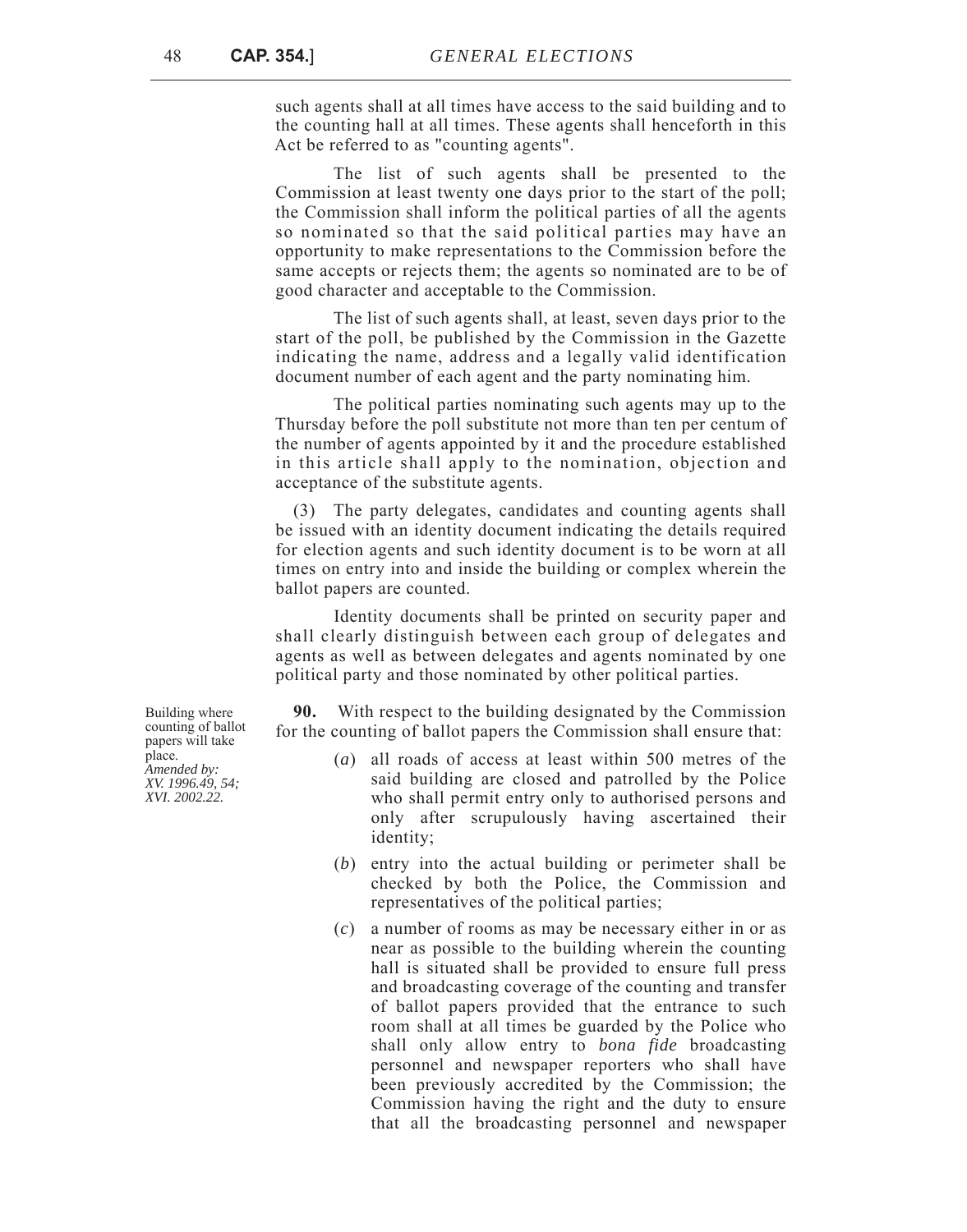such agents shall at all times have access to the said building and to the counting hall at all times. These agents shall henceforth in this Act be referred to as "counting agents".

The list of such agents shall be presented to the Commission at least twenty one days prior to the start of the poll; the Commission shall inform the political parties of all the agents so nominated so that the said political parties may have an opportunity to make representations to the Commission before the same accepts or rejects them; the agents so nominated are to be of good character and acceptable to the Commission.

The list of such agents shall, at least, seven days prior to the start of the poll, be published by the Commission in the Gazette indicating the name, address and a legally valid identification document number of each agent and the party nominating him.

The political parties nominating such agents may up to the Thursday before the poll substitute not more than ten per centum of the number of agents appointed by it and the procedure established in this article shall apply to the nomination, objection and acceptance of the substitute agents.

(3) The party delegates, candidates and counting agents shall be issued with an identity document indicating the details required for election agents and such identity document is to be worn at all times on entry into and inside the building or complex wherein the ballot papers are counted.

Identity documents shall be printed on security paper and shall clearly distinguish between each group of delegates and agents as well as between delegates and agents nominated by one political party and those nominated by other political parties.

Building where counting of ballot papers will take place.
*Amended by: XV. 1996.49, 54; XVI. 2002.22.*

**90.** With respect to the building designated by the Commission for the counting of ballot papers the Commission shall ensure that:

(*a*) all roads of access at least within 500 metres of the said building are closed and patrolled by the Police who shall permit entry only to authorised persons and only after scrupulously having ascertained their identity;

(*b*) entry into the actual building or perimeter shall be checked by both the Police, the Commission and representatives of the political parties;

(*c*) a number of rooms as may be necessary either in or as near as possible to the building wherein the counting hall is situated shall be provided to ensure full press and broadcasting coverage of the counting and transfer of ballot papers provided that the entrance to such room shall at all times be guarded by the Police who shall only allow entry to *bona fide* broadcasting personnel and newspaper reporters who shall have been previously accredited by the Commission; the Commission having the right and the duty to ensure that all the broadcasting personnel and newspaper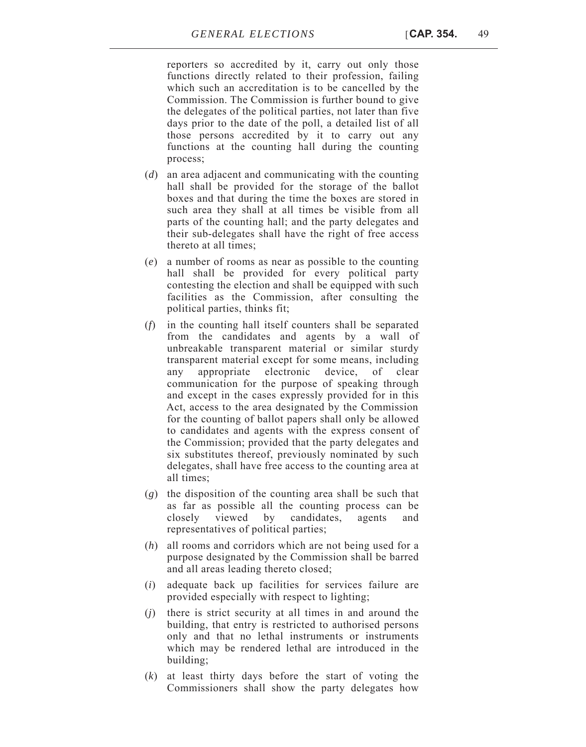reporters so accredited by it, carry out only those functions directly related to their profession, failing which such an accreditation is to be cancelled by the Commission. The Commission is further bound to give the delegates of the political parties, not later than five days prior to the date of the poll, a detailed list of all those persons accredited by it to carry out any functions at the counting hall during the counting process;

(*d*) an area adjacent and communicating with the counting hall shall be provided for the storage of the ballot boxes and that during the time the boxes are stored in such area they shall at all times be visible from all parts of the counting hall; and the party delegates and their sub-delegates shall have the right of free access thereto at all times;

(*e*) a number of rooms as near as possible to the counting hall shall be provided for every political party contesting the election and shall be equipped with such facilities as the Commission, after consulting the political parties, thinks fit;

(*f*) in the counting hall itself counters shall be separated from the candidates and agents by a wall of unbreakable transparent material or similar sturdy transparent material except for some means, including any appropriate electronic device, of clear communication for the purpose of speaking through and except in the cases expressly provided for in this Act, access to the area designated by the Commission for the counting of ballot papers shall only be allowed to candidates and agents with the express consent of the Commission; provided that the party delegates and six substitutes thereof, previously nominated by such delegates, shall have free access to the counting area at all times;

(*g*) the disposition of the counting area shall be such that as far as possible all the counting process can be closely viewed by candidates, agents and representatives of political parties;

(*h*) all rooms and corridors which are not being used for a purpose designated by the Commission shall be barred and all areas leading thereto closed;

(*i*) adequate back up facilities for services failure are provided especially with respect to lighting;

(*j*) there is strict security at all times in and around the building, that entry is restricted to authorised persons only and that no lethal instruments or instruments which may be rendered lethal are introduced in the building;

(*k*) at least thirty days before the start of voting the Commissioners shall show the party delegates how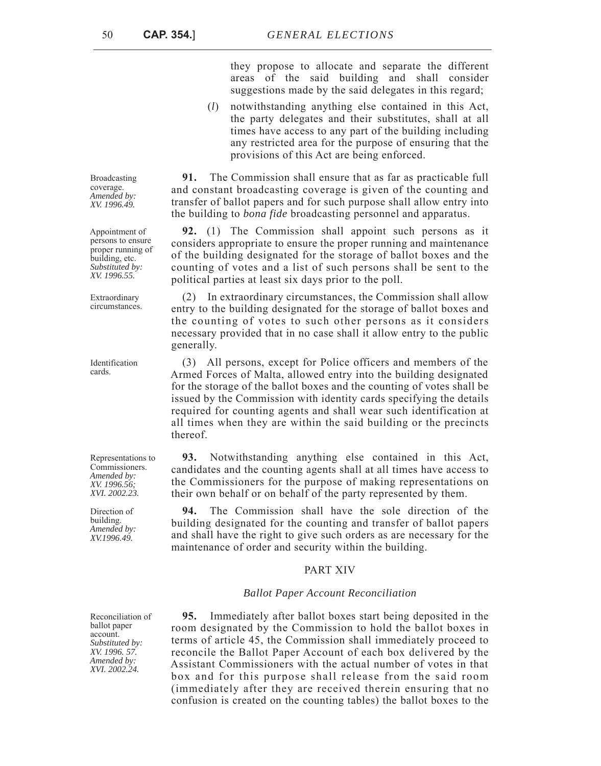they propose to allocate and separate the different areas of the said building and shall consider suggestions made by the said delegates in this regard;

(*l*) notwithstanding anything else contained in this Act, the party delegates and their substitutes, shall at all times have access to any part of the building including any restricted area for the purpose of ensuring that the provisions of this Act are being enforced.

Broadcasting coverage. *Amended by: XV. 1996.49.*

**91.** The Commission shall ensure that as far as practicable full and constant broadcasting coverage is given of the counting and transfer of ballot papers and for such purpose shall allow entry into the building to *bona fide* broadcasting personnel and apparatus.

Appointment of persons to ensure proper running of building, etc. *Substituted by: XV. 1996.55.*

**92.** (1) The Commission shall appoint such persons as it considers appropriate to ensure the proper running and maintenance of the building designated for the storage of ballot boxes and the counting of votes and a list of such persons shall be sent to the political parties at least six days prior to the poll.

Extraordinary circumstances.

(2) In extraordinary circumstances, the Commission shall allow entry to the building designated for the storage of ballot boxes and the counting of votes to such other persons as it considers necessary provided that in no case shall it allow entry to the public generally.

Identification cards.

(3) All persons, except for Police officers and members of the Armed Forces of Malta, allowed entry into the building designated for the storage of the ballot boxes and the counting of votes shall be issued by the Commission with identity cards specifying the details required for counting agents and shall wear such identification at all times when they are within the said building or the precincts thereof.

Representations to Commissioners. *Amended by: XV. 1996.56; XVI. 2002.23.*

**93.** Notwithstanding anything else contained in this Act, candidates and the counting agents shall at all times have access to the Commissioners for the purpose of making representations on their own behalf or on behalf of the party represented by them.

Direction of building. *Amended by: XV.1996.49.*

**94.** The Commission shall have the sole direction of the building designated for the counting and transfer of ballot papers and shall have the right to give such orders as are necessary for the maintenance of order and security within the building.

PART XIV

*Ballot Paper Account Reconciliation*

Reconciliation of ballot paper account. *Substituted by: XV. 1996. 57. Amended by: XVI. 2002.24.*

**95.** Immediately after ballot boxes start being deposited in the room designated by the Commission to hold the ballot boxes in terms of article 45, the Commission shall immediately proceed to reconcile the Ballot Paper Account of each box delivered by the Assistant Commissioners with the actual number of votes in that box and for this purpose shall release from the said room (immediately after they are received therein ensuring that no confusion is created on the counting tables) the ballot boxes to the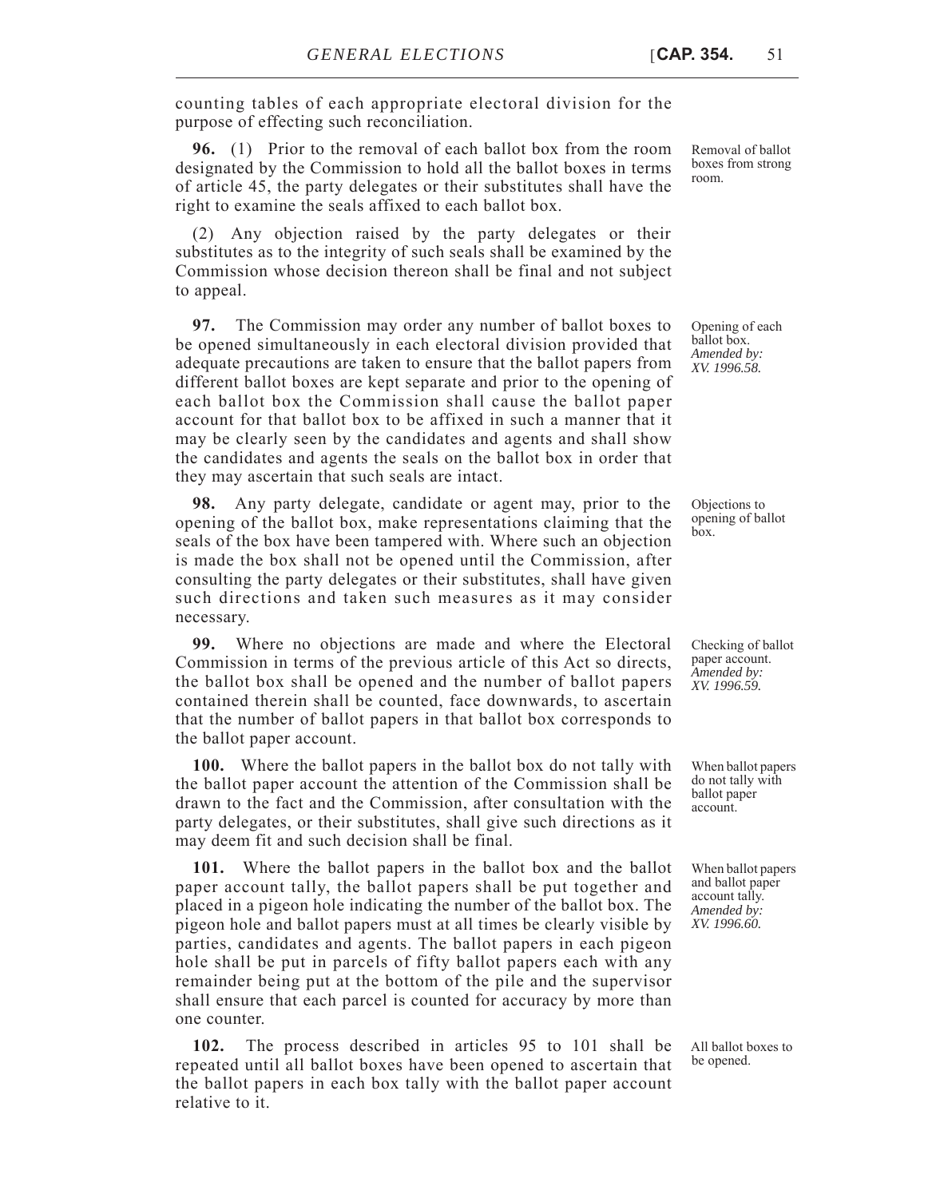counting tables of each appropriate electoral division for the purpose of effecting such reconciliation.

Removal of ballot boxes from strong room.

**96.** (1) Prior to the removal of each ballot box from the room designated by the Commission to hold all the ballot boxes in terms of article 45, the party delegates or their substitutes shall have the right to examine the seals affixed to each ballot box.

(2) Any objection raised by the party delegates or their substitutes as to the integrity of such seals shall be examined by the Commission whose decision thereon shall be final and not subject to appeal.

Opening of each ballot box. *Amended by: XV. 1996.58.*

**97.** The Commission may order any number of ballot boxes to be opened simultaneously in each electoral division provided that adequate precautions are taken to ensure that the ballot papers from different ballot boxes are kept separate and prior to the opening of each ballot box the Commission shall cause the ballot paper account for that ballot box to be affixed in such a manner that it may be clearly seen by the candidates and agents and shall show the candidates and agents the seals on the ballot box in order that they may ascertain that such seals are intact.

Objections to opening of ballot box.

**98.** Any party delegate, candidate or agent may, prior to the opening of the ballot box, make representations claiming that the seals of the box have been tampered with. Where such an objection is made the box shall not be opened until the Commission, after consulting the party delegates or their substitutes, shall have given such directions and taken such measures as it may consider necessary.

Checking of ballot paper account. *Amended by: XV. 1996.59.*

**99.** Where no objections are made and where the Electoral Commission in terms of the previous article of this Act so directs, the ballot box shall be opened and the number of ballot papers contained therein shall be counted, face downwards, to ascertain that the number of ballot papers in that ballot box corresponds to the ballot paper account.

When ballot papers do not tally with ballot paper account.

**100.** Where the ballot papers in the ballot box do not tally with the ballot paper account the attention of the Commission shall be drawn to the fact and the Commission, after consultation with the party delegates, or their substitutes, shall give such directions as it may deem fit and such decision shall be final.

When ballot papers and ballot paper account tally. *Amended by: XV. 1996.60.*

**101.** Where the ballot papers in the ballot box and the ballot paper account tally, the ballot papers shall be put together and placed in a pigeon hole indicating the number of the ballot box. The pigeon hole and ballot papers must at all times be clearly visible by parties, candidates and agents. The ballot papers in each pigeon hole shall be put in parcels of fifty ballot papers each with any remainder being put at the bottom of the pile and the supervisor shall ensure that each parcel is counted for accuracy by more than one counter.

All ballot boxes to be opened.

**102.** The process described in articles 95 to 101 shall be repeated until all ballot boxes have been opened to ascertain that the ballot papers in each box tally with the ballot paper account relative to it.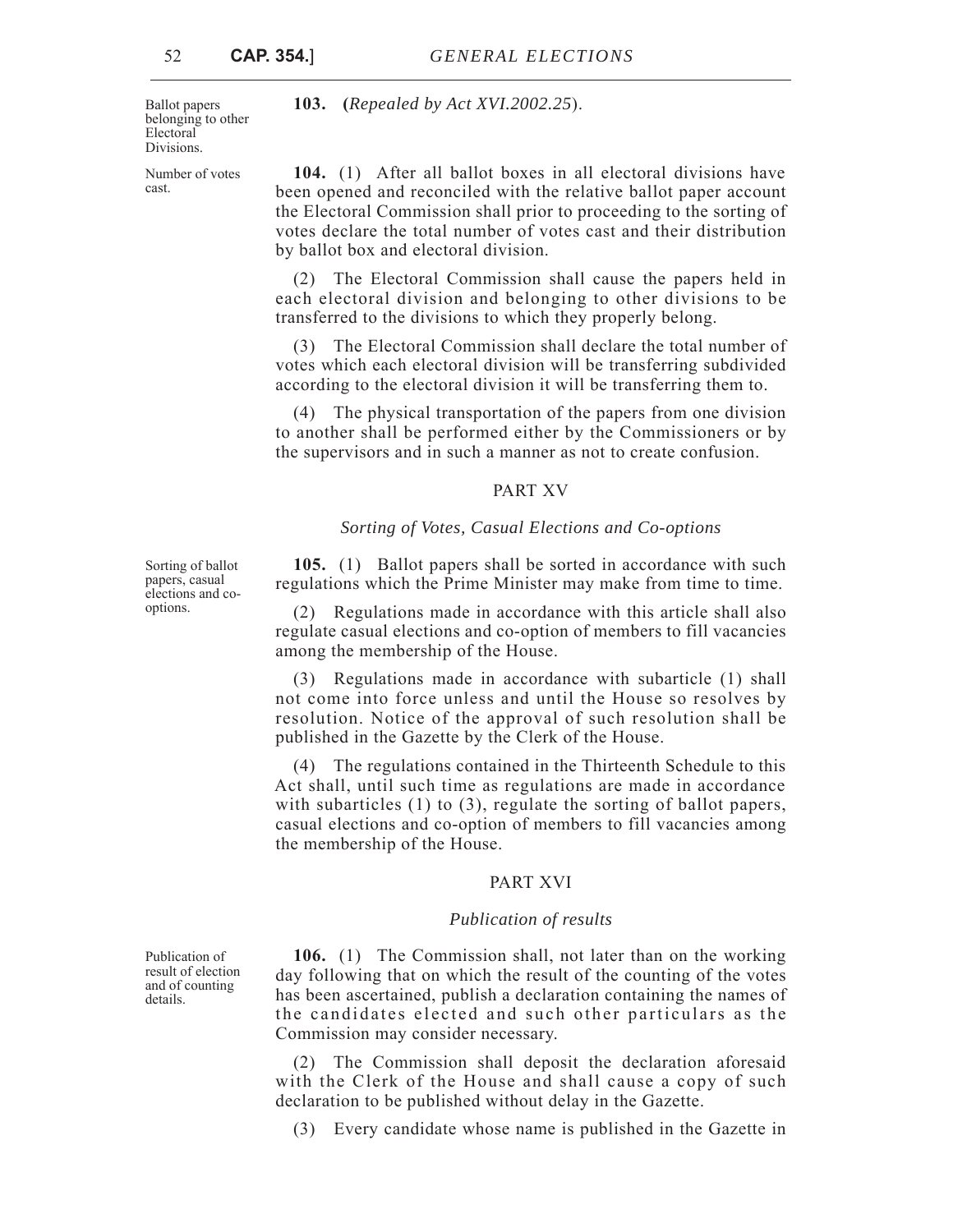Ballot papers belonging to other Electoral Divisions.

**103.** (*Repealed by Act XVI.2002.25*).

Number of votes cast.

**104.** (1) After all ballot boxes in all electoral divisions have been opened and reconciled with the relative ballot paper account the Electoral Commission shall prior to proceeding to the sorting of votes declare the total number of votes cast and their distribution by ballot box and electoral division.

(2) The Electoral Commission shall cause the papers held in each electoral division and belonging to other divisions to be transferred to the divisions to which they properly belong.

(3) The Electoral Commission shall declare the total number of votes which each electoral division will be transferring subdivided according to the electoral division it will be transferring them to.

(4) The physical transportation of the papers from one division to another shall be performed either by the Commissioners or by the supervisors and in such a manner as not to create confusion.

## PART XV

### *Sorting of Votes, Casual Elections and Co-options*

Sorting of ballot papers, casual elections and co-options.

**105.** (1) Ballot papers shall be sorted in accordance with such regulations which the Prime Minister may make from time to time.

(2) Regulations made in accordance with this article shall also regulate casual elections and co-option of members to fill vacancies among the membership of the House.

(3) Regulations made in accordance with subarticle (1) shall not come into force unless and until the House so resolves by resolution. Notice of the approval of such resolution shall be published in the Gazette by the Clerk of the House.

(4) The regulations contained in the Thirteenth Schedule to this Act shall, until such time as regulations are made in accordance with subarticles (1) to (3), regulate the sorting of ballot papers, casual elections and co-option of members to fill vacancies among the membership of the House.

## PART XVI

### *Publication of results*

Publication of result of election and of counting details.

**106.** (1) The Commission shall, not later than on the working day following that on which the result of the counting of the votes has been ascertained, publish a declaration containing the names of the candidates elected and such other particulars as the Commission may consider necessary.

(2) The Commission shall deposit the declaration aforesaid with the Clerk of the House and shall cause a copy of such declaration to be published without delay in the Gazette.

(3) Every candidate whose name is published in the Gazette in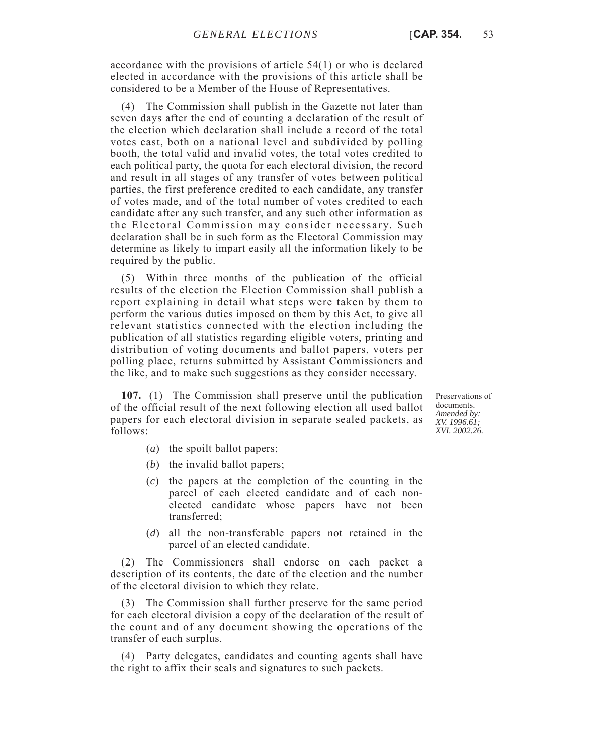accordance with the provisions of article 54(1) or who is declared elected in accordance with the provisions of this article shall be considered to be a Member of the House of Representatives.

(4) The Commission shall publish in the Gazette not later than seven days after the end of counting a declaration of the result of the election which declaration shall include a record of the total votes cast, both on a national level and subdivided by polling booth, the total valid and invalid votes, the total votes credited to each political party, the quota for each electoral division, the record and result in all stages of any transfer of votes between political parties, the first preference credited to each candidate, any transfer of votes made, and of the total number of votes credited to each candidate after any such transfer, and any such other information as the Electoral Commission may consider necessary. Such declaration shall be in such form as the Electoral Commission may determine as likely to impart easily all the information likely to be required by the public.

(5) Within three months of the publication of the official results of the election the Election Commission shall publish a report explaining in detail what steps were taken by them to perform the various duties imposed on them by this Act, to give all relevant statistics connected with the election including the publication of all statistics regarding eligible voters, printing and distribution of voting documents and ballot papers, voters per polling place, returns submitted by Assistant Commissioners and the like, and to make such suggestions as they consider necessary.

Preservations of documents.
*Amended by: XV. 1996.61; XVI. 2002.26.*

**107.** (1) The Commission shall preserve until the publication of the official result of the next following election all used ballot papers for each electoral division in separate sealed packets, as follows:

(*a*) the spoilt ballot papers;

(*b*) the invalid ballot papers;

(*c*) the papers at the completion of the counting in the parcel of each elected candidate and of each non-elected candidate whose papers have not been transferred;

(*d*) all the non-transferable papers not retained in the parcel of an elected candidate.

(2) The Commissioners shall endorse on each packet a description of its contents, the date of the election and the number of the electoral division to which they relate.

(3) The Commission shall further preserve for the same period for each electoral division a copy of the declaration of the result of the count and of any document showing the operations of the transfer of each surplus.

(4) Party delegates, candidates and counting agents shall have the right to affix their seals and signatures to such packets.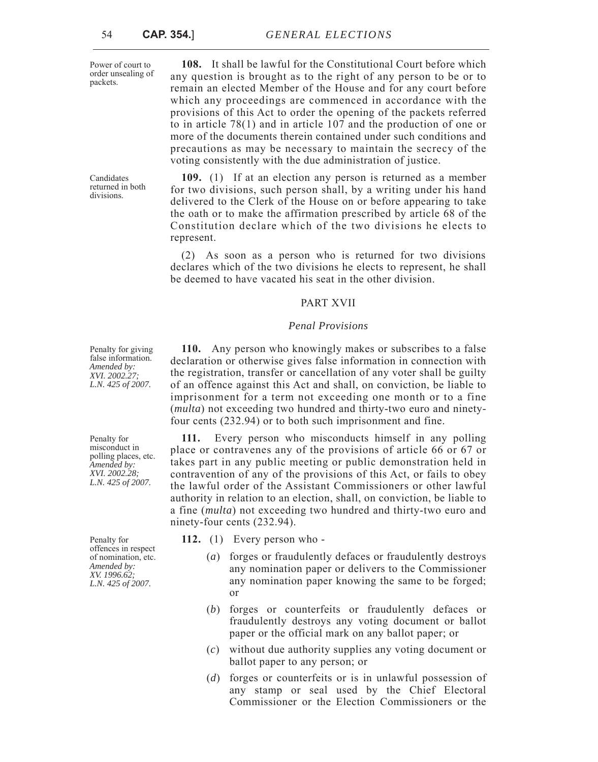Power of court to order unsealing of packets.

**108.** It shall be lawful for the Constitutional Court before which any question is brought as to the right of any person to be or to remain an elected Member of the House and for any court before which any proceedings are commenced in accordance with the provisions of this Act to order the opening of the packets referred to in article 78(1) and in article 107 and the production of one or more of the documents therein contained under such conditions and precautions as may be necessary to maintain the secrecy of the voting consistently with the due administration of justice.

Candidates returned in both divisions.

**109.** (1) If at an election any person is returned as a member for two divisions, such person shall, by a writing under his hand delivered to the Clerk of the House on or before appearing to take the oath or to make the affirmation prescribed by article 68 of the Constitution declare which of the two divisions he elects to represent.

(2) As soon as a person who is returned for two divisions declares which of the two divisions he elects to represent, he shall be deemed to have vacated his seat in the other division.

## PART XVII

### *Penal Provisions*

Penalty for giving false information.
*Amended by: XVI. 2002.27; L.N. 425 of 2007.*

**110.** Any person who knowingly makes or subscribes to a false declaration or otherwise gives false information in connection with the registration, transfer or cancellation of any voter shall be guilty of an offence against this Act and shall, on conviction, be liable to imprisonment for a term not exceeding one month or to a fine (*multa*) not exceeding two hundred and thirty-two euro and ninety-four cents (232.94) or to both such imprisonment and fine.

Penalty for misconduct in polling places, etc.
*Amended by: XVI. 2002.28; L.N. 425 of 2007.*

**111.** Every person who misconducts himself in any polling place or contravenes any of the provisions of article 66 or 67 or takes part in any public meeting or public demonstration held in contravention of any of the provisions of this Act, or fails to obey the lawful order of the Assistant Commissioners or other lawful authority in relation to an election, shall, on conviction, be liable to a fine (*multa*) not exceeding two hundred and thirty-two euro and ninety-four cents (232.94).

Penalty for offences in respect of nomination, etc.
*Amended by: XV. 1996.62; L.N. 425 of 2007.*

**112.** (1) Every person who -

(*a*) forges or fraudulently defaces or fraudulently destroys any nomination paper or delivers to the Commissioner any nomination paper knowing the same to be forged; or

(*b*) forges or counterfeits or fraudulently defaces or fraudulently destroys any voting document or ballot paper or the official mark on any ballot paper; or

(*c*) without due authority supplies any voting document or ballot paper to any person; or

(*d*) forges or counterfeits or is in unlawful possession of any stamp or seal used by the Chief Electoral Commissioner or the Election Commissioners or the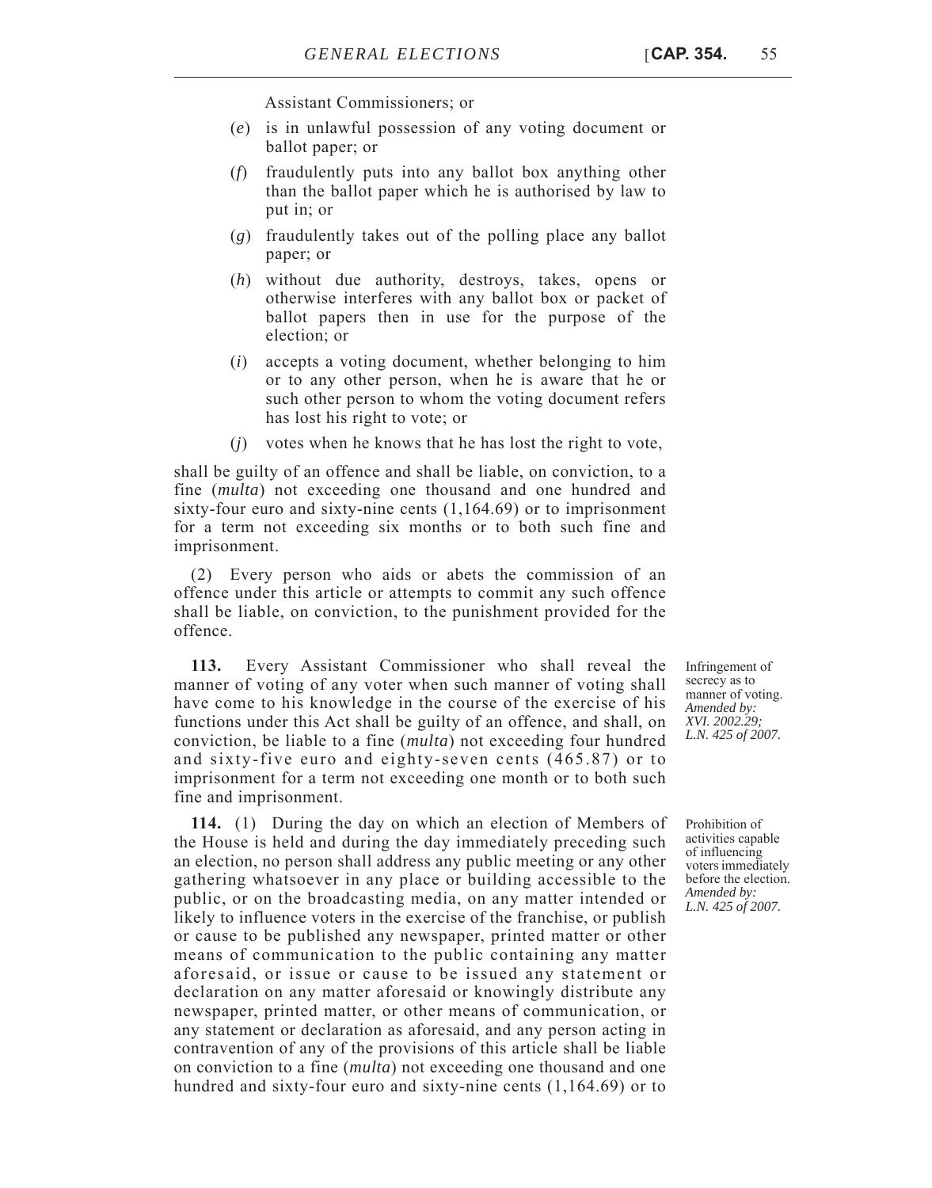Assistant Commissioners; or

(*e*) is in unlawful possession of any voting document or ballot paper; or

(*f*) fraudulently puts into any ballot box anything other than the ballot paper which he is authorised by law to put in; or

(*g*) fraudulently takes out of the polling place any ballot paper; or

(*h*) without due authority, destroys, takes, opens or otherwise interferes with any ballot box or packet of ballot papers then in use for the purpose of the election; or

(*i*) accepts a voting document, whether belonging to him or to any other person, when he is aware that he or such other person to whom the voting document refers has lost his right to vote; or

(*j*) votes when he knows that he has lost the right to vote,

shall be guilty of an offence and shall be liable, on conviction, to a fine (*multa*) not exceeding one thousand and one hundred and sixty-four euro and sixty-nine cents (1,164.69) or to imprisonment for a term not exceeding six months or to both such fine and imprisonment.

(2) Every person who aids or abets the commission of an offence under this article or attempts to commit any such offence shall be liable, on conviction, to the punishment provided for the offence.

Infringement of secrecy as to manner of voting. *Amended by: XVI. 2002.29; L.N. 425 of 2007.*

**113.** Every Assistant Commissioner who shall reveal the manner of voting of any voter when such manner of voting shall have come to his knowledge in the course of the exercise of his functions under this Act shall be guilty of an offence, and shall, on conviction, be liable to a fine (*multa*) not exceeding four hundred and sixty-five euro and eighty-seven cents (465.87) or to imprisonment for a term not exceeding one month or to both such fine and imprisonment.

Prohibition of activities capable of influencing voters immediately before the election. *Amended by: L.N. 425 of 2007.*

**114.** (1) During the day on which an election of Members of the House is held and during the day immediately preceding such an election, no person shall address any public meeting or any other gathering whatsoever in any place or building accessible to the public, or on the broadcasting media, on any matter intended or likely to influence voters in the exercise of the franchise, or publish or cause to be published any newspaper, printed matter or other means of communication to the public containing any matter aforesaid, or issue or cause to be issued any statement or declaration on any matter aforesaid or knowingly distribute any newspaper, printed matter, or other means of communication, or any statement or declaration as aforesaid, and any person acting in contravention of any of the provisions of this article shall be liable on conviction to a fine (*multa*) not exceeding one thousand and one hundred and sixty-four euro and sixty-nine cents (1,164.69) or to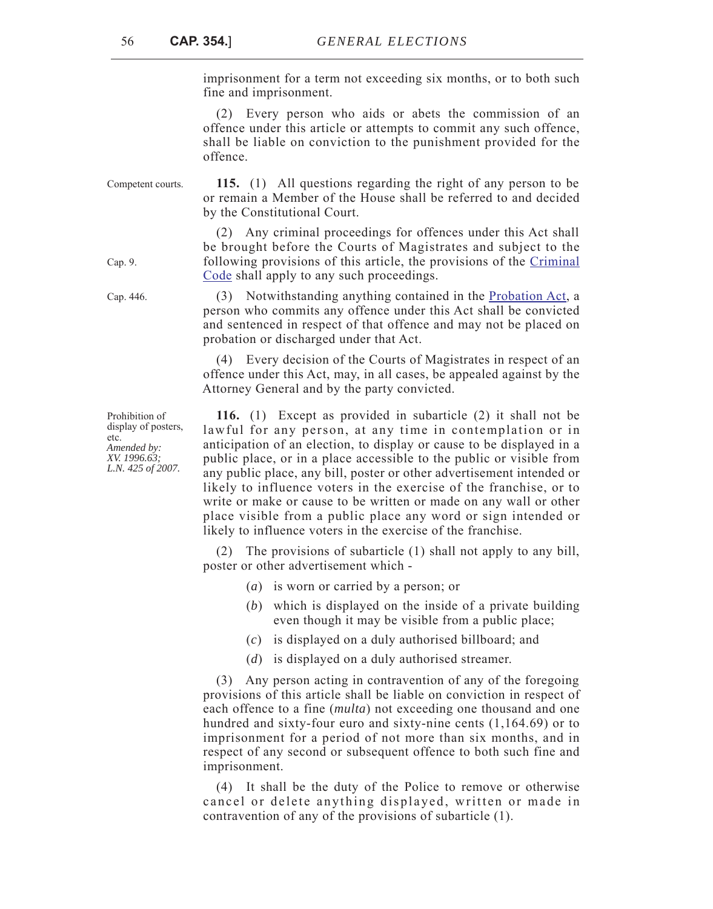imprisonment for a term not exceeding six months, or to both such fine and imprisonment.

(2) Every person who aids or abets the commission of an offence under this article or attempts to commit any such offence, shall be liable on conviction to the punishment provided for the offence.

Competent courts.

**115.** (1) All questions regarding the right of any person to be or remain a Member of the House shall be referred to and decided by the Constitutional Court.

(2) Any criminal proceedings for offences under this Act shall be brought before the Courts of Magistrates and subject to the following provisions of this article, the provisions of the Criminal Code shall apply to any such proceedings.

Cap. 9.

Cap. 446.

(3) Notwithstanding anything contained in the Probation Act, a person who commits any offence under this Act shall be convicted and sentenced in respect of that offence and may not be placed on probation or discharged under that Act.

(4) Every decision of the Courts of Magistrates in respect of an offence under this Act, may, in all cases, be appealed against by the Attorney General and by the party convicted.

Prohibition of display of posters, etc.
*Amended by: XV. 1996.63; L.N. 425 of 2007.*

**116.** (1) Except as provided in subarticle (2) it shall not be lawful for any person, at any time in contemplation or in anticipation of an election, to display or cause to be displayed in a public place, or in a place accessible to the public or visible from any public place, any bill, poster or other advertisement intended or likely to influence voters in the exercise of the franchise, or to write or make or cause to be written or made on any wall or other place visible from a public place any word or sign intended or likely to influence voters in the exercise of the franchise.

(2) The provisions of subarticle (1) shall not apply to any bill, poster or other advertisement which -

(*a*) is worn or carried by a person; or

(*b*) which is displayed on the inside of a private building even though it may be visible from a public place;

(*c*) is displayed on a duly authorised billboard; and

(*d*) is displayed on a duly authorised streamer.

(3) Any person acting in contravention of any of the foregoing provisions of this article shall be liable on conviction in respect of each offence to a fine (*multa*) not exceeding one thousand and one hundred and sixty-four euro and sixty-nine cents (1,164.69) or to imprisonment for a period of not more than six months, and in respect of any second or subsequent offence to both such fine and imprisonment.

(4) It shall be the duty of the Police to remove or otherwise cancel or delete anything displayed, written or made in contravention of any of the provisions of subarticle (1).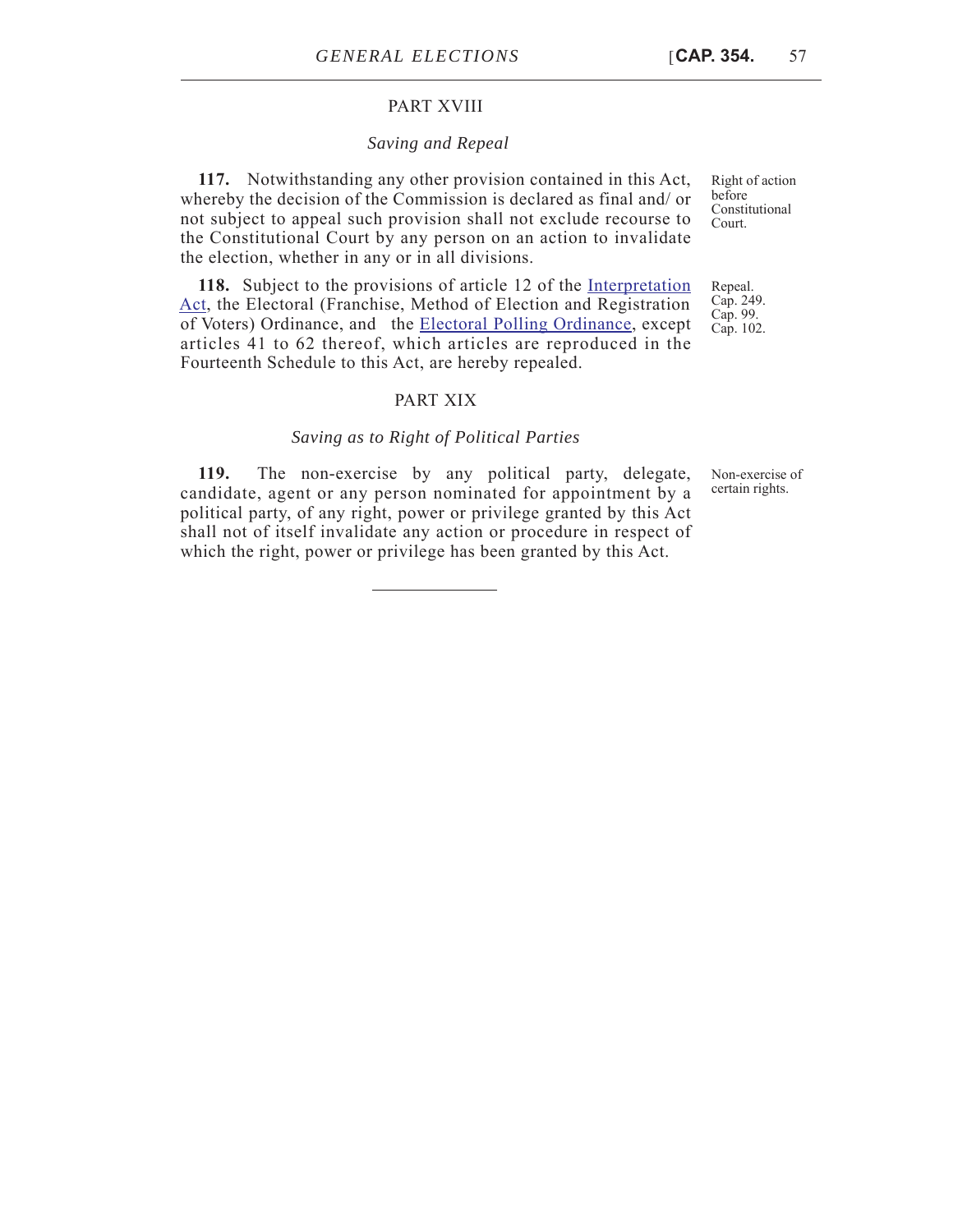## PART XVIII

### *Saving and Repeal*

**117.** Notwithstanding any other provision contained in this Act, whereby the decision of the Commission is declared as final and/ or not subject to appeal such provision shall not exclude recourse to the Constitutional Court by any person on an action to invalidate the election, whether in any or in all divisions.

*Right of action before Constitutional Court.*

**118.** Subject to the provisions of article 12 of the Interpretation Act, the Electoral (Franchise, Method of Election and Registration of Voters) Ordinance, and the Electoral Polling Ordinance, except articles 41 to 62 thereof, which articles are reproduced in the Fourteenth Schedule to this Act, are hereby repealed.

*Repeal. Cap. 249. Cap. 99. Cap. 102.*

## PART XIX

### *Saving as to Right of Political Parties*

**119.** The non-exercise by any political party, delegate, candidate, agent or any person nominated for appointment by a political party, of any right, power or privilege granted by this Act shall not of itself invalidate any action or procedure in respect of which the right, power or privilege has been granted by this Act.

*Non-exercise of certain rights.*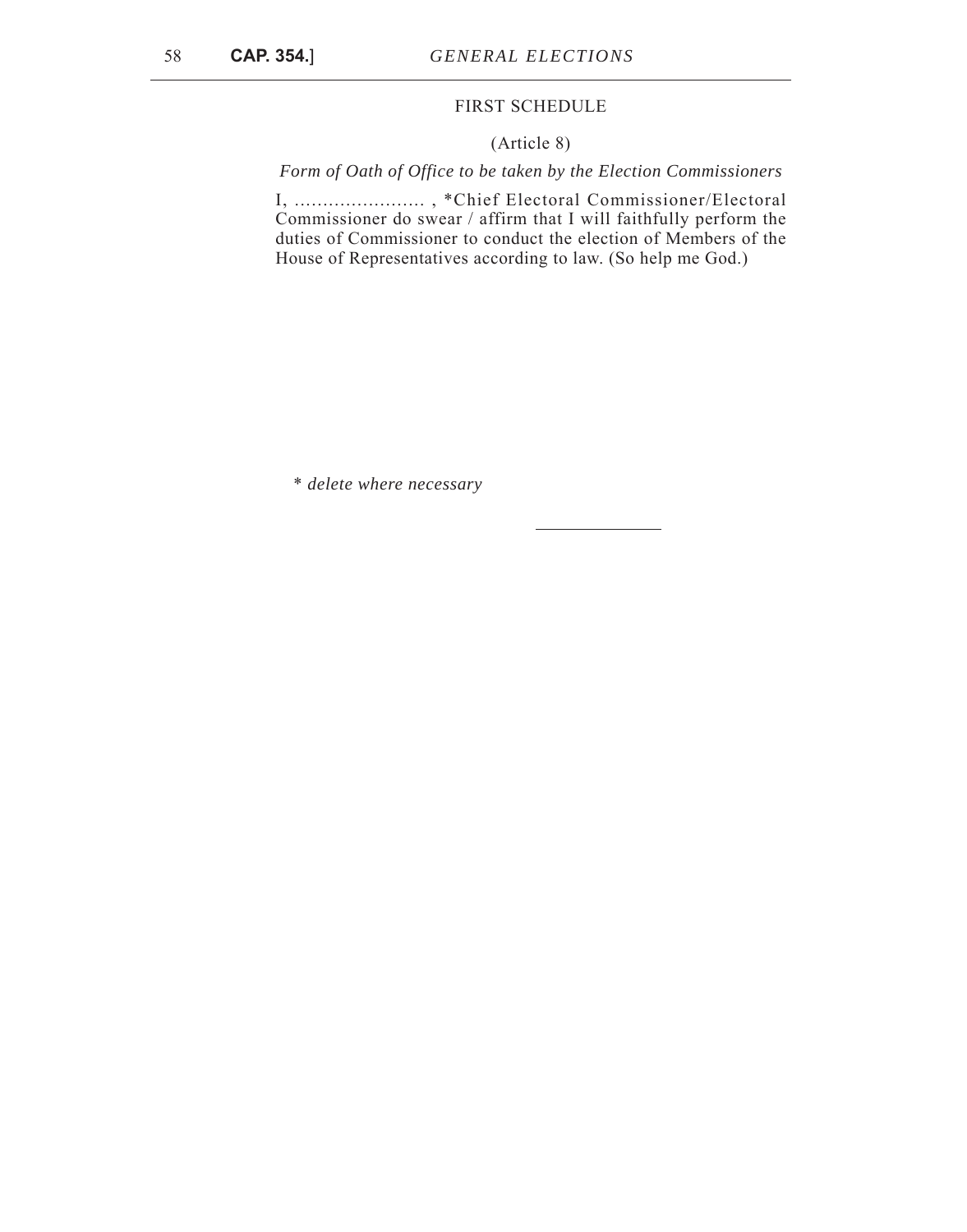## FIRST SCHEDULE

(Article 8)

*Form of Oath of Office to be taken by the Election Commissioners*

I, ....................... , *Chief Electoral Commissioner/Electoral Commissioner do swear / affirm that I will faithfully perform the duties of Commissioner to conduct the election of Members of the House of Representatives according to law. (So help me God.)

\* *delete where necessary*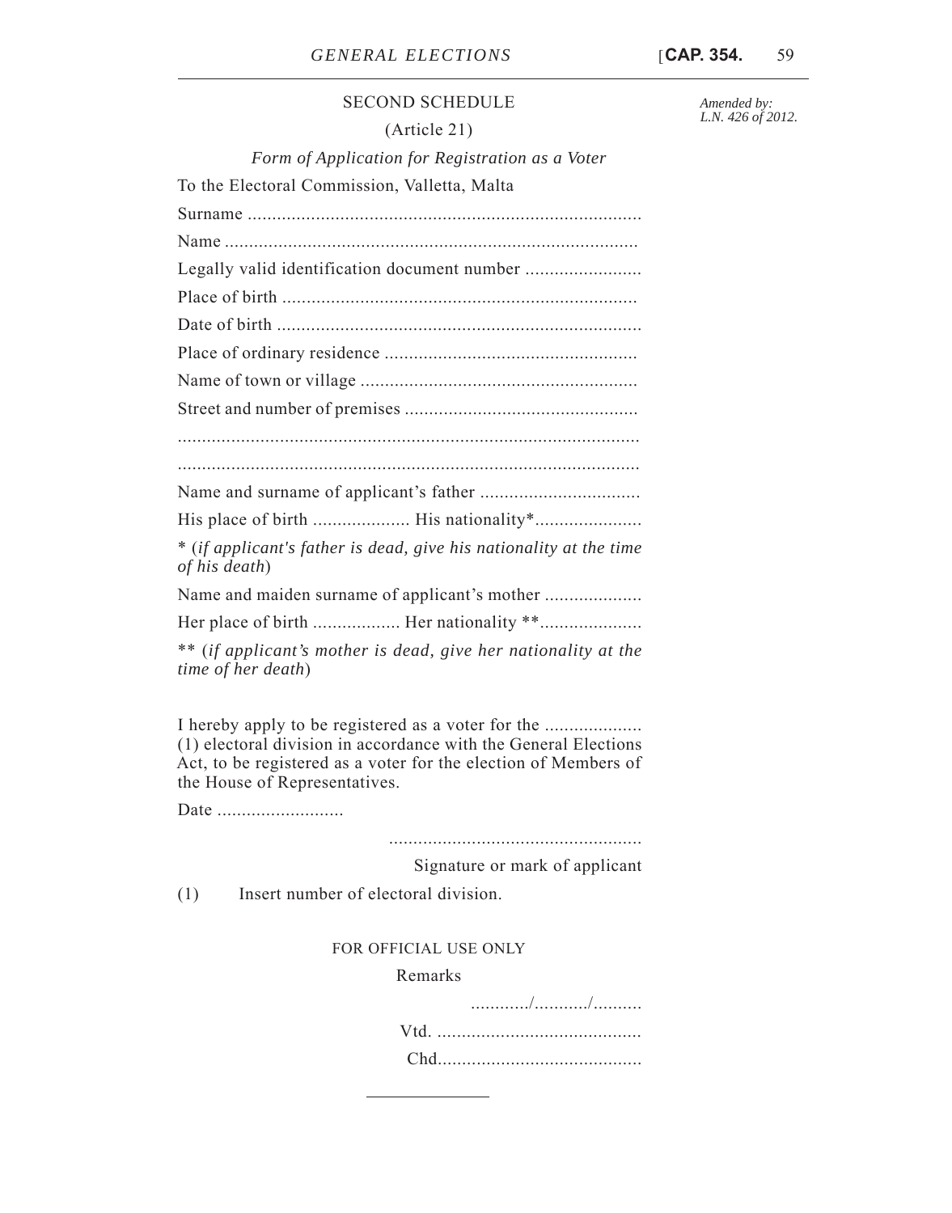## SECOND SCHEDULE

(Article 21)

*Amended by: L.N. 426 of 2012.*

*Form of Application for Registration as a Voter*

To the Electoral Commission, Valletta, Malta

Surname ................................................................................

Name ....................................................................................

Legally valid identification document number ........................

Place of birth ........................................................................

Date of birth ..........................................................................

Place of ordinary residence ...................................................

Name of town or village ........................................................

Street and number of premises ...............................................

...............................................................................................

...............................................................................................

Name and surname of applicant's father .................................

His place of birth .................... His nationality*......................

\* (*if applicant's father is dead, give his nationality at the time of his death*)

Name and maiden surname of applicant's mother ....................

Her place of birth .................. Her nationality **.....................

\*\* (*if applicant's mother is dead, give her nationality at the time of her death*)

I hereby apply to be registered as a voter for the .................... (1) electoral division in accordance with the General Elections Act, to be registered as a voter for the election of Members of the House of Representatives.

Date ..........................

...................................................

Signature or mark of applicant

(1) Insert number of electoral division.

FOR OFFICIAL USE ONLY

Remarks

.........../.........../..........

Vtd. ..........................................

Chd..........................................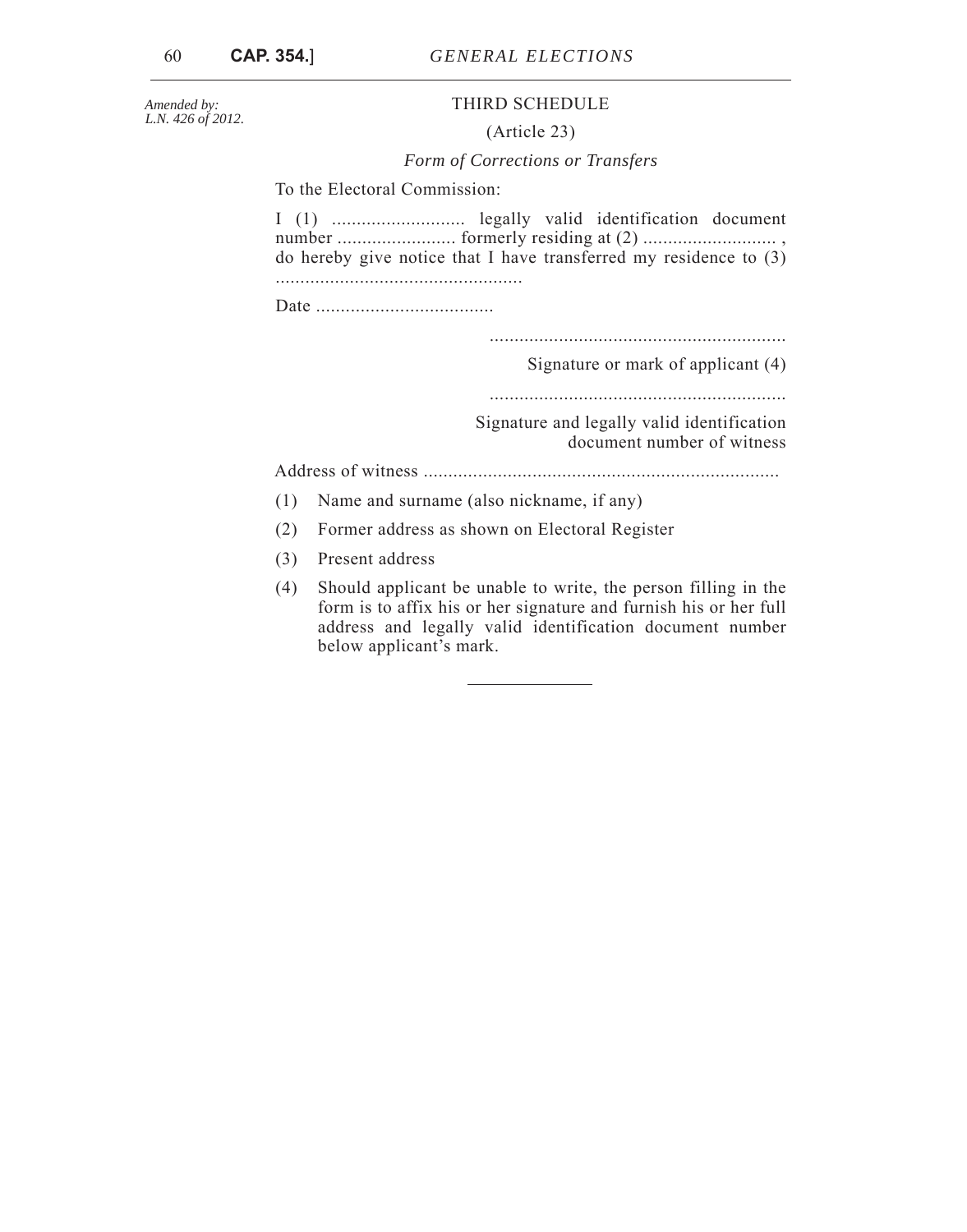*Amended by: L.N. 426 of 2012.*

## THIRD SCHEDULE

(Article 23)

*Form of Corrections or Transfers*

To the Electoral Commission:

I (1) ........................... legally valid identification document number ........................ formerly residing at (2) ........................... , do hereby give notice that I have transferred my residence to (3) .................................................

Date ....................................

............................................................
Signature or mark of applicant (4)

............................................................
Signature and legally valid identification document number of witness

Address of witness ........................................................................

(1) Name and surname (also nickname, if any)

(2) Former address as shown on Electoral Register

(3) Present address

(4) Should applicant be unable to write, the person filling in the form is to affix his or her signature and furnish his or her full address and legally valid identification document number below applicant's mark.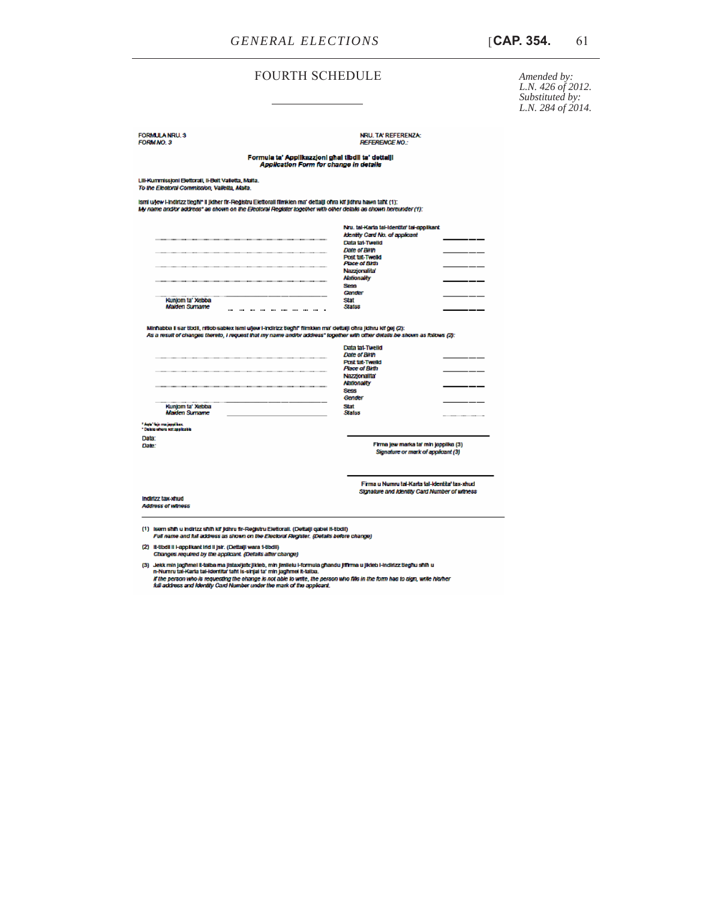# FOURTH SCHEDULE

*Amended by: L.N. 426 of 2012. Substituted by: L.N. 284 of 2014.*

FORMULA NRU. 3
*FORM NO. 3*

NRU. TA' REFERENZA:
*REFERENCE NO.:*

**Formula ta' Applikazzjoni għal tibdil ta' dettalji**
***Application Form for change in details***

Lill-Kummissjoni Elettorali, il-Belt Valletta, Malta.
*To the Electoral Commission, Valletta, Malta.*

Ismi u/jew l-indirizz tiegħi* il jidher fir-Reġistru Elettorali flimkien ma' dettalji oħra kif jidhru hawn taħt (1):
*My name and/or address\* as shown on the Electoral Register together with other details as shown hereunder (1):*

| | | |
|---|---|---|
| ..................................... | Nru. tal-Karta tal-Identita' tal-applikant *Identity Card No. of applicant* | ________ |
| ..................................... | Data tat-Twelid *Date of Birth* | ________ |
| ..................................... | Post tat-Twelid *Place of Birth* | ________ |
| ..................................... | Nazzjonalita' *Nationality* | ________ |
| ..................................... | Sess *Gender* | ________ |
| Kunjom ta' Xebba *Maiden Surname* ........................ | Stat *Status* | ________ |

Minħabba li sar tibdil, nitlob sabiex ismi u/jew l-indirizz tiegħi* flimkien ma' dettalji oħra jidhru kif ġej (2):
*As a result of changes thereto, I request that my name and/or address\* together with other details be shown as follows (2):*

| | | |
|---|---|---|
| ..................................... | Data tat-Twelid *Date of Birth* | ________ |
| ..................................... | Post tat-Twelid *Place of Birth* | ________ |
| ..................................... | Nazzjonalita' *Nationality* | ________ |
| ..................................... | Sess *Gender* | ________ |
| Kunjom ta' Xebba *Maiden Surname* ________ | Stat *Status* | ........ |

\* Aqta' fejn ma japplikax.
\* *Delete where not applicable*

Data:
*Date:*

________________________
Firma jew marka ta' min japplika (3)
*Signature or mark of applicant (3)*

________________________
Firma u Numru tal-Karta tal-Identita' tax-xhud
*Signature and Identity Card Number of witness*

Indirizz tax-xhud
*Address of witness*

---

(1) Isem sħiħ u indirizz sħiħ kif jidhru fir-Reġistru Elettorali. (Dettalji qabel it-tibdil)
*Full name and full address as shown on the Electoral Register. (Details before change)*

(2) It-tibdil li l-applikant irid li jsir. (Dettalji wara t-tibdil)
*Changes required by the applicant. (Details after change)*

(3) Jekk min jagħmel it-talba ma jistax jikteb, min jimlielu l-formula għandu jiffirma u jikteb l-indirizz tiegħu sħiħ u n-Numru tal-Karta tal-Identita' taħt is-sinjal ta' min jagħmel it-talba.
*If the person who is requesting the change is not able to write, the person who fills in the form has to sign, write his/her full address and Identity Card Number under the mark of the applicant.*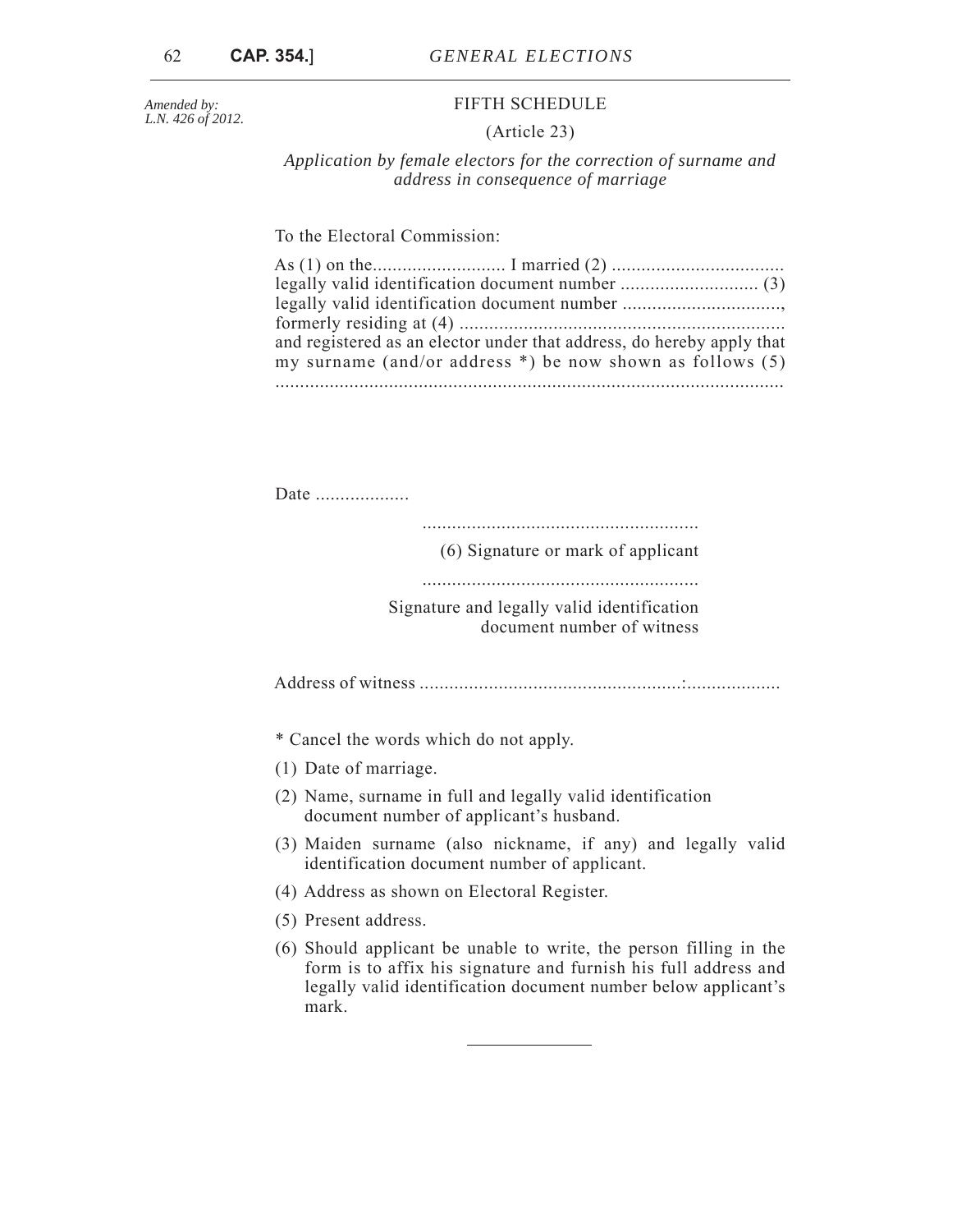*Amended by: L.N. 426 of 2012.*

## FIFTH SCHEDULE

(Article 23)

*Application by female electors for the correction of surname and address in consequence of marriage*

To the Electoral Commission:

As (1) on the.......................... I married (2) .................................. legally valid identification document number ............................ (3) legally valid identification document number ................................, formerly residing at (4) ................................................................. and registered as an elector under that address, do hereby apply that my surname (and/or address *) be now shown as follows (5) .......................................................................................................

Date ...................

........................................................
(6) Signature or mark of applicant

........................................................
Signature and legally valid identification document number of witness

Address of witness .......................................................:...................

\* Cancel the words which do not apply.

(1) Date of marriage.

(2) Name, surname in full and legally valid identification document number of applicant's husband.

(3) Maiden surname (also nickname, if any) and legally valid identification document number of applicant.

(4) Address as shown on Electoral Register.

(5) Present address.

(6) Should applicant be unable to write, the person filling in the form is to affix his signature and furnish his full address and legally valid identification document number below applicant's mark.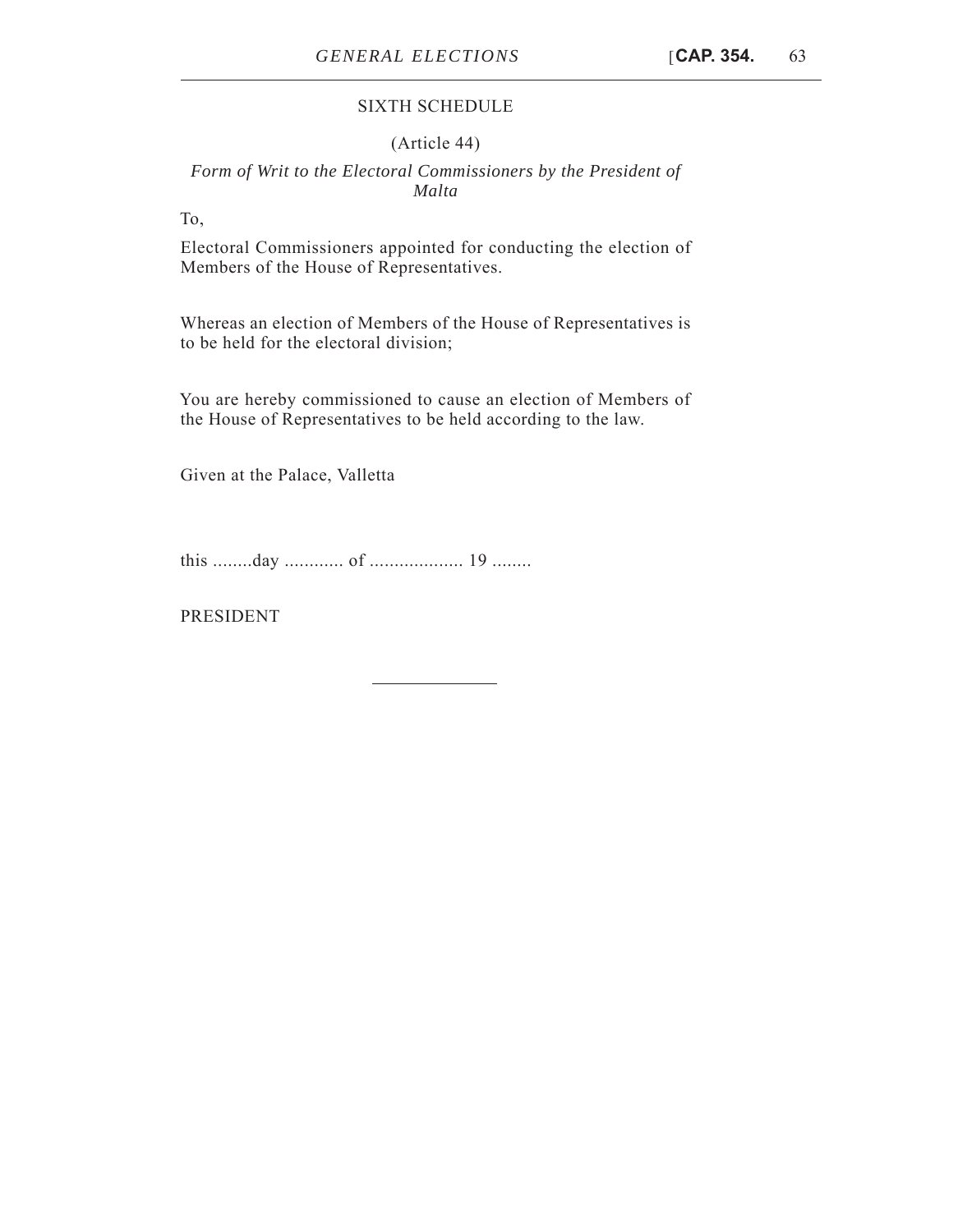## SIXTH SCHEDULE

(Article 44)

*Form of Writ to the Electoral Commissioners by the President of Malta*

To,

Electoral Commissioners appointed for conducting the election of Members of the House of Representatives.

Whereas an election of Members of the House of Representatives is to be held for the electoral division;

You are hereby commissioned to cause an election of Members of the House of Representatives to be held according to the law.

Given at the Palace, Valletta

this ........day ............ of ................... 19 ........

PRESIDENT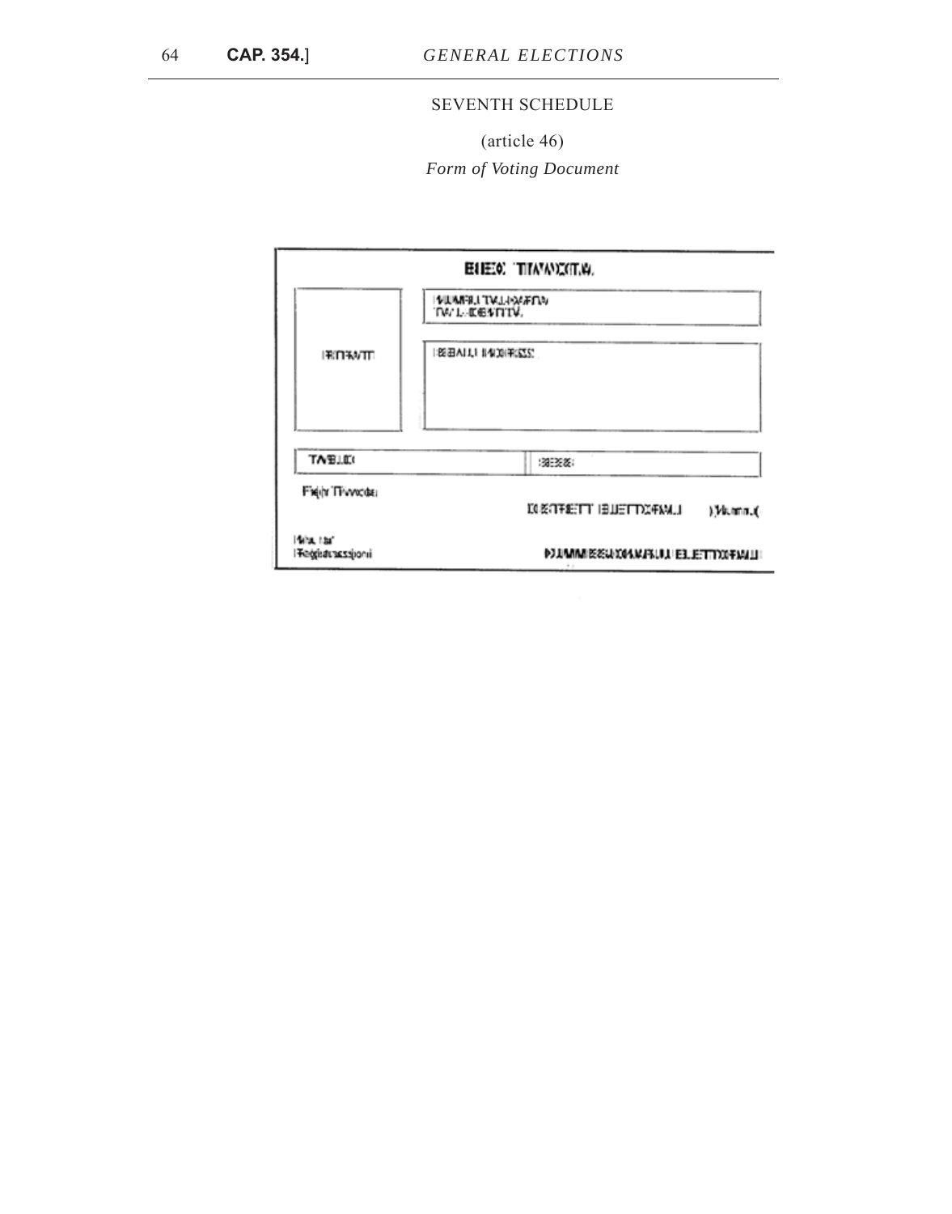SEVENTH SCHEDULE

(article 46)

*Form of Voting Document*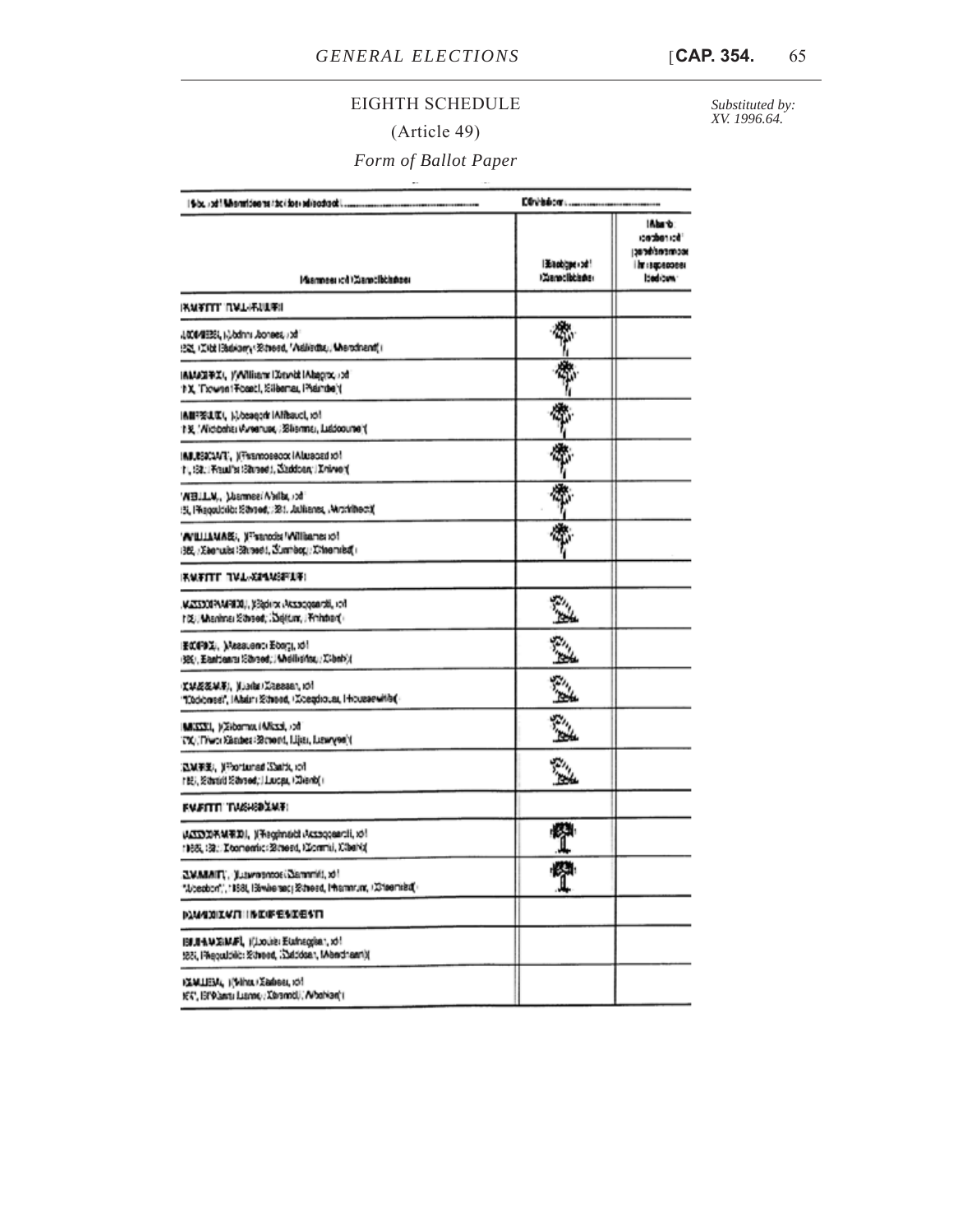# EIGHTH SCHEDULE

(Article 49)

*Form of Ballot Paper*

*Substituted by: XV. 1996.64.*

| No. of Members to be elected ............ | Division ............ | |
|---|---|---|
| Names of Candidates | Emblem of Candidates | Mark of preference in squares below |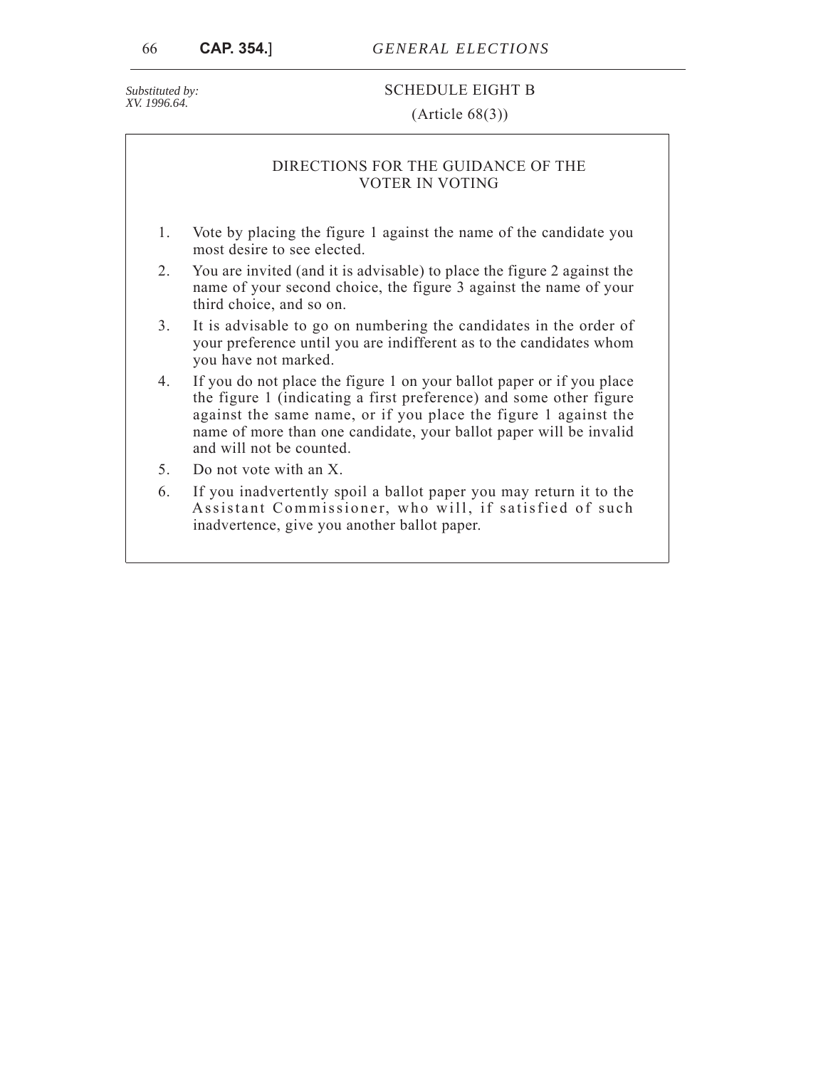*Substituted by: XV. 1996.64.*

## SCHEDULE EIGHT B

(Article 68(3))

### DIRECTIONS FOR THE GUIDANCE OF THE VOTER IN VOTING

1. Vote by placing the figure 1 against the name of the candidate you most desire to see elected.
2. You are invited (and it is advisable) to place the figure 2 against the name of your second choice, the figure 3 against the name of your third choice, and so on.
3. It is advisable to go on numbering the candidates in the order of your preference until you are indifferent as to the candidates whom you have not marked.
4. If you do not place the figure 1 on your ballot paper or if you place the figure 1 (indicating a first preference) and some other figure against the same name, or if you place the figure 1 against the name of more than one candidate, your ballot paper will be invalid and will not be counted.
5. Do not vote with an X.
6. If you inadvertently spoil a ballot paper you may return it to the Assistant Commissioner, who will, if satisfied of such inadvertence, give you another ballot paper.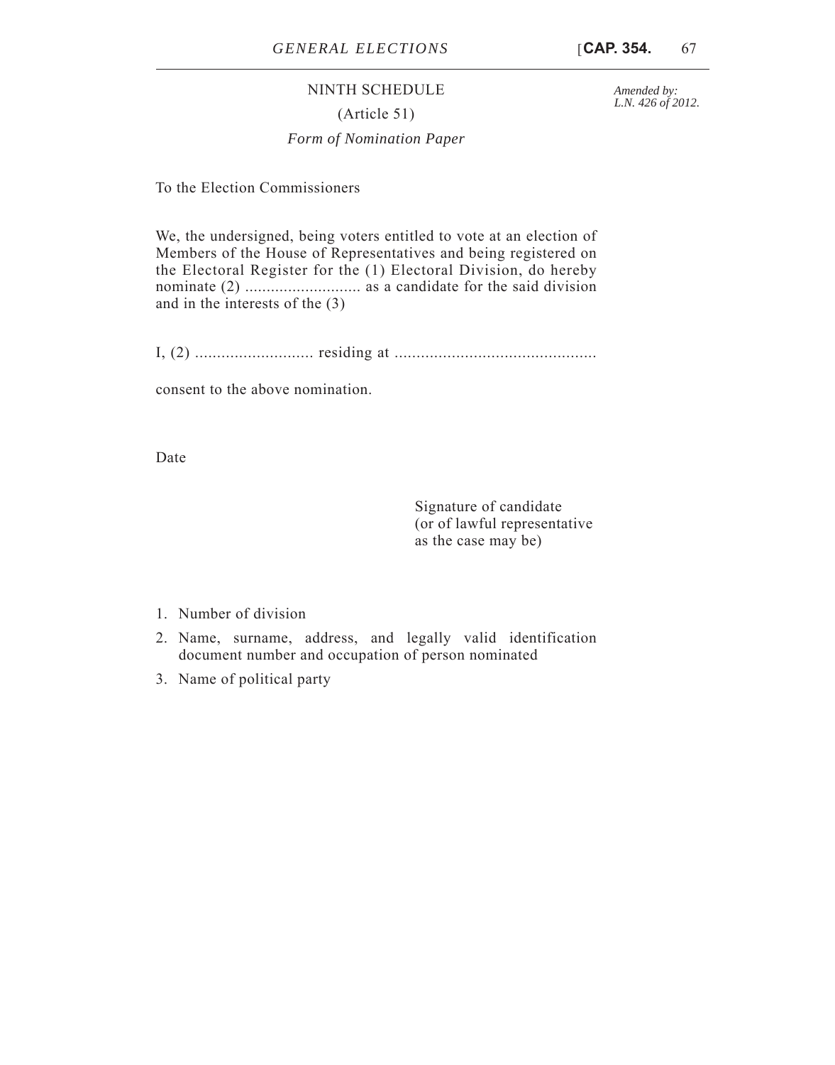## NINTH SCHEDULE

(Article 51)

*Form of Nomination Paper*

*Amended by: L.N. 426 of 2012.*

To the Election Commissioners

We, the undersigned, being voters entitled to vote at an election of Members of the House of Representatives and being registered on the Electoral Register for the (1) Electoral Division, do hereby nominate (2) .......................... as a candidate for the said division and in the interests of the (3)

I, (2) .......................... residing at .............................................

consent to the above nomination.

Date

Signature of candidate
(or of lawful representative
as the case may be)

1. Number of division
2. Name, surname, address, and legally valid identification document number and occupation of person nominated
3. Name of political party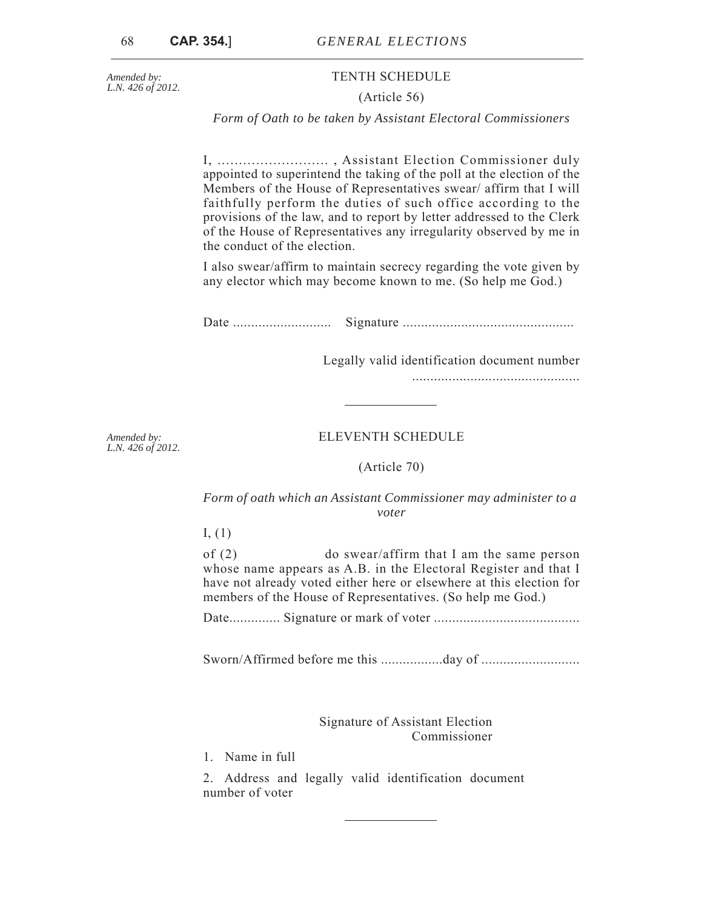*Amended by: L.N. 426 of 2012.*

## TENTH SCHEDULE

(Article 56)

*Form of Oath to be taken by Assistant Electoral Commissioners*

I, ......................... , Assistant Election Commissioner duly appointed to superintend the taking of the poll at the election of the Members of the House of Representatives swear/ affirm that I will faithfully perform the duties of such office according to the provisions of the law, and to report by letter addressed to the Clerk of the House of Representatives any irregularity observed by me in the conduct of the election.

I also swear/affirm to maintain secrecy regarding the vote given by any elector which may become known to me. (So help me God.)

Date .......................... Signature ..............................................

Legally valid identification document number .............................................

---

*Amended by: L.N. 426 of 2012.*

## ELEVENTH SCHEDULE

(Article 70)

*Form of oath which an Assistant Commissioner may administer to a voter*

I, (1)

of (2) do swear/affirm that I am the same person whose name appears as A.B. in the Electoral Register and that I have not already voted either here or elsewhere at this election for members of the House of Representatives. (So help me God.)

Date............. Signature or mark of voter .......................................

Sworn/Affirmed before me this ................day of ..........................

Signature of Assistant Election Commissioner

1. Name in full

2. Address and legally valid identification document number of voter

---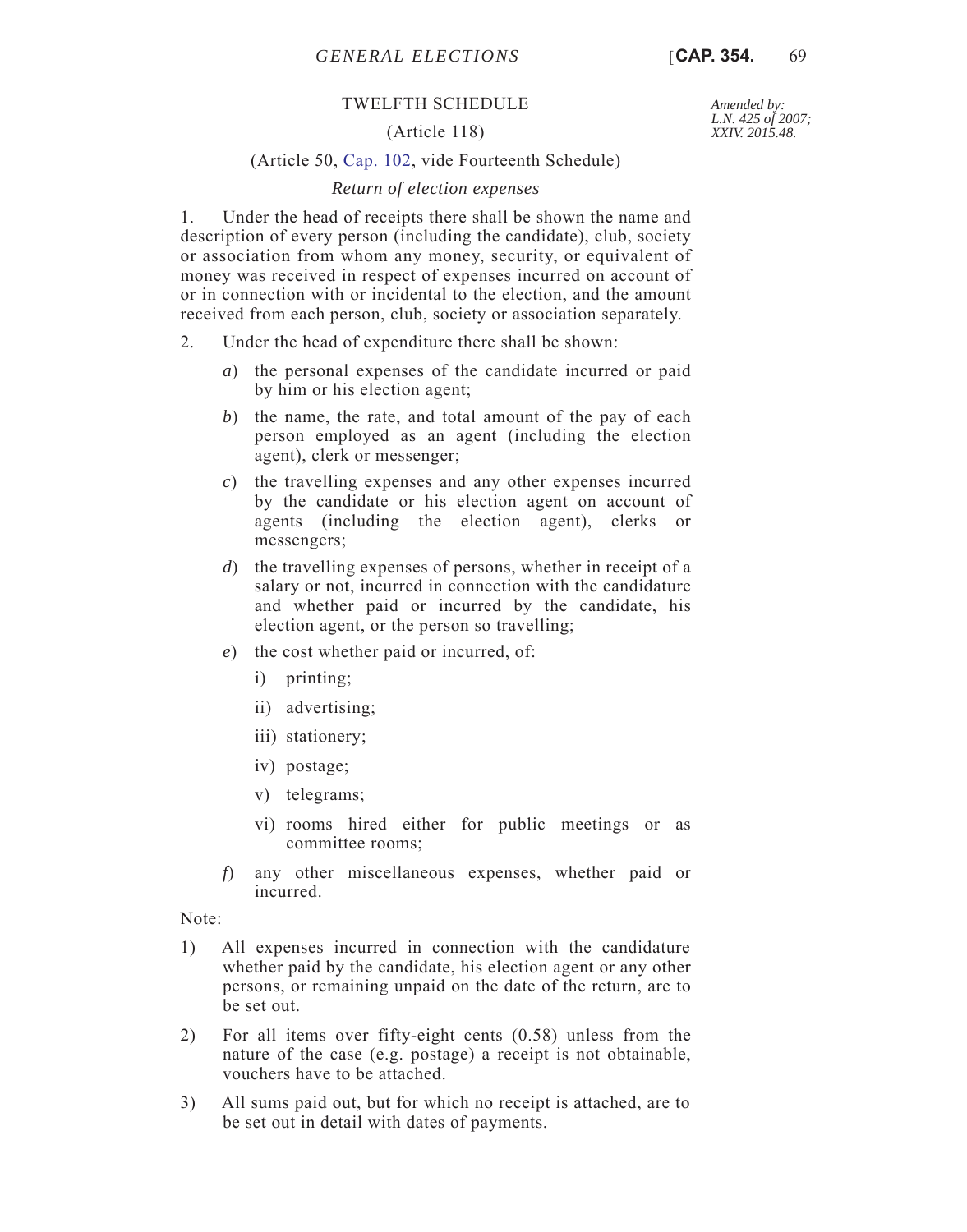## TWELFTH SCHEDULE

*Amended by: L.N. 425 of 2007; XXIV. 2015.48.*

(Article 118)

(Article 50, Cap. 102, vide Fourteenth Schedule)

*Return of election expenses*

1. Under the head of receipts there shall be shown the name and description of every person (including the candidate), club, society or association from whom any money, security, or equivalent of money was received in respect of expenses incurred on account of or in connection with or incidental to the election, and the amount received from each person, club, society or association separately.

2. Under the head of expenditure there shall be shown:

*a*) the personal expenses of the candidate incurred or paid by him or his election agent;

*b*) the name, the rate, and total amount of the pay of each person employed as an agent (including the election agent), clerk or messenger;

*c*) the travelling expenses and any other expenses incurred by the candidate or his election agent on account of agents (including the election agent), clerks or messengers;

*d*) the travelling expenses of persons, whether in receipt of a salary or not, incurred in connection with the candidature and whether paid or incurred by the candidate, his election agent, or the person so travelling;

*e*) the cost whether paid or incurred, of:

i) printing;

ii) advertising;

iii) stationery;

iv) postage;

v) telegrams;

vi) rooms hired either for public meetings or as committee rooms;

*f*) any other miscellaneous expenses, whether paid or incurred.

Note:

1) All expenses incurred in connection with the candidature whether paid by the candidate, his election agent or any other persons, or remaining unpaid on the date of the return, are to be set out.

2) For all items over fifty-eight cents (0.58) unless from the nature of the case (e.g. postage) a receipt is not obtainable, vouchers have to be attached.

3) All sums paid out, but for which no receipt is attached, are to be set out in detail with dates of payments.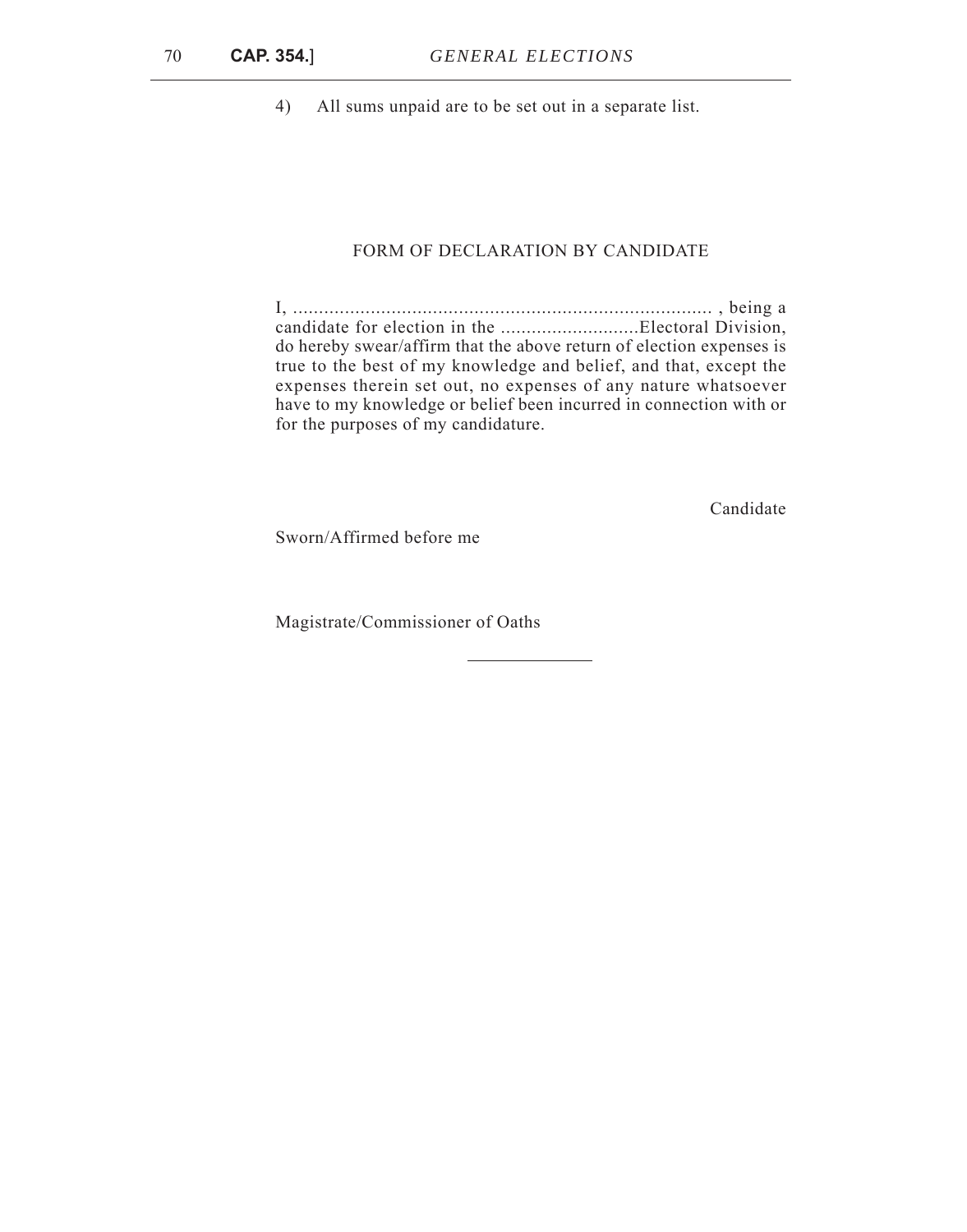4) All sums unpaid are to be set out in a separate list.

FORM OF DECLARATION BY CANDIDATE

I, ................................................................................ , being a candidate for election in the ..........................Electoral Division, do hereby swear/affirm that the above return of election expenses is true to the best of my knowledge and belief, and that, except the expenses therein set out, no expenses of any nature whatsoever have to my knowledge or belief been incurred in connection with or for the purposes of my candidature.

Candidate

Sworn/Affirmed before me

Magistrate/Commissioner of Oaths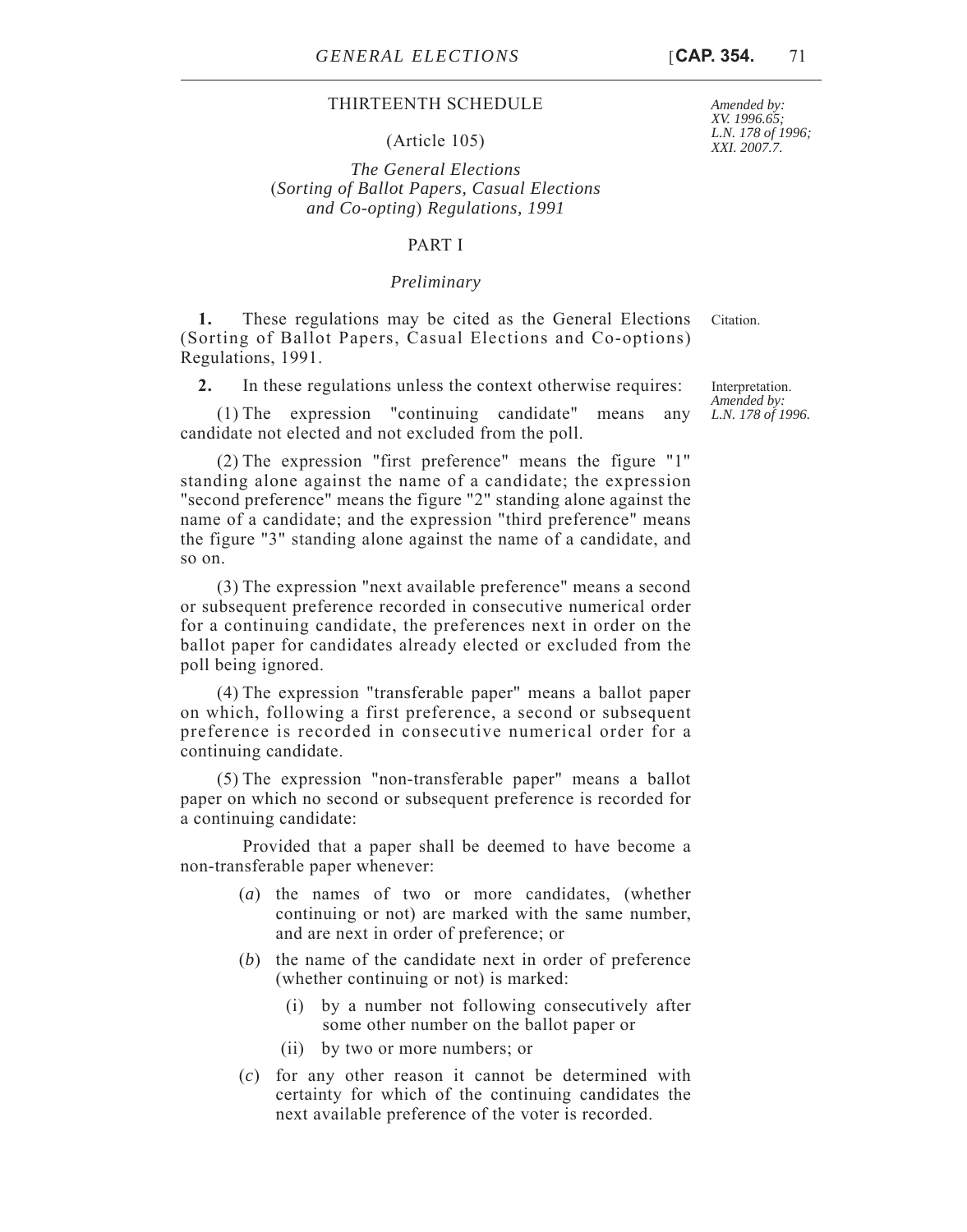## THIRTEENTH SCHEDULE

(Article 105)

*Amended by: XV. 1996.65; L.N. 178 of 1996; XXI. 2007.7.*

*The General Elections (Sorting of Ballot Papers, Casual Elections and Co-opting) Regulations, 1991*

### PART I

*Preliminary*

Citation.

**1.** These regulations may be cited as the General Elections (Sorting of Ballot Papers, Casual Elections and Co-options) Regulations, 1991.

Interpretation. *Amended by: L.N. 178 of 1996.*

**2.** In these regulations unless the context otherwise requires:

(1) The expression "continuing candidate" means any candidate not elected and not excluded from the poll.

(2) The expression "first preference" means the figure "1" standing alone against the name of a candidate; the expression "second preference" means the figure "2" standing alone against the name of a candidate; and the expression "third preference" means the figure "3" standing alone against the name of a candidate, and so on.

(3) The expression "next available preference" means a second or subsequent preference recorded in consecutive numerical order for a continuing candidate, the preferences next in order on the ballot paper for candidates already elected or excluded from the poll being ignored.

(4) The expression "transferable paper" means a ballot paper on which, following a first preference, a second or subsequent preference is recorded in consecutive numerical order for a continuing candidate.

(5) The expression "non-transferable paper" means a ballot paper on which no second or subsequent preference is recorded for a continuing candidate:

Provided that a paper shall be deemed to have become a non-transferable paper whenever:

- (*a*) the names of two or more candidates, (whether continuing or not) are marked with the same number, and are next in order of preference; or
- (*b*) the name of the candidate next in order of preference (whether continuing or not) is marked:
  - (i) by a number not following consecutively after some other number on the ballot paper or
  - (ii) by two or more numbers; or
- (*c*) for any other reason it cannot be determined with certainty for which of the continuing candidates the next available preference of the voter is recorded.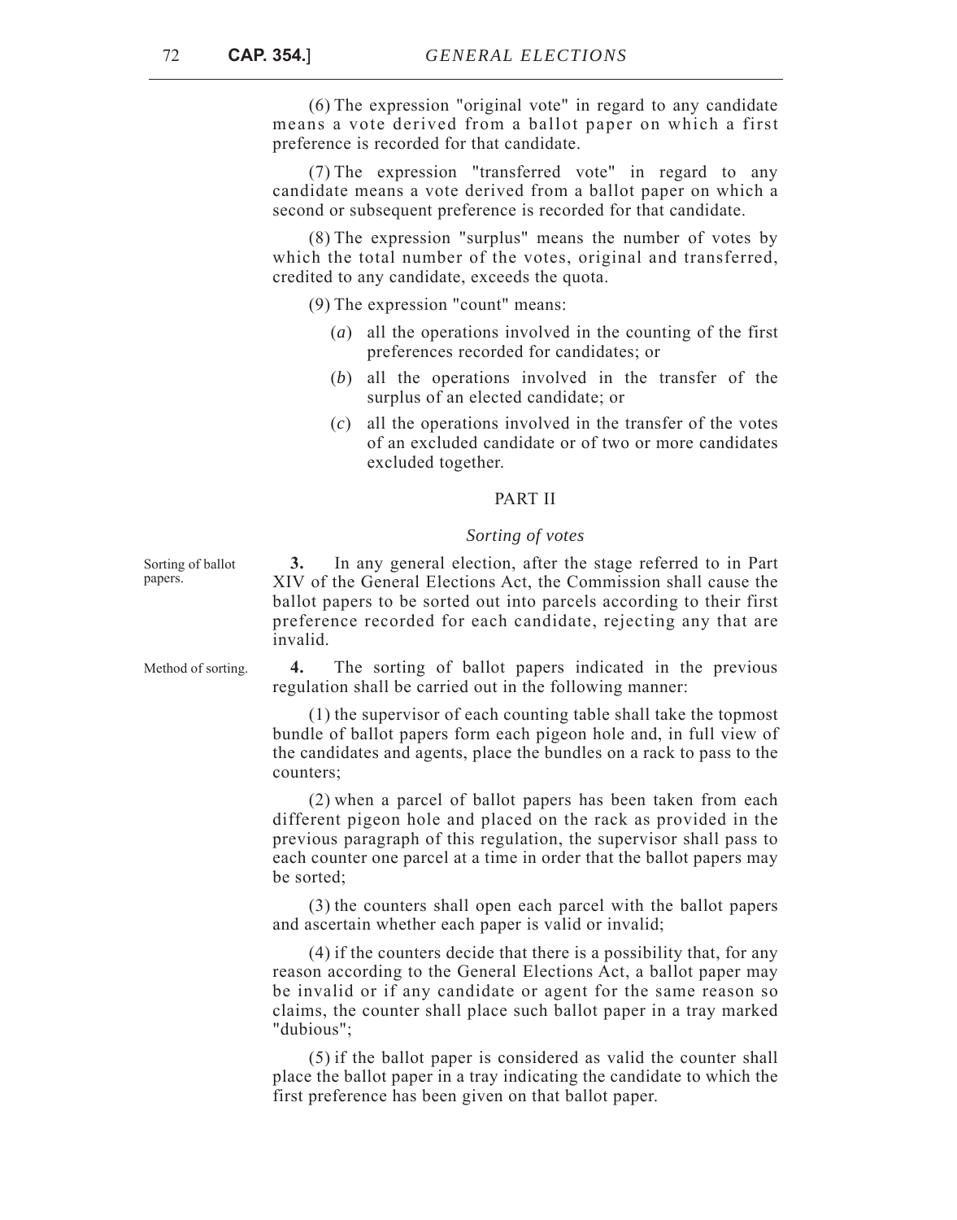(6) The expression "original vote" in regard to any candidate means a vote derived from a ballot paper on which a first preference is recorded for that candidate.

(7) The expression "transferred vote" in regard to any candidate means a vote derived from a ballot paper on which a second or subsequent preference is recorded for that candidate.

(8) The expression "surplus" means the number of votes by which the total number of the votes, original and transferred, credited to any candidate, exceeds the quota.

(9) The expression "count" means:

(*a*) all the operations involved in the counting of the first preferences recorded for candidates; or

(*b*) all the operations involved in the transfer of the surplus of an elected candidate; or

(*c*) all the operations involved in the transfer of the votes of an excluded candidate or of two or more candidates excluded together.

## PART II

### *Sorting of votes*

Sorting of ballot papers.

**3.** In any general election, after the stage referred to in Part XIV of the General Elections Act, the Commission shall cause the ballot papers to be sorted out into parcels according to their first preference recorded for each candidate, rejecting any that are invalid.

Method of sorting.

**4.** The sorting of ballot papers indicated in the previous regulation shall be carried out in the following manner:

(1) the supervisor of each counting table shall take the topmost bundle of ballot papers form each pigeon hole and, in full view of the candidates and agents, place the bundles on a rack to pass to the counters;

(2) when a parcel of ballot papers has been taken from each different pigeon hole and placed on the rack as provided in the previous paragraph of this regulation, the supervisor shall pass to each counter one parcel at a time in order that the ballot papers may be sorted;

(3) the counters shall open each parcel with the ballot papers and ascertain whether each paper is valid or invalid;

(4) if the counters decide that there is a possibility that, for any reason according to the General Elections Act, a ballot paper may be invalid or if any candidate or agent for the same reason so claims, the counter shall place such ballot paper in a tray marked "dubious";

(5) if the ballot paper is considered as valid the counter shall place the ballot paper in a tray indicating the candidate to which the first preference has been given on that ballot paper.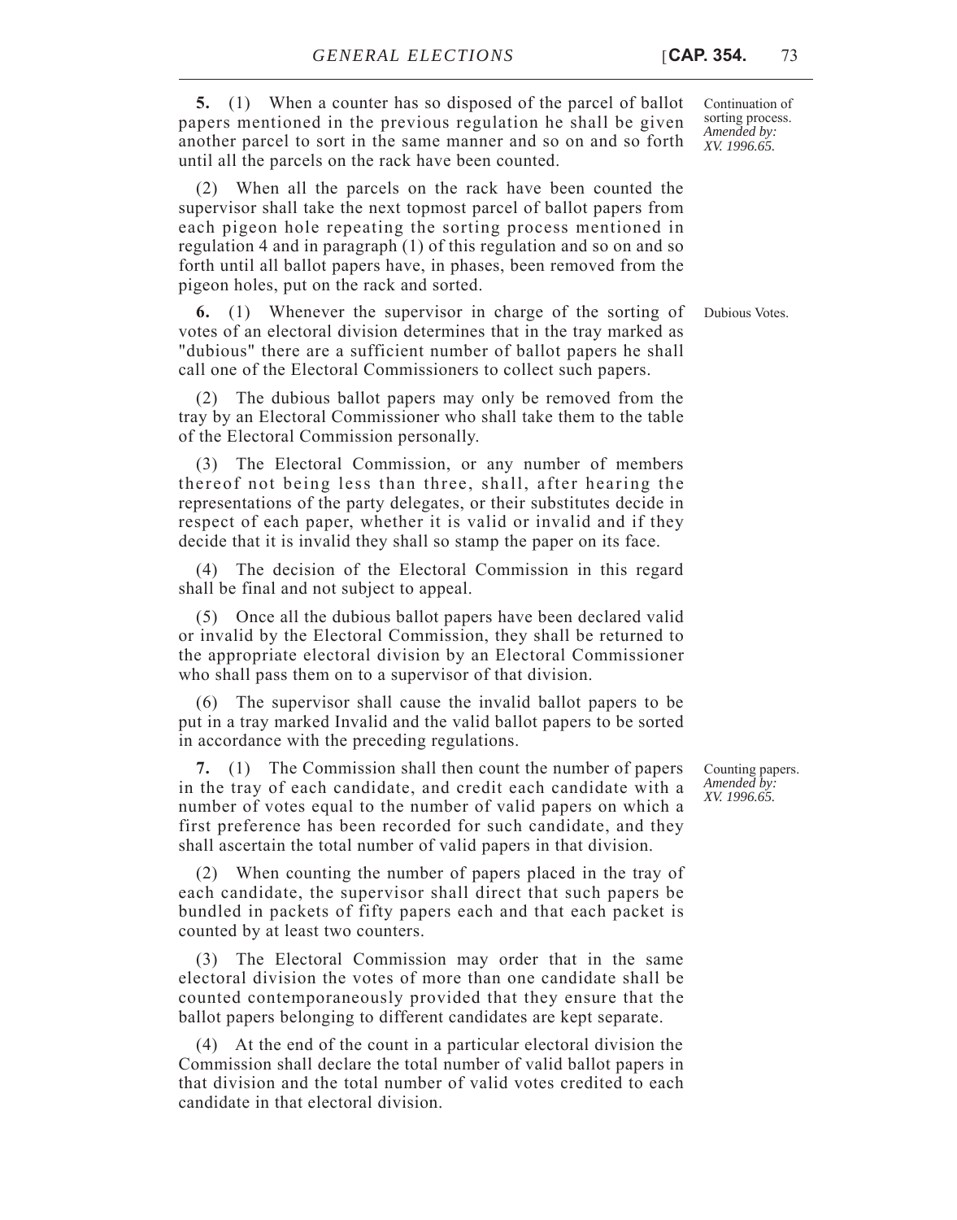**5.** (1) When a counter has so disposed of the parcel of ballot papers mentioned in the previous regulation he shall be given another parcel to sort in the same manner and so on and so forth until all the parcels on the rack have been counted.

Continuation of sorting process.
*Amended by: XV. 1996.65.*

(2) When all the parcels on the rack have been counted the supervisor shall take the next topmost parcel of ballot papers from each pigeon hole repeating the sorting process mentioned in regulation 4 and in paragraph (1) of this regulation and so on and so forth until all ballot papers have, in phases, been removed from the pigeon holes, put on the rack and sorted.

**6.** (1) Whenever the supervisor in charge of the sorting of votes of an electoral division determines that in the tray marked as "dubious" there are a sufficient number of ballot papers he shall call one of the Electoral Commissioners to collect such papers.

Dubious Votes.

(2) The dubious ballot papers may only be removed from the tray by an Electoral Commissioner who shall take them to the table of the Electoral Commission personally.

(3) The Electoral Commission, or any number of members thereof not being less than three, shall, after hearing the representations of the party delegates, or their substitutes decide in respect of each paper, whether it is valid or invalid and if they decide that it is invalid they shall so stamp the paper on its face.

(4) The decision of the Electoral Commission in this regard shall be final and not subject to appeal.

(5) Once all the dubious ballot papers have been declared valid or invalid by the Electoral Commission, they shall be returned to the appropriate electoral division by an Electoral Commissioner who shall pass them on to a supervisor of that division.

(6) The supervisor shall cause the invalid ballot papers to be put in a tray marked Invalid and the valid ballot papers to be sorted in accordance with the preceding regulations.

**7.** (1) The Commission shall then count the number of papers in the tray of each candidate, and credit each candidate with a number of votes equal to the number of valid papers on which a first preference has been recorded for such candidate, and they shall ascertain the total number of valid papers in that division.

Counting papers.
*Amended by: XV. 1996.65.*

(2) When counting the number of papers placed in the tray of each candidate, the supervisor shall direct that such papers be bundled in packets of fifty papers each and that each packet is counted by at least two counters.

(3) The Electoral Commission may order that in the same electoral division the votes of more than one candidate shall be counted contemporaneously provided that they ensure that the ballot papers belonging to different candidates are kept separate.

(4) At the end of the count in a particular electoral division the Commission shall declare the total number of valid ballot papers in that division and the total number of valid votes credited to each candidate in that electoral division.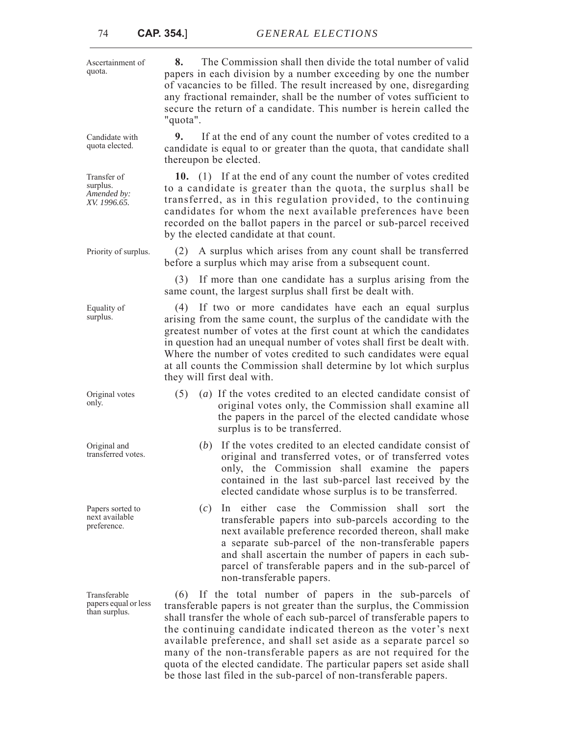Ascertainment of quota.

**8.** The Commission shall then divide the total number of valid papers in each division by a number exceeding by one the number of vacancies to be filled. The result increased by one, disregarding any fractional remainder, shall be the number of votes sufficient to secure the return of a candidate. This number is herein called the "quota".

Candidate with quota elected.

**9.** If at the end of any count the number of votes credited to a candidate is equal to or greater than the quota, that candidate shall thereupon be elected.

Transfer of surplus. *Amended by: XV. 1996.65.*

**10.** (1) If at the end of any count the number of votes credited to a candidate is greater than the quota, the surplus shall be transferred, as in this regulation provided, to the continuing candidates for whom the next available preferences have been recorded on the ballot papers in the parcel or sub-parcel received by the elected candidate at that count.

Priority of surplus.

(2) A surplus which arises from any count shall be transferred before a surplus which may arise from a subsequent count.

(3) If more than one candidate has a surplus arising from the same count, the largest surplus shall first be dealt with.

Equality of surplus.

(4) If two or more candidates have each an equal surplus arising from the same count, the surplus of the candidate with the greatest number of votes at the first count at which the candidates in question had an unequal number of votes shall first be dealt with. Where the number of votes credited to such candidates were equal at all counts the Commission shall determine by lot which surplus they will first deal with.

Original votes only.

(5) (*a*) If the votes credited to an elected candidate consist of original votes only, the Commission shall examine all the papers in the parcel of the elected candidate whose surplus is to be transferred.

Original and transferred votes.

(*b*) If the votes credited to an elected candidate consist of original and transferred votes, or of transferred votes only, the Commission shall examine the papers contained in the last sub-parcel last received by the elected candidate whose surplus is to be transferred.

Papers sorted to next available preference.

(*c*) In either case the Commission shall sort the transferable papers into sub-parcels according to the next available preference recorded thereon, shall make a separate sub-parcel of the non-transferable papers and shall ascertain the number of papers in each sub-parcel of transferable papers and in the sub-parcel of non-transferable papers.

Transferable papers equal or less than surplus.

(6) If the total number of papers in the sub-parcels of transferable papers is not greater than the surplus, the Commission shall transfer the whole of each sub-parcel of transferable papers to the continuing candidate indicated thereon as the voter's next available preference, and shall set aside as a separate parcel so many of the non-transferable papers as are not required for the quota of the elected candidate. The particular papers set aside shall be those last filed in the sub-parcel of non-transferable papers.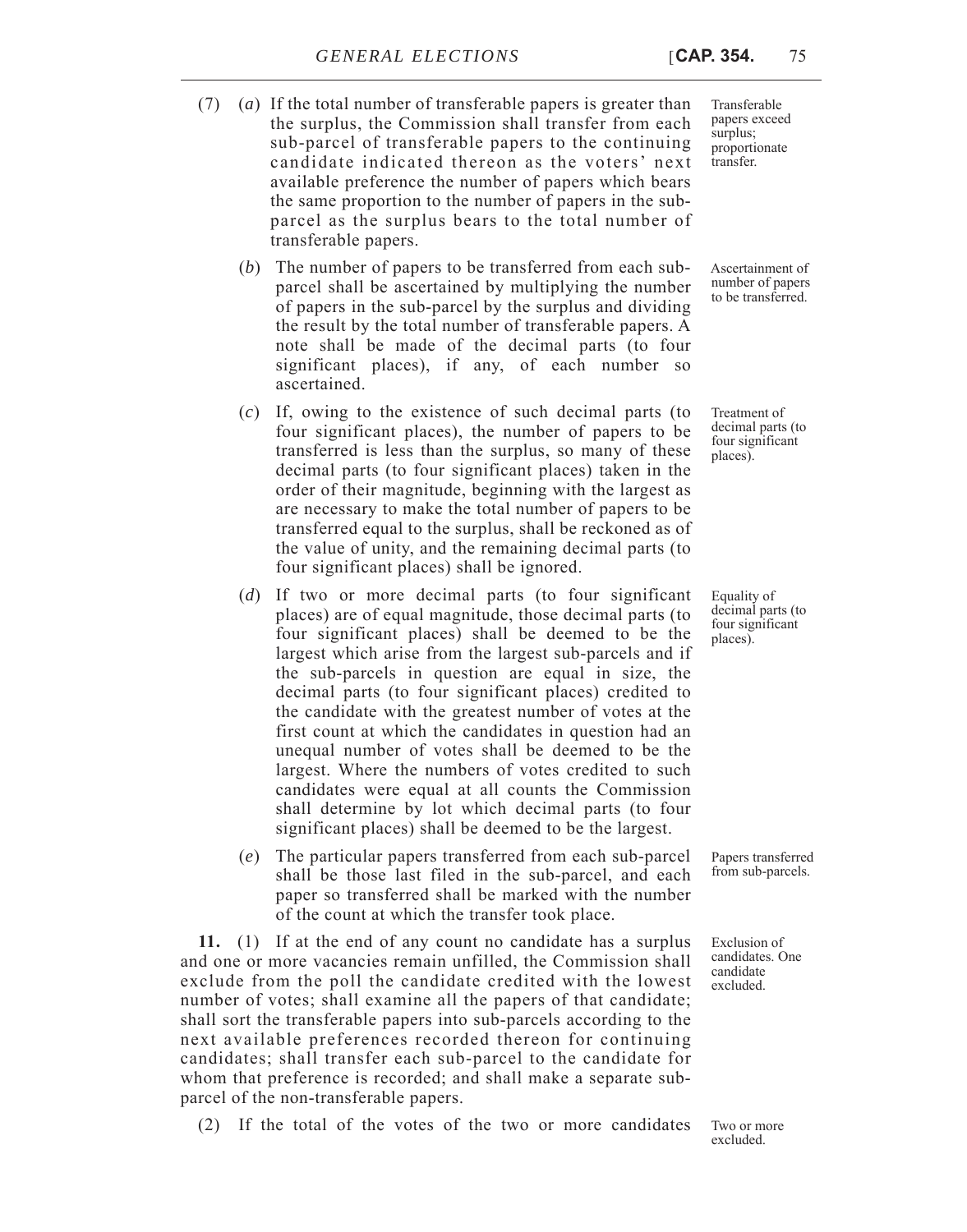(7) (*a*) If the total number of transferable papers is greater than the surplus, the Commission shall transfer from each sub-parcel of transferable papers to the continuing candidate indicated thereon as the voters' next available preference the number of papers which bears the same proportion to the number of papers in the sub-parcel as the surplus bears to the total number of transferable papers.

Transferable papers exceed surplus; proportionate transfer.

(*b*) The number of papers to be transferred from each sub-parcel shall be ascertained by multiplying the number of papers in the sub-parcel by the surplus and dividing the result by the total number of transferable papers. A note shall be made of the decimal parts (to four significant places), if any, of each number so ascertained.

Ascertainment of number of papers to be transferred.

(*c*) If, owing to the existence of such decimal parts (to four significant places), the number of papers to be transferred is less than the surplus, so many of these decimal parts (to four significant places) taken in the order of their magnitude, beginning with the largest as are necessary to make the total number of papers to be transferred equal to the surplus, shall be reckoned as of the value of unity, and the remaining decimal parts (to four significant places) shall be ignored.

Treatment of decimal parts (to four significant places).

(*d*) If two or more decimal parts (to four significant places) are of equal magnitude, those decimal parts (to four significant places) shall be deemed to be the largest which arise from the largest sub-parcels and if the sub-parcels in question are equal in size, the decimal parts (to four significant places) credited to the candidate with the greatest number of votes at the first count at which the candidates in question had an unequal number of votes shall be deemed to be the largest. Where the numbers of votes credited to such candidates were equal at all counts the Commission shall determine by lot which decimal parts (to four significant places) shall be deemed to be the largest.

Equality of decimal parts (to four significant places).

(*e*) The particular papers transferred from each sub-parcel shall be those last filed in the sub-parcel, and each paper so transferred shall be marked with the number of the count at which the transfer took place.

Papers transferred from sub-parcels.

**11.** (1) If at the end of any count no candidate has a surplus and one or more vacancies remain unfilled, the Commission shall exclude from the poll the candidate credited with the lowest number of votes; shall examine all the papers of that candidate; shall sort the transferable papers into sub-parcels according to the next available preferences recorded thereon for continuing candidates; shall transfer each sub-parcel to the candidate for whom that preference is recorded; and shall make a separate sub-parcel of the non-transferable papers.

Exclusion of candidates. One candidate excluded.

(2) If the total of the votes of the two or more candidates

Two or more excluded.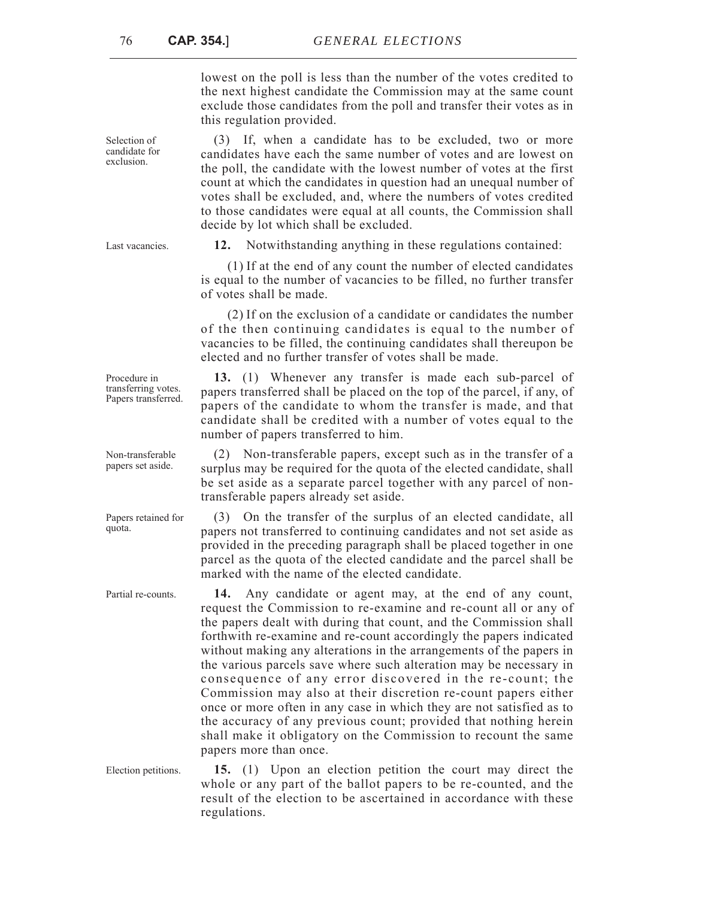lowest on the poll is less than the number of the votes credited to the next highest candidate the Commission may at the same count exclude those candidates from the poll and transfer their votes as in this regulation provided.

Selection of candidate for exclusion.

(3) If, when a candidate has to be excluded, two or more candidates have each the same number of votes and are lowest on the poll, the candidate with the lowest number of votes at the first count at which the candidates in question had an unequal number of votes shall be excluded, and, where the numbers of votes credited to those candidates were equal at all counts, the Commission shall decide by lot which shall be excluded.

Last vacancies.

**12.** Notwithstanding anything in these regulations contained:

(1) If at the end of any count the number of elected candidates is equal to the number of vacancies to be filled, no further transfer of votes shall be made.

(2) If on the exclusion of a candidate or candidates the number of the then continuing candidates is equal to the number of vacancies to be filled, the continuing candidates shall thereupon be elected and no further transfer of votes shall be made.

Procedure in transferring votes. Papers transferred.

**13.** (1) Whenever any transfer is made each sub-parcel of papers transferred shall be placed on the top of the parcel, if any, of papers of the candidate to whom the transfer is made, and that candidate shall be credited with a number of votes equal to the number of papers transferred to him.

Non-transferable papers set aside.

(2) Non-transferable papers, except such as in the transfer of a surplus may be required for the quota of the elected candidate, shall be set aside as a separate parcel together with any parcel of non-transferable papers already set aside.

Papers retained for quota.

(3) On the transfer of the surplus of an elected candidate, all papers not transferred to continuing candidates and not set aside as provided in the preceding paragraph shall be placed together in one parcel as the quota of the elected candidate and the parcel shall be marked with the name of the elected candidate.

Partial re-counts.

**14.** Any candidate or agent may, at the end of any count, request the Commission to re-examine and re-count all or any of the papers dealt with during that count, and the Commission shall forthwith re-examine and re-count accordingly the papers indicated without making any alterations in the arrangements of the papers in the various parcels save where such alteration may be necessary in consequence of any error discovered in the re-count; the Commission may also at their discretion re-count papers either once or more often in any case in which they are not satisfied as to the accuracy of any previous count; provided that nothing herein shall make it obligatory on the Commission to recount the same papers more than once.

Election petitions.

**15.** (1) Upon an election petition the court may direct the whole or any part of the ballot papers to be re-counted, and the result of the election to be ascertained in accordance with these regulations.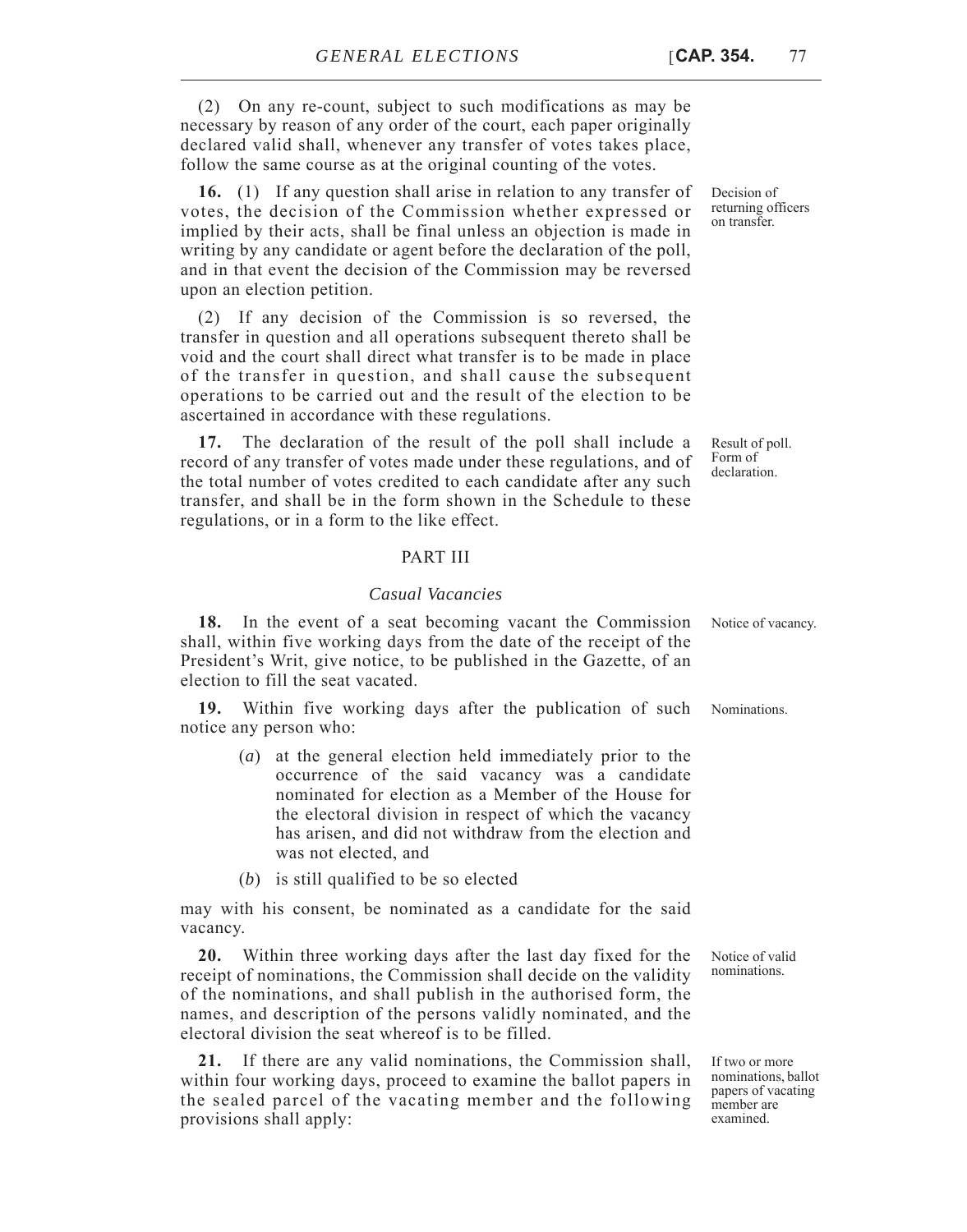(2) On any re-count, subject to such modifications as may be necessary by reason of any order of the court, each paper originally declared valid shall, whenever any transfer of votes takes place, follow the same course as at the original counting of the votes.

Decision of returning officers on transfer.

**16.** (1) If any question shall arise in relation to any transfer of votes, the decision of the Commission whether expressed or implied by their acts, shall be final unless an objection is made in writing by any candidate or agent before the declaration of the poll, and in that event the decision of the Commission may be reversed upon an election petition.

(2) If any decision of the Commission is so reversed, the transfer in question and all operations subsequent thereto shall be void and the court shall direct what transfer is to be made in place of the transfer in question, and shall cause the subsequent operations to be carried out and the result of the election to be ascertained in accordance with these regulations.

Result of poll. Form of declaration.

**17.** The declaration of the result of the poll shall include a record of any transfer of votes made under these regulations, and of the total number of votes credited to each candidate after any such transfer, and shall be in the form shown in the Schedule to these regulations, or in a form to the like effect.

## PART III

### *Casual Vacancies*

Notice of vacancy.

**18.** In the event of a seat becoming vacant the Commission shall, within five working days from the date of the receipt of the President's Writ, give notice, to be published in the Gazette, of an election to fill the seat vacated.

Nominations.

**19.** Within five working days after the publication of such notice any person who:

(*a*) at the general election held immediately prior to the occurrence of the said vacancy was a candidate nominated for election as a Member of the House for the electoral division in respect of which the vacancy has arisen, and did not withdraw from the election and was not elected, and

(*b*) is still qualified to be so elected

may with his consent, be nominated as a candidate for the said vacancy.

Notice of valid nominations.

**20.** Within three working days after the last day fixed for the receipt of nominations, the Commission shall decide on the validity of the nominations, and shall publish in the authorised form, the names, and description of the persons validly nominated, and the electoral division the seat whereof is to be filled.

If two or more nominations, ballot papers of vacating member are examined.

**21.** If there are any valid nominations, the Commission shall, within four working days, proceed to examine the ballot papers in the sealed parcel of the vacating member and the following provisions shall apply: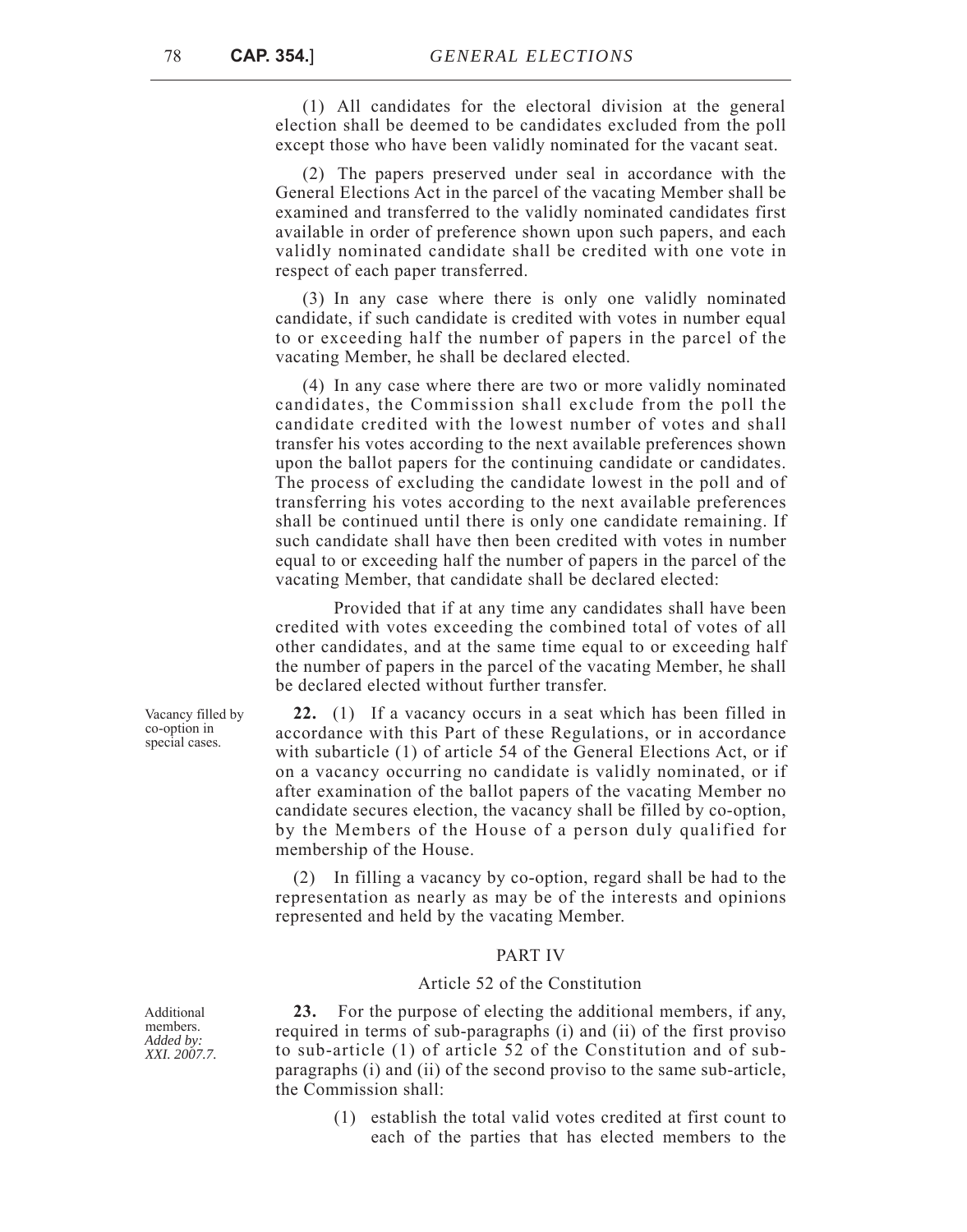(1) All candidates for the electoral division at the general election shall be deemed to be candidates excluded from the poll except those who have been validly nominated for the vacant seat.

(2) The papers preserved under seal in accordance with the General Elections Act in the parcel of the vacating Member shall be examined and transferred to the validly nominated candidates first available in order of preference shown upon such papers, and each validly nominated candidate shall be credited with one vote in respect of each paper transferred.

(3) In any case where there is only one validly nominated candidate, if such candidate is credited with votes in number equal to or exceeding half the number of papers in the parcel of the vacating Member, he shall be declared elected.

(4) In any case where there are two or more validly nominated candidates, the Commission shall exclude from the poll the candidate credited with the lowest number of votes and shall transfer his votes according to the next available preferences shown upon the ballot papers for the continuing candidate or candidates. The process of excluding the candidate lowest in the poll and of transferring his votes according to the next available preferences shall be continued until there is only one candidate remaining. If such candidate shall have then been credited with votes in number equal to or exceeding half the number of papers in the parcel of the vacating Member, that candidate shall be declared elected:

Provided that if at any time any candidates shall have been credited with votes exceeding the combined total of votes of all other candidates, and at the same time equal to or exceeding half the number of papers in the parcel of the vacating Member, he shall be declared elected without further transfer.

*Vacancy filled by co-option in special cases.*

**22.** (1) If a vacancy occurs in a seat which has been filled in accordance with this Part of these Regulations, or in accordance with subarticle (1) of article 54 of the General Elections Act, or if on a vacancy occurring no candidate is validly nominated, or if after examination of the ballot papers of the vacating Member no candidate secures election, the vacancy shall be filled by co-option, by the Members of the House of a person duly qualified for membership of the House.

(2) In filling a vacancy by co-option, regard shall be had to the representation as nearly as may be of the interests and opinions represented and held by the vacating Member.

## PART IV

### Article 52 of the Constitution

*Additional members. Added by: XXI. 2007.7.*

**23.** For the purpose of electing the additional members, if any, required in terms of sub-paragraphs (i) and (ii) of the first proviso to sub-article (1) of article 52 of the Constitution and of sub-paragraphs (i) and (ii) of the second proviso to the same sub-article, the Commission shall:

(1) establish the total valid votes credited at first count to each of the parties that has elected members to the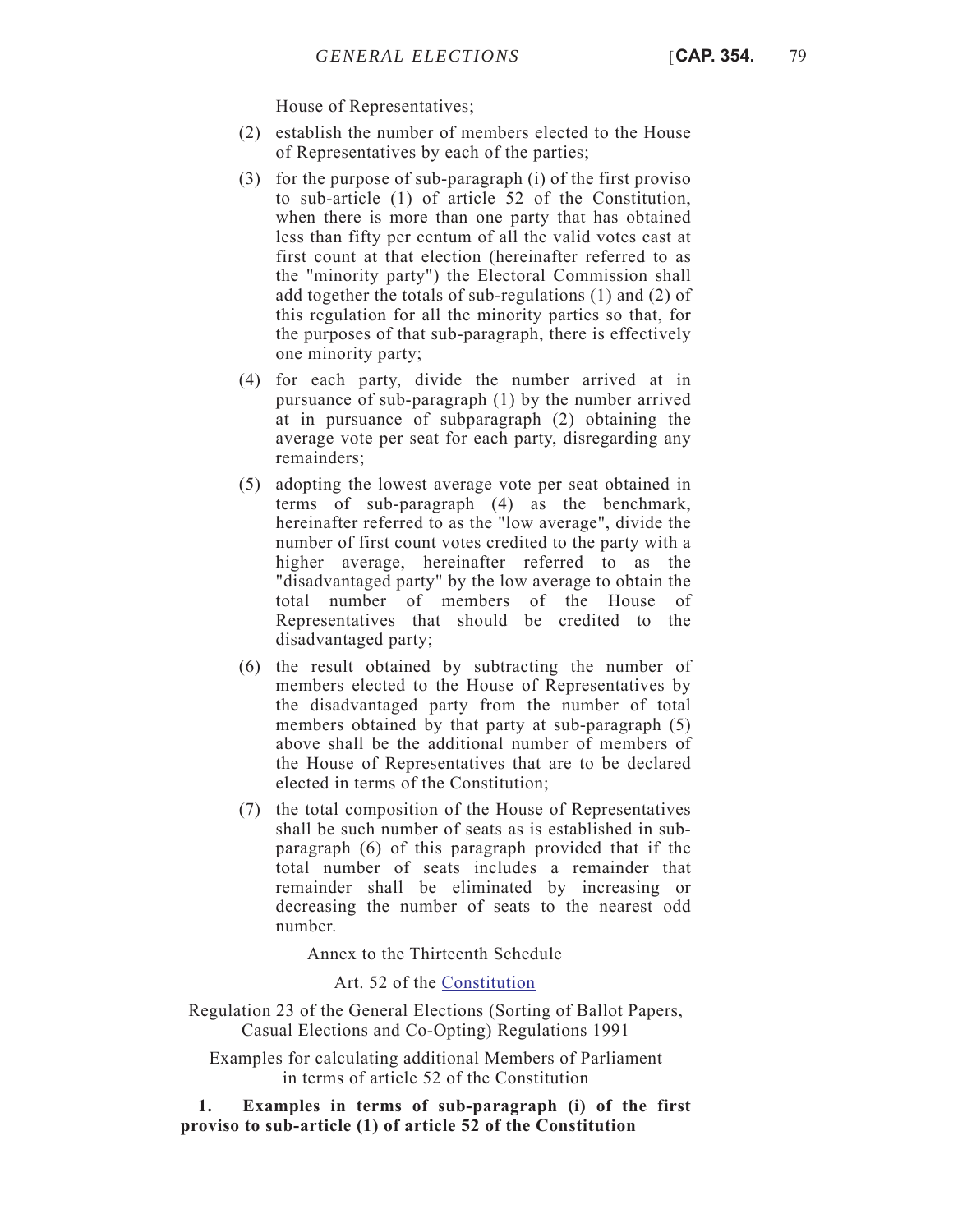House of Representatives;

(2) establish the number of members elected to the House of Representatives by each of the parties;

(3) for the purpose of sub-paragraph (i) of the first proviso to sub-article (1) of article 52 of the Constitution, when there is more than one party that has obtained less than fifty per centum of all the valid votes cast at first count at that election (hereinafter referred to as the "minority party") the Electoral Commission shall add together the totals of sub-regulations (1) and (2) of this regulation for all the minority parties so that, for the purposes of that sub-paragraph, there is effectively one minority party;

(4) for each party, divide the number arrived at in pursuance of sub-paragraph (1) by the number arrived at in pursuance of subparagraph (2) obtaining the average vote per seat for each party, disregarding any remainders;

(5) adopting the lowest average vote per seat obtained in terms of sub-paragraph (4) as the benchmark, hereinafter referred to as the "low average", divide the number of first count votes credited to the party with a higher average, hereinafter referred to as the "disadvantaged party" by the low average to obtain the total number of members of the House of Representatives that should be credited to the disadvantaged party;

(6) the result obtained by subtracting the number of members elected to the House of Representatives by the disadvantaged party from the number of total members obtained by that party at sub-paragraph (5) above shall be the additional number of members of the House of Representatives that are to be declared elected in terms of the Constitution;

(7) the total composition of the House of Representatives shall be such number of seats as is established in sub-paragraph (6) of this paragraph provided that if the total number of seats includes a remainder that remainder shall be eliminated by increasing or decreasing the number of seats to the nearest odd number.

Annex to the Thirteenth Schedule

Art. 52 of the Constitution

Regulation 23 of the General Elections (Sorting of Ballot Papers, Casual Elections and Co-Opting) Regulations 1991

Examples for calculating additional Members of Parliament in terms of article 52 of the Constitution

**1. Examples in terms of sub-paragraph (i) of the first proviso to sub-article (1) of article 52 of the Constitution**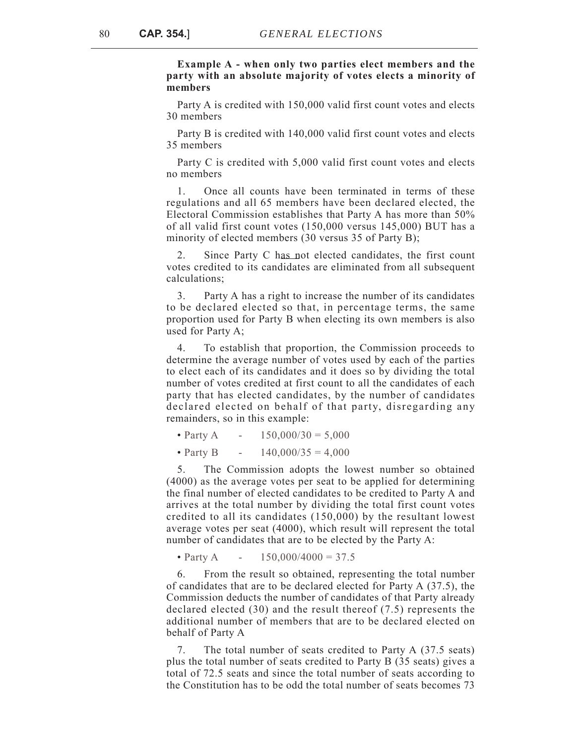**Example A - when only two parties elect members and the party with an absolute majority of votes elects a minority of members**

Party A is credited with 150,000 valid first count votes and elects 30 members

Party B is credited with 140,000 valid first count votes and elects 35 members

Party C is credited with 5,000 valid first count votes and elects no members

1. Once all counts have been terminated in terms of these regulations and all 65 members have been declared elected, the Electoral Commission establishes that Party A has more than 50% of all valid first count votes (150,000 versus 145,000) BUT has a minority of elected members (30 versus 35 of Party B);

2. Since Party C has not elected candidates, the first count votes credited to its candidates are eliminated from all subsequent calculations;

3. Party A has a right to increase the number of its candidates to be declared elected so that, in percentage terms, the same proportion used for Party B when electing its own members is also used for Party A;

4. To establish that proportion, the Commission proceeds to determine the average number of votes used by each of the parties to elect each of its candidates and it does so by dividing the total number of votes credited at first count to all the candidates of each party that has elected candidates, by the number of candidates declared elected on behalf of that party, disregarding any remainders, so in this example:

- Party A - 150,000/30 = 5,000
- Party B - 140,000/35 = 4,000

5. The Commission adopts the lowest number so obtained (4000) as the average votes per seat to be applied for determining the final number of elected candidates to be credited to Party A and arrives at the total number by dividing the total first count votes credited to all its candidates (150,000) by the resultant lowest average votes per seat (4000), which result will represent the total number of candidates that are to be elected by the Party A:

- Party A - 150,000/4000 = 37.5

6. From the result so obtained, representing the total number of candidates that are to be declared elected for Party A (37.5), the Commission deducts the number of candidates of that Party already declared elected (30) and the result thereof (7.5) represents the additional number of members that are to be declared elected on behalf of Party A

7. The total number of seats credited to Party A (37.5 seats) plus the total number of seats credited to Party B (35 seats) gives a total of 72.5 seats and since the total number of seats according to the Constitution has to be odd the total number of seats becomes 73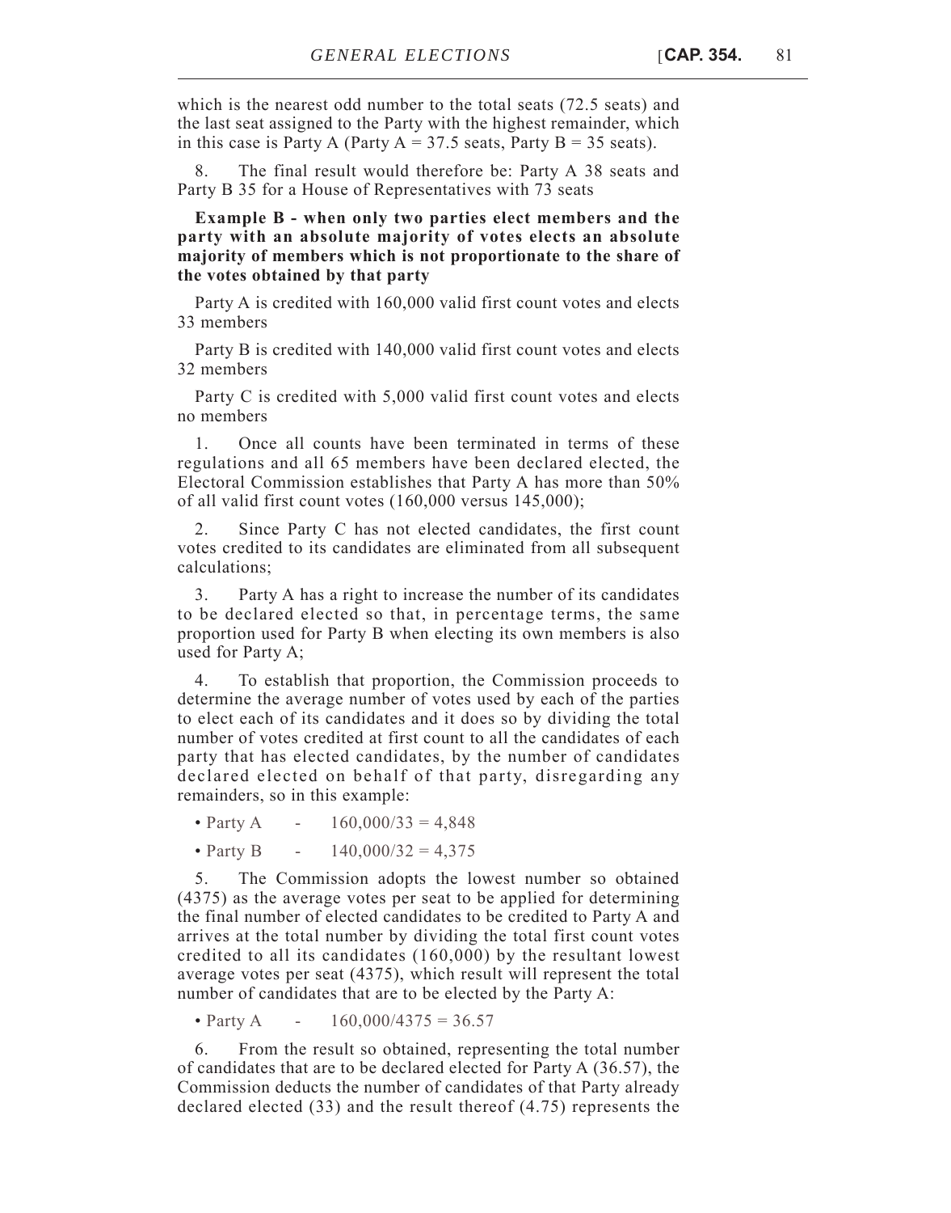which is the nearest odd number to the total seats (72.5 seats) and the last seat assigned to the Party with the highest remainder, which in this case is Party A (Party A = 37.5 seats, Party B = 35 seats).

8. The final result would therefore be: Party A 38 seats and Party B 35 for a House of Representatives with 73 seats

**Example B - when only two parties elect members and the party with an absolute majority of votes elects an absolute majority of members which is not proportionate to the share of the votes obtained by that party**

Party A is credited with 160,000 valid first count votes and elects 33 members

Party B is credited with 140,000 valid first count votes and elects 32 members

Party C is credited with 5,000 valid first count votes and elects no members

1. Once all counts have been terminated in terms of these regulations and all 65 members have been declared elected, the Electoral Commission establishes that Party A has more than 50% of all valid first count votes (160,000 versus 145,000);

2. Since Party C has not elected candidates, the first count votes credited to its candidates are eliminated from all subsequent calculations;

3. Party A has a right to increase the number of its candidates to be declared elected so that, in percentage terms, the same proportion used for Party B when electing its own members is also used for Party A;

4. To establish that proportion, the Commission proceeds to determine the average number of votes used by each of the parties to elect each of its candidates and it does so by dividing the total number of votes credited at first count to all the candidates of each party that has elected candidates, by the number of candidates declared elected on behalf of that party, disregarding any remainders, so in this example:

- Party A - 160,000/33 = 4,848
- Party B - 140,000/32 = 4,375

5. The Commission adopts the lowest number so obtained (4375) as the average votes per seat to be applied for determining the final number of elected candidates to be credited to Party A and arrives at the total number by dividing the total first count votes credited to all its candidates (160,000) by the resultant lowest average votes per seat (4375), which result will represent the total number of candidates that are to be elected by the Party A:

- Party A - 160,000/4375 = 36.57

6. From the result so obtained, representing the total number of candidates that are to be declared elected for Party A (36.57), the Commission deducts the number of candidates of that Party already declared elected (33) and the result thereof (4.75) represents the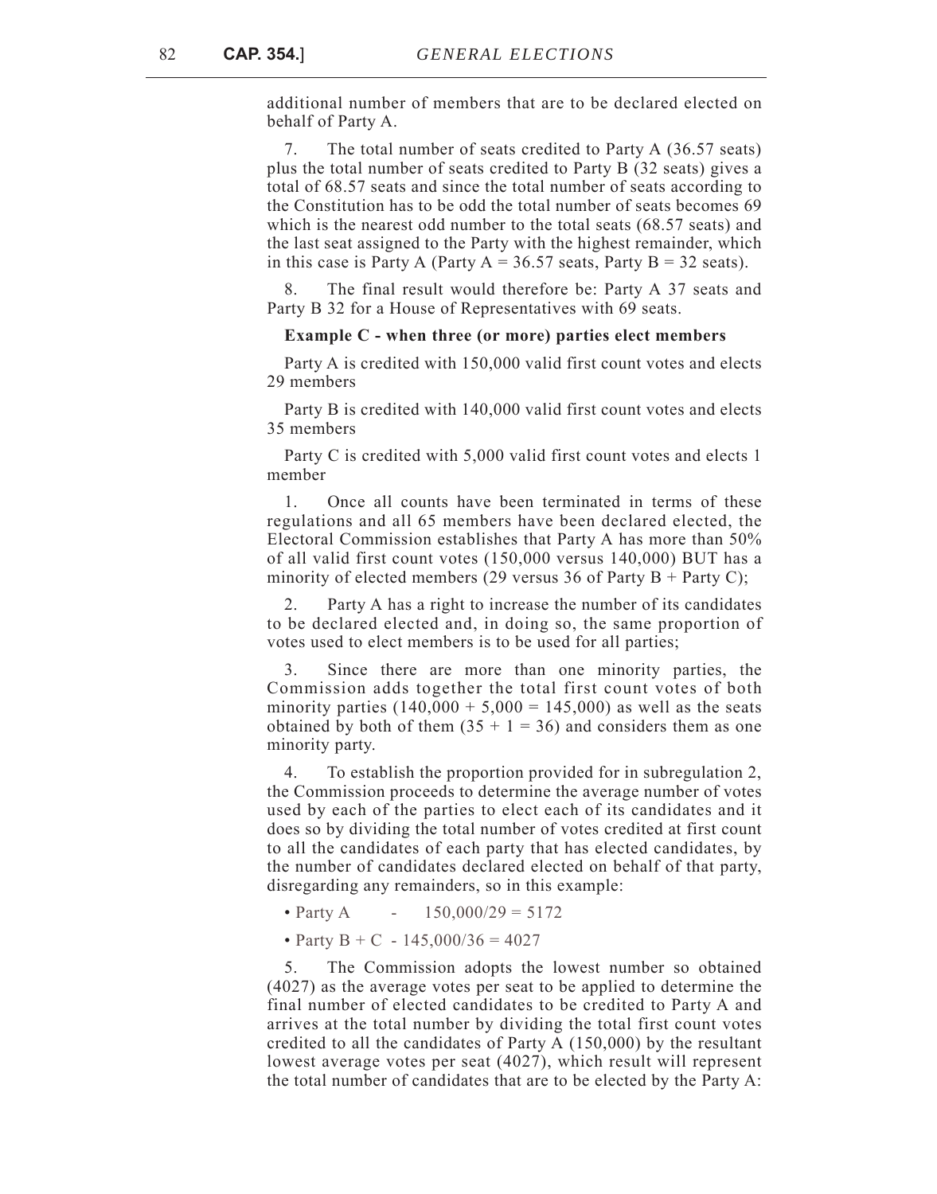additional number of members that are to be declared elected on behalf of Party A.

7. The total number of seats credited to Party A (36.57 seats) plus the total number of seats credited to Party B (32 seats) gives a total of 68.57 seats and since the total number of seats according to the Constitution has to be odd the total number of seats becomes 69 which is the nearest odd number to the total seats (68.57 seats) and the last seat assigned to the Party with the highest remainder, which in this case is Party A (Party A = 36.57 seats, Party B = 32 seats).

8. The final result would therefore be: Party A 37 seats and Party B 32 for a House of Representatives with 69 seats.

**Example C - when three (or more) parties elect members**

Party A is credited with 150,000 valid first count votes and elects 29 members

Party B is credited with 140,000 valid first count votes and elects 35 members

Party C is credited with 5,000 valid first count votes and elects 1 member

1. Once all counts have been terminated in terms of these regulations and all 65 members have been declared elected, the Electoral Commission establishes that Party A has more than 50% of all valid first count votes (150,000 versus 140,000) BUT has a minority of elected members (29 versus 36 of Party B + Party C);

2. Party A has a right to increase the number of its candidates to be declared elected and, in doing so, the same proportion of votes used to elect members is to be used for all parties;

3. Since there are more than one minority parties, the Commission adds together the total first count votes of both minority parties (140,000 + 5,000 = 145,000) as well as the seats obtained by both of them (35 + 1 = 36) and considers them as one minority party.

4. To establish the proportion provided for in subregulation 2, the Commission proceeds to determine the average number of votes used by each of the parties to elect each of its candidates and it does so by dividing the total number of votes credited at first count to all the candidates of each party that has elected candidates, by the number of candidates declared elected on behalf of that party, disregarding any remainders, so in this example:

- Party A - 150,000/29 = 5172
- Party B + C - 145,000/36 = 4027

5. The Commission adopts the lowest number so obtained (4027) as the average votes per seat to be applied to determine the final number of elected candidates to be credited to Party A and arrives at the total number by dividing the total first count votes credited to all the candidates of Party A (150,000) by the resultant lowest average votes per seat (4027), which result will represent the total number of candidates that are to be elected by the Party A: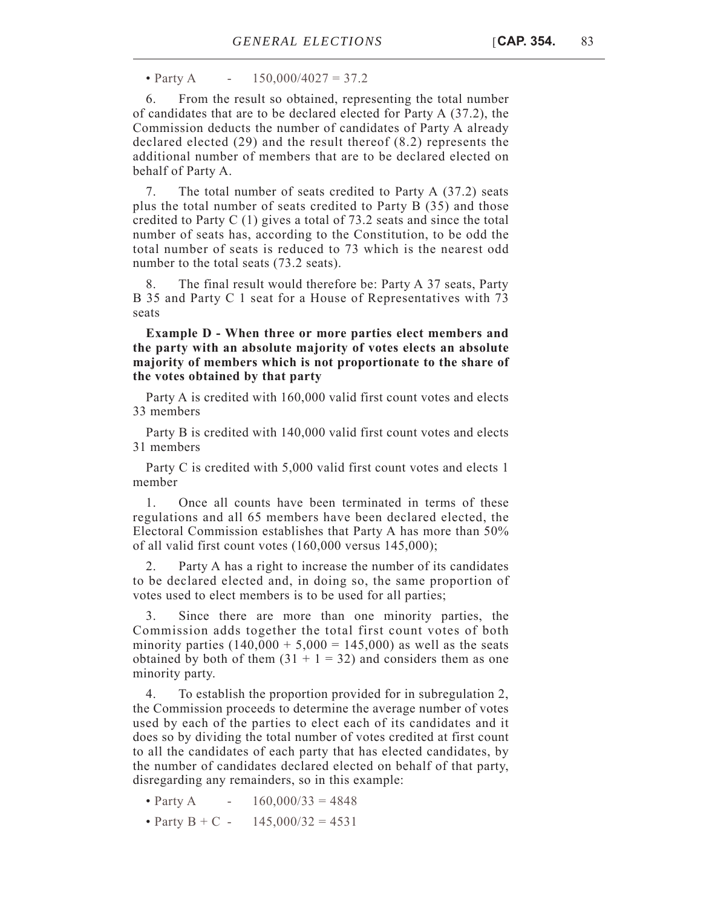• Party A - 150,000/4027 = 37.2

6. From the result so obtained, representing the total number of candidates that are to be declared elected for Party A (37.2), the Commission deducts the number of candidates of Party A already declared elected (29) and the result thereof (8.2) represents the additional number of members that are to be declared elected on behalf of Party A.

7. The total number of seats credited to Party A (37.2) seats plus the total number of seats credited to Party B (35) and those credited to Party C (1) gives a total of 73.2 seats and since the total number of seats has, according to the Constitution, to be odd the total number of seats is reduced to 73 which is the nearest odd number to the total seats (73.2 seats).

8. The final result would therefore be: Party A 37 seats, Party B 35 and Party C 1 seat for a House of Representatives with 73 seats

**Example D - When three or more parties elect members and the party with an absolute majority of votes elects an absolute majority of members which is not proportionate to the share of the votes obtained by that party**

Party A is credited with 160,000 valid first count votes and elects 33 members

Party B is credited with 140,000 valid first count votes and elects 31 members

Party C is credited with 5,000 valid first count votes and elects 1 member

1. Once all counts have been terminated in terms of these regulations and all 65 members have been declared elected, the Electoral Commission establishes that Party A has more than 50% of all valid first count votes (160,000 versus 145,000);

2. Party A has a right to increase the number of its candidates to be declared elected and, in doing so, the same proportion of votes used to elect members is to be used for all parties;

3. Since there are more than one minority parties, the Commission adds together the total first count votes of both minority parties (140,000 + 5,000 = 145,000) as well as the seats obtained by both of them (31 + 1 = 32) and considers them as one minority party.

4. To establish the proportion provided for in subregulation 2, the Commission proceeds to determine the average number of votes used by each of the parties to elect each of its candidates and it does so by dividing the total number of votes credited at first count to all the candidates of each party that has elected candidates, by the number of candidates declared elected on behalf of that party, disregarding any remainders, so in this example:

• Party A - 160,000/33 = 4848

• Party B + C - 145,000/32 = 4531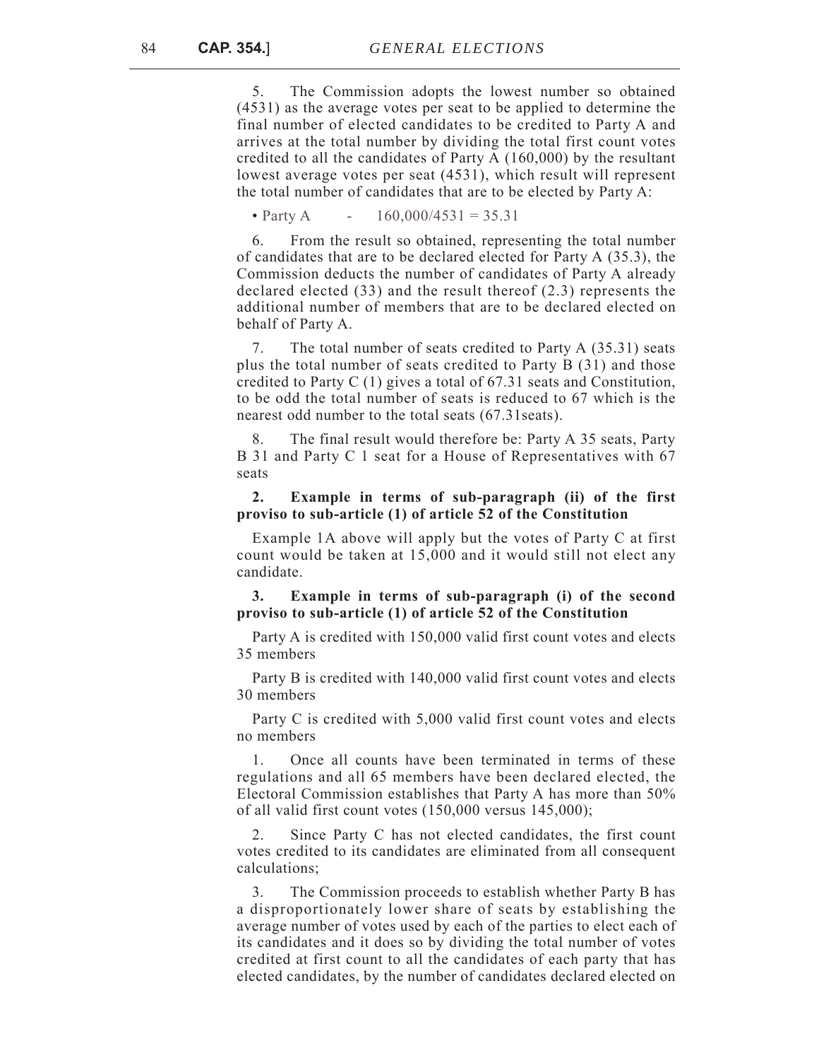5. The Commission adopts the lowest number so obtained (4531) as the average votes per seat to be applied to determine the final number of elected candidates to be credited to Party A and arrives at the total number by dividing the total first count votes credited to all the candidates of Party A (160,000) by the resultant lowest average votes per seat (4531), which result will represent the total number of candidates that are to be elected by Party A:

- Party A - 160,000/4531 = 35.31

6. From the result so obtained, representing the total number of candidates that are to be declared elected for Party A (35.3), the Commission deducts the number of candidates of Party A already declared elected (33) and the result thereof (2.3) represents the additional number of members that are to be declared elected on behalf of Party A.

7. The total number of seats credited to Party A (35.31) seats plus the total number of seats credited to Party B (31) and those credited to Party C (1) gives a total of 67.31 seats and Constitution, to be odd the total number of seats is reduced to 67 which is the nearest odd number to the total seats (67.31seats).

8. The final result would therefore be: Party A 35 seats, Party B 31 and Party C 1 seat for a House of Representatives with 67 seats

**2. Example in terms of sub-paragraph (ii) of the first proviso to sub-article (1) of article 52 of the Constitution**

Example 1A above will apply but the votes of Party C at first count would be taken at 15,000 and it would still not elect any candidate.

**3. Example in terms of sub-paragraph (i) of the second proviso to sub-article (1) of article 52 of the Constitution**

Party A is credited with 150,000 valid first count votes and elects 35 members

Party B is credited with 140,000 valid first count votes and elects 30 members

Party C is credited with 5,000 valid first count votes and elects no members

1. Once all counts have been terminated in terms of these regulations and all 65 members have been declared elected, the Electoral Commission establishes that Party A has more than 50% of all valid first count votes (150,000 versus 145,000);

2. Since Party C has not elected candidates, the first count votes credited to its candidates are eliminated from all consequent calculations;

3. The Commission proceeds to establish whether Party B has a disproportionately lower share of seats by establishing the average number of votes used by each of the parties to elect each of its candidates and it does so by dividing the total number of votes credited at first count to all the candidates of each party that has elected candidates, by the number of candidates declared elected on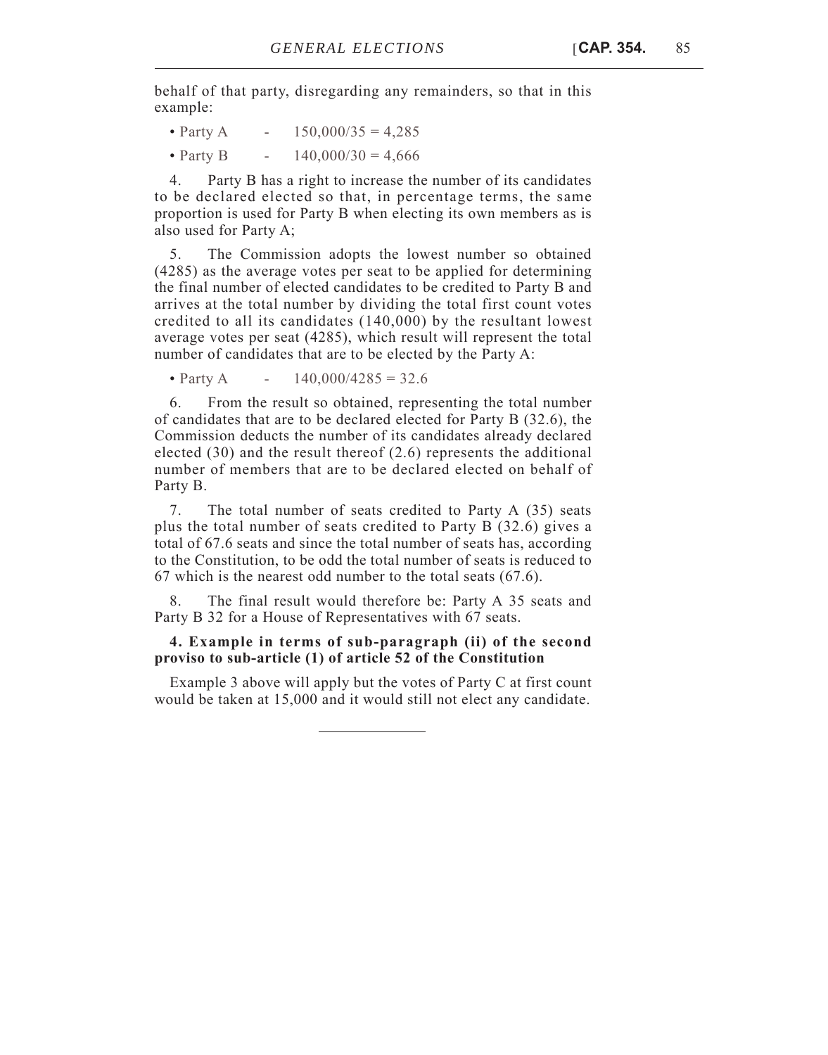behalf of that party, disregarding any remainders, so that in this example:

- Party A - 150,000/35 = 4,285
- Party B - 140,000/30 = 4,666

4. Party B has a right to increase the number of its candidates to be declared elected so that, in percentage terms, the same proportion is used for Party B when electing its own members as is also used for Party A;

5. The Commission adopts the lowest number so obtained (4285) as the average votes per seat to be applied for determining the final number of elected candidates to be credited to Party B and arrives at the total number by dividing the total first count votes credited to all its candidates (140,000) by the resultant lowest average votes per seat (4285), which result will represent the total number of candidates that are to be elected by the Party A:

- Party A - 140,000/4285 = 32.6

6. From the result so obtained, representing the total number of candidates that are to be declared elected for Party B (32.6), the Commission deducts the number of its candidates already declared elected (30) and the result thereof (2.6) represents the additional number of members that are to be declared elected on behalf of Party B.

7. The total number of seats credited to Party A (35) seats plus the total number of seats credited to Party B (32.6) gives a total of 67.6 seats and since the total number of seats has, according to the Constitution, to be odd the total number of seats is reduced to 67 which is the nearest odd number to the total seats (67.6).

8. The final result would therefore be: Party A 35 seats and Party B 32 for a House of Representatives with 67 seats.

**4. Example in terms of sub-paragraph (ii) of the second proviso to sub-article (1) of article 52 of the Constitution**

Example 3 above will apply but the votes of Party C at first count would be taken at 15,000 and it would still not elect any candidate.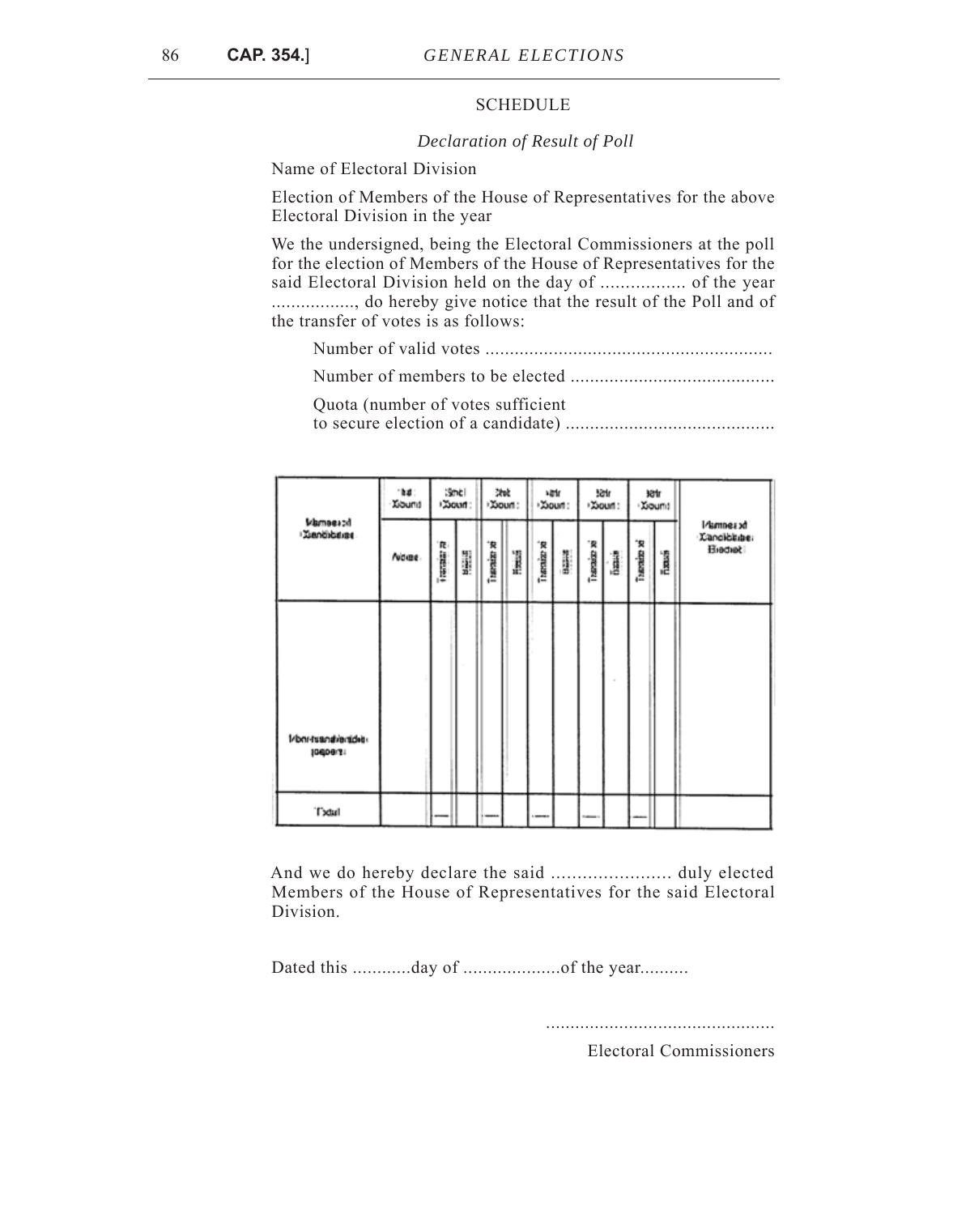SCHEDULE

*Declaration of Result of Poll*

Name of Electoral Division

Election of Members of the House of Representatives for the above Electoral Division in the year

We the undersigned, being the Electoral Commissioners at the poll for the election of Members of the House of Representatives for the said Electoral Division held on the day of ................. of the year ................., do hereby give notice that the result of the Poll and of the transfer of votes is as follows:

Number of valid votes ...........................................................

Number of members to be elected ..........................................

Quota (number of votes sufficient to secure election of a candidate) ...........................................

| Names of Candidates | 1st Count | 2nd Count | | 3rd Count | | 4th Count | | 5th Count | | 6th Count | | Names of Candidates Elected |
|---|---|---|---|---|---|---|---|---|---|---|---|---|
| | Votes | Transfer of | Result | Transfer of | Result | Transfer of | Result | Transfer of | Result | Transfer of | Result | |
| | | | | | | | | | | | | |
| Non-transferable votes (papers) | | | | | | | | | | | | |
| Total | | — | | — | | — | | — | | — | | |

And we do hereby declare the said ....................... duly elected Members of the House of Representatives for the said Electoral Division.

Dated this ............day of ....................of the year..........

...............................................

Electoral Commissioners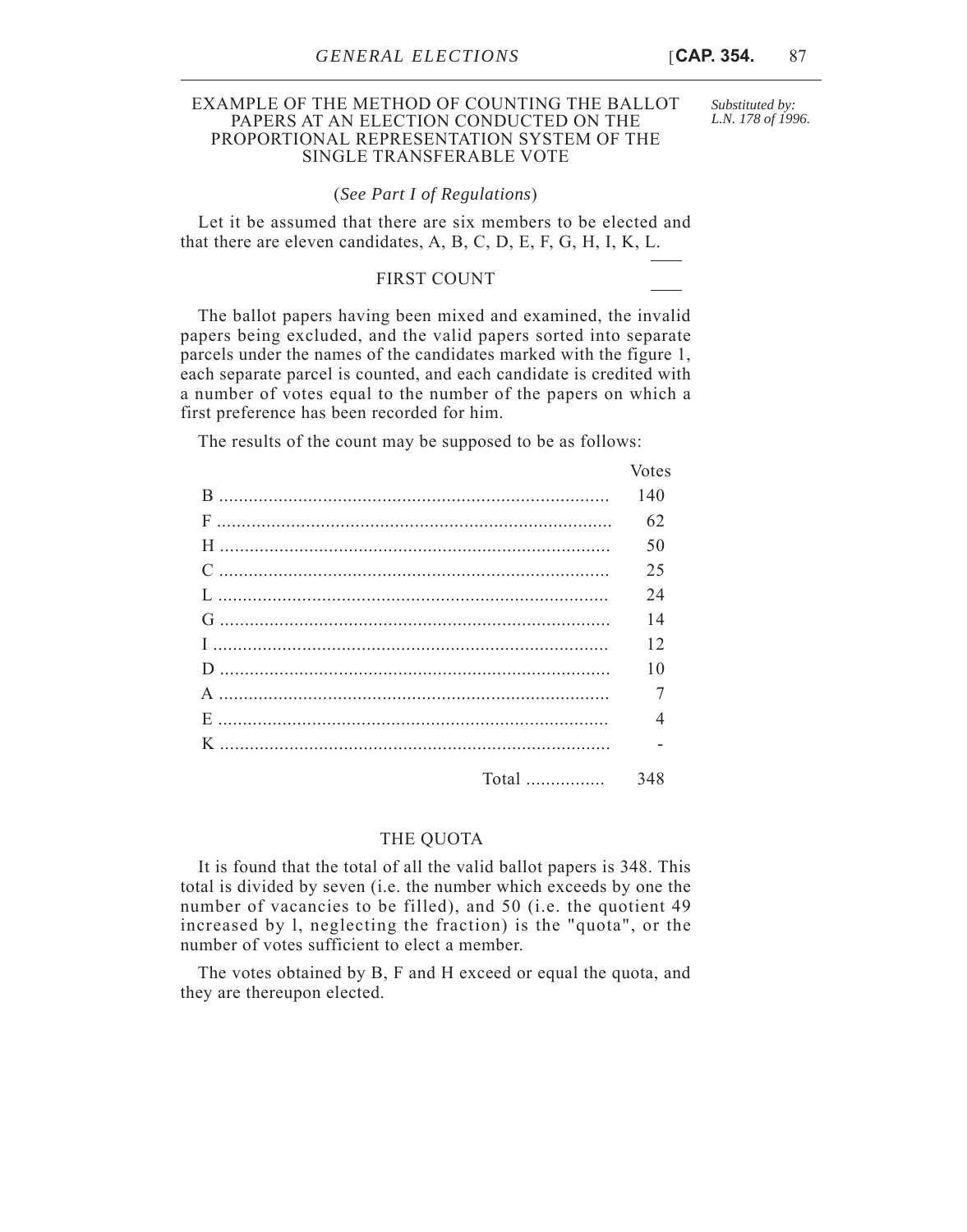EXAMPLE OF THE METHOD OF COUNTING THE BALLOT PAPERS AT AN ELECTION CONDUCTED ON THE PROPORTIONAL REPRESENTATION SYSTEM OF THE SINGLE TRANSFERABLE VOTE

*Substituted by: L.N. 178 of 1996.*

(*See Part I of Regulations*)

Let it be assumed that there are six members to be elected and that there are eleven candidates, A, B, C, D, E, F, G, H, I, K, L.

## FIRST COUNT

The ballot papers having been mixed and examined, the invalid papers being excluded, and the valid papers sorted into separate parcels under the names of the candidates marked with the figure 1, each separate parcel is counted, and each candidate is credited with a number of votes equal to the number of the papers on which a first preference has been recorded for him.

The results of the count may be supposed to be as follows:

| | Votes |
|---|---|
| B | 140 |
| F | 62 |
| H | 50 |
| C | 25 |
| L | 24 |
| G | 14 |
| I | 12 |
| D | 10 |
| A | 7 |
| E | 4 |
| K | - |
| Total | 348 |

## THE QUOTA

It is found that the total of all the valid ballot papers is 348. This total is divided by seven (i.e. the number which exceeds by one the number of vacancies to be filled), and 50 (i.e. the quotient 49 increased by l, neglecting the fraction) is the "quota", or the number of votes sufficient to elect a member.

The votes obtained by B, F and H exceed or equal the quota, and they are thereupon elected.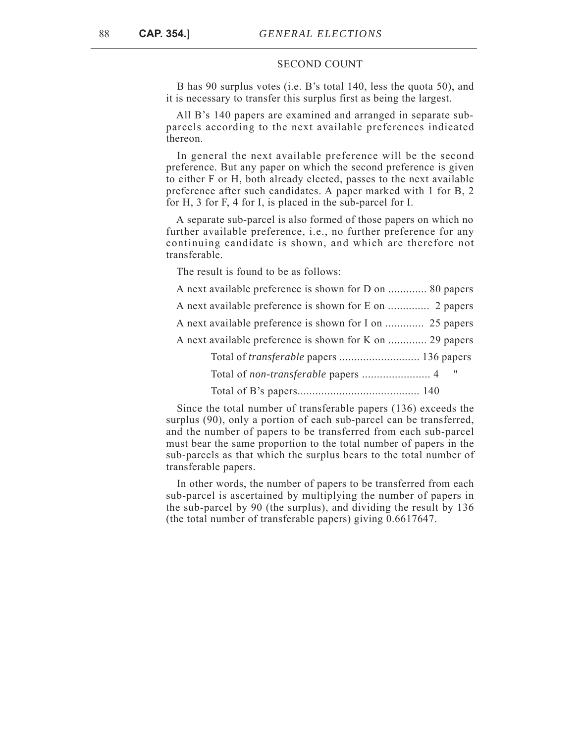SECOND COUNT

B has 90 surplus votes (i.e. B's total 140, less the quota 50), and it is necessary to transfer this surplus first as being the largest.

All B's 140 papers are examined and arranged in separate sub-parcels according to the next available preferences indicated thereon.

In general the next available preference will be the second preference. But any paper on which the second preference is given to either F or H, both already elected, passes to the next available preference after such candidates. A paper marked with 1 for B, 2 for H, 3 for F, 4 for I, is placed in the sub-parcel for I.

A separate sub-parcel is also formed of those papers on which no further available preference, i.e., no further preference for any continuing candidate is shown, and which are therefore not transferable.

The result is found to be as follows:

| | |
|---|---|
| A next available preference is shown for D on | 80 papers |
| A next available preference is shown for E on | 2 papers |
| A next available preference is shown for I on | 25 papers |
| A next available preference is shown for K on | 29 papers |
| Total of *transferable* papers | 136 papers |
| Total of *non-transferable* papers | 4 " |
| Total of B's papers | 140 |

Since the total number of transferable papers (136) exceeds the surplus (90), only a portion of each sub-parcel can be transferred, and the number of papers to be transferred from each sub-parcel must bear the same proportion to the total number of papers in the sub-parcels as that which the surplus bears to the total number of transferable papers.

In other words, the number of papers to be transferred from each sub-parcel is ascertained by multiplying the number of papers in the sub-parcel by 90 (the surplus), and dividing the result by 136 (the total number of transferable papers) giving 0.6617647.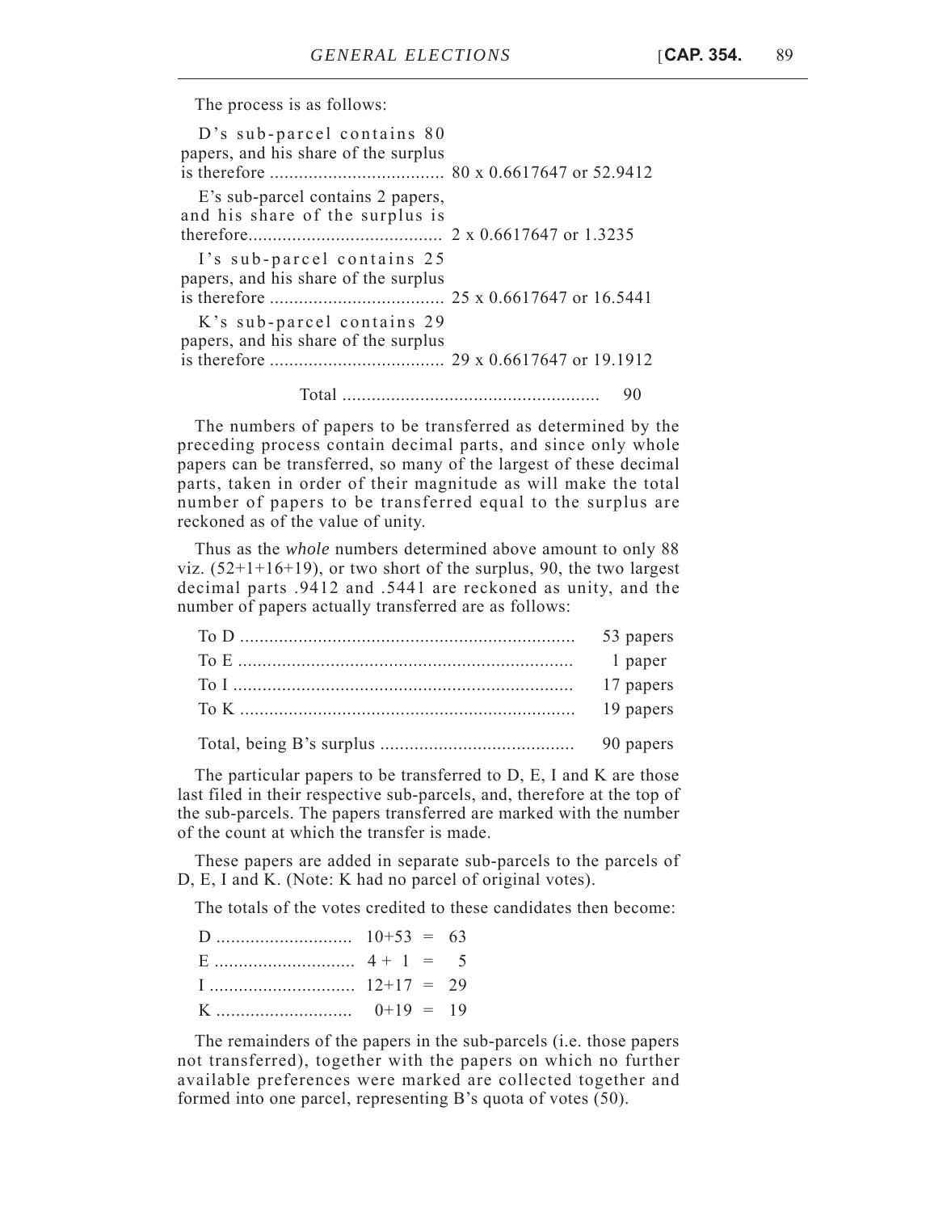The process is as follows:

| | |
|---|---|
| D's sub-parcel contains 80 papers, and his share of the surplus is therefore .................................... | 80 x 0.6617647 or 52.9412 |
| E's sub-parcel contains 2 papers, and his share of the surplus is therefore........................................ | 2 x 0.6617647 or 1.3235 |
| I's sub-parcel contains 25 papers, and his share of the surplus is therefore .................................... | 25 x 0.6617647 or 16.5441 |
| K's sub-parcel contains 29 papers, and his share of the surplus is therefore .................................... | 29 x 0.6617647 or 19.1912 |
| Total ..................................................... | 90 |

The numbers of papers to be transferred as determined by the preceding process contain decimal parts, and since only whole papers can be transferred, so many of the largest of these decimal parts, taken in order of their magnitude as will make the total number of papers to be transferred equal to the surplus are reckoned as of the value of unity.

Thus as the *whole* numbers determined above amount to only 88 viz. (52+1+16+19), or two short of the surplus, 90, the two largest decimal parts .9412 and .5441 are reckoned as unity, and the number of papers actually transferred are as follows:

| | |
|---|---|
| To D ..................................................................... | 53 papers |
| To E ..................................................................... | 1 paper |
| To I ...................................................................... | 17 papers |
| To K ..................................................................... | 19 papers |
| Total, being B's surplus ........................................ | 90 papers |

The particular papers to be transferred to D, E, I and K are those last filed in their respective sub-parcels, and, therefore at the top of the sub-parcels. The papers transferred are marked with the number of the count at which the transfer is made.

These papers are added in separate sub-parcels to the parcels of D, E, I and K. (Note: K had no parcel of original votes).

The totals of the votes credited to these candidates then become:

| | | |
|---|---|---|
| D ............................ | 10+53 | = 63 |
| E ............................. | 4 + 1 | = 5 |
| I .............................. | 12+17 | = 29 |
| K ............................ | 0+19 | = 19 |

The remainders of the papers in the sub-parcels (i.e. those papers not transferred), together with the papers on which no further available preferences were marked are collected together and formed into one parcel, representing B's quota of votes (50).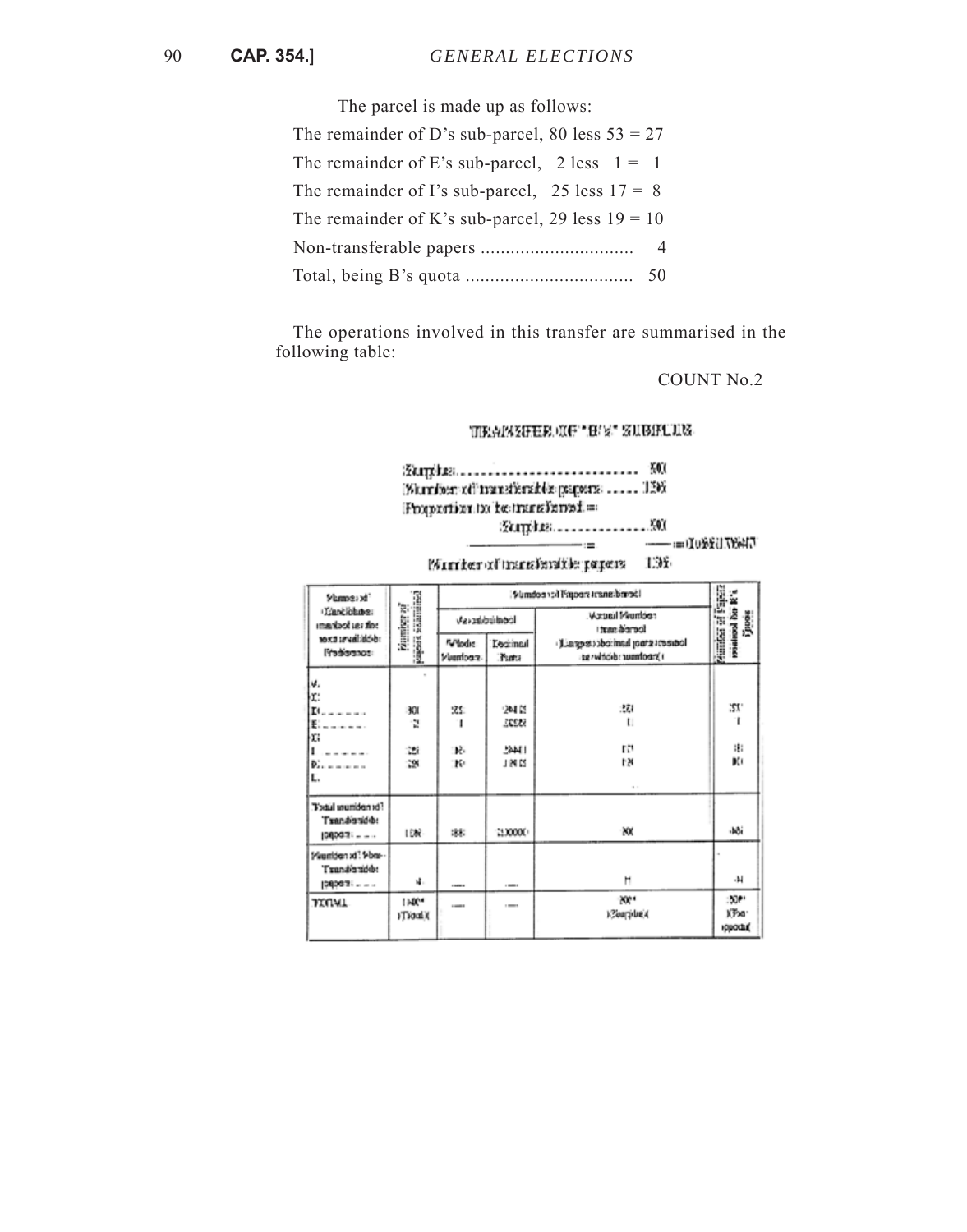The parcel is made up as follows:

The remainder of D's sub-parcel, 80 less 53 = 27

The remainder of E's sub-parcel, 2 less 1 = 1

The remainder of I's sub-parcel, 25 less 17 = 8

The remainder of K's sub-parcel, 29 less 19 = 10

Non-transferable papers ............................... 4

Total, being B's quota .................................. 50

The operations involved in this transfer are summarised in the following table:

COUNT No.2

TRANSFER OF "B's" SURPLUS

Surplus.............................. 90

Number of transferable papers ...... 136

Proportion to be transferred =

$$\frac{\text{Surplus..............90}}{\text{Number of transferable papers} \quad 136} = \frac{90}{136} = 0.66176470$$

| Names of Candidates marked as the next available Preference | Number of papers examined | Number of Papers transferred | | | Number of Papers retained for B's Quota |
|---|---|---|---|---|---|
| | | As calculated | | Actual Number transferred (Largest decimal parts rounded as whole numbers) | |
| | | Whole Numbers | Decimal Parts | | |
| A | | | | | |
| C | | | | | |
| D ........ | 80 | 52 | .94117 | 53 | 27 |
| E ........ | 2 | 1 | .32352 | 1 | 1 |
| G | | | | | |
| I ........ | 25 | 16 | .54411 | 17 | 8 |
| K ........ | 29 | 19 | .19117 | 19 | 10 |
| L | | | | | |
| Total number of Transferable papers ...... | 136 | 88 | 2.00000 | 90 | 46 |
| Number of Non-Transferable papers ...... | 4 | — | — | Nil | 4 |
| TOTAL | 140 (Total) | — | — | 90 (Surplus) | 50 (The quota) |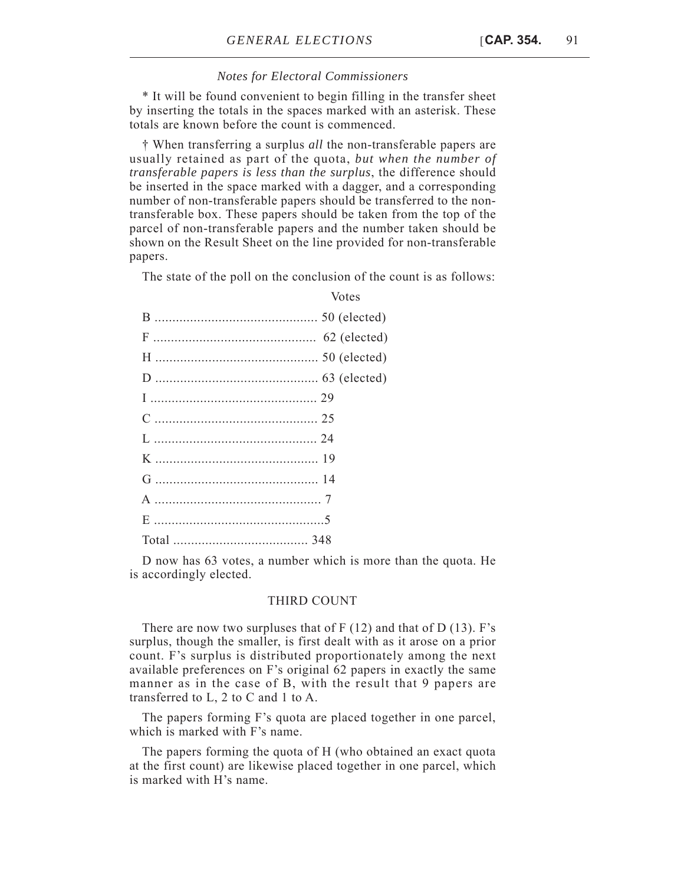*Notes for Electoral Commissioners*

* It will be found convenient to begin filling in the transfer sheet by inserting the totals in the spaces marked with an asterisk. These totals are known before the count is commenced.

† When transferring a surplus *all* the non-transferable papers are usually retained as part of the quota, *but when the number of transferable papers is less than the surplus*, the difference should be inserted in the space marked with a dagger, and a corresponding number of non-transferable papers should be transferred to the non-transferable box. These papers should be taken from the top of the parcel of non-transferable papers and the number taken should be shown on the Result Sheet on the line provided for non-transferable papers.

The state of the poll on the conclusion of the count is as follows:

| | Votes |
|---|---|
| B | 50 (elected) |
| F | 62 (elected) |
| H | 50 (elected) |
| D | 63 (elected) |
| I | 29 |
| C | 25 |
| L | 24 |
| K | 19 |
| G | 14 |
| A | 7 |
| E | 5 |
| Total | 348 |

D now has 63 votes, a number which is more than the quota. He is accordingly elected.

THIRD COUNT

There are now two surpluses that of F (12) and that of D (13). F's surplus, though the smaller, is first dealt with as it arose on a prior count. F's surplus is distributed proportionately among the next available preferences on F's original 62 papers in exactly the same manner as in the case of B, with the result that 9 papers are transferred to L, 2 to C and 1 to A.

The papers forming F's quota are placed together in one parcel, which is marked with F's name.

The papers forming the quota of H (who obtained an exact quota at the first count) are likewise placed together in one parcel, which is marked with H's name.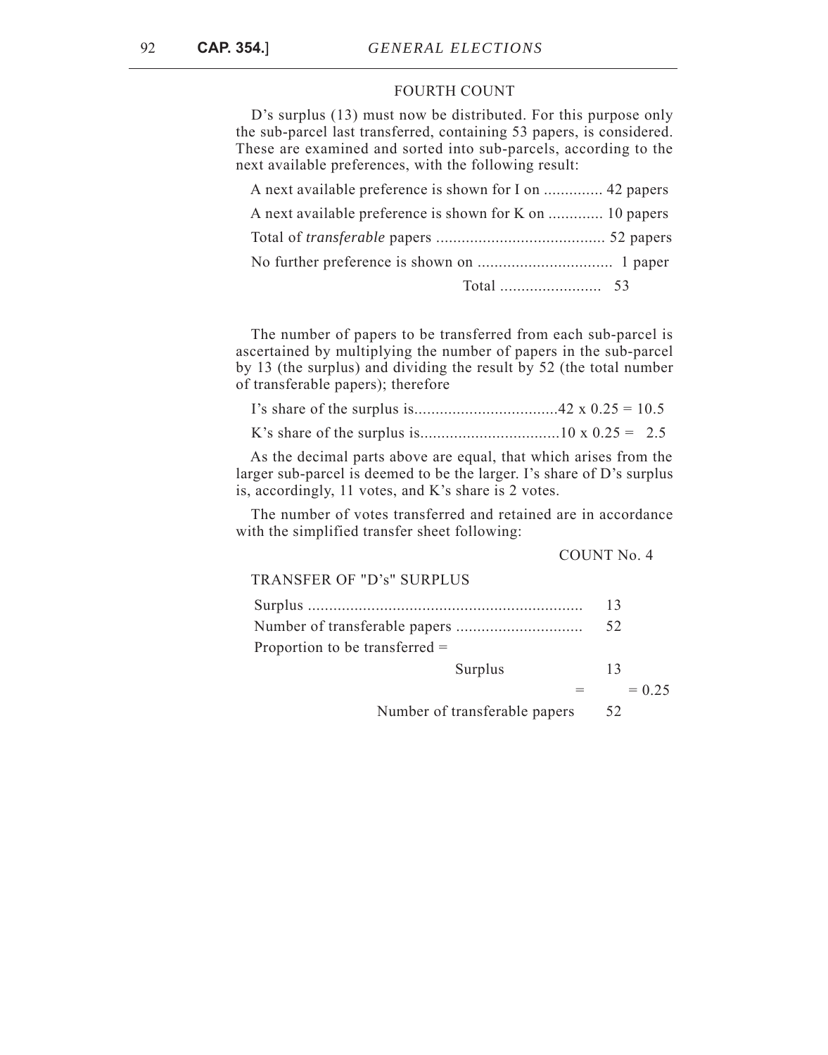### FOURTH COUNT

D's surplus (13) must now be distributed. For this purpose only the sub-parcel last transferred, containing 53 papers, is considered. These are examined and sorted into sub-parcels, according to the next available preferences, with the following result:

A next available preference is shown for I on .............. 42 papers

A next available preference is shown for K on ............. 10 papers

Total of *transferable* papers ........................................ 52 papers

No further preference is shown on ................................ 1 paper

Total ........................ 53

The number of papers to be transferred from each sub-parcel is ascertained by multiplying the number of papers in the sub-parcel by 13 (the surplus) and dividing the result by 52 (the total number of transferable papers); therefore

I's share of the surplus is.................................42 x 0.25 = 10.5

K's share of the surplus is.................................10 x 0.25 = 2.5

As the decimal parts above are equal, that which arises from the larger sub-parcel is deemed to be the larger. I's share of D's surplus is, accordingly, 11 votes, and K's share is 2 votes.

The number of votes transferred and retained are in accordance with the simplified transfer sheet following:

COUNT No. 4

TRANSFER OF "D's" SURPLUS

Surplus ................................................................ 13

Number of transferable papers .............................. 52

Proportion to be transferred =

$$\frac{\text{Surplus}}{\text{Number of transferable papers}} = \frac{13}{52} = 0.25$$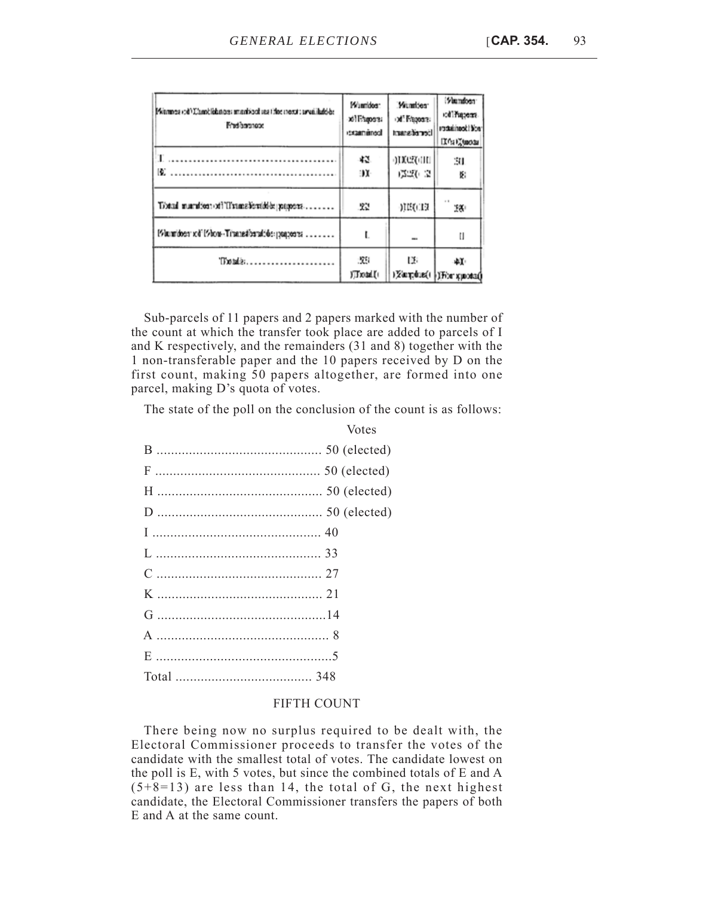| Names of Candidates marked as the next available Preference | Number of Papers examined | Number of Papers transferred | Number of Papers retained for D's Quota |
|---|---|---|---|
| I .......................................<br>K ....................................... | 42<br>10 | 11 (10½)<br>2 (2½) | 31<br>8 |
| Total number of Transferable papers ........ | 52 | 13 (13) | 39 |
| Number of Non-Transferable papers ........ | 1 | — | 1 |
| Totals........................ | 53<br>(Total) | 13<br>(Surplus) | 40<br>(For quota) |

Sub-parcels of 11 papers and 2 papers marked with the number of the count at which the transfer took place are added to parcels of I and K respectively, and the remainders (31 and 8) together with the 1 non-transferable paper and the 10 papers received by D on the first count, making 50 papers altogether, are formed into one parcel, making D's quota of votes.

The state of the poll on the conclusion of the count is as follows:

| | Votes |
|---|---|
| B ............................................. | 50 (elected) |
| F ............................................. | 50 (elected) |
| H ............................................. | 50 (elected) |
| D ............................................. | 50 (elected) |
| I ............................................. | 40 |
| L ............................................. | 33 |
| C ............................................. | 27 |
| K ............................................. | 21 |
| G ............................................. | 14 |
| A ............................................. | 8 |
| E ............................................. | 5 |
| Total ...................................... | 348 |

FIFTH COUNT

There being now no surplus required to be dealt with, the Electoral Commissioner proceeds to transfer the votes of the candidate with the smallest total of votes. The candidate lowest on the poll is E, with 5 votes, but since the combined totals of E and A (5+8=13) are less than 14, the total of G, the next highest candidate, the Electoral Commissioner transfers the papers of both E and A at the same count.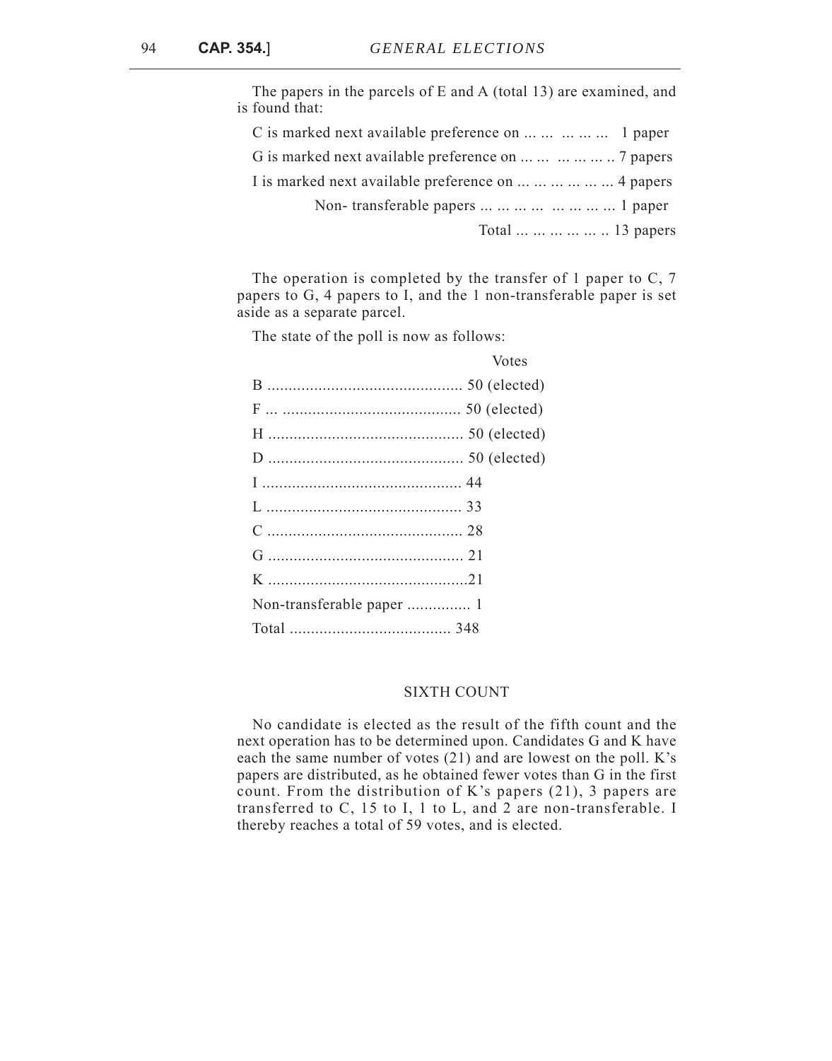The papers in the parcels of E and A (total 13) are examined, and is found that:

| | |
|---|---|
| C is marked next available preference on ... ... ... ... ... | 1 paper |
| G is marked next available preference on ... ... ... ... ... .. | 7 papers |
| I is marked next available preference on ... ... ... ... ... ... | 4 papers |
| Non- transferable papers ... ... ... ... ... ... ... ... | 1 paper |
| Total ... ... ... ... ... .. | 13 papers |

The operation is completed by the transfer of 1 paper to C, 7 papers to G, 4 papers to I, and the 1 non-transferable paper is set aside as a separate parcel.

The state of the poll is now as follows:

| | Votes |
|---|---|
| B | 50 (elected) |
| F | 50 (elected) |
| H | 50 (elected) |
| D | 50 (elected) |
| I | 44 |
| L | 33 |
| C | 28 |
| G | 21 |
| K | 21 |
| Non-transferable paper | 1 |
| Total | 348 |

## SIXTH COUNT

No candidate is elected as the result of the fifth count and the next operation has to be determined upon. Candidates G and K have each the same number of votes (21) and are lowest on the poll. K's papers are distributed, as he obtained fewer votes than G in the first count. From the distribution of K's papers (21), 3 papers are transferred to C, 15 to I, 1 to L, and 2 are non-transferable. I thereby reaches a total of 59 votes, and is elected.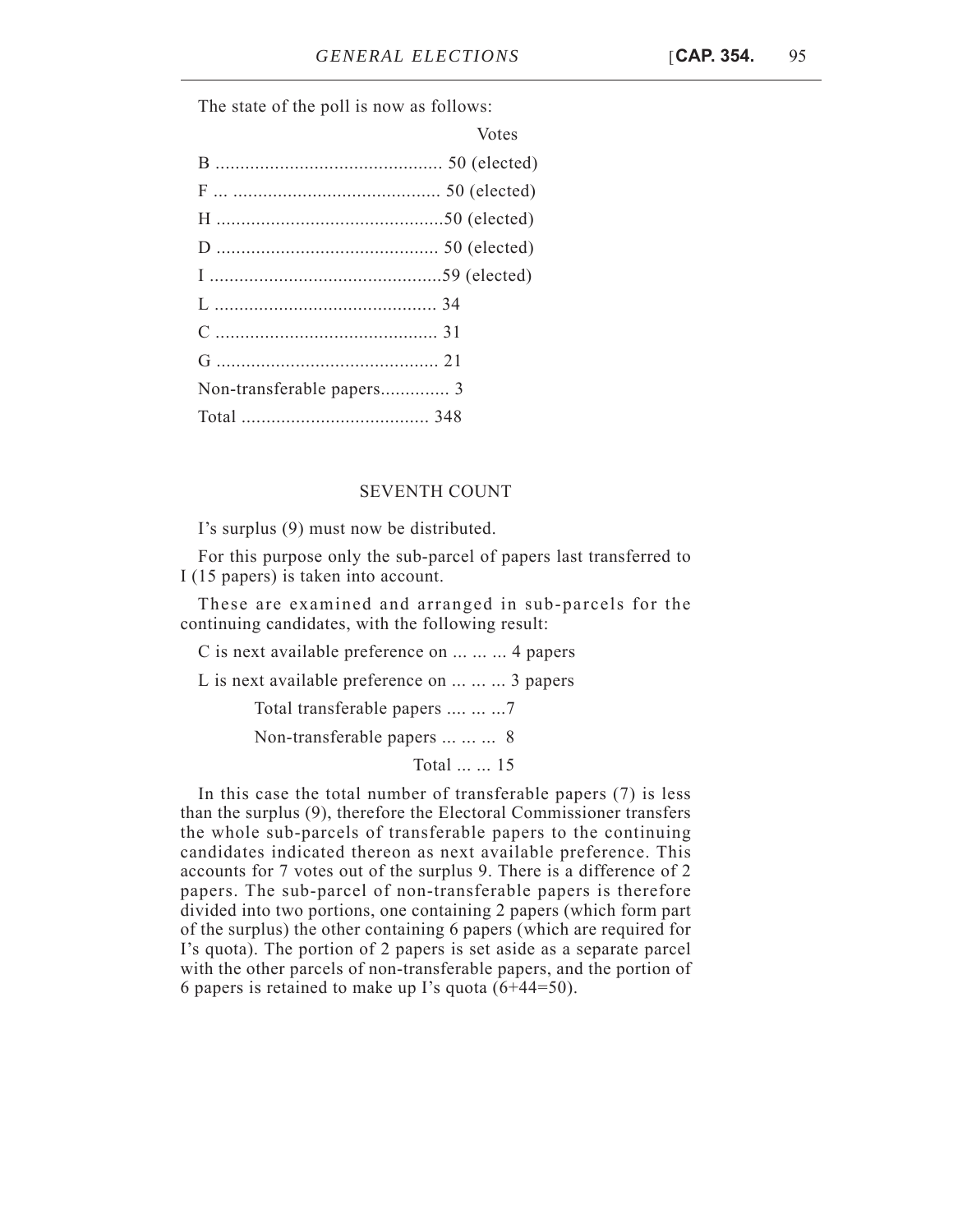The state of the poll is now as follows:

| | Votes |
|---|---|
| B | 50 (elected) |
| F | 50 (elected) |
| H | 50 (elected) |
| D | 50 (elected) |
| I | 59 (elected) |
| L | 34 |
| C | 31 |
| G | 21 |
| Non-transferable papers | 3 |
| Total | 348 |

SEVENTH COUNT

I's surplus (9) must now be distributed.

For this purpose only the sub-parcel of papers last transferred to I (15 papers) is taken into account.

These are examined and arranged in sub-parcels for the continuing candidates, with the following result:

C is next available preference on ... ... ... 4 papers

L is next available preference on ... ... ... 3 papers

Total transferable papers .... ... ...7

Non-transferable papers ... ... ... 8

Total ... ... 15

In this case the total number of transferable papers (7) is less than the surplus (9), therefore the Electoral Commissioner transfers the whole sub-parcels of transferable papers to the continuing candidates indicated thereon as next available preference. This accounts for 7 votes out of the surplus 9. There is a difference of 2 papers. The sub-parcel of non-transferable papers is therefore divided into two portions, one containing 2 papers (which form part of the surplus) the other containing 6 papers (which are required for I's quota). The portion of 2 papers is set aside as a separate parcel with the other parcels of non-transferable papers, and the portion of 6 papers is retained to make up I's quota (6+44=50).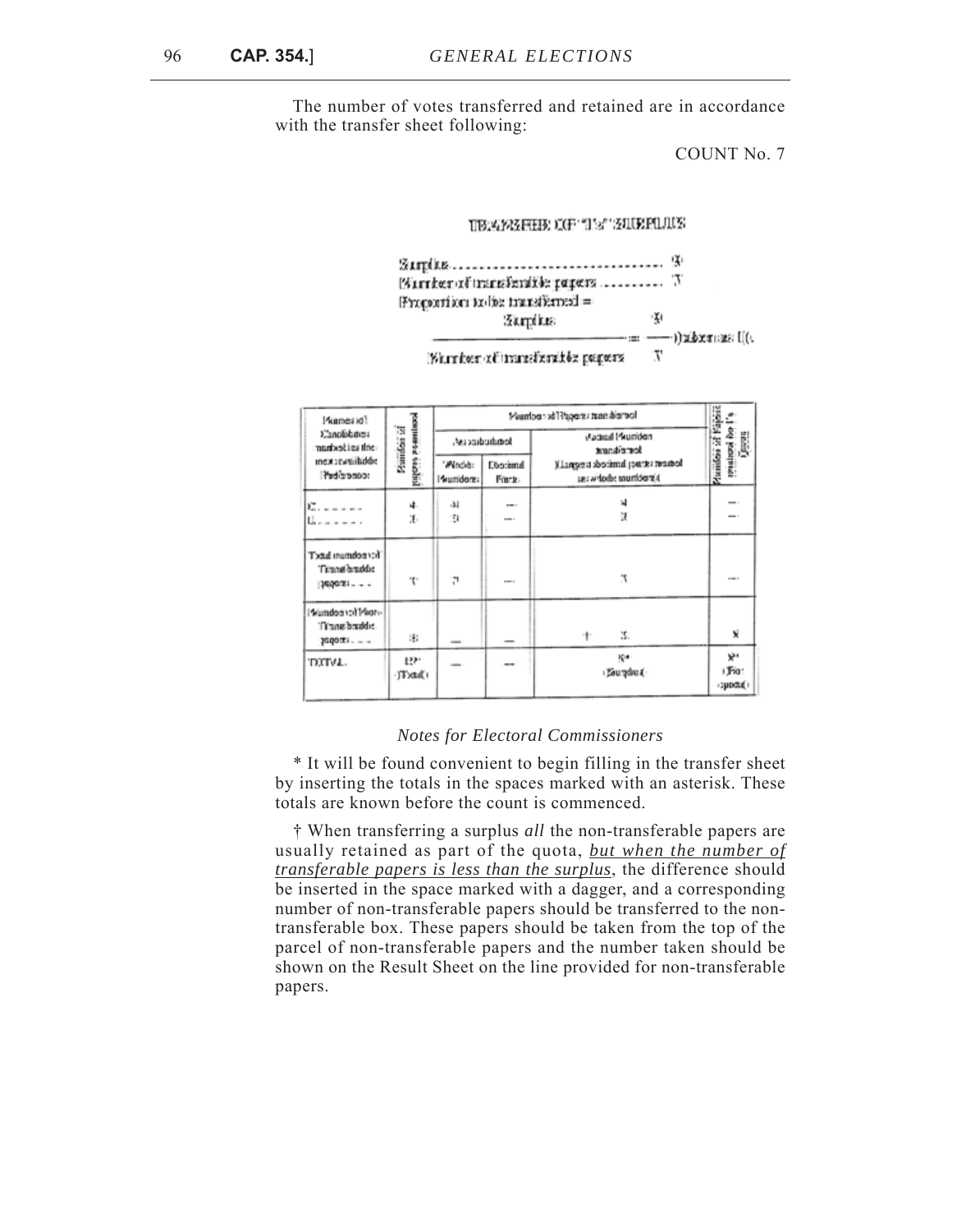The number of votes transferred and retained are in accordance with the transfer sheet following:

COUNT No. 7

TRANSFER OF "B's" SURPLUS

Surplus .................................... 8

Number of transferable papers .......... 7

Proportion to be transferred =

$$\frac{\text{Surplus}}{\text{Number of transferable papers}} = \frac{8}{7} \text{ (above 1)}$$

| Names of Candidates marked as the next available Preference | Number of papers | Number of Papers transferred | | | Number of Papers to be retained for Quota |
|---|---|---|---|---|---|
| | | As calculated | | Actual Number transferred (Largest decimal parts treated as whole numbers) | |
| | | Whole Numbers | Decimal Parts | | |
| C ........ <br> D ........ | 4 <br> 3 | 4 <br> 3 | — <br> — | 4 <br> 3 | — <br> — |
| Total number of Transferable papers ..... | 7 | 7 | — | 7 | — |
| Number of Non-Transferable papers ..... | 8 | — | — | † 1 | 7 |
| TOTAL | 15* (Total) | — | — | 8* (Surplus) | 7* (Quota) |

*Notes for Electoral Commissioners*

\* It will be found convenient to begin filling in the transfer sheet by inserting the totals in the spaces marked with an asterisk. These totals are known before the count is commenced.

† When transferring a surplus *all* the non-transferable papers are usually retained as part of the quota, *but when the number of transferable papers is less than the surplus*, the difference should be inserted in the space marked with a dagger, and a corresponding number of non-transferable papers should be transferred to the non-transferable box. These papers should be taken from the top of the parcel of non-transferable papers and the number taken should be shown on the Result Sheet on the line provided for non-transferable papers.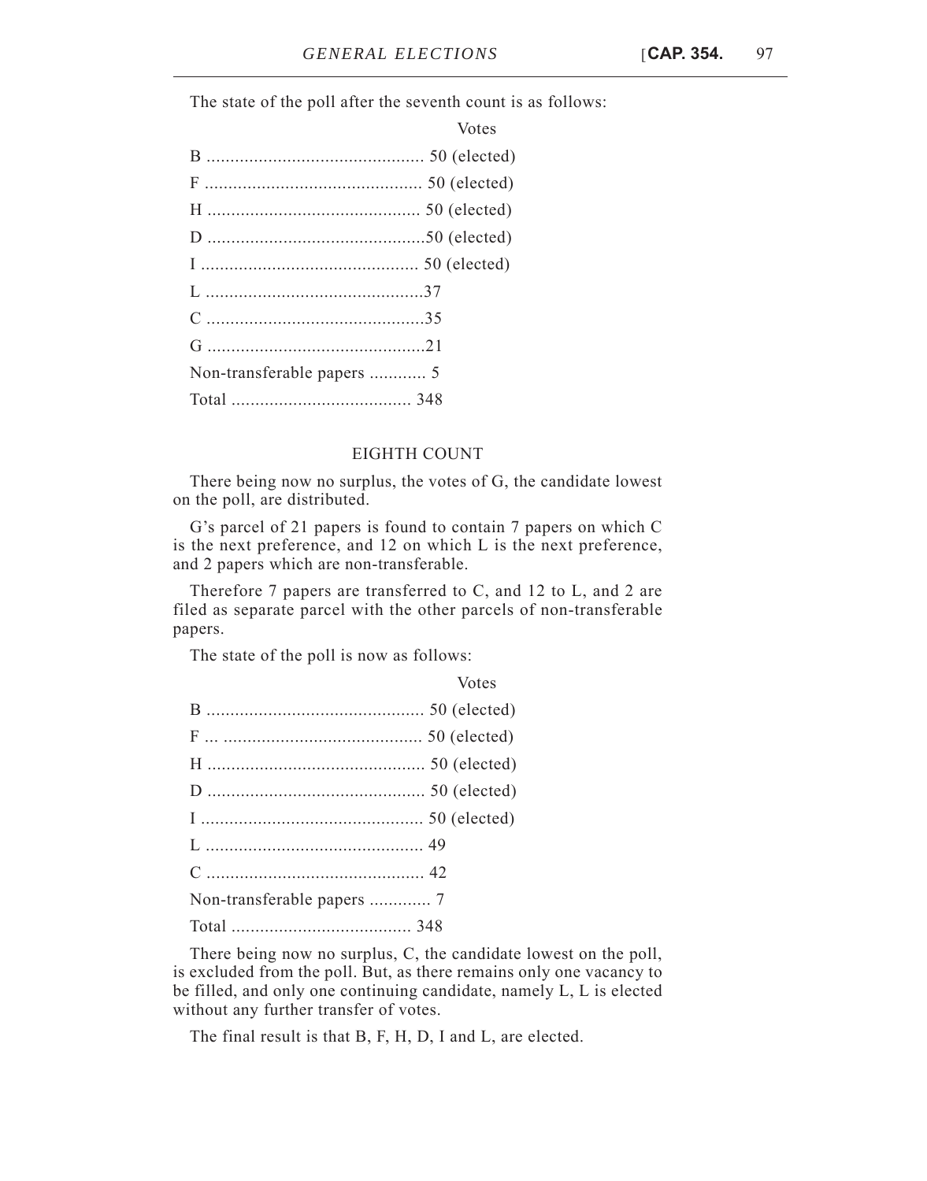The state of the poll after the seventh count is as follows:

| | Votes |
|---|---|
| B | 50 (elected) |
| F | 50 (elected) |
| H | 50 (elected) |
| D | 50 (elected) |
| I | 50 (elected) |
| L | 37 |
| C | 35 |
| G | 21 |
| Non-transferable papers | 5 |
| Total | 348 |

EIGHTH COUNT

There being now no surplus, the votes of G, the candidate lowest on the poll, are distributed.

G's parcel of 21 papers is found to contain 7 papers on which C is the next preference, and 12 on which L is the next preference, and 2 papers which are non-transferable.

Therefore 7 papers are transferred to C, and 12 to L, and 2 are filed as separate parcel with the other parcels of non-transferable papers.

The state of the poll is now as follows:

| | Votes |
|---|---|
| B | 50 (elected) |
| F | 50 (elected) |
| H | 50 (elected) |
| D | 50 (elected) |
| I | 50 (elected) |
| L | 49 |
| C | 42 |
| Non-transferable papers | 7 |
| Total | 348 |

There being now no surplus, C, the candidate lowest on the poll, is excluded from the poll. But, as there remains only one vacancy to be filled, and only one continuing candidate, namely L, L is elected without any further transfer of votes.

The final result is that B, F, H, D, I and L, are elected.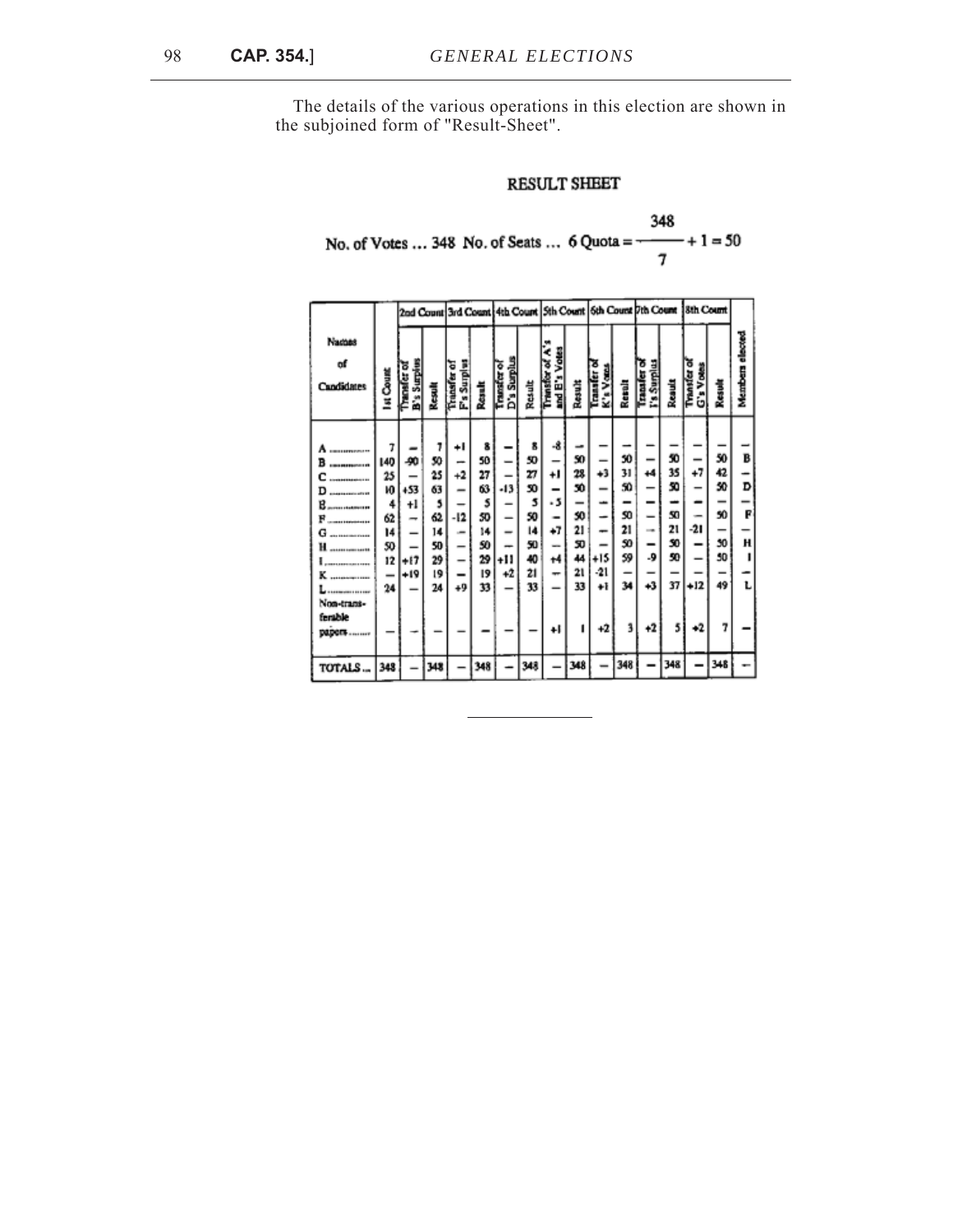The details of the various operations in this election are shown in the subjoined form of "Result-Sheet".

## RESULT SHEET

No. of Votes ... 348 No. of Seats ... 6 Quota = $\frac{348}{7} + 1 = 50$

| Names of Candidates | 1st Count | 2nd Count | | 3rd Count | | 4th Count | | 5th Count | | 6th Count | | 7th Count | | 8th Count | | Members elected |
|---|---|---|---|---|---|---|---|---|---|---|---|---|---|---|---|---|
| | | Transfer of B's Surplus | Result | Transfer of F's Surplus | Result | Transfer of D's Surplus | Result | Transfer of A's and E's Votes | Result | Transfer of K's Votes | Result | Transfer of I's Surplus | Result | Transfer of G's Votes | Result | |
| A .......... | 7 | — | 7 | +1 | 8 | — | 8 | -8 | — | — | — | — | — | — | — | — |
| B .......... | 140 | -90 | 50 | — | 50 | — | 50 | — | 50 | — | 50 | — | 50 | — | 50 | B |
| C .......... | 25 | — | 25 | +2 | 27 | — | 27 | +1 | 28 | +3 | 31 | +4 | 35 | +7 | 42 | — |
| D .......... | 10 | +53 | 63 | — | 63 | -13 | 50 | — | 50 | — | 50 | — | 50 | — | 50 | D |
| E .......... | 4 | +1 | 5 | — | 5 | — | 5 | -5 | — | — | — | — | — | — | — | — |
| F .......... | 62 | — | 62 | -12 | 50 | — | 50 | — | 50 | — | 50 | — | 50 | — | 50 | F |
| G .......... | 14 | — | 14 | — | 14 | — | 14 | +7 | 21 | — | 21 | — | 21 | -21 | — | — |
| H .......... | 50 | — | 50 | — | 50 | — | 50 | — | 50 | — | 50 | — | 50 | — | 50 | H |
| I .......... | 12 | +17 | 29 | — | 29 | +11 | 40 | +4 | 44 | +15 | 59 | -9 | 50 | — | 50 | I |
| K .......... | — | +19 | 19 | — | 19 | +2 | 21 | — | 21 | -21 | — | — | — | — | — | — |
| L .......... | 24 | — | 24 | +9 | 33 | — | 33 | — | 33 | +1 | 34 | +3 | 37 | +12 | 49 | L |
| Non-transferable papers .......... | — | — | — | — | — | — | — | +1 | 1 | +2 | 3 | +2 | 5 | +2 | 7 | — |
| TOTALS ... | 348 | — | 348 | — | 348 | — | 348 | — | 348 | — | 348 | — | 348 | — | 348 | — |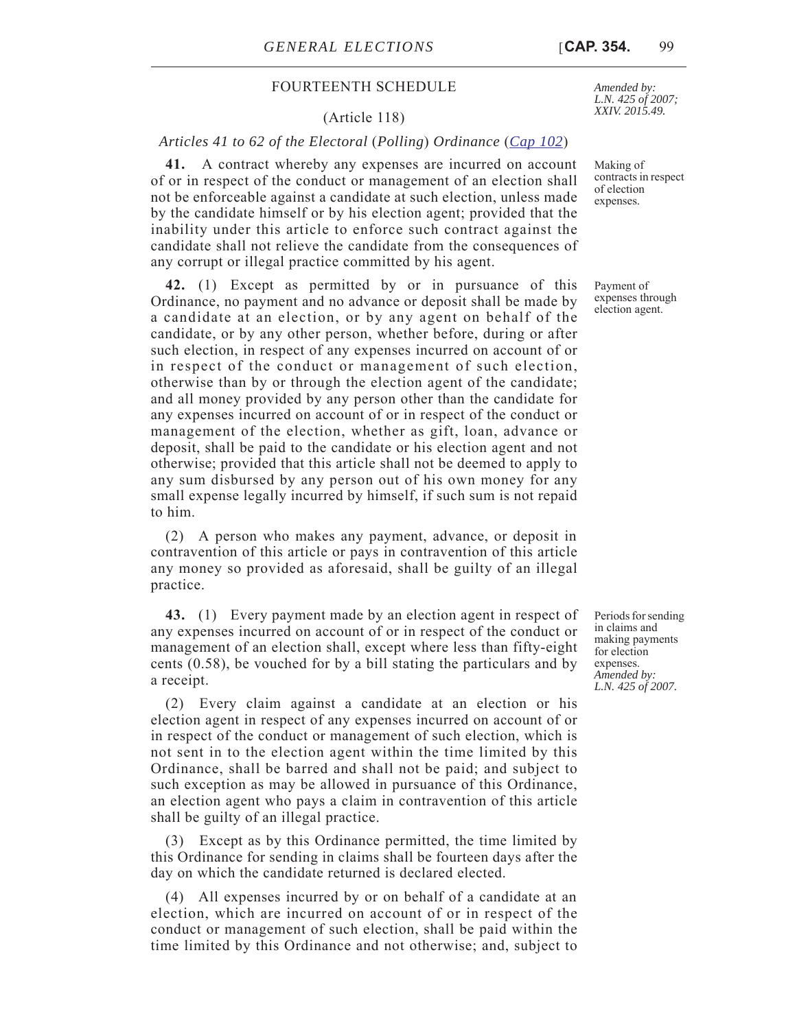## FOURTEENTH SCHEDULE

(Article 118)

*Amended by: L.N. 425 of 2007; XXIV. 2015.49.*

*Articles 41 to 62 of the Electoral (Polling) Ordinance (Cap 102)*

*Making of contracts in respect of election expenses.*

**41.** A contract whereby any expenses are incurred on account of or in respect of the conduct or management of an election shall not be enforceable against a candidate at such election, unless made by the candidate himself or by his election agent; provided that the inability under this article to enforce such contract against the candidate shall not relieve the candidate from the consequences of any corrupt or illegal practice committed by his agent.

*Payment of expenses through election agent.*

**42.** (1) Except as permitted by or in pursuance of this Ordinance, no payment and no advance or deposit shall be made by a candidate at an election, or by any agent on behalf of the candidate, or by any other person, whether before, during or after such election, in respect of any expenses incurred on account of or in respect of the conduct or management of such election, otherwise than by or through the election agent of the candidate; and all money provided by any person other than the candidate for any expenses incurred on account of or in respect of the conduct or management of the election, whether as gift, loan, advance or deposit, shall be paid to the candidate or his election agent and not otherwise; provided that this article shall not be deemed to apply to any sum disbursed by any person out of his own money for any small expense legally incurred by himself, if such sum is not repaid to him.

(2) A person who makes any payment, advance, or deposit in contravention of this article or pays in contravention of this article any money so provided as aforesaid, shall be guilty of an illegal practice.

*Periods for sending in claims and making payments for election expenses. Amended by: L.N. 425 of 2007.*

**43.** (1) Every payment made by an election agent in respect of any expenses incurred on account of or in respect of the conduct or management of an election shall, except where less than fifty-eight cents (0.58), be vouched for by a bill stating the particulars and by a receipt.

(2) Every claim against a candidate at an election or his election agent in respect of any expenses incurred on account of or in respect of the conduct or management of such election, which is not sent in to the election agent within the time limited by this Ordinance, shall be barred and shall not be paid; and subject to such exception as may be allowed in pursuance of this Ordinance, an election agent who pays a claim in contravention of this article shall be guilty of an illegal practice.

(3) Except as by this Ordinance permitted, the time limited by this Ordinance for sending in claims shall be fourteen days after the day on which the candidate returned is declared elected.

(4) All expenses incurred by or on behalf of a candidate at an election, which are incurred on account of or in respect of the conduct or management of such election, shall be paid within the time limited by this Ordinance and not otherwise; and, subject to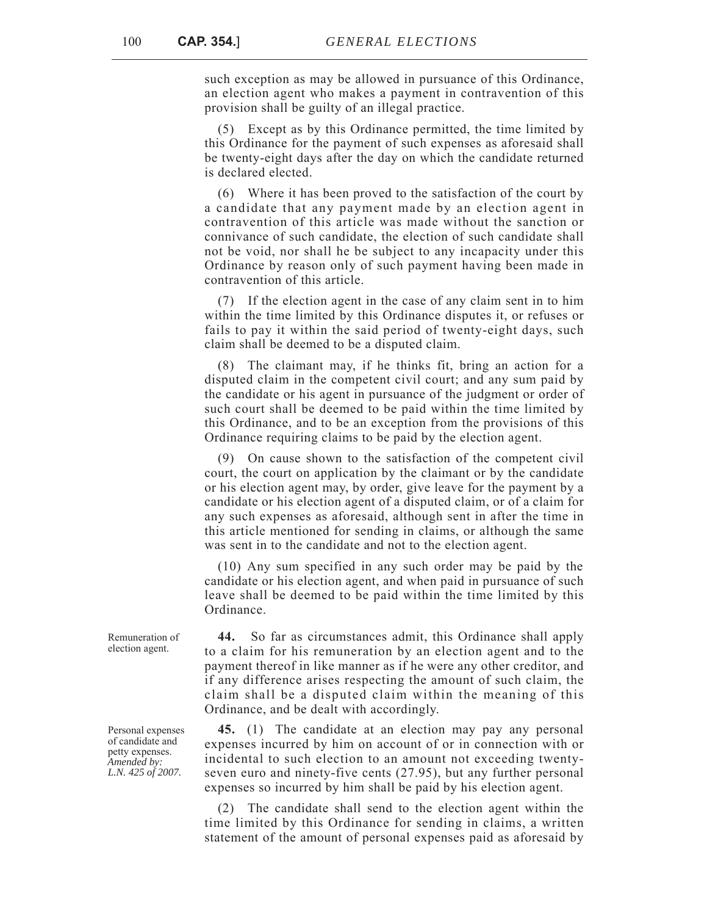such exception as may be allowed in pursuance of this Ordinance, an election agent who makes a payment in contravention of this provision shall be guilty of an illegal practice.

(5) Except as by this Ordinance permitted, the time limited by this Ordinance for the payment of such expenses as aforesaid shall be twenty-eight days after the day on which the candidate returned is declared elected.

(6) Where it has been proved to the satisfaction of the court by a candidate that any payment made by an election agent in contravention of this article was made without the sanction or connivance of such candidate, the election of such candidate shall not be void, nor shall he be subject to any incapacity under this Ordinance by reason only of such payment having been made in contravention of this article.

(7) If the election agent in the case of any claim sent in to him within the time limited by this Ordinance disputes it, or refuses or fails to pay it within the said period of twenty-eight days, such claim shall be deemed to be a disputed claim.

(8) The claimant may, if he thinks fit, bring an action for a disputed claim in the competent civil court; and any sum paid by the candidate or his agent in pursuance of the judgment or order of such court shall be deemed to be paid within the time limited by this Ordinance, and to be an exception from the provisions of this Ordinance requiring claims to be paid by the election agent.

(9) On cause shown to the satisfaction of the competent civil court, the court on application by the claimant or by the candidate or his election agent may, by order, give leave for the payment by a candidate or his election agent of a disputed claim, or of a claim for any such expenses as aforesaid, although sent in after the time in this article mentioned for sending in claims, or although the same was sent in to the candidate and not to the election agent.

(10) Any sum specified in any such order may be paid by the candidate or his election agent, and when paid in pursuance of such leave shall be deemed to be paid within the time limited by this Ordinance.

Remuneration of election agent.

**44.** So far as circumstances admit, this Ordinance shall apply to a claim for his remuneration by an election agent and to the payment thereof in like manner as if he were any other creditor, and if any difference arises respecting the amount of such claim, the claim shall be a disputed claim within the meaning of this Ordinance, and be dealt with accordingly.

Personal expenses of candidate and petty expenses.
*Amended by: L.N. 425 of 2007.*

**45.** (1) The candidate at an election may pay any personal expenses incurred by him on account of or in connection with or incidental to such election to an amount not exceeding twenty-seven euro and ninety-five cents (27.95), but any further personal expenses so incurred by him shall be paid by his election agent.

(2) The candidate shall send to the election agent within the time limited by this Ordinance for sending in claims, a written statement of the amount of personal expenses paid as aforesaid by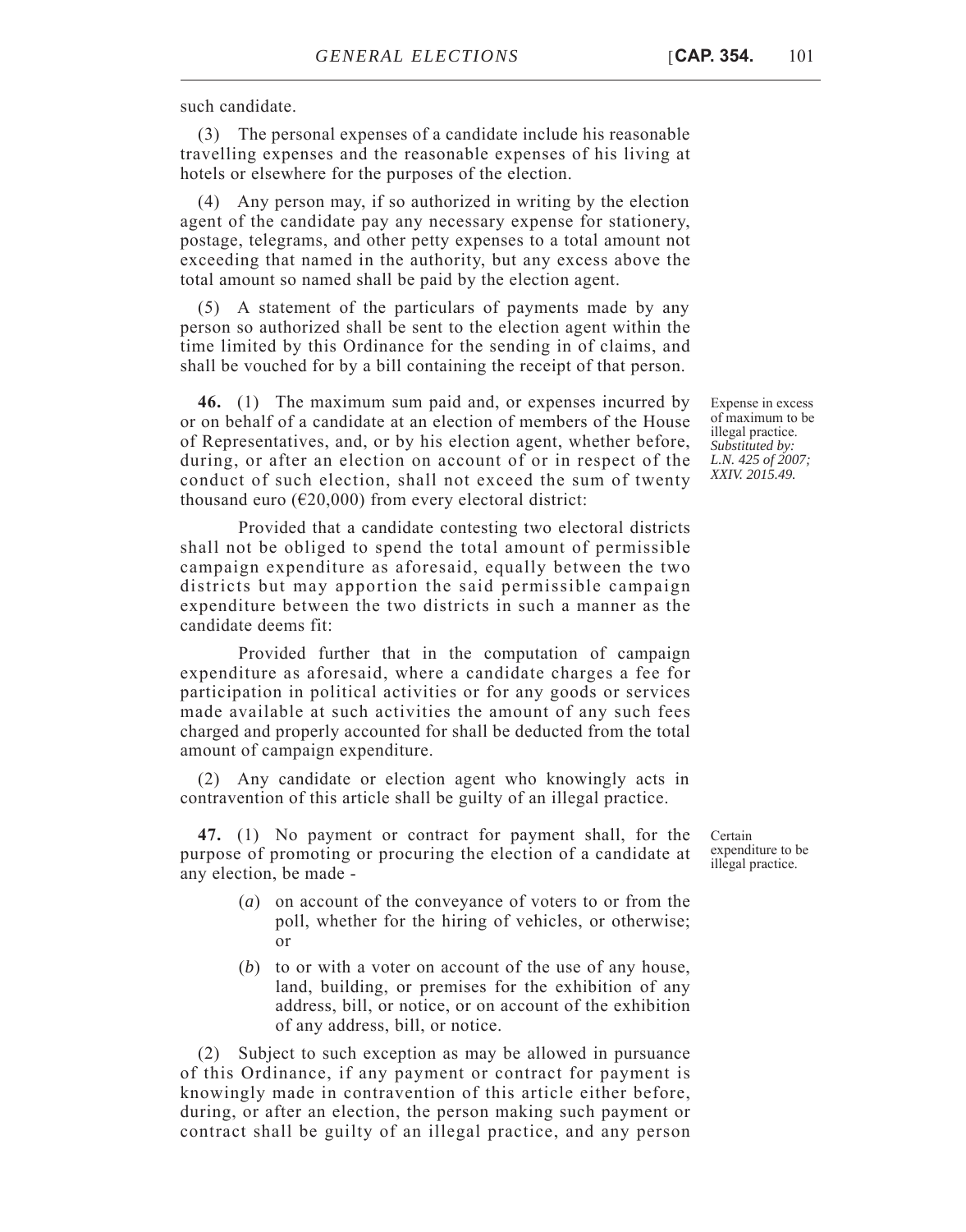such candidate.

(3) The personal expenses of a candidate include his reasonable travelling expenses and the reasonable expenses of his living at hotels or elsewhere for the purposes of the election.

(4) Any person may, if so authorized in writing by the election agent of the candidate pay any necessary expense for stationery, postage, telegrams, and other petty expenses to a total amount not exceeding that named in the authority, but any excess above the total amount so named shall be paid by the election agent.

(5) A statement of the particulars of payments made by any person so authorized shall be sent to the election agent within the time limited by this Ordinance for the sending in of claims, and shall be vouched for by a bill containing the receipt of that person.

Expense in excess of maximum to be illegal practice. *Substituted by: L.N. 425 of 2007; XXIV. 2015.49.*

**46.** (1) The maximum sum paid and, or expenses incurred by or on behalf of a candidate at an election of members of the House of Representatives, and, or by his election agent, whether before, during, or after an election on account of or in respect of the conduct of such election, shall not exceed the sum of twenty thousand euro (€20,000) from every electoral district:

Provided that a candidate contesting two electoral districts shall not be obliged to spend the total amount of permissible campaign expenditure as aforesaid, equally between the two districts but may apportion the said permissible campaign expenditure between the two districts in such a manner as the candidate deems fit:

Provided further that in the computation of campaign expenditure as aforesaid, where a candidate charges a fee for participation in political activities or for any goods or services made available at such activities the amount of any such fees charged and properly accounted for shall be deducted from the total amount of campaign expenditure.

(2) Any candidate or election agent who knowingly acts in contravention of this article shall be guilty of an illegal practice.

Certain expenditure to be illegal practice.

**47.** (1) No payment or contract for payment shall, for the purpose of promoting or procuring the election of a candidate at any election, be made -

(*a*) on account of the conveyance of voters to or from the poll, whether for the hiring of vehicles, or otherwise; or

(*b*) to or with a voter on account of the use of any house, land, building, or premises for the exhibition of any address, bill, or notice, or on account of the exhibition of any address, bill, or notice.

(2) Subject to such exception as may be allowed in pursuance of this Ordinance, if any payment or contract for payment is knowingly made in contravention of this article either before, during, or after an election, the person making such payment or contract shall be guilty of an illegal practice, and any person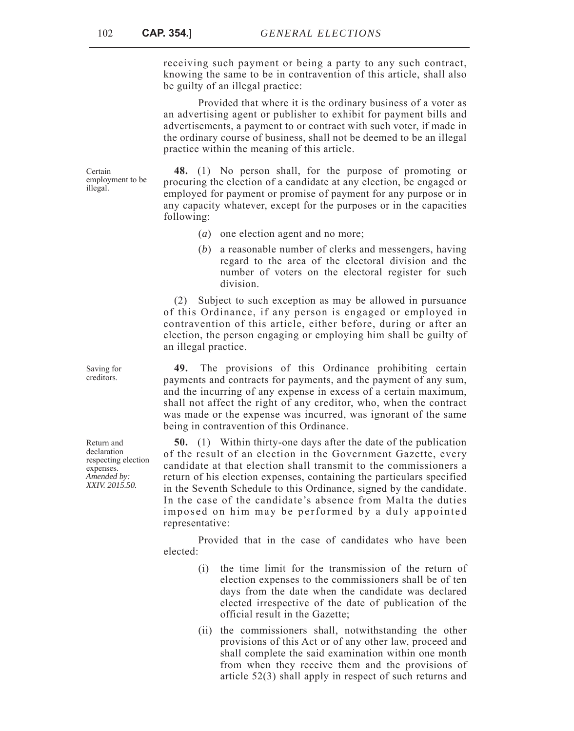receiving such payment or being a party to any such contract, knowing the same to be in contravention of this article, shall also be guilty of an illegal practice:

Provided that where it is the ordinary business of a voter as an advertising agent or publisher to exhibit for payment bills and advertisements, a payment to or contract with such voter, if made in the ordinary course of business, shall not be deemed to be an illegal practice within the meaning of this article.

Certain employment to be illegal.

**48.** (1) No person shall, for the purpose of promoting or procuring the election of a candidate at any election, be engaged or employed for payment or promise of payment for any purpose or in any capacity whatever, except for the purposes or in the capacities following:

(*a*) one election agent and no more;

(*b*) a reasonable number of clerks and messengers, having regard to the area of the electoral division and the number of voters on the electoral register for such division.

(2) Subject to such exception as may be allowed in pursuance of this Ordinance, if any person is engaged or employed in contravention of this article, either before, during or after an election, the person engaging or employing him shall be guilty of an illegal practice.

Saving for creditors.

**49.** The provisions of this Ordinance prohibiting certain payments and contracts for payments, and the payment of any sum, and the incurring of any expense in excess of a certain maximum, shall not affect the right of any creditor, who, when the contract was made or the expense was incurred, was ignorant of the same being in contravention of this Ordinance.

Return and declaration respecting election expenses. *Amended by: XXIV. 2015.50.*

**50.** (1) Within thirty-one days after the date of the publication of the result of an election in the Government Gazette, every candidate at that election shall transmit to the commissioners a return of his election expenses, containing the particulars specified in the Seventh Schedule to this Ordinance, signed by the candidate. In the case of the candidate's absence from Malta the duties imposed on him may be performed by a duly appointed representative:

Provided that in the case of candidates who have been elected:

(i) the time limit for the transmission of the return of election expenses to the commissioners shall be of ten days from the date when the candidate was declared elected irrespective of the date of publication of the official result in the Gazette;

(ii) the commissioners shall, notwithstanding the other provisions of this Act or of any other law, proceed and shall complete the said examination within one month from when they receive them and the provisions of article 52(3) shall apply in respect of such returns and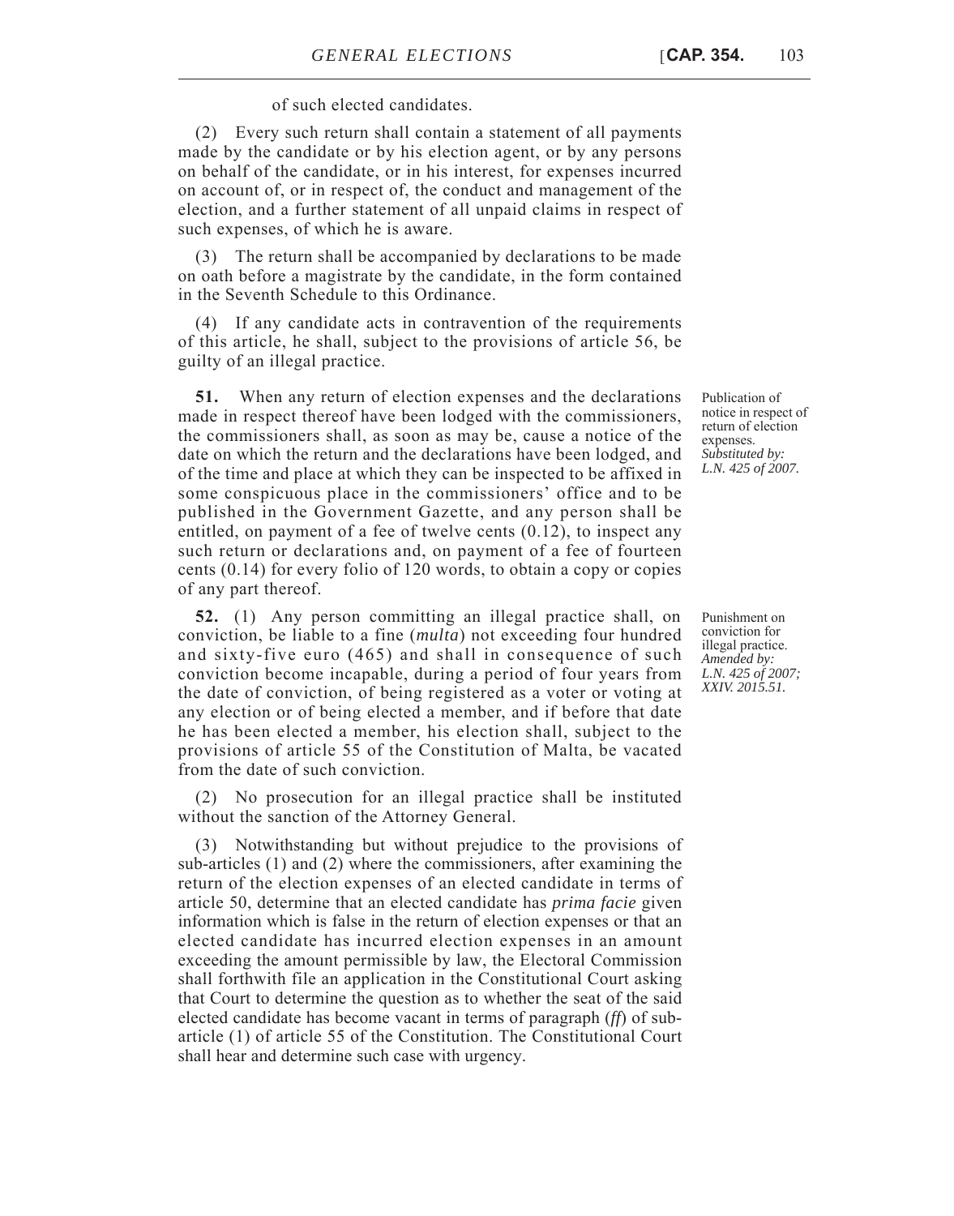of such elected candidates.

(2) Every such return shall contain a statement of all payments made by the candidate or by his election agent, or by any persons on behalf of the candidate, or in his interest, for expenses incurred on account of, or in respect of, the conduct and management of the election, and a further statement of all unpaid claims in respect of such expenses, of which he is aware.

(3) The return shall be accompanied by declarations to be made on oath before a magistrate by the candidate, in the form contained in the Seventh Schedule to this Ordinance.

(4) If any candidate acts in contravention of the requirements of this article, he shall, subject to the provisions of article 56, be guilty of an illegal practice.

Publication of notice in respect of return of election expenses. *Substituted by: L.N. 425 of 2007.*

**51.** When any return of election expenses and the declarations made in respect thereof have been lodged with the commissioners, the commissioners shall, as soon as may be, cause a notice of the date on which the return and the declarations have been lodged, and of the time and place at which they can be inspected to be affixed in some conspicuous place in the commissioners' office and to be published in the Government Gazette, and any person shall be entitled, on payment of a fee of twelve cents (0.12), to inspect any such return or declarations and, on payment of a fee of fourteen cents (0.14) for every folio of 120 words, to obtain a copy or copies of any part thereof.

Punishment on conviction for illegal practice. *Amended by: L.N. 425 of 2007; XXIV. 2015.51.*

**52.** (1) Any person committing an illegal practice shall, on conviction, be liable to a fine (*multa*) not exceeding four hundred and sixty-five euro (465) and shall in consequence of such conviction become incapable, during a period of four years from the date of conviction, of being registered as a voter or voting at any election or of being elected a member, and if before that date he has been elected a member, his election shall, subject to the provisions of article 55 of the Constitution of Malta, be vacated from the date of such conviction.

(2) No prosecution for an illegal practice shall be instituted without the sanction of the Attorney General.

(3) Notwithstanding but without prejudice to the provisions of sub-articles (1) and (2) where the commissioners, after examining the return of the election expenses of an elected candidate in terms of article 50, determine that an elected candidate has *prima facie* given information which is false in the return of election expenses or that an elected candidate has incurred election expenses in an amount exceeding the amount permissible by law, the Electoral Commission shall forthwith file an application in the Constitutional Court asking that Court to determine the question as to whether the seat of the said elected candidate has become vacant in terms of paragraph (*ff*) of sub-article (1) of article 55 of the Constitution. The Constitutional Court shall hear and determine such case with urgency.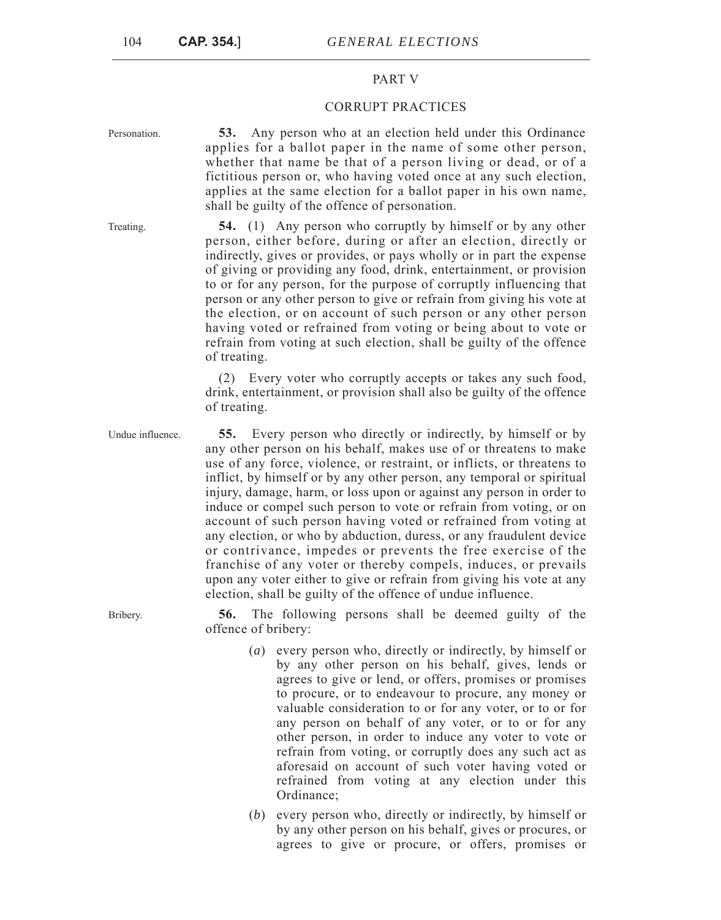## PART V

## CORRUPT PRACTICES

Personation.

**53.** Any person who at an election held under this Ordinance applies for a ballot paper in the name of some other person, whether that name be that of a person living or dead, or of a fictitious person or, who having voted once at any such election, applies at the same election for a ballot paper in his own name, shall be guilty of the offence of personation.

Treating.

**54.** (1) Any person who corruptly by himself or by any other person, either before, during or after an election, directly or indirectly, gives or provides, or pays wholly or in part the expense of giving or providing any food, drink, entertainment, or provision to or for any person, for the purpose of corruptly influencing that person or any other person to give or refrain from giving his vote at the election, or on account of such person or any other person having voted or refrained from voting or being about to vote or refrain from voting at such election, shall be guilty of the offence of treating.

(2) Every voter who corruptly accepts or takes any such food, drink, entertainment, or provision shall also be guilty of the offence of treating.

Undue influence.

**55.** Every person who directly or indirectly, by himself or by any other person on his behalf, makes use of or threatens to make use of any force, violence, or restraint, or inflicts, or threatens to inflict, by himself or by any other person, any temporal or spiritual injury, damage, harm, or loss upon or against any person in order to induce or compel such person to vote or refrain from voting, or on account of such person having voted or refrained from voting at any election, or who by abduction, duress, or any fraudulent device or contrivance, impedes or prevents the free exercise of the franchise of any voter or thereby compels, induces, or prevails upon any voter either to give or refrain from giving his vote at any election, shall be guilty of the offence of undue influence.

Bribery.

**56.** The following persons shall be deemed guilty of the offence of bribery:

(*a*) every person who, directly or indirectly, by himself or by any other person on his behalf, gives, lends or agrees to give or lend, or offers, promises or promises to procure, or to endeavour to procure, any money or valuable consideration to or for any voter, or to or for any person on behalf of any voter, or to or for any other person, in order to induce any voter to vote or refrain from voting, or corruptly does any such act as aforesaid on account of such voter having voted or refrained from voting at any election under this Ordinance;

(*b*) every person who, directly or indirectly, by himself or by any other person on his behalf, gives or procures, or agrees to give or procure, or offers, promises or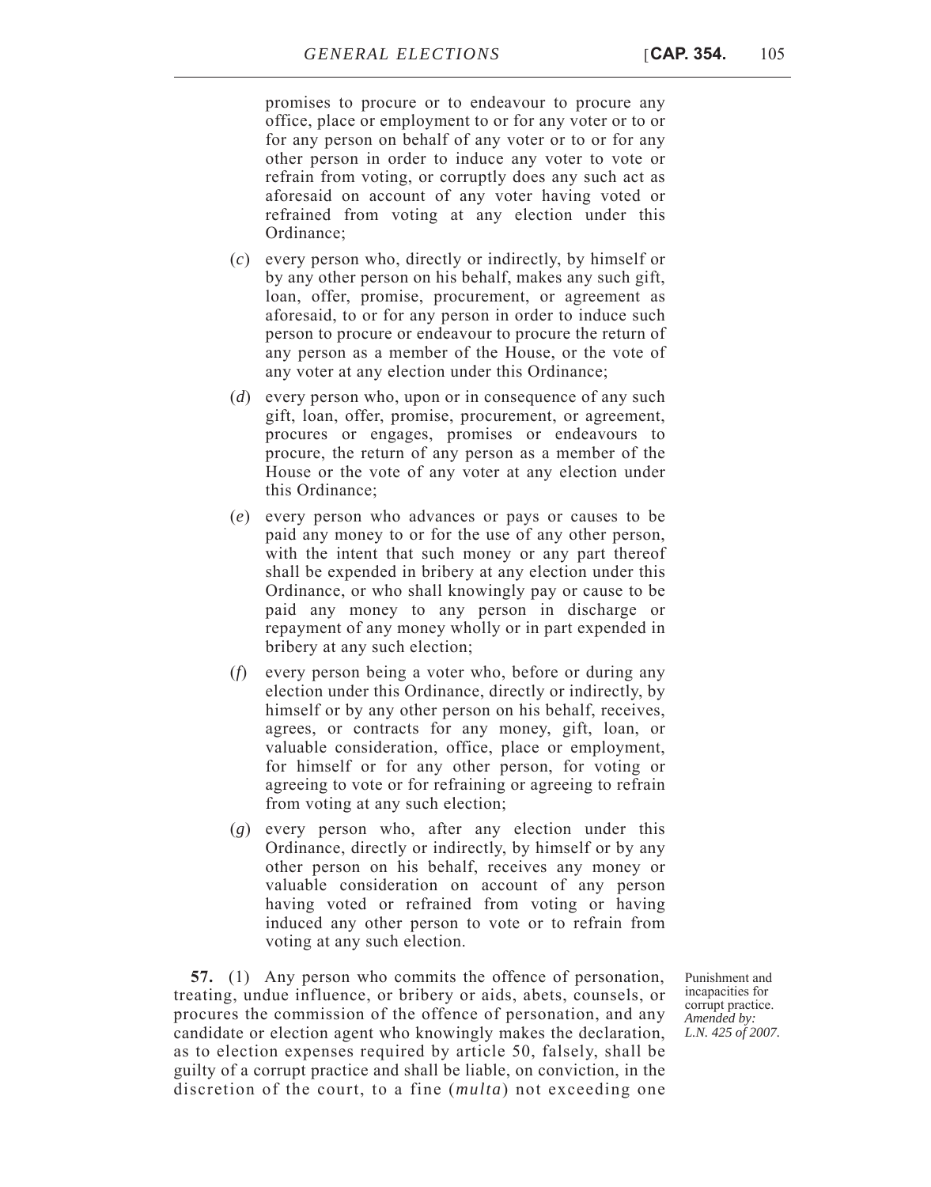promises to procure or to endeavour to procure any office, place or employment to or for any voter or to or for any person on behalf of any voter or to or for any other person in order to induce any voter to vote or refrain from voting, or corruptly does any such act as aforesaid on account of any voter having voted or refrained from voting at any election under this Ordinance;

(*c*) every person who, directly or indirectly, by himself or by any other person on his behalf, makes any such gift, loan, offer, promise, procurement, or agreement as aforesaid, to or for any person in order to induce such person to procure or endeavour to procure the return of any person as a member of the House, or the vote of any voter at any election under this Ordinance;

(*d*) every person who, upon or in consequence of any such gift, loan, offer, promise, procurement, or agreement, procures or engages, promises or endeavours to procure, the return of any person as a member of the House or the vote of any voter at any election under this Ordinance;

(*e*) every person who advances or pays or causes to be paid any money to or for the use of any other person, with the intent that such money or any part thereof shall be expended in bribery at any election under this Ordinance, or who shall knowingly pay or cause to be paid any money to any person in discharge or repayment of any money wholly or in part expended in bribery at any such election;

(*f*) every person being a voter who, before or during any election under this Ordinance, directly or indirectly, by himself or by any other person on his behalf, receives, agrees, or contracts for any money, gift, loan, or valuable consideration, office, place or employment, for himself or for any other person, for voting or agreeing to vote or for refraining or agreeing to refrain from voting at any such election;

(*g*) every person who, after any election under this Ordinance, directly or indirectly, by himself or by any other person on his behalf, receives any money or valuable consideration on account of any person having voted or refrained from voting or having induced any other person to vote or to refrain from voting at any such election.

Punishment and incapacities for corrupt practice.
*Amended by: L.N. 425 of 2007.*

**57.** (1) Any person who commits the offence of personation, treating, undue influence, or bribery or aids, abets, counsels, or procures the commission of the offence of personation, and any candidate or election agent who knowingly makes the declaration, as to election expenses required by article 50, falsely, shall be guilty of a corrupt practice and shall be liable, on conviction, in the discretion of the court, to a fine (*multa*) not exceeding one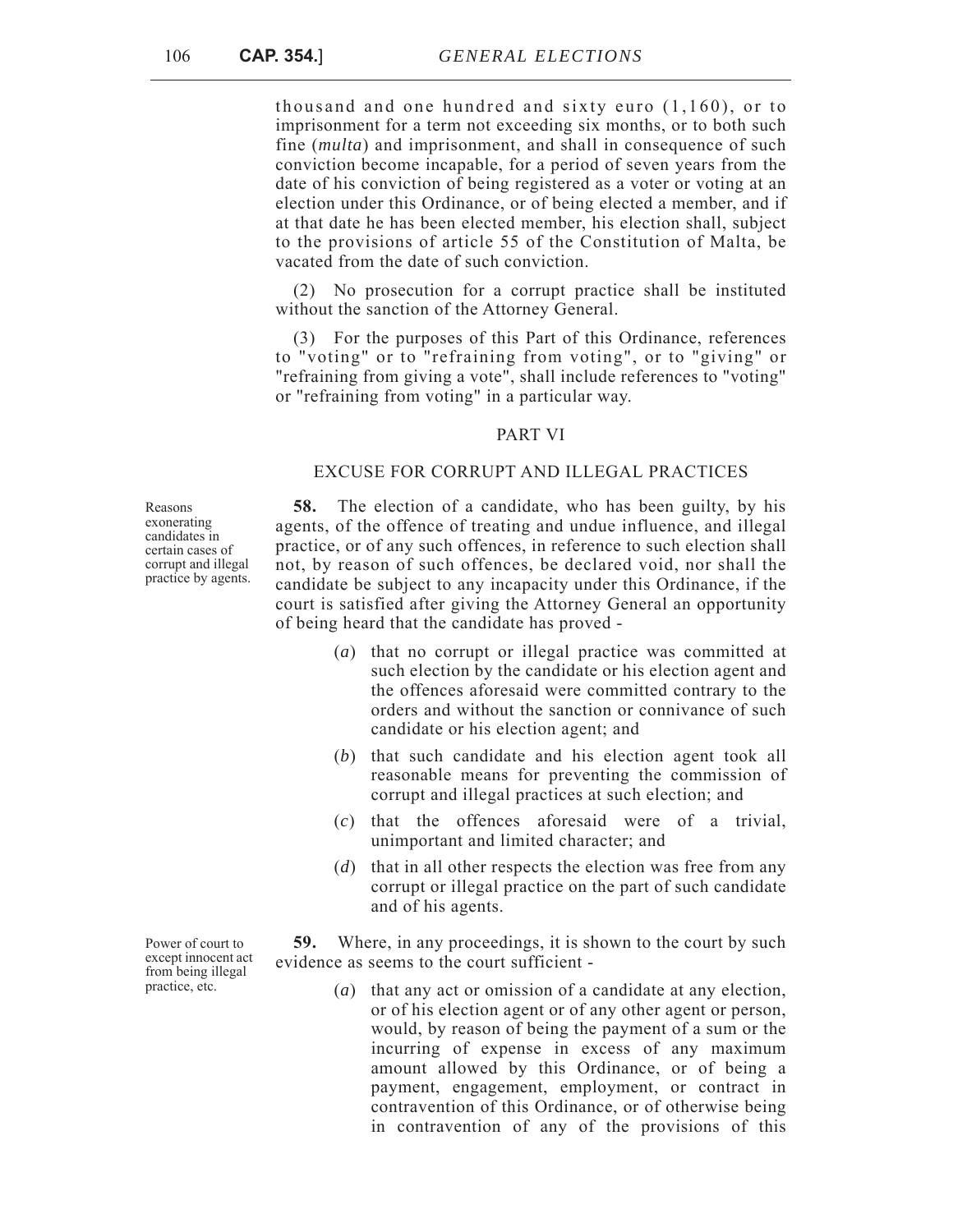thousand and one hundred and sixty euro (1,160), or to imprisonment for a term not exceeding six months, or to both such fine (*multa*) and imprisonment, and shall in consequence of such conviction become incapable, for a period of seven years from the date of his conviction of being registered as a voter or voting at an election under this Ordinance, or of being elected a member, and if at that date he has been elected member, his election shall, subject to the provisions of article 55 of the Constitution of Malta, be vacated from the date of such conviction.

(2) No prosecution for a corrupt practice shall be instituted without the sanction of the Attorney General.

(3) For the purposes of this Part of this Ordinance, references to "voting" or to "refraining from voting", or to "giving" or "refraining from giving a vote", shall include references to "voting" or "refraining from voting" in a particular way.

## PART VI

## EXCUSE FOR CORRUPT AND ILLEGAL PRACTICES

Reasons exonerating candidates in certain cases of corrupt and illegal practice by agents.

**58.** The election of a candidate, who has been guilty, by his agents, of the offence of treating and undue influence, and illegal practice, or of any such offences, in reference to such election shall not, by reason of such offences, be declared void, nor shall the candidate be subject to any incapacity under this Ordinance, if the court is satisfied after giving the Attorney General an opportunity of being heard that the candidate has proved -

(*a*) that no corrupt or illegal practice was committed at such election by the candidate or his election agent and the offences aforesaid were committed contrary to the orders and without the sanction or connivance of such candidate or his election agent; and

(*b*) that such candidate and his election agent took all reasonable means for preventing the commission of corrupt and illegal practices at such election; and

(*c*) that the offences aforesaid were of a trivial, unimportant and limited character; and

(*d*) that in all other respects the election was free from any corrupt or illegal practice on the part of such candidate and of his agents.

Power of court to except innocent act from being illegal practice, etc.

**59.** Where, in any proceedings, it is shown to the court by such evidence as seems to the court sufficient -

(*a*) that any act or omission of a candidate at any election, or of his election agent or of any other agent or person, would, by reason of being the payment of a sum or the incurring of expense in excess of any maximum amount allowed by this Ordinance, or of being a payment, engagement, employment, or contract in contravention of this Ordinance, or of otherwise being in contravention of any of the provisions of this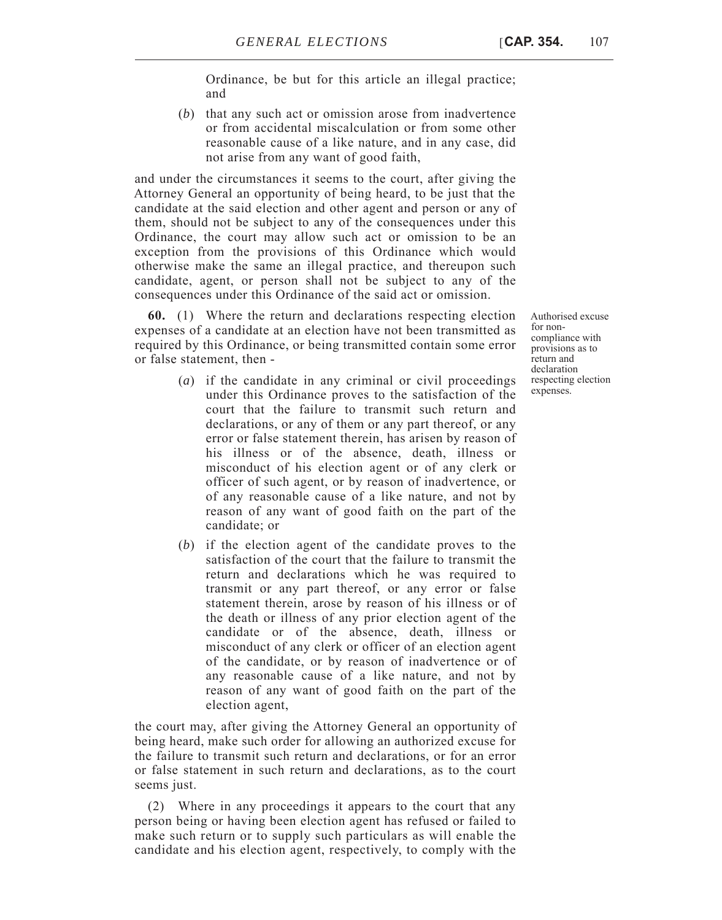Ordinance, be but for this article an illegal practice; and

(*b*) that any such act or omission arose from inadvertence or from accidental miscalculation or from some other reasonable cause of a like nature, and in any case, did not arise from any want of good faith,

and under the circumstances it seems to the court, after giving the Attorney General an opportunity of being heard, to be just that the candidate at the said election and other agent and person or any of them, should not be subject to any of the consequences under this Ordinance, the court may allow such act or omission to be an exception from the provisions of this Ordinance which would otherwise make the same an illegal practice, and thereupon such candidate, agent, or person shall not be subject to any of the consequences under this Ordinance of the said act or omission.

Authorised excuse for non-compliance with provisions as to return and declaration respecting election expenses.

**60.** (1) Where the return and declarations respecting election expenses of a candidate at an election have not been transmitted as required by this Ordinance, or being transmitted contain some error or false statement, then -

(*a*) if the candidate in any criminal or civil proceedings under this Ordinance proves to the satisfaction of the court that the failure to transmit such return and declarations, or any of them or any part thereof, or any error or false statement therein, has arisen by reason of his illness or of the absence, death, illness or misconduct of his election agent or of any clerk or officer of such agent, or by reason of inadvertence, or of any reasonable cause of a like nature, and not by reason of any want of good faith on the part of the candidate; or

(*b*) if the election agent of the candidate proves to the satisfaction of the court that the failure to transmit the return and declarations which he was required to transmit or any part thereof, or any error or false statement therein, arose by reason of his illness or of the death or illness of any prior election agent of the candidate or of the absence, death, illness or misconduct of any clerk or officer of an election agent of the candidate, or by reason of inadvertence or of any reasonable cause of a like nature, and not by reason of any want of good faith on the part of the election agent,

the court may, after giving the Attorney General an opportunity of being heard, make such order for allowing an authorized excuse for the failure to transmit such return and declarations, or for an error or false statement in such return and declarations, as to the court seems just.

(2) Where in any proceedings it appears to the court that any person being or having been election agent has refused or failed to make such return or to supply such particulars as will enable the candidate and his election agent, respectively, to comply with the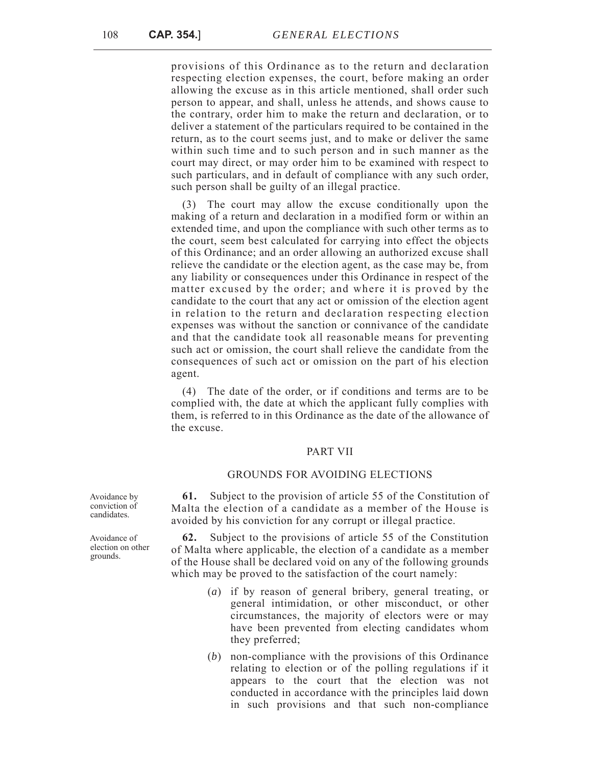provisions of this Ordinance as to the return and declaration respecting election expenses, the court, before making an order allowing the excuse as in this article mentioned, shall order such person to appear, and shall, unless he attends, and shows cause to the contrary, order him to make the return and declaration, or to deliver a statement of the particulars required to be contained in the return, as to the court seems just, and to make or deliver the same within such time and to such person and in such manner as the court may direct, or may order him to be examined with respect to such particulars, and in default of compliance with any such order, such person shall be guilty of an illegal practice.

(3) The court may allow the excuse conditionally upon the making of a return and declaration in a modified form or within an extended time, and upon the compliance with such other terms as to the court, seem best calculated for carrying into effect the objects of this Ordinance; and an order allowing an authorized excuse shall relieve the candidate or the election agent, as the case may be, from any liability or consequences under this Ordinance in respect of the matter excused by the order; and where it is proved by the candidate to the court that any act or omission of the election agent in relation to the return and declaration respecting election expenses was without the sanction or connivance of the candidate and that the candidate took all reasonable means for preventing such act or omission, the court shall relieve the candidate from the consequences of such act or omission on the part of his election agent.

(4) The date of the order, or if conditions and terms are to be complied with, the date at which the applicant fully complies with them, is referred to in this Ordinance as the date of the allowance of the excuse.

## PART VII

## GROUNDS FOR AVOIDING ELECTIONS

*Avoidance by conviction of candidates.*

**61.** Subject to the provision of article 55 of the Constitution of Malta the election of a candidate as a member of the House is avoided by his conviction for any corrupt or illegal practice.

*Avoidance of election on other grounds.*

**62.** Subject to the provisions of article 55 of the Constitution of Malta where applicable, the election of a candidate as a member of the House shall be declared void on any of the following grounds which may be proved to the satisfaction of the court namely:

(*a*) if by reason of general bribery, general treating, or general intimidation, or other misconduct, or other circumstances, the majority of electors were or may have been prevented from electing candidates whom they preferred;

(*b*) non-compliance with the provisions of this Ordinance relating to election or of the polling regulations if it appears to the court that the election was not conducted in accordance with the principles laid down in such provisions and that such non-compliance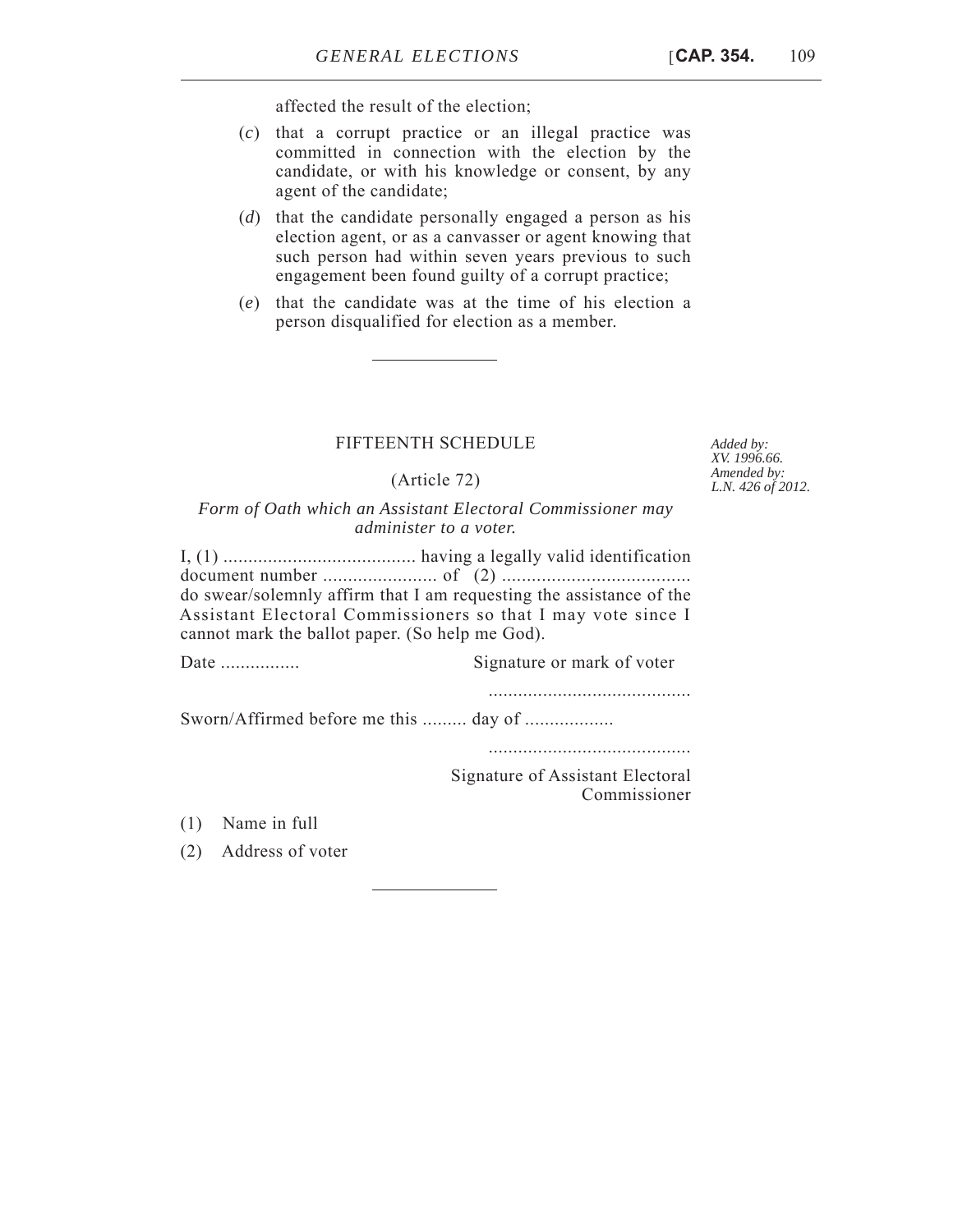affected the result of the election;

(*c*) that a corrupt practice or an illegal practice was committed in connection with the election by the candidate, or with his knowledge or consent, by any agent of the candidate;

(*d*) that the candidate personally engaged a person as his election agent, or as a canvasser or agent knowing that such person had within seven years previous to such engagement been found guilty of a corrupt practice;

(*e*) that the candidate was at the time of his election a person disqualified for election as a member.

---

## FIFTEENTH SCHEDULE

*Added by: XV. 1996.66. Amended by: L.N. 426 of 2012.*

(Article 72)

*Form of Oath which an Assistant Electoral Commissioner may administer to a voter.*

I, (1) ....................................... having a legally valid identification document number ....................... of (2) ...................................... do swear/solemnly affirm that I am requesting the assistance of the Assistant Electoral Commissioners so that I may vote since I cannot mark the ballot paper. (So help me God).

Date ................ Signature or mark of voter

.........................................

Sworn/Affirmed before me this ......... day of ..................

.........................................

Signature of Assistant Electoral Commissioner

(1) Name in full

(2) Address of voter

---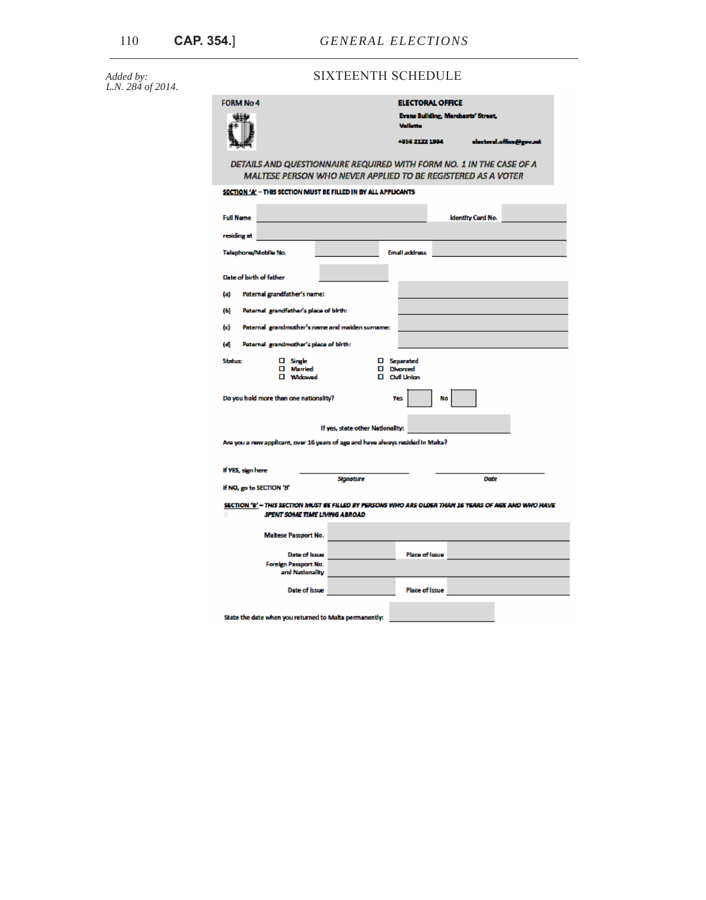*Added by: L.N. 284 of 2014.*

# SIXTEENTH SCHEDULE

FORM No 4

**ELECTORAL OFFICE**
**Evans Building, Merchants' Street, Valletta**
**+356 2122 1994** **electoral.office@gov.mt**

*DETAILS AND QUESTIONNAIRE REQUIRED WITH FORM NO. 1 IN THE CASE OF A MALTESE PERSON WHO NEVER APPLIED TO BE REGISTERED AS A VOTER*

**SECTION 'A' – THIS SECTION MUST BE FILLED IN BY ALL APPLICANTS**

Full Name ______________________ Identity Card No. ______________

residing at ______________________________________________

Telephone/Mobile No. ______________ Email address ______________

Date of birth of father ______________

(a) Paternal grandfather's name: ______________

(b) Paternal grandfather's place of birth: ______________

(c) Paternal grandmother's name and maiden surname: ______________

(d) Paternal grandmother's place of birth: ______________

Status:
- ☐ Single
- ☐ Married
- ☐ Widowed
- ☐ Separated
- ☐ Divorced
- ☐ Civil Union

Do you hold more than one nationality? Yes ☐ No ☐

If yes, state other Nationality: ______________

Are you a new applicant, over 16 years of age and have always resided in Malta?

If YES, sign here ______________ ______________
*Signature* *Date*

If NO, go to SECTION 'B'

**SECTION 'B'** – ***THIS SECTION MUST BE FILLED BY PERSONS WHO ARE OLDER THAN 16 YEARS OF AGE AND WHO HAVE SPENT SOME TIME LIVING ABROAD***

Maltese Passport No. ______________

Date of Issue ______________ Place of Issue ______________

Foreign Passport No. and Nationality ______________

Date of Issue ______________ Place of Issue ______________

State the date when you returned to Malta permanently: ______________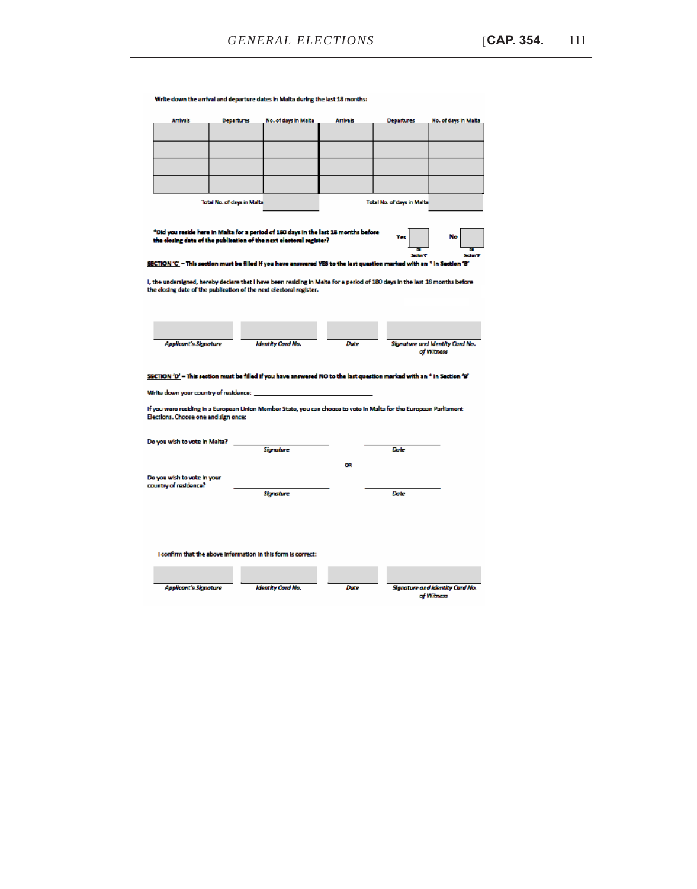Write down the arrival and departure dates in Malta during the last 18 months:

| Arrivals | Departures | No. of days in Malta | Arrivals | Departures | No. of days in Malta |
|---|---|---|---|---|---|
| | | | | | |
| | | | | | |
| | | | | | |
| | | | | | |
| | Total No. of days in Malta | | | Total No. of days in Malta | |

*Did you reside here in Malta for a period of 180 days in the last 18 months before the closing date of the publication of the next electoral register? Yes ☐ Fill Section 'C' No ☐ Fill Section 'D'

**SECTION 'C'** – **This section must be filled if you have answered YES to the last question marked with an * in Section 'B'**

I, the undersigned, hereby declare that I have been residing in Malta for a period of 180 days in the last 18 months before the closing date of the publication of the next electoral register.

| | | | |
|---|---|---|---|
| *Applicant's Signature* | *Identity Card No.* | *Date* | *Signature and Identity Card No. of Witness* |

**SECTION 'D'** – **This section must be filled if you have answered NO to the last question marked with an * in Section 'B'**

Write down your country of residence: ______________________________

If you were residing in a European Union Member State, you can choose to vote in Malta for the European Parliament Elections. Choose one and sign once:

Do you wish to vote in Malta? ____________________ *Signature* ____________________ *Date*

OR

Do you wish to vote in your country of residence? ____________________ *Signature* ____________________ *Date*

I confirm that the above information in this form is correct:

| | | | |
|---|---|---|---|
| *Applicant's Signature* | *Identity Card No.* | *Date* | *Signature and Identity Card No. of Witness* |